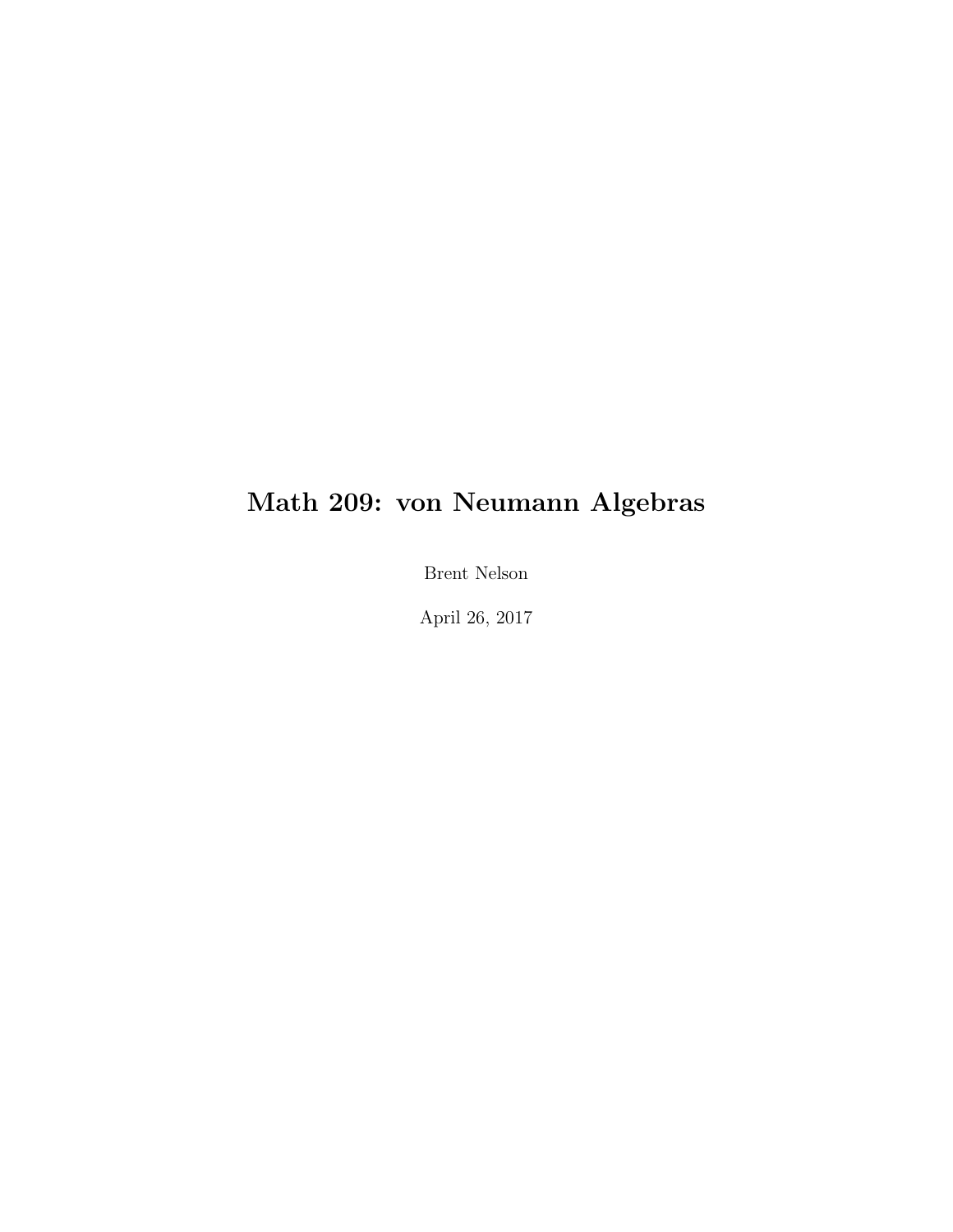# Math 209: von Neumann Algebras

Brent Nelson

April 26, 2017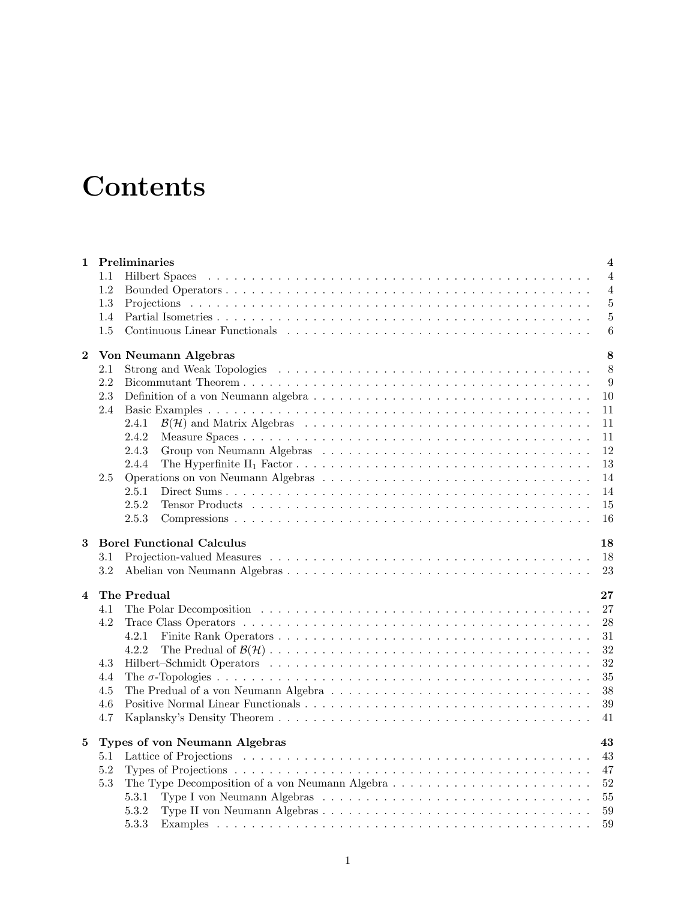# Contents

**1 Preliminaries** **4**

- 1.1 Hilbert Spaces . . . 4
- 1.2 Bounded Operators . . . 4
- 1.3 Projections . . . 5
- 1.4 Partial Isometries . . . 5
- 1.5 Continuous Linear Functionals . . . 6

**2 Von Neumann Algebras** **8**

- 2.1 Strong and Weak Topologies . . . 8
- 2.2 Bicommutant Theorem . . . 9
- 2.3 Definition of a von Neumann algebra . . . 10
- 2.4 Basic Examples . . . 11
  - 2.4.1 $\mathcal{B}(\mathcal{H})$ and Matrix Algebras . . . 11
  - 2.4.2 Measure Spaces . . . 11
  - 2.4.3 Group von Neumann Algebras . . . 12
  - 2.4.4 The Hyperfinite $\text{II}_1$ Factor . . . 13
- 2.5 Operations on von Neumann Algebras . . . 14
  - 2.5.1 Direct Sums . . . 14
  - 2.5.2 Tensor Products . . . 15
  - 2.5.3 Compressions . . . 16

**3 Borel Functional Calculus** **18**

- 3.1 Projection-valued Measures . . . 18
- 3.2 Abelian von Neumann Algebras . . . 23

**4 The Predual** **27**

- 4.1 The Polar Decomposition . . . 27
- 4.2 Trace Class Operators . . . 28
  - 4.2.1 Finite Rank Operators . . . 31
  - 4.2.2 The Predual of $\mathcal{B}(\mathcal{H})$ . . . 32
- 4.3 Hilbert–Schmidt Operators . . . 32
- 4.4 The $\sigma$-Topologies . . . 35
- 4.5 The Predual of a von Neumann Algebra . . . 38
- 4.6 Positive Normal Linear Functionals . . . 39
- 4.7 Kaplansky's Density Theorem . . . 41

**5 Types of von Neumann Algebras** **43**

- 5.1 Lattice of Projections . . . 43
- 5.2 Types of Projections . . . 47
- 5.3 The Type Decomposition of a von Neumann Algebra . . . 52
  - 5.3.1 Type I von Neumann Algebras . . . 55
  - 5.3.2 Type II von Neumann Algebras . . . 59
  - 5.3.3 Examples . . . 59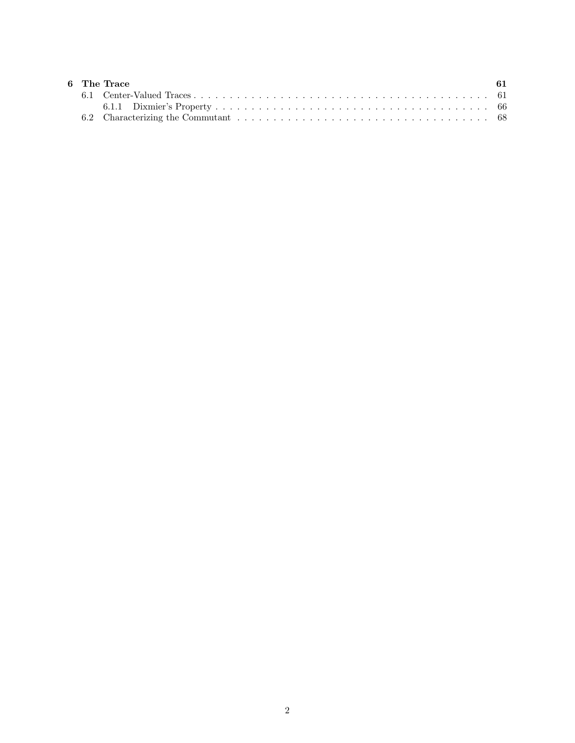**6 The Trace** 61

- 6.1 Center-Valued Traces 61
  - 6.1.1 Dixmier's Property 66
- 6.2 Characterizing the Commutant 68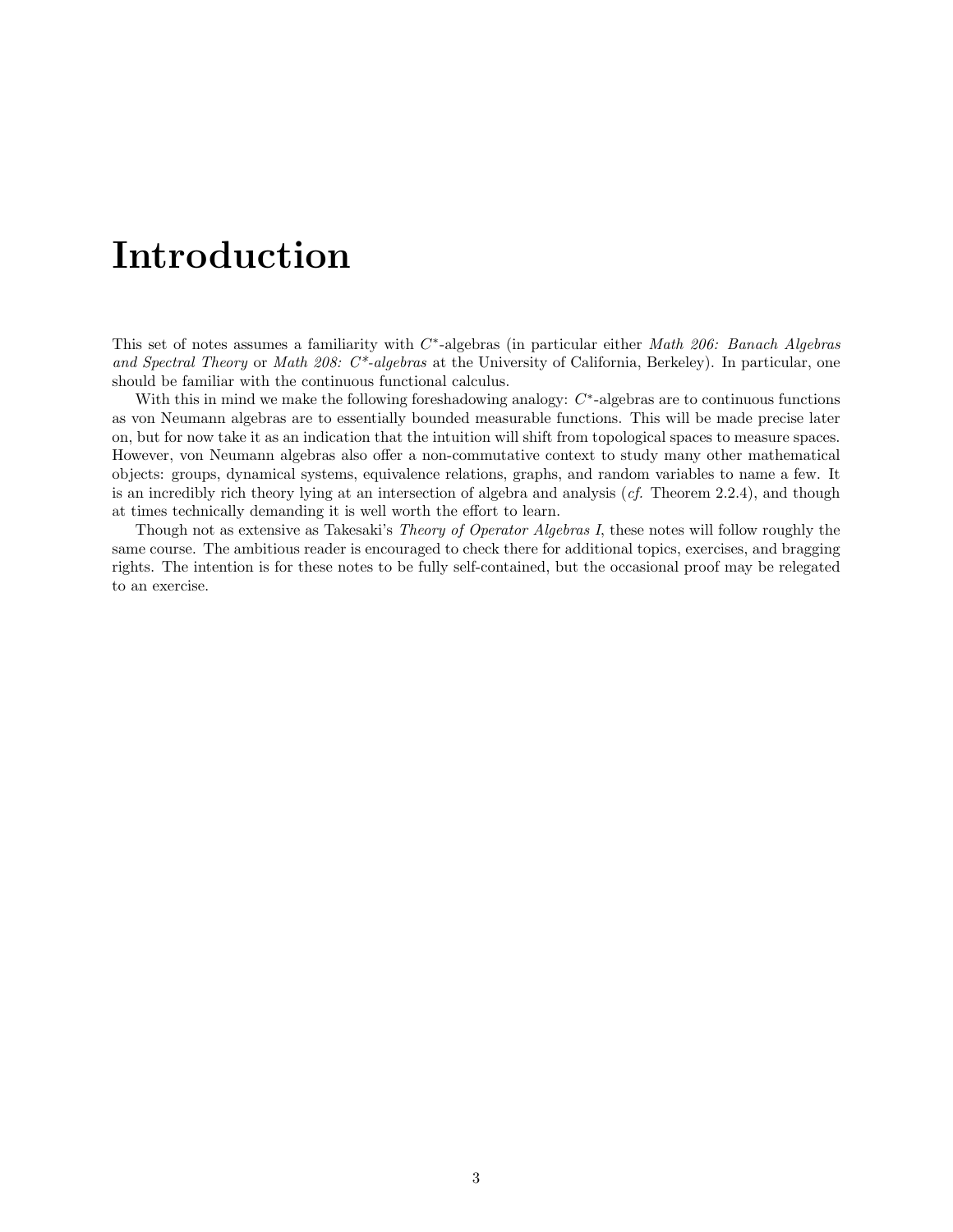# Introduction

This set of notes assumes a familiarity with $C^*$-algebras (in particular either *Math 206: Banach Algebras and Spectral Theory* or *Math 208: $C^*$-algebras* at the University of California, Berkeley). In particular, one should be familiar with the continuous functional calculus.

With this in mind we make the following foreshadowing analogy: $C^*$-algebras are to continuous functions as von Neumann algebras are to essentially bounded measurable functions. This will be made precise later on, but for now take it as an indication that the intuition will shift from topological spaces to measure spaces. However, von Neumann algebras also offer a non-commutative context to study many other mathematical objects: groups, dynamical systems, equivalence relations, graphs, and random variables to name a few. It is an incredibly rich theory lying at an intersection of algebra and analysis (*cf.* Theorem 2.2.4), and though at times technically demanding it is well worth the effort to learn.

Though not as extensive as Takesaki's *Theory of Operator Algebras I*, these notes will follow roughly the same course. The ambitious reader is encouraged to check there for additional topics, exercises, and bragging rights. The intention is for these notes to be fully self-contained, but the occasional proof may be relegated to an exercise.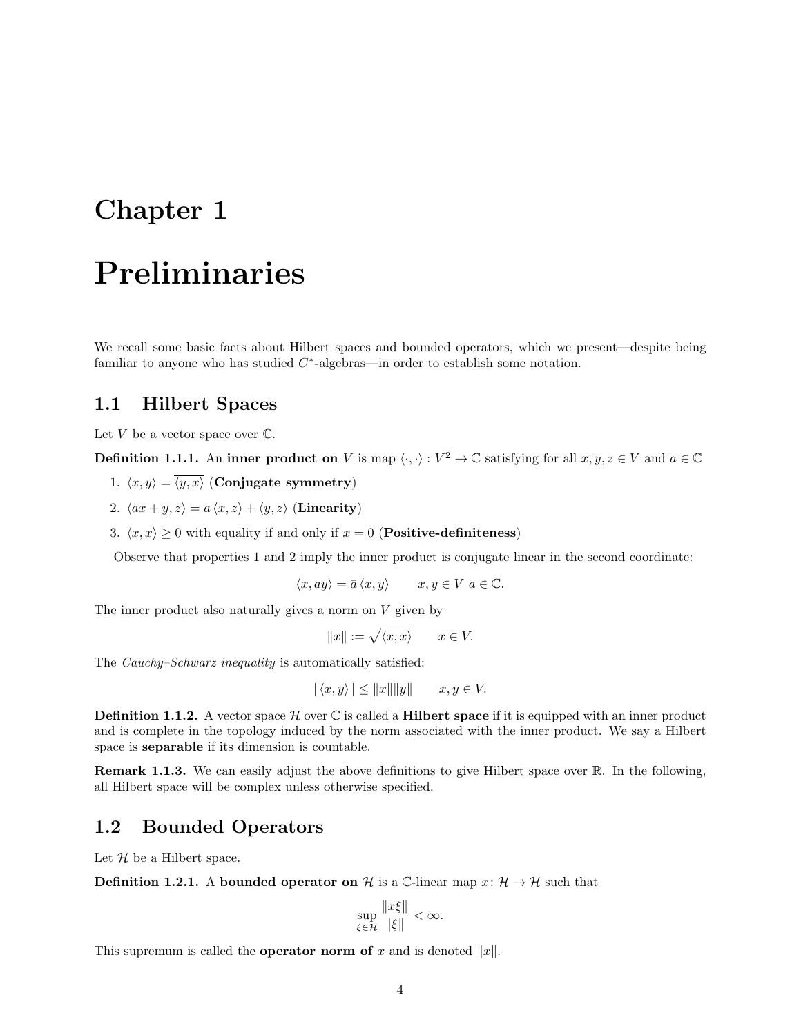# Chapter 1

# Preliminaries

We recall some basic facts about Hilbert spaces and bounded operators, which we present—despite being familiar to anyone who has studied $C^*$-algebras—in order to establish some notation.

## 1.1 Hilbert Spaces

Let $V$ be a vector space over $\mathbb{C}$.

**Definition 1.1.1.** An **inner product on** $V$ is map $\langle \cdot, \cdot \rangle : V^2 \to \mathbb{C}$ satisfying for all $x, y, z \in V$ and $a \in \mathbb{C}$

1. $\langle x, y \rangle = \overline{\langle y, x \rangle}$ (**Conjugate symmetry**)
2. $\langle ax + y, z \rangle = a \langle x, z \rangle + \langle y, z \rangle$ (**Linearity**)
3. $\langle x, x \rangle \geq 0$ with equality if and only if $x = 0$ (**Positive-definiteness**)

Observe that properties 1 and 2 imply the inner product is conjugate linear in the second coordinate:

$$\langle x, ay \rangle = \bar{a} \langle x, y \rangle \qquad x, y \in V \;\; a \in \mathbb{C}.$$

The inner product also naturally gives a norm on $V$ given by

$$\|x\| := \sqrt{\langle x, x \rangle} \qquad x \in V.$$

The *Cauchy–Schwarz inequality* is automatically satisfied:

$$| \langle x, y \rangle | \leq \|x\| \|y\| \qquad x, y \in V.$$

**Definition 1.1.2.** A vector space $\mathcal{H}$ over $\mathbb{C}$ is called a **Hilbert space** if it is equipped with an inner product and is complete in the topology induced by the norm associated with the inner product. We say a Hilbert space is **separable** if its dimension is countable.

**Remark 1.1.3.** We can easily adjust the above definitions to give Hilbert space over $\mathbb{R}$. In the following, all Hilbert space will be complex unless otherwise specified.

## 1.2 Bounded Operators

Let $\mathcal{H}$ be a Hilbert space.

**Definition 1.2.1.** A **bounded operator on** $\mathcal{H}$ is a $\mathbb{C}$-linear map $x \colon \mathcal{H} \to \mathcal{H}$ such that

$$\sup_{\xi \in \mathcal{H}} \frac{\|x\xi\|}{\|\xi\|} < \infty.$$

This supremum is called the **operator norm of** $x$ and is denoted $\|x\|$.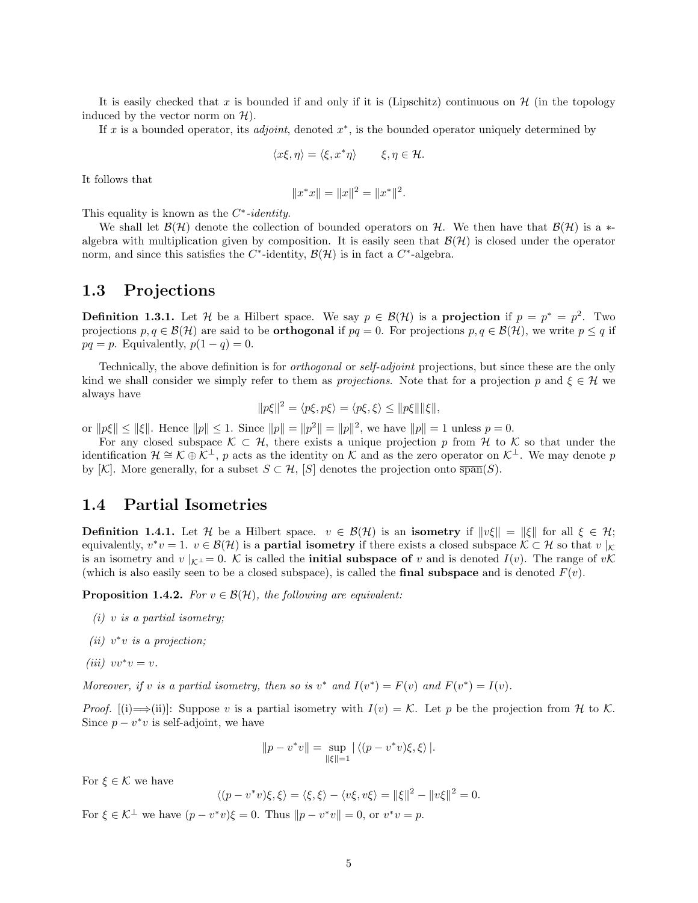It is easily checked that $x$ is bounded if and only if it is (Lipschitz) continuous on $\mathcal{H}$ (in the topology induced by the vector norm on $\mathcal{H}$).

If $x$ is a bounded operator, its *adjoint*, denoted $x^*$, is the bounded operator uniquely determined by

$$\langle x\xi, \eta\rangle = \langle \xi, x^*\eta\rangle \qquad \xi, \eta \in \mathcal{H}.$$

It follows that

$$\|x^*x\| = \|x\|^2 = \|x^*\|^2.$$

This equality is known as the *$C^*$-identity*.

We shall let $\mathcal{B}(\mathcal{H})$ denote the collection of bounded operators on $\mathcal{H}$. We then have that $\mathcal{B}(\mathcal{H})$ is a $*$-algebra with multiplication given by composition. It is easily seen that $\mathcal{B}(\mathcal{H})$ is closed under the operator norm, and since this satisfies the $C^*$-identity, $\mathcal{B}(\mathcal{H})$ is in fact a $C^*$-algebra.

## 1.3 Projections

**Definition 1.3.1.** Let $\mathcal{H}$ be a Hilbert space. We say $p \in \mathcal{B}(\mathcal{H})$ is a **projection** if $p = p^* = p^2$. Two projections $p, q \in \mathcal{B}(\mathcal{H})$ are said to be **orthogonal** if $pq = 0$. For projections $p, q \in \mathcal{B}(\mathcal{H})$, we write $p \leq q$ if $pq = p$. Equivalently, $p(1 - q) = 0$.

Technically, the above definition is for *orthogonal* or *self-adjoint* projections, but since these are the only kind we shall consider we simply refer to them as *projections*. Note that for a projection $p$ and $\xi \in \mathcal{H}$ we always have

$$\|p\xi\|^2 = \langle p\xi, p\xi\rangle = \langle p\xi, \xi\rangle \leq \|p\xi\|\|\xi\|,$$

or $\|p\xi\| \leq \|\xi\|$. Hence $\|p\| \leq 1$. Since $\|p\| = \|p^2\| = \|p\|^2$, we have $\|p\| = 1$ unless $p = 0$.

For any closed subspace $\mathcal{K} \subset \mathcal{H}$, there exists a unique projection $p$ from $\mathcal{H}$ to $\mathcal{K}$ so that under the identification $\mathcal{H} \cong \mathcal{K} \oplus \mathcal{K}^\perp$, $p$ acts as the identity on $\mathcal{K}$ and as the zero operator on $\mathcal{K}^\perp$. We may denote $p$ by $[\mathcal{K}]$. More generally, for a subset $S \subset \mathcal{H}$, $[S]$ denotes the projection onto $\overline{\text{span}}(S)$.

## 1.4 Partial Isometries

**Definition 1.4.1.** Let $\mathcal{H}$ be a Hilbert space. $v \in \mathcal{B}(\mathcal{H})$ is an **isometry** if $\|v\xi\| = \|\xi\|$ for all $\xi \in \mathcal{H}$; equivalently, $v^*v = 1$. $v \in \mathcal{B}(\mathcal{H})$ is a **partial isometry** if there exists a closed subspace $\mathcal{K} \subset \mathcal{H}$ so that $v\mid_{\mathcal{K}}$ is an isometry and $v\mid_{\mathcal{K}^\perp} = 0$. $\mathcal{K}$ is called the **initial subspace of** $v$ and is denoted $I(v)$. The range of $v\mathcal{K}$ (which is also easily seen to be a closed subspace), is called the **final subspace** and is denoted $F(v)$.

**Proposition 1.4.2.** *For $v \in \mathcal{B}(\mathcal{H})$, the following are equivalent:*

*(i) $v$ is a partial isometry;*

*(ii) $v^*v$ is a projection;*

*(iii) $vv^*v = v$.*

*Moreover, if $v$ is a partial isometry, then so is $v^*$ and $I(v^*) = F(v)$ and $F(v^*) = I(v)$.*

*Proof.* [(i)$\Longrightarrow$(ii)]: Suppose $v$ is a partial isometry with $I(v) = \mathcal{K}$. Let $p$ be the projection from $\mathcal{H}$ to $\mathcal{K}$. Since $p - v^*v$ is self-adjoint, we have

$$\|p - v^*v\| = \sup_{\|\xi\|=1} |\langle (p - v^*v)\xi, \xi\rangle|.$$

For $\xi \in \mathcal{K}$ we have

$$\langle (p - v^*v)\xi, \xi\rangle = \langle \xi, \xi\rangle - \langle v\xi, v\xi\rangle = \|\xi\|^2 - \|v\xi\|^2 = 0.$$

For $\xi \in \mathcal{K}^\perp$ we have $(p - v^*v)\xi = 0$. Thus $\|p - v^*v\| = 0$, or $v^*v = p$.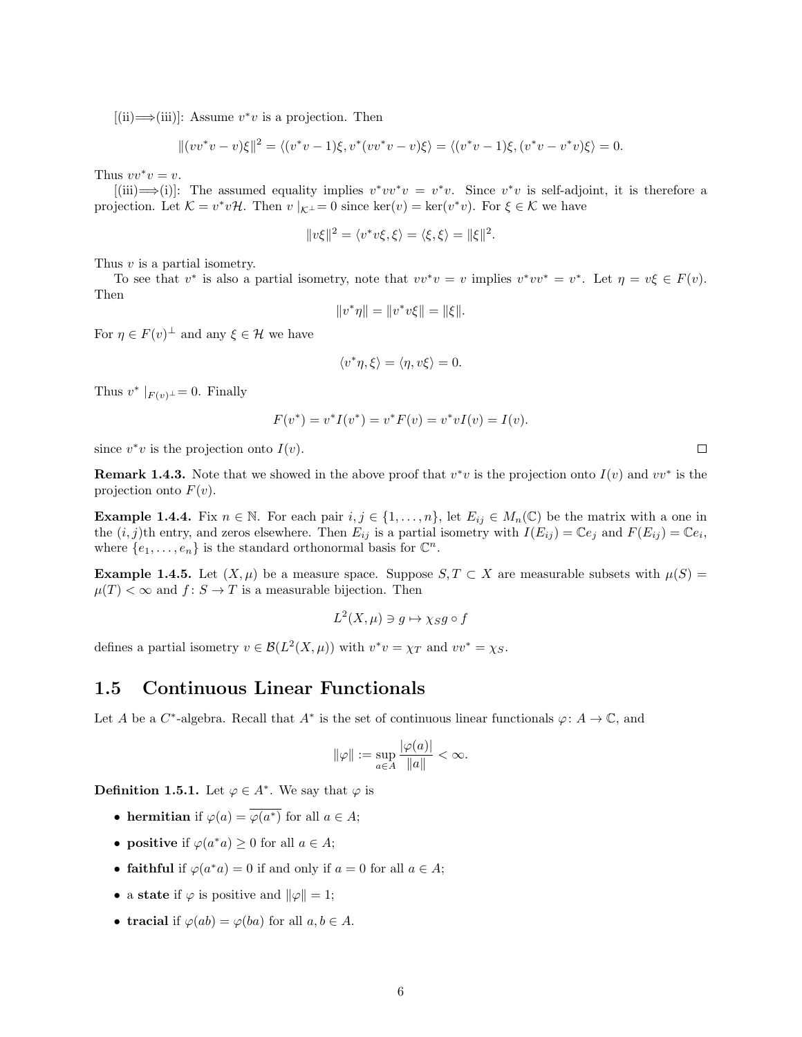[(ii)⟹(iii)]: Assume $v^*v$ is a projection. Then

$$\|(vv^*v - v)\xi\|^2 = \langle (v^*v-1)\xi, v^*(vv^*v - v)\xi\rangle = \langle (v^*v-1)\xi, (v^*v - v^*v)\xi\rangle = 0.$$

Thus $vv^*v = v$.

[(iii)⟹(i)]: The assumed equality implies $v^*vv^*v = v^*v$. Since $v^*v$ is self-adjoint, it is therefore a projection. Let $\mathcal{K} = v^*v\mathcal{H}$. Then $v\mid_{\mathcal{K}^\perp} = 0$ since $\ker(v) = \ker(v^*v)$. For $\xi \in \mathcal{K}$ we have

$$\|v\xi\|^2 = \langle v^*v\xi, \xi\rangle = \langle \xi, \xi\rangle = \|\xi\|^2.$$

Thus $v$ is a partial isometry.

To see that $v^*$ is also a partial isometry, note that $vv^*v = v$ implies $v^*vv^* = v^*$. Let $\eta = v\xi \in F(v)$. Then

$$\|v^*\eta\| = \|v^*v\xi\| = \|\xi\|.$$

For $\eta \in F(v)^\perp$ and any $\xi \in \mathcal{H}$ we have

$$\langle v^*\eta, \xi\rangle = \langle \eta, v\xi\rangle = 0.$$

Thus $v^*\mid_{F(v)^\perp} = 0$. Finally

$$F(v^*) = v^*I(v^*) = v^*F(v) = v^*vI(v) = I(v).$$

since $v^*v$ is the projection onto $I(v)$. □

**Remark 1.4.3.** Note that we showed in the above proof that $v^*v$ is the projection onto $I(v)$ and $vv^*$ is the projection onto $F(v)$.

**Example 1.4.4.** Fix $n \in \mathbb{N}$. For each pair $i, j \in \{1, \ldots, n\}$, let $E_{ij} \in M_n(\mathbb{C})$ be the matrix with a one in the $(i,j)$th entry, and zeros elsewhere. Then $E_{ij}$ is a partial isometry with $I(E_{ij}) = \mathbb{C}e_j$ and $F(E_{ij}) = \mathbb{C}e_i$, where $\{e_1, \ldots, e_n\}$ is the standard orthonormal basis for $\mathbb{C}^n$.

**Example 1.4.5.** Let $(X, \mu)$ be a measure space. Suppose $S, T \subset X$ are measurable subsets with $\mu(S) = \mu(T) < \infty$ and $f\colon S \to T$ is a measurable bijection. Then

$$L^2(X,\mu) \ni g \mapsto \chi_S g \circ f$$

defines a partial isometry $v \in \mathcal{B}(L^2(X,\mu))$ with $v^*v = \chi_T$ and $vv^* = \chi_S$.

## 1.5 Continuous Linear Functionals

Let $A$ be a $C^*$-algebra. Recall that $A^*$ is the set of continuous linear functionals $\varphi\colon A \to \mathbb{C}$, and

$$\|\varphi\| := \sup_{a \in A} \frac{|\varphi(a)|}{\|a\|} < \infty.$$

**Definition 1.5.1.** Let $\varphi \in A^*$. We say that $\varphi$ is

- **hermitian** if $\varphi(a) = \overline{\varphi(a^*)}$ for all $a \in A$;
- **positive** if $\varphi(a^*a) \geq 0$ for all $a \in A$;
- **faithful** if $\varphi(a^*a) = 0$ if and only if $a = 0$ for all $a \in A$;
- a **state** if $\varphi$ is positive and $\|\varphi\| = 1$;
- **tracial** if $\varphi(ab) = \varphi(ba)$ for all $a, b \in A$.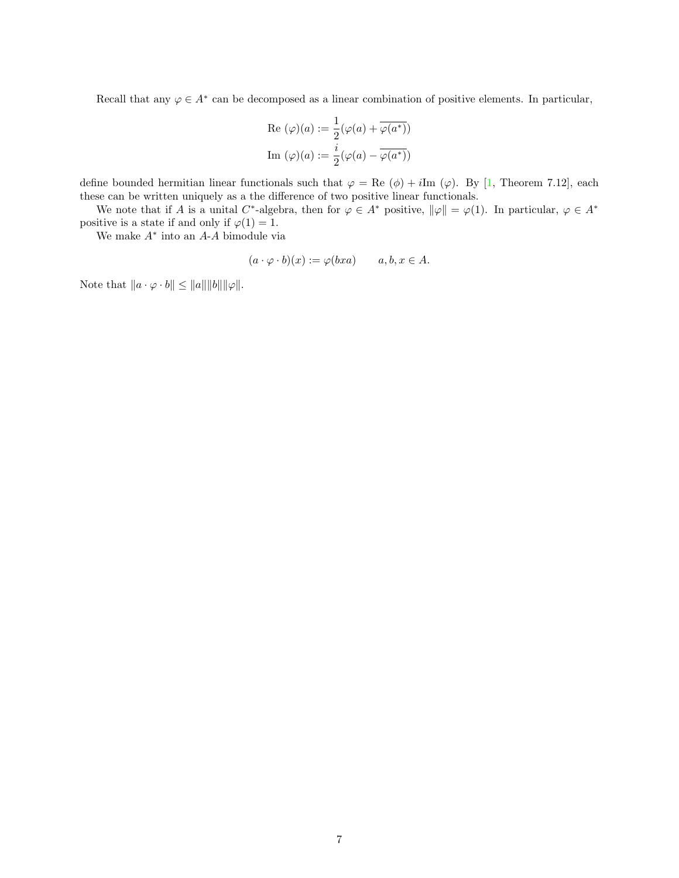Recall that any $\varphi \in A^*$ can be decomposed as a linear combination of positive elements. In particular,

$$\text{Re } (\varphi)(a) := \frac{1}{2}(\varphi(a) + \overline{\varphi(a^*)})$$

$$\text{Im } (\varphi)(a) := \frac{i}{2}(\varphi(a) - \overline{\varphi(a^*)})$$

define bounded hermitian linear functionals such that $\varphi = \text{Re } (\phi) + i\text{Im } (\varphi)$. By [1, Theorem 7.12], each these can be written uniquely as a the difference of two positive linear functionals.

We note that if $A$ is a unital $C^*$-algebra, then for $\varphi \in A^*$ positive, $\|\varphi\| = \varphi(1)$. In particular, $\varphi \in A^*$ positive is a state if and only if $\varphi(1) = 1$.

We make $A^*$ into an $A$-$A$ bimodule via

$$(a \cdot \varphi \cdot b)(x) := \varphi(bxa) \qquad a, b, x \in A.$$

Note that $\|a \cdot \varphi \cdot b\| \leq \|a\|\|b\|\|\varphi\|$.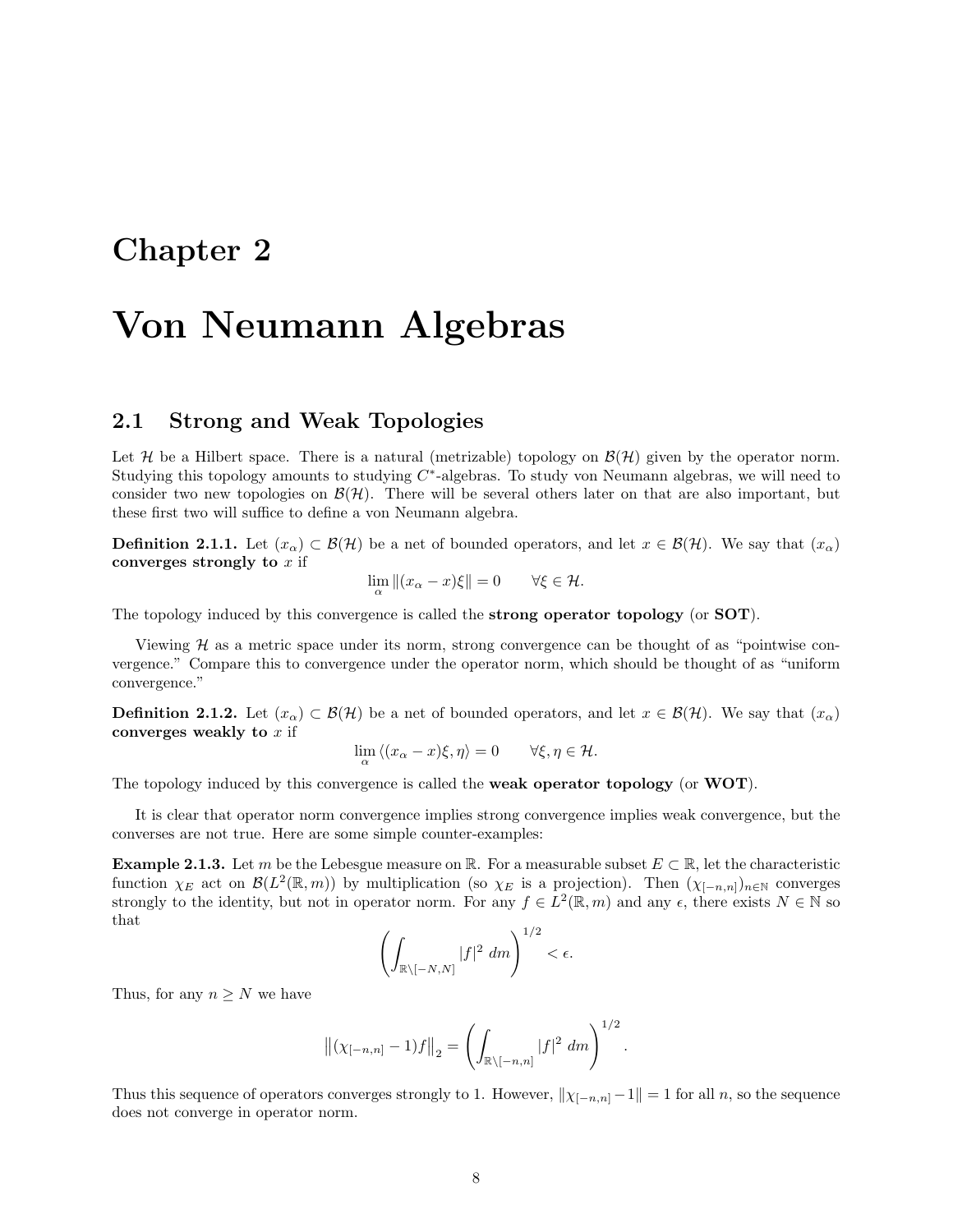# Chapter 2

# Von Neumann Algebras

## 2.1 Strong and Weak Topologies

Let $\mathcal{H}$ be a Hilbert space. There is a natural (metrizable) topology on $\mathcal{B}(\mathcal{H})$ given by the operator norm. Studying this topology amounts to studying $C^*$-algebras. To study von Neumann algebras, we will need to consider two new topologies on $\mathcal{B}(\mathcal{H})$. There will be several others later on that are also important, but these first two will suffice to define a von Neumann algebra.

**Definition 2.1.1.** Let $(x_\alpha) \subset \mathcal{B}(\mathcal{H})$ be a net of bounded operators, and let $x \in \mathcal{B}(\mathcal{H})$. We say that $(x_\alpha)$ **converges strongly to** $x$ if

$$\lim_\alpha \|(x_\alpha - x)\xi\| = 0 \qquad \forall \xi \in \mathcal{H}.$$

The topology induced by this convergence is called the **strong operator topology** (or **SOT**).

Viewing $\mathcal{H}$ as a metric space under its norm, strong convergence can be thought of as "pointwise convergence." Compare this to convergence under the operator norm, which should be thought of as "uniform convergence."

**Definition 2.1.2.** Let $(x_\alpha) \subset \mathcal{B}(\mathcal{H})$ be a net of bounded operators, and let $x \in \mathcal{B}(\mathcal{H})$. We say that $(x_\alpha)$ **converges weakly to** $x$ if

$$\lim_\alpha \langle (x_\alpha - x)\xi, \eta \rangle = 0 \qquad \forall \xi, \eta \in \mathcal{H}.$$

The topology induced by this convergence is called the **weak operator topology** (or **WOT**).

It is clear that operator norm convergence implies strong convergence implies weak convergence, but the converses are not true. Here are some simple counter-examples:

**Example 2.1.3.** Let $m$ be the Lebesgue measure on $\mathbb{R}$. For a measurable subset $E \subset \mathbb{R}$, let the characteristic function $\chi_E$ act on $\mathcal{B}(L^2(\mathbb{R}, m))$ by multiplication (so $\chi_E$ is a projection). Then $(\chi_{[-n,n]})_{n\in\mathbb{N}}$ converges strongly to the identity, but not in operator norm. For any $f \in L^2(\mathbb{R}, m)$ and any $\epsilon$, there exists $N \in \mathbb{N}$ so that

$$\left( \int_{\mathbb{R}\setminus[-N,N]} |f|^2 \, dm \right)^{1/2} < \epsilon.$$

Thus, for any $n \geq N$ we have

$$\left\|(\chi_{[-n,n]} - 1)f\right\|_2 = \left( \int_{\mathbb{R}\setminus[-n,n]} |f|^2 \, dm \right)^{1/2}.$$

Thus this sequence of operators converges strongly to 1. However, $\|\chi_{[-n,n]} - 1\| = 1$ for all $n$, so the sequence does not converge in operator norm.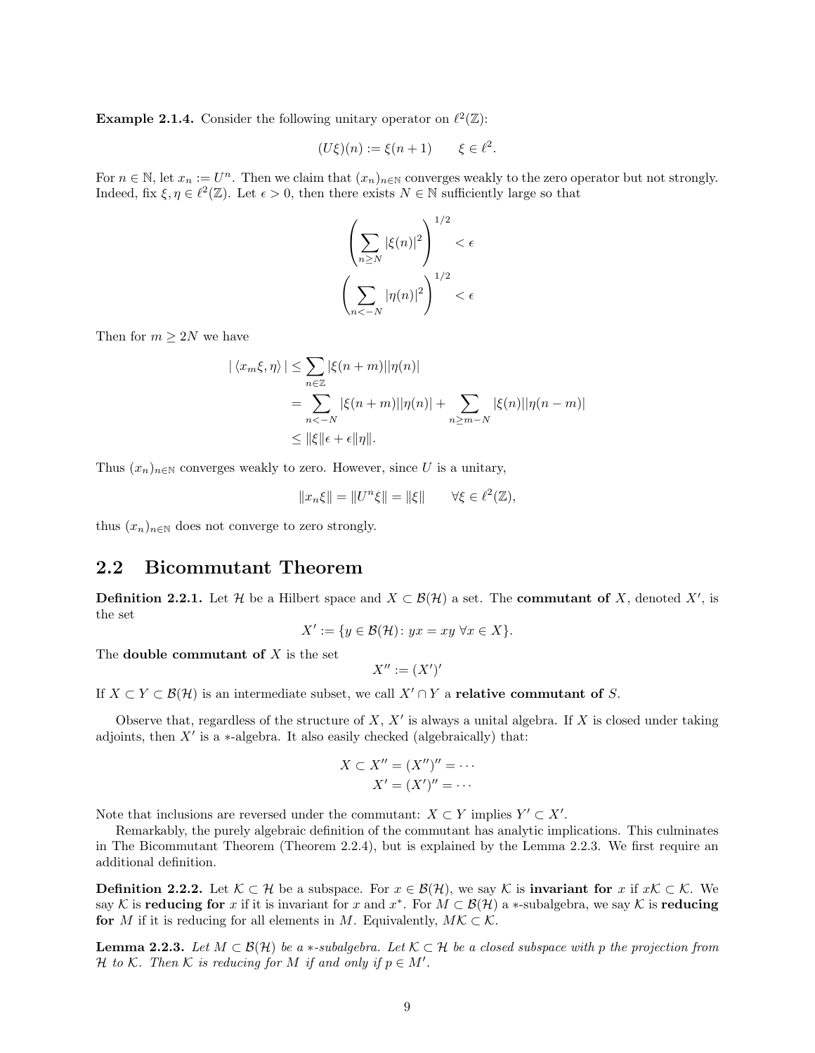**Example 2.1.4.** Consider the following unitary operator on $\ell^2(\mathbb{Z})$:

$$(U\xi)(n) := \xi(n+1) \qquad \xi \in \ell^2.$$

For $n \in \mathbb{N}$, let $x_n := U^n$. Then we claim that $(x_n)_{n\in\mathbb{N}}$ converges weakly to the zero operator but not strongly. Indeed, fix $\xi, \eta \in \ell^2(\mathbb{Z})$. Let $\epsilon > 0$, then there exists $N \in \mathbb{N}$ sufficiently large so that

$$\left( \sum_{n \geq N} |\xi(n)|^2 \right)^{1/2} < \epsilon$$

$$\left( \sum_{n < -N} |\eta(n)|^2 \right)^{1/2} < \epsilon$$

Then for $m \geq 2N$ we have

$$\begin{aligned}
| \langle x_m \xi, \eta \rangle | &\leq \sum_{n \in \mathbb{Z}} |\xi(n+m)||\eta(n)| \\
&= \sum_{n < -N} |\xi(n+m)||\eta(n)| + \sum_{n \geq m-N} |\xi(n)||\eta(n-m)| \\
&\leq \|\xi\|\epsilon + \epsilon\|\eta\|.
\end{aligned}$$

Thus $(x_n)_{n\in\mathbb{N}}$ converges weakly to zero. However, since $U$ is a unitary,

$$\|x_n\xi\| = \|U^n\xi\| = \|\xi\| \qquad \forall \xi \in \ell^2(\mathbb{Z}),$$

thus $(x_n)_{n\in\mathbb{N}}$ does not converge to zero strongly.

## 2.2 Bicommutant Theorem

**Definition 2.2.1.** Let $\mathcal{H}$ be a Hilbert space and $X \subset \mathcal{B}(\mathcal{H})$ a set. The **commutant of** $X$, denoted $X'$, is the set

$$X' := \{y \in \mathcal{B}(\mathcal{H}) \colon yx = xy \ \forall x \in X\}.$$

The **double commutant of** $X$ is the set

$$X'' := (X')'$$

If $X \subset Y \subset \mathcal{B}(\mathcal{H})$ is an intermediate subset, we call $X' \cap Y$ a **relative commutant of** $S$.

Observe that, regardless of the structure of $X$, $X'$ is always a unital algebra. If $X$ is closed under taking adjoints, then $X'$ is a $*$-algebra. It also easily checked (algebraically) that:

$$X \subset X'' = (X'')'' = \cdots$$
$$X' = (X')'' = \cdots$$

Note that inclusions are reversed under the commutant: $X \subset Y$ implies $Y' \subset X'$.

Remarkably, the purely algebraic definition of the commutant has analytic implications. This culminates in The Bicommutant Theorem (Theorem 2.2.4), but is explained by the Lemma 2.2.3. We first require an additional definition.

**Definition 2.2.2.** Let $\mathcal{K} \subset \mathcal{H}$ be a subspace. For $x \in \mathcal{B}(\mathcal{H})$, we say $\mathcal{K}$ is **invariant for** $x$ if $x\mathcal{K} \subset \mathcal{K}$. We say $\mathcal{K}$ is **reducing for** $x$ if it is invariant for $x$ and $x^*$. For $M \subset \mathcal{B}(\mathcal{H})$ a $*$-subalgebra, we say $\mathcal{K}$ is **reducing for** $M$ if it is reducing for all elements in $M$. Equivalently, $M\mathcal{K} \subset \mathcal{K}$.

**Lemma 2.2.3.** *Let $M \subset \mathcal{B}(\mathcal{H})$ be a $*$-subalgebra. Let $\mathcal{K} \subset \mathcal{H}$ be a closed subspace with $p$ the projection from $\mathcal{H}$ to $\mathcal{K}$. Then $\mathcal{K}$ is reducing for $M$ if and only if $p \in M'$.*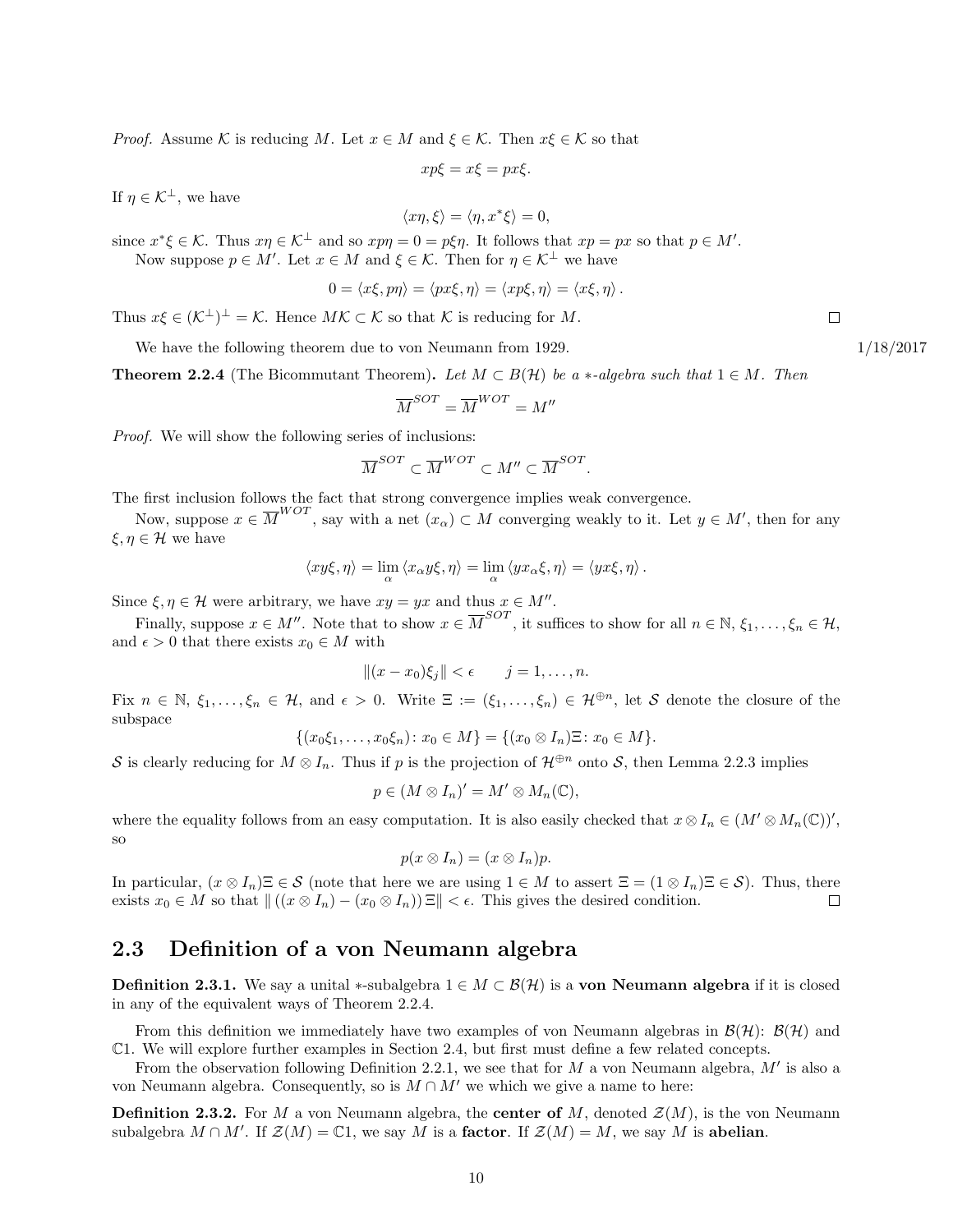*Proof.* Assume $\mathcal{K}$ is reducing $M$. Let $x \in M$ and $\xi \in \mathcal{K}$. Then $x\xi \in \mathcal{K}$ so that

$$xp\xi = x\xi = px\xi.$$

If $\eta \in \mathcal{K}^\perp$, we have

$$\langle x\eta, \xi \rangle = \langle \eta, x^*\xi \rangle = 0,$$

since $x^*\xi \in \mathcal{K}$. Thus $x\eta \in \mathcal{K}^\perp$ and so $xp\eta = 0 = p\xi\eta$. It follows that $xp = px$ so that $p \in M'$.

Now suppose $p \in M'$. Let $x \in M$ and $\xi \in \mathcal{K}$. Then for $\eta \in \mathcal{K}^\perp$ we have

$$0 = \langle x\xi, p\eta \rangle = \langle px\xi, \eta \rangle = \langle xp\xi, \eta \rangle = \langle x\xi, \eta \rangle.$$

Thus $x\xi \in (\mathcal{K}^\perp)^\perp = \mathcal{K}$. Hence $M\mathcal{K} \subset \mathcal{K}$ so that $\mathcal{K}$ is reducing for $M$. $\square$

We have the following theorem due to von Neumann from 1929. 1/18/2017

**Theorem 2.2.4** (The Bicommutant Theorem)**.** *Let $M \subset B(\mathcal{H})$ be a $*$-algebra such that $1 \in M$. Then*

$$\overline{M}^{SOT} = \overline{M}^{WOT} = M''$$

*Proof.* We will show the following series of inclusions:

$$\overline{M}^{SOT} \subset \overline{M}^{WOT} \subset M'' \subset \overline{M}^{SOT}.$$

The first inclusion follows the fact that strong convergence implies weak convergence.

Now, suppose $x \in \overline{M}^{WOT}$, say with a net $(x_\alpha) \subset M$ converging weakly to it. Let $y \in M'$, then for any $\xi, \eta \in \mathcal{H}$ we have

$$\langle xy\xi, \eta \rangle = \lim_\alpha \langle x_\alpha y\xi, \eta \rangle = \lim_\alpha \langle yx_\alpha\xi, \eta \rangle = \langle yx\xi, \eta \rangle.$$

Since $\xi, \eta \in \mathcal{H}$ were arbitrary, we have $xy = yx$ and thus $x \in M''$.

Finally, suppose $x \in M''$. Note that to show $x \in \overline{M}^{SOT}$, it suffices to show for all $n \in \mathbb{N}$, $\xi_1, \ldots, \xi_n \in \mathcal{H}$, and $\epsilon > 0$ that there exists $x_0 \in M$ with

$$\|(x - x_0)\xi_j\| < \epsilon \qquad j = 1, \ldots, n.$$

Fix $n \in \mathbb{N}$, $\xi_1, \ldots, \xi_n \in \mathcal{H}$, and $\epsilon > 0$. Write $\Xi := (\xi_1, \ldots, \xi_n) \in \mathcal{H}^{\oplus n}$, let $\mathcal{S}$ denote the closure of the subspace

$$\{(x_0\xi_1, \ldots, x_0\xi_n) \colon x_0 \in M\} = \{(x_0 \otimes I_n)\Xi \colon x_0 \in M\}.$$

$\mathcal{S}$ is clearly reducing for $M \otimes I_n$. Thus if $p$ is the projection of $\mathcal{H}^{\oplus n}$ onto $\mathcal{S}$, then Lemma 2.2.3 implies

$$p \in (M \otimes I_n)' = M' \otimes M_n(\mathbb{C}),$$

where the equality follows from an easy computation. It is also easily checked that $x \otimes I_n \in (M' \otimes M_n(\mathbb{C}))'$, so

$$p(x \otimes I_n) = (x \otimes I_n)p.$$

In particular, $(x \otimes I_n)\Xi \in \mathcal{S}$ (note that here we are using $1 \in M$ to assert $\Xi = (1 \otimes I_n)\Xi \in \mathcal{S}$). Thus, there exists $x_0 \in M$ so that $\|((x \otimes I_n) - (x_0 \otimes I_n))\Xi\| < \epsilon$. This gives the desired condition. $\square$

## 2.3 Definition of a von Neumann algebra

**Definition 2.3.1.** We say a unital $*$-subalgebra $1 \in M \subset \mathcal{B}(\mathcal{H})$ is a **von Neumann algebra** if it is closed in any of the equivalent ways of Theorem 2.2.4.

From this definition we immediately have two examples of von Neumann algebras in $\mathcal{B}(\mathcal{H})$: $\mathcal{B}(\mathcal{H})$ and $\mathbb{C}1$. We will explore further examples in Section 2.4, but first must define a few related concepts.

From the observation following Definition 2.2.1, we see that for $M$ a von Neumann algebra, $M'$ is also a von Neumann algebra. Consequently, so is $M \cap M'$ we which we give a name to here:

**Definition 2.3.2.** For $M$ a von Neumann algebra, the **center of** $M$, denoted $\mathcal{Z}(M)$, is the von Neumann subalgebra $M \cap M'$. If $\mathcal{Z}(M) = \mathbb{C}1$, we say $M$ is a **factor**. If $\mathcal{Z}(M) = M$, we say $M$ is **abelian**.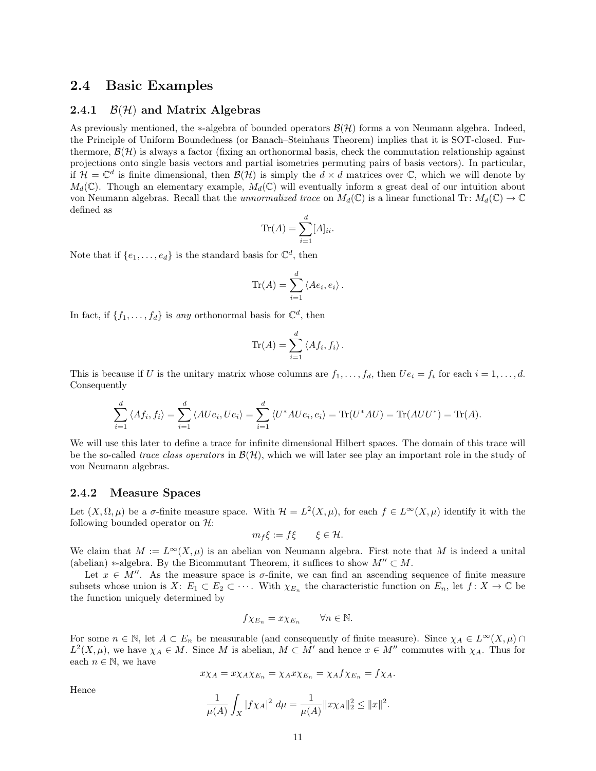## 2.4 Basic Examples

### 2.4.1 $\mathcal{B}(\mathcal{H})$ and Matrix Algebras

As previously mentioned, the $*$-algebra of bounded operators $\mathcal{B}(\mathcal{H})$ forms a von Neumann algebra. Indeed, the Principle of Uniform Boundedness (or Banach–Steinhaus Theorem) implies that it is SOT-closed. Furthermore, $\mathcal{B}(\mathcal{H})$ is always a factor (fixing an orthonormal basis, check the commutation relationship against projections onto single basis vectors and partial isometries permuting pairs of basis vectors). In particular, if $\mathcal{H} = \mathbb{C}^d$ is finite dimensional, then $\mathcal{B}(\mathcal{H})$ is simply the $d \times d$ matrices over $\mathbb{C}$, which we will denote by $M_d(\mathbb{C})$. Though an elementary example, $M_d(\mathbb{C})$ will eventually inform a great deal of our intuition about von Neumann algebras. Recall that the *unnormalized trace* on $M_d(\mathbb{C})$ is a linear functional $\mathrm{Tr}\colon M_d(\mathbb{C}) \to \mathbb{C}$ defined as

$$\mathrm{Tr}(A) = \sum_{i=1}^{d} [A]_{ii}.$$

Note that if $\{e_1, \ldots, e_d\}$ is the standard basis for $\mathbb{C}^d$, then

$$\mathrm{Tr}(A) = \sum_{i=1}^{d} \langle Ae_i, e_i \rangle .$$

In fact, if $\{f_1, \ldots, f_d\}$ is *any* orthonormal basis for $\mathbb{C}^d$, then

$$\mathrm{Tr}(A) = \sum_{i=1}^{d} \langle Af_i, f_i \rangle .$$

This is because if $U$ is the unitary matrix whose columns are $f_1, \ldots, f_d$, then $Ue_i = f_i$ for each $i = 1, \ldots, d$. Consequently

$$\sum_{i=1}^{d} \langle Af_i, f_i \rangle = \sum_{i=1}^{d} \langle AUe_i, Ue_i \rangle = \sum_{i=1}^{d} \langle U^*AUe_i, e_i \rangle = \mathrm{Tr}(U^*AU) = \mathrm{Tr}(AUU^*) = \mathrm{Tr}(A).$$

We will use this later to define a trace for infinite dimensional Hilbert spaces. The domain of this trace will be the so-called *trace class operators* in $\mathcal{B}(\mathcal{H})$, which we will later see play an important role in the study of von Neumann algebras.

### 2.4.2 Measure Spaces

Let $(X, \Omega, \mu)$ be a $\sigma$-finite measure space. With $\mathcal{H} = L^2(X, \mu)$, for each $f \in L^\infty(X, \mu)$ identify it with the following bounded operator on $\mathcal{H}$:

$$m_f \xi := f\xi \qquad \xi \in \mathcal{H}.$$

We claim that $M := L^\infty(X, \mu)$ is an abelian von Neumann algebra. First note that $M$ is indeed a unital (abelian) $*$-algebra. By the Bicommutant Theorem, it suffices to show $M'' \subset M$.

Let $x \in M''$. As the measure space is $\sigma$-finite, we can find an ascending sequence of finite measure subsets whose union is $X$: $E_1 \subset E_2 \subset \cdots$. With $\chi_{E_n}$ the characteristic function on $E_n$, let $f\colon X \to \mathbb{C}$ be the function uniquely determined by

$$f\chi_{E_n} = x\chi_{E_n} \qquad \forall n \in \mathbb{N}.$$

For some $n \in \mathbb{N}$, let $A \subset E_n$ be measurable (and consequently of finite measure). Since $\chi_A \in L^\infty(X, \mu) \cap L^2(X, \mu)$, we have $\chi_A \in M$. Since $M$ is abelian, $M \subset M'$ and hence $x \in M''$ commutes with $\chi_A$. Thus for each $n \in \mathbb{N}$, we have

$$x\chi_A = x\chi_A\chi_{E_n} = \chi_A x\chi_{E_n} = \chi_A f\chi_{E_n} = f\chi_A.$$

Hence

$$\frac{1}{\mu(A)} \int_X |f\chi_A|^2 \, d\mu = \frac{1}{\mu(A)} \|x\chi_A\|_2^2 \leq \|x\|^2.$$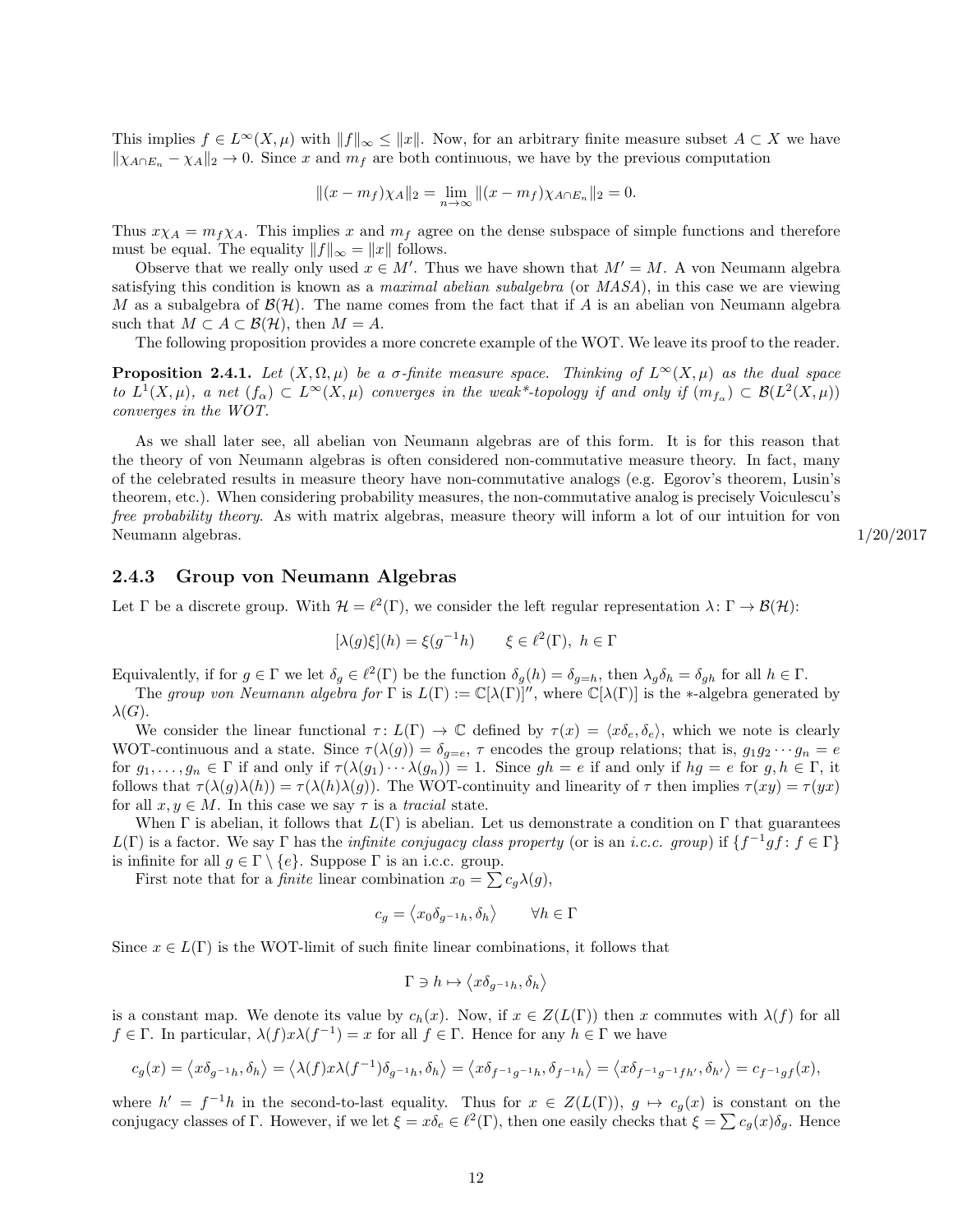This implies $f \in L^\infty(X, \mu)$ with $\|f\|_\infty \leq \|x\|$. Now, for an arbitrary finite measure subset $A \subset X$ we have $\|\chi_{A\cap E_n} - \chi_A\|_2 \to 0$. Since $x$ and $m_f$ are both continuous, we have by the previous computation

$$\|(x - m_f)\chi_A\|_2 = \lim_{n\to\infty} \|(x - m_f)\chi_{A\cap E_n}\|_2 = 0.$$

Thus $x\chi_A = m_f\chi_A$. This implies $x$ and $m_f$ agree on the dense subspace of simple functions and therefore must be equal. The equality $\|f\|_\infty = \|x\|$ follows.

Observe that we really only used $x \in M'$. Thus we have shown that $M' = M$. A von Neumann algebra satisfying this condition is known as a *maximal abelian subalgebra* (or *MASA*), in this case we are viewing $M$ as a subalgebra of $\mathcal{B}(\mathcal{H})$. The name comes from the fact that if $A$ is an abelian von Neumann algebra such that $M \subset A \subset \mathcal{B}(\mathcal{H})$, then $M = A$.

The following proposition provides a more concrete example of the WOT. We leave its proof to the reader.

**Proposition 2.4.1.** *Let $(X, \Omega, \mu)$ be a $\sigma$-finite measure space. Thinking of $L^\infty(X, \mu)$ as the dual space to $L^1(X, \mu)$, a net $(f_\alpha) \subset L^\infty(X, \mu)$ converges in the weak\*-topology if and only if $(m_{f_\alpha}) \subset \mathcal{B}(L^2(X, \mu))$ converges in the WOT.*

As we shall later see, all abelian von Neumann algebras are of this form. It is for this reason that the theory of von Neumann algebras is often considered non-commutative measure theory. In fact, many of the celebrated results in measure theory have non-commutative analogs (e.g. Egorov's theorem, Lusin's theorem, etc.). When considering probability measures, the non-commutative analog is precisely Voiculescu's *free probability theory*. As with matrix algebras, measure theory will inform a lot of our intuition for von Neumann algebras. 1/20/2017

### 2.4.3 Group von Neumann Algebras

Let $\Gamma$ be a discrete group. With $\mathcal{H} = \ell^2(\Gamma)$, we consider the left regular representation $\lambda\colon \Gamma \to \mathcal{B}(\mathcal{H})$:

$$[\lambda(g)\xi](h) = \xi(g^{-1}h) \qquad \xi \in \ell^2(\Gamma),\ h \in \Gamma$$

Equivalently, if for $g \in \Gamma$ we let $\delta_g \in \ell^2(\Gamma)$ be the function $\delta_g(h) = \delta_{g=h}$, then $\lambda_g\delta_h = \delta_{gh}$ for all $h \in \Gamma$.

The *group von Neumann algebra for* $\Gamma$ is $L(\Gamma) := \mathbb{C}[\lambda(\Gamma)]''$, where $\mathbb{C}[\lambda(\Gamma)]$ is the $*$-algebra generated by $\lambda(G)$.

We consider the linear functional $\tau\colon L(\Gamma) \to \mathbb{C}$ defined by $\tau(x) = \langle x\delta_e, \delta_e\rangle$, which we note is clearly WOT-continuous and a state. Since $\tau(\lambda(g)) = \delta_{g=e}$, $\tau$ encodes the group relations; that is, $g_1g_2\cdots g_n = e$ for $g_1, \ldots, g_n \in \Gamma$ if and only if $\tau(\lambda(g_1)\cdots\lambda(g_n)) = 1$. Since $gh = e$ if and only if $hg = e$ for $g, h \in \Gamma$, it follows that $\tau(\lambda(g)\lambda(h)) = \tau(\lambda(h)\lambda(g))$. The WOT-continuity and linearity of $\tau$ then implies $\tau(xy) = \tau(yx)$ for all $x, y \in M$. In this case we say $\tau$ is a *tracial* state.

When $\Gamma$ is abelian, it follows that $L(\Gamma)$ is abelian. Let us demonstrate a condition on $\Gamma$ that guarantees $L(\Gamma)$ is a factor. We say $\Gamma$ has the *infinite conjugacy class property* (or is an *i.c.c. group*) if $\{f^{-1}gf\colon f \in \Gamma\}$ is infinite for all $g \in \Gamma \setminus \{e\}$. Suppose $\Gamma$ is an i.c.c. group.

First note that for a *finite* linear combination $x_0 = \sum c_g\lambda(g)$,

$$c_g = \langle x_0\delta_{g^{-1}h}, \delta_h\rangle \qquad \forall h \in \Gamma$$

Since $x \in L(\Gamma)$ is the WOT-limit of such finite linear combinations, it follows that

$$\Gamma \ni h \mapsto \langle x\delta_{g^{-1}h}, \delta_h\rangle$$

is a constant map. We denote its value by $c_h(x)$. Now, if $x \in Z(L(\Gamma))$ then $x$ commutes with $\lambda(f)$ for all $f \in \Gamma$. In particular, $\lambda(f)x\lambda(f^{-1}) = x$ for all $f \in \Gamma$. Hence for any $h \in \Gamma$ we have

$$c_g(x) = \langle x\delta_{g^{-1}h}, \delta_h\rangle = \langle\lambda(f)x\lambda(f^{-1})\delta_{g^{-1}h}, \delta_h\rangle = \langle x\delta_{f^{-1}g^{-1}h}, \delta_{f^{-1}h}\rangle = \langle x\delta_{f^{-1}g^{-1}fh'}, \delta_{h'}\rangle = c_{f^{-1}gf}(x),$$

where $h' = f^{-1}h$ in the second-to-last equality. Thus for $x \in Z(L(\Gamma))$, $g \mapsto c_g(x)$ is constant on the conjugacy classes of $\Gamma$. However, if we let $\xi = x\delta_e \in \ell^2(\Gamma)$, then one easily checks that $\xi = \sum c_g(x)\delta_g$. Hence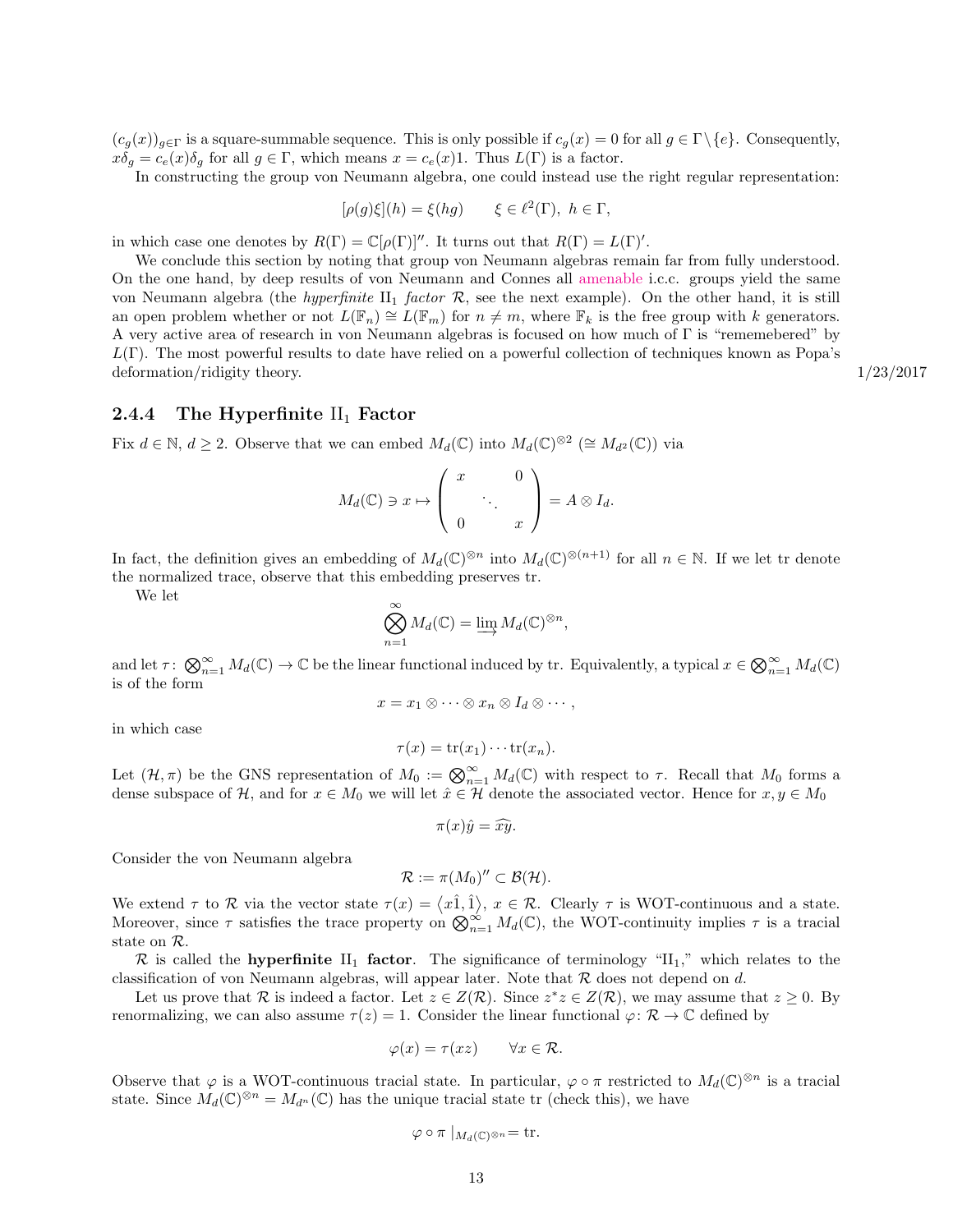$(c_g(x))_{g\in\Gamma}$ is a square-summable sequence. This is only possible if $c_g(x) = 0$ for all $g \in \Gamma\setminus\{e\}$. Consequently, $x\delta_g = c_e(x)\delta_g$ for all $g \in \Gamma$, which means $x = c_e(x)1$. Thus $L(\Gamma)$ is a factor.

In constructing the group von Neumann algebra, one could instead use the right regular representation:

$$[\rho(g)\xi](h) = \xi(hg) \qquad \xi \in \ell^2(\Gamma),\ h \in \Gamma,$$

in which case one denotes by $R(\Gamma) = \mathbb{C}[\rho(\Gamma)]''$. It turns out that $R(\Gamma) = L(\Gamma)'$.

We conclude this section by noting that group von Neumann algebras remain far from fully understood. On the one hand, by deep results of von Neumann and Connes all amenable i.c.c. groups yield the same von Neumann algebra (the *hyperfinite* $\mathrm{II}_1$ *factor* $\mathcal{R}$, see the next example). On the other hand, it is still an open problem whether or not $L(\mathbb{F}_n) \cong L(\mathbb{F}_m)$ for $n \neq m$, where $\mathbb{F}_k$ is the free group with $k$ generators. A very active area of research in von Neumann algebras is focused on how much of $\Gamma$ is "rememebered" by $L(\Gamma)$. The most powerful results to date have relied on a powerful collection of techniques known as Popa's deformation/ridigity theory. 1/23/2017

### 2.4.4 The Hyperfinite $\mathrm{II}_1$ Factor

Fix $d \in \mathbb{N}$, $d \geq 2$. Observe that we can embed $M_d(\mathbb{C})$ into $M_d(\mathbb{C})^{\otimes 2}$ ($\cong M_{d^2}(\mathbb{C})$) via

$$M_d(\mathbb{C}) \ni x \mapsto \begin{pmatrix} x & & 0 \\ & \ddots & \\ 0 & & x \end{pmatrix} = A \otimes I_d.$$

In fact, the definition gives an embedding of $M_d(\mathbb{C})^{\otimes n}$ into $M_d(\mathbb{C})^{\otimes(n+1)}$ for all $n \in \mathbb{N}$. If we let tr denote the normalized trace, observe that this embedding preserves tr.

We let

$$\bigotimes_{n=1}^{\infty} M_d(\mathbb{C}) = \varinjlim M_d(\mathbb{C})^{\otimes n},$$

and let $\tau\colon \bigotimes_{n=1}^{\infty} M_d(\mathbb{C}) \to \mathbb{C}$ be the linear functional induced by tr. Equivalently, a typical $x \in \bigotimes_{n=1}^{\infty} M_d(\mathbb{C})$ is of the form

$$x = x_1 \otimes \cdots \otimes x_n \otimes I_d \otimes \cdots,$$

in which case

$$\tau(x) = \mathrm{tr}(x_1)\cdots\mathrm{tr}(x_n).$$

Let $(\mathcal{H}, \pi)$ be the GNS representation of $M_0 := \bigotimes_{n=1}^{\infty} M_d(\mathbb{C})$ with respect to $\tau$. Recall that $M_0$ forms a dense subspace of $\mathcal{H}$, and for $x \in M_0$ we will let $\hat{x} \in \mathcal{H}$ denote the associated vector. Hence for $x, y \in M_0$

$$\pi(x)\hat{y} = \widehat{xy}.$$

Consider the von Neumann algebra

$$\mathcal{R} := \pi(M_0)'' \subset \mathcal{B}(\mathcal{H}).$$

We extend $\tau$ to $\mathcal{R}$ via the vector state $\tau(x) = \langle x\hat{1}, \hat{1}\rangle$, $x \in \mathcal{R}$. Clearly $\tau$ is WOT-continuous and a state. Moreover, since $\tau$ satisfies the trace property on $\bigotimes_{n=1}^{\infty} M_d(\mathbb{C})$, the WOT-continuity implies $\tau$ is a tracial state on $\mathcal{R}$.

$\mathcal{R}$ is called the **hyperfinite $\mathrm{II}_1$ factor**. The significance of terminology "$\mathrm{II}_1$," which relates to the classification of von Neumann algebras, will appear later. Note that $\mathcal{R}$ does not depend on $d$.

Let us prove that $\mathcal{R}$ is indeed a factor. Let $z \in Z(\mathcal{R})$. Since $z^*z \in Z(\mathcal{R})$, we may assume that $z \geq 0$. By renormalizing, we can also assume $\tau(z) = 1$. Consider the linear functional $\varphi\colon \mathcal{R} \to \mathbb{C}$ defined by

$$\varphi(x) = \tau(xz) \qquad \forall x \in \mathcal{R}.$$

Observe that $\varphi$ is a WOT-continuous tracial state. In particular, $\varphi \circ \pi$ restricted to $M_d(\mathbb{C})^{\otimes n}$ is a tracial state. Since $M_d(\mathbb{C})^{\otimes n} = M_{d^n}(\mathbb{C})$ has the unique tracial state tr (check this), we have

$$\varphi \circ \pi\mid_{M_d(\mathbb{C})^{\otimes n}} = \mathrm{tr}.$$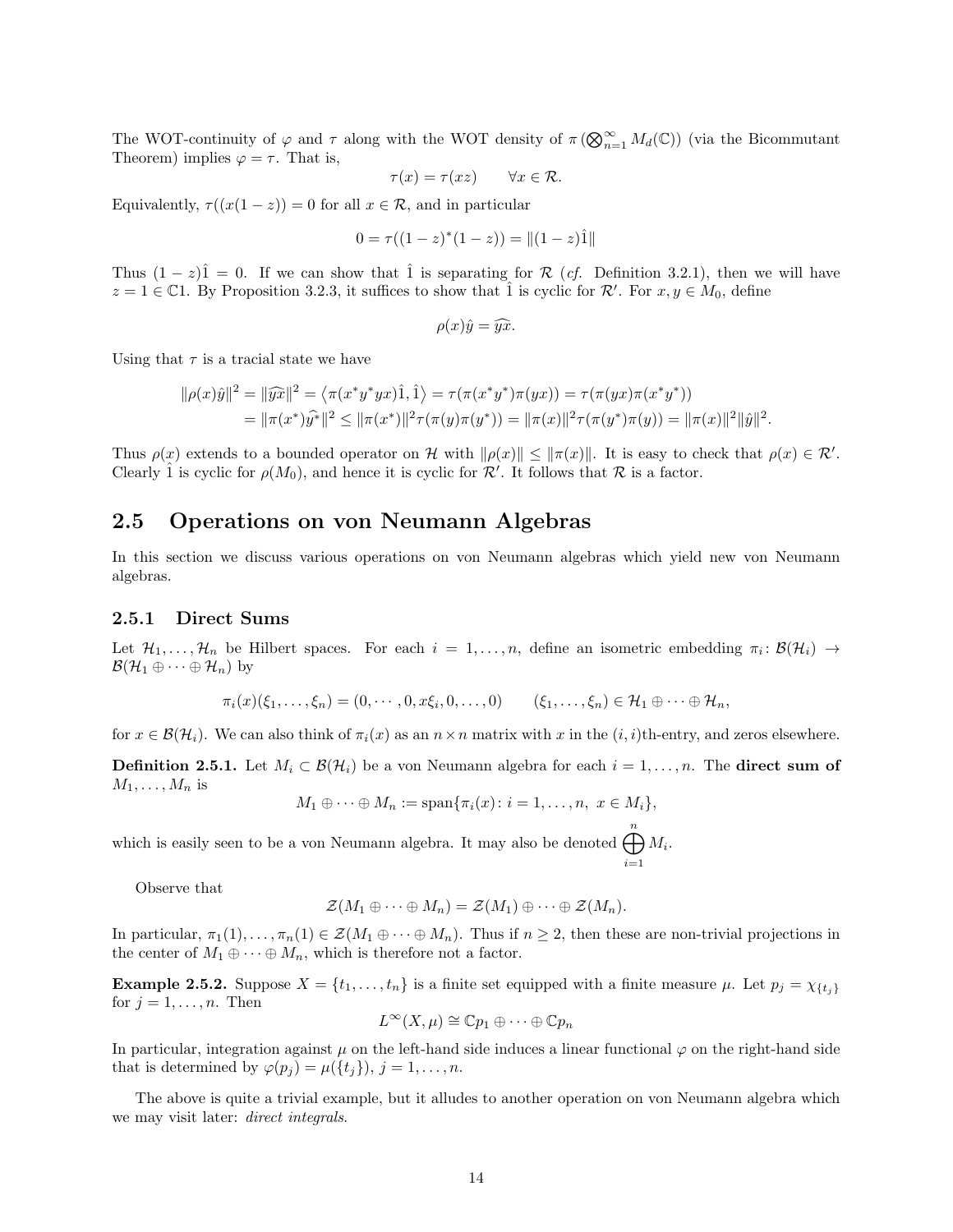The WOT-continuity of $\varphi$ and $\tau$ along with the WOT density of $\pi\left(\bigotimes_{n=1}^{\infty} M_d(\mathbb{C})\right)$ (via the Bicommutant Theorem) implies $\varphi = \tau$. That is,

$$\tau(x) = \tau(xz) \qquad \forall x \in \mathcal{R}.$$

Equivalently, $\tau((x(1-z)) = 0$ for all $x \in \mathcal{R}$, and in particular

$$0 = \tau((1-z)^*(1-z)) = \|(1-z)\hat{1}\|$$

Thus $(1-z)\hat{1} = 0$. If we can show that $\hat{1}$ is separating for $\mathcal{R}$ (*cf.* Definition 3.2.1), then we will have $z = 1 \in \mathbb{C}1$. By Proposition 3.2.3, it suffices to show that $\hat{1}$ is cyclic for $\mathcal{R}'$. For $x, y \in M_0$, define

$$\rho(x)\hat{y} = \widehat{yx}.$$

Using that $\tau$ is a tracial state we have

$$\begin{aligned}
\|\rho(x)\hat{y}\|^2 = \|\widehat{yx}\|^2 &= \langle \pi(x^*y^*yx)\hat{1}, \hat{1}\rangle = \tau(\pi(x^*y^*)\pi(yx)) = \tau(\pi(yx)\pi(x^*y^*)) \\
&= \|\pi(x^*)\widehat{y^*}\|^2 \leq \|\pi(x^*)\|^2 \tau(\pi(y)\pi(y^*)) = \|\pi(x)\|^2 \tau(\pi(y^*)\pi(y)) = \|\pi(x)\|^2\|\hat{y}\|^2.
\end{aligned}$$

Thus $\rho(x)$ extends to a bounded operator on $\mathcal{H}$ with $\|\rho(x)\| \leq \|\pi(x)\|$. It is easy to check that $\rho(x) \in \mathcal{R}'$. Clearly $\hat{1}$ is cyclic for $\rho(M_0)$, and hence it is cyclic for $\mathcal{R}'$. It follows that $\mathcal{R}$ is a factor.

## 2.5 Operations on von Neumann Algebras

In this section we discuss various operations on von Neumann algebras which yield new von Neumann algebras.

### 2.5.1 Direct Sums

Let $\mathcal{H}_1, \ldots, \mathcal{H}_n$ be Hilbert spaces. For each $i = 1, \ldots, n$, define an isometric embedding $\pi_i \colon \mathcal{B}(\mathcal{H}_i) \to \mathcal{B}(\mathcal{H}_1 \oplus \cdots \oplus \mathcal{H}_n)$ by

$$\pi_i(x)(\xi_1, \ldots, \xi_n) = (0, \cdots, 0, x\xi_i, 0, \ldots, 0) \qquad (\xi_1, \ldots, \xi_n) \in \mathcal{H}_1 \oplus \cdots \oplus \mathcal{H}_n,$$

for $x \in \mathcal{B}(\mathcal{H}_i)$. We can also think of $\pi_i(x)$ as an $n \times n$ matrix with $x$ in the $(i,i)$th-entry, and zeros elsewhere.

**Definition 2.5.1.** Let $M_i \subset \mathcal{B}(\mathcal{H}_i)$ be a von Neumann algebra for each $i = 1, \ldots, n$. The **direct sum of** $M_1, \ldots, M_n$ is

$$M_1 \oplus \cdots \oplus M_n := \operatorname{span}\{\pi_i(x) \colon i = 1, \ldots, n,\ x \in M_i\},$$

which is easily seen to be a von Neumann algebra. It may also be denoted $\displaystyle\bigoplus_{i=1}^{n} M_i$.

Observe that

$$\mathcal{Z}(M_1 \oplus \cdots \oplus M_n) = \mathcal{Z}(M_1) \oplus \cdots \oplus \mathcal{Z}(M_n).$$

In particular, $\pi_1(1), \ldots, \pi_n(1) \in \mathcal{Z}(M_1 \oplus \cdots \oplus M_n)$. Thus if $n \geq 2$, then these are non-trivial projections in the center of $M_1 \oplus \cdots \oplus M_n$, which is therefore not a factor.

**Example 2.5.2.** Suppose $X = \{t_1, \ldots, t_n\}$ is a finite set equipped with a finite measure $\mu$. Let $p_j = \chi_{\{t_j\}}$ for $j = 1, \ldots, n$. Then

$$L^\infty(X, \mu) \cong \mathbb{C}p_1 \oplus \cdots \oplus \mathbb{C}p_n$$

In particular, integration against $\mu$ on the left-hand side induces a linear functional $\varphi$ on the right-hand side that is determined by $\varphi(p_j) = \mu(\{t_j\})$, $j = 1, \ldots, n$.

The above is quite a trivial example, but it alludes to another operation on von Neumann algebra which we may visit later: *direct integrals*.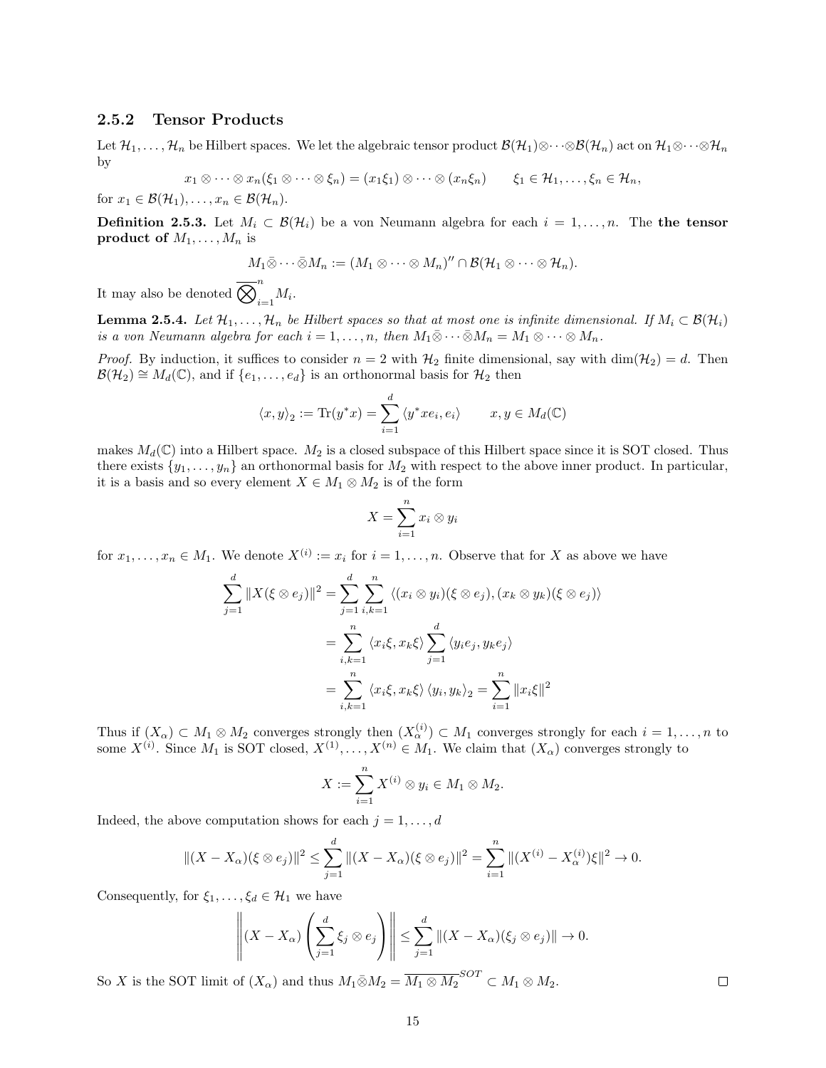### 2.5.2 Tensor Products

Let $\mathcal{H}_1, \ldots, \mathcal{H}_n$ be Hilbert spaces. We let the algebraic tensor product $\mathcal{B}(\mathcal{H}_1)\otimes\cdots\otimes\mathcal{B}(\mathcal{H}_n)$ act on $\mathcal{H}_1\otimes\cdots\otimes\mathcal{H}_n$ by

$$x_1 \otimes \cdots \otimes x_n(\xi_1 \otimes \cdots \otimes \xi_n) = (x_1\xi_1) \otimes \cdots \otimes (x_n\xi_n) \qquad \xi_1 \in \mathcal{H}_1, \ldots, \xi_n \in \mathcal{H}_n,$$

for $x_1 \in \mathcal{B}(\mathcal{H}_1), \ldots, x_n \in \mathcal{B}(\mathcal{H}_n)$.

**Definition 2.5.3.** Let $M_i \subset \mathcal{B}(\mathcal{H}_i)$ be a von Neumann algebra for each $i = 1, \ldots, n$. The **the tensor product of** $M_1, \ldots, M_n$ is

$$M_1 \bar{\otimes} \cdots \bar{\otimes} M_n := (M_1 \otimes \cdots \otimes M_n)'' \cap \mathcal{B}(\mathcal{H}_1 \otimes \cdots \otimes \mathcal{H}_n).$$

It may also be denoted $\overline{\bigotimes}_{i=1}^{n} M_i$.

**Lemma 2.5.4.** *Let $\mathcal{H}_1, \ldots, \mathcal{H}_n$ be Hilbert spaces so that at most one is infinite dimensional. If $M_i \subset \mathcal{B}(\mathcal{H}_i)$ is a von Neumann algebra for each $i = 1, \ldots, n$, then $M_1 \bar{\otimes} \cdots \bar{\otimes} M_n = M_1 \otimes \cdots \otimes M_n$.*

*Proof.* By induction, it suffices to consider $n = 2$ with $\mathcal{H}_2$ finite dimensional, say with $\dim(\mathcal{H}_2) = d$. Then $\mathcal{B}(\mathcal{H}_2) \cong M_d(\mathbb{C})$, and if $\{e_1, \ldots, e_d\}$ is an orthonormal basis for $\mathcal{H}_2$ then

$$\langle x, y \rangle_2 := \mathrm{Tr}(y^* x) = \sum_{i=1}^{d} \langle y^* x e_i, e_i \rangle \qquad x, y \in M_d(\mathbb{C})$$

makes $M_d(\mathbb{C})$ into a Hilbert space. $M_2$ is a closed subspace of this Hilbert space since it is SOT closed. Thus there exists $\{y_1, \ldots, y_n\}$ an orthonormal basis for $M_2$ with respect to the above inner product. In particular, it is a basis and so every element $X \in M_1 \otimes M_2$ is of the form

$$X = \sum_{i=1}^{n} x_i \otimes y_i$$

for $x_1, \ldots, x_n \in M_1$. We denote $X^{(i)} := x_i$ for $i = 1, \ldots, n$. Observe that for $X$ as above we have

$$\begin{aligned}
\sum_{j=1}^{d} \|X(\xi \otimes e_j)\|^2 &= \sum_{j=1}^{d} \sum_{i,k=1}^{n} \langle (x_i \otimes y_i)(\xi \otimes e_j), (x_k \otimes y_k)(\xi \otimes e_j) \rangle \\
&= \sum_{i,k=1}^{n} \langle x_i \xi, x_k \xi \rangle \sum_{j=1}^{d} \langle y_i e_j, y_k e_j \rangle \\
&= \sum_{i,k=1}^{n} \langle x_i \xi, x_k \xi \rangle \langle y_i, y_k \rangle_2 = \sum_{i=1}^{n} \|x_i \xi\|^2
\end{aligned}$$

Thus if $(X_\alpha) \subset M_1 \otimes M_2$ converges strongly then $(X_\alpha^{(i)}) \subset M_1$ converges strongly for each $i = 1, \ldots, n$ to some $X^{(i)}$. Since $M_1$ is SOT closed, $X^{(1)}, \ldots, X^{(n)} \in M_1$. We claim that $(X_\alpha)$ converges strongly to

$$X := \sum_{i=1}^{n} X^{(i)} \otimes y_i \in M_1 \otimes M_2.$$

Indeed, the above computation shows for each $j = 1, \ldots, d$

$$\|(X - X_\alpha)(\xi \otimes e_j)\|^2 \leq \sum_{j=1}^{d} \|(X - X_\alpha)(\xi \otimes e_j)\|^2 = \sum_{i=1}^{n} \|(X^{(i)} - X_\alpha^{(i)})\xi\|^2 \to 0.$$

Consequently, for $\xi_1, \ldots, \xi_d \in \mathcal{H}_1$ we have

$$\left\| (X - X_\alpha) \left( \sum_{j=1}^{d} \xi_j \otimes e_j \right) \right\| \leq \sum_{j=1}^{d} \|(X - X_\alpha)(\xi_j \otimes e_j)\| \to 0.$$

So $X$ is the SOT limit of $(X_\alpha)$ and thus $M_1 \bar{\otimes} M_2 = \overline{M_1 \otimes M_2}^{SOT} \subset M_1 \otimes M_2$. $\square$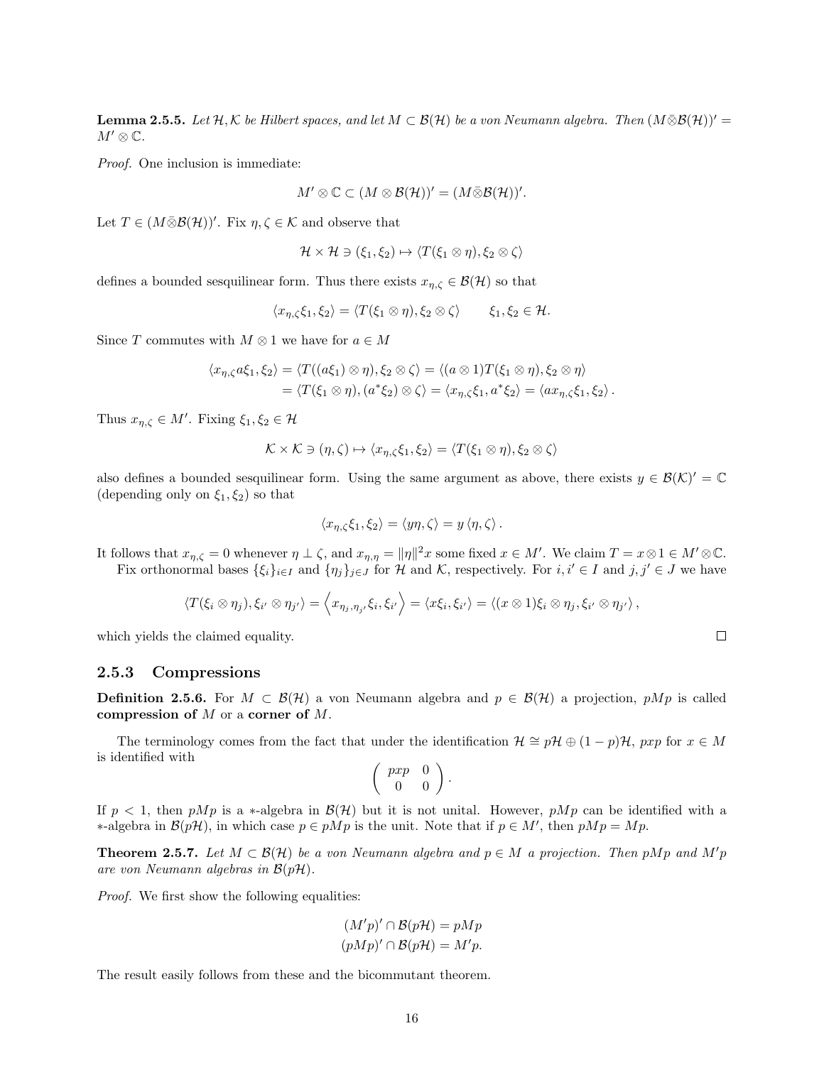**Lemma 2.5.5.** *Let $\mathcal{H}, \mathcal{K}$ be Hilbert spaces, and let $M \subset \mathcal{B}(\mathcal{H})$ be a von Neumann algebra. Then $(M \bar{\otimes} \mathcal{B}(\mathcal{H}))' = M' \otimes \mathbb{C}$.*

*Proof.* One inclusion is immediate:

$$M' \otimes \mathbb{C} \subset (M \otimes \mathcal{B}(\mathcal{H}))' = (M \bar{\otimes} \mathcal{B}(\mathcal{H}))'.$$

Let $T \in (M \bar{\otimes} \mathcal{B}(\mathcal{H}))'$. Fix $\eta, \zeta \in \mathcal{K}$ and observe that

$$\mathcal{H} \times \mathcal{H} \ni (\xi_1, \xi_2) \mapsto \langle T(\xi_1 \otimes \eta), \xi_2 \otimes \zeta \rangle$$

defines a bounded sesquilinear form. Thus there exists $x_{\eta,\zeta} \in \mathcal{B}(\mathcal{H})$ so that

$$\langle x_{\eta,\zeta} \xi_1, \xi_2 \rangle = \langle T(\xi_1 \otimes \eta), \xi_2 \otimes \zeta \rangle \qquad \xi_1, \xi_2 \in \mathcal{H}.$$

Since $T$ commutes with $M \otimes 1$ we have for $a \in M$

$$\begin{aligned}
\langle x_{\eta,\zeta} a \xi_1, \xi_2 \rangle &= \langle T((a\xi_1) \otimes \eta), \xi_2 \otimes \zeta \rangle = \langle (a \otimes 1) T(\xi_1 \otimes \eta), \xi_2 \otimes \eta \rangle \\
&= \langle T(\xi_1 \otimes \eta), (a^* \xi_2) \otimes \zeta \rangle = \langle x_{\eta,\zeta} \xi_1, a^* \xi_2 \rangle = \langle a x_{\eta,\zeta} \xi_1, \xi_2 \rangle .
\end{aligned}$$

Thus $x_{\eta,\zeta} \in M'$. Fixing $\xi_1, \xi_2 \in \mathcal{H}$

$$\mathcal{K} \times \mathcal{K} \ni (\eta, \zeta) \mapsto \langle x_{\eta,\zeta} \xi_1, \xi_2 \rangle = \langle T(\xi_1 \otimes \eta), \xi_2 \otimes \zeta \rangle$$

also defines a bounded sesquilinear form. Using the same argument as above, there exists $y \in \mathcal{B}(\mathcal{K})' = \mathbb{C}$ (depending only on $\xi_1, \xi_2$) so that

$$\langle x_{\eta,\zeta} \xi_1, \xi_2 \rangle = \langle y \eta, \zeta \rangle = y \langle \eta, \zeta \rangle .$$

It follows that $x_{\eta,\zeta} = 0$ whenever $\eta \perp \zeta$, and $x_{\eta,\eta} = \|\eta\|^2 x$ some fixed $x \in M'$. We claim $T = x \otimes 1 \in M' \otimes \mathbb{C}$.

Fix orthonormal bases $\{\xi_i\}_{i \in I}$ and $\{\eta_j\}_{j \in J}$ for $\mathcal{H}$ and $\mathcal{K}$, respectively. For $i, i' \in I$ and $j, j' \in J$ we have

$$\langle T(\xi_i \otimes \eta_j), \xi_{i'} \otimes \eta_{j'} \rangle = \left\langle x_{\eta_j, \eta_{j'}} \xi_i, \xi_{i'} \right\rangle = \langle x \xi_i, \xi_{i'} \rangle = \langle (x \otimes 1) \xi_i \otimes \eta_j, \xi_{i'} \otimes \eta_{j'} \rangle ,$$

which yields the claimed equality. $\square$

### 2.5.3 Compressions

**Definition 2.5.6.** For $M \subset \mathcal{B}(\mathcal{H})$ a von Neumann algebra and $p \in \mathcal{B}(\mathcal{H})$ a projection, $pMp$ is called **compression of** $M$ or a **corner of** $M$.

The terminology comes from the fact that under the identification $\mathcal{H} \cong p\mathcal{H} \oplus (1-p)\mathcal{H}$, $pxp$ for $x \in M$ is identified with

$$\begin{pmatrix} pxp & 0 \\ 0 & 0 \end{pmatrix}.$$

If $p < 1$, then $pMp$ is a $*$-algebra in $\mathcal{B}(\mathcal{H})$ but it is not unital. However, $pMp$ can be identified with a $*$-algebra in $\mathcal{B}(p\mathcal{H})$, in which case $p \in pMp$ is the unit. Note that if $p \in M'$, then $pMp = Mp$.

**Theorem 2.5.7.** *Let $M \subset \mathcal{B}(\mathcal{H})$ be a von Neumann algebra and $p \in M$ a projection. Then $pMp$ and $M'p$ are von Neumann algebras in $\mathcal{B}(p\mathcal{H})$.*

*Proof.* We first show the following equalities:

$$\begin{aligned}
(M'p)' \cap \mathcal{B}(p\mathcal{H}) &= pMp \\
(pMp)' \cap \mathcal{B}(p\mathcal{H}) &= M'p.
\end{aligned}$$

The result easily follows from these and the bicommutant theorem.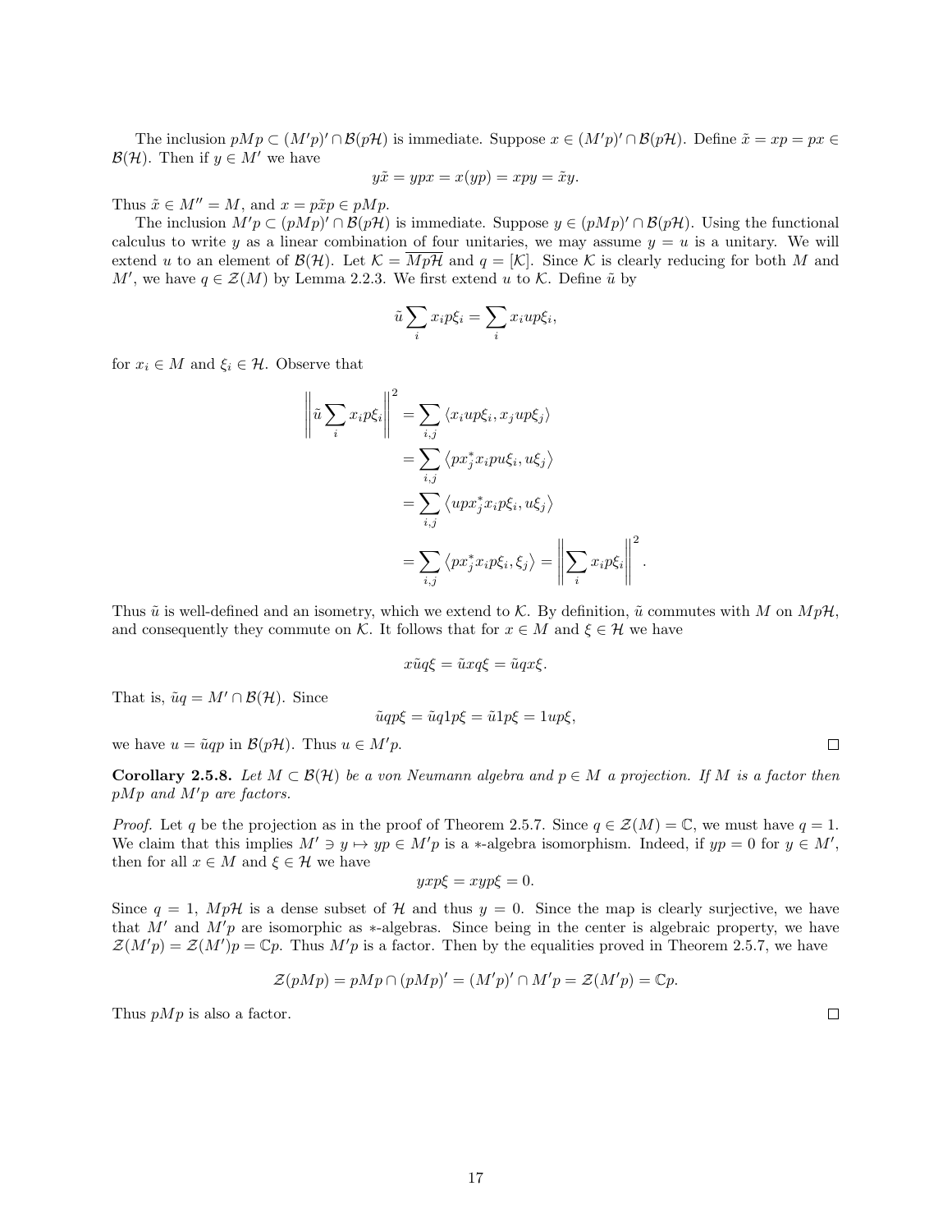The inclusion $pMp \subset (M'p)' \cap \mathcal{B}(p\mathcal{H})$ is immediate. Suppose $x \in (M'p)' \cap \mathcal{B}(p\mathcal{H})$. Define $\tilde{x} = xp = px \in \mathcal{B}(\mathcal{H})$. Then if $y \in M'$ we have

$$y\tilde{x} = ypx = x(yp) = xpy = \tilde{x}y.$$

Thus $\tilde{x} \in M'' = M$, and $x = p\tilde{x}p \in pMp$.

The inclusion $M'p \subset (pMp)' \cap \mathcal{B}(p\mathcal{H})$ is immediate. Suppose $y \in (pMp)' \cap \mathcal{B}(p\mathcal{H})$. Using the functional calculus to write $y$ as a linear combination of four unitaries, we may assume $y = u$ is a unitary. We will extend $u$ to an element of $\mathcal{B}(\mathcal{H})$. Let $\mathcal{K} = \overline{Mp\mathcal{H}}$ and $q = [\mathcal{K}]$. Since $\mathcal{K}$ is clearly reducing for both $M$ and $M'$, we have $q \in \mathcal{Z}(M)$ by Lemma 2.2.3. We first extend $u$ to $\mathcal{K}$. Define $\tilde{u}$ by

$$\tilde{u} \sum_i x_i p \xi_i = \sum_i x_i u p \xi_i,$$

for $x_i \in M$ and $\xi_i \in \mathcal{H}$. Observe that

$$\begin{aligned}
\left\| \tilde{u} \sum_i x_i p \xi_i \right\|^2 &= \sum_{i,j} \langle x_i u p \xi_i, x_j u p \xi_j \rangle \\
&= \sum_{i,j} \langle p x_j^* x_i p u \xi_i, u \xi_j \rangle \\
&= \sum_{i,j} \langle u p x_j^* x_i p \xi_i, u \xi_j \rangle \\
&= \sum_{i,j} \langle p x_j^* x_i p \xi_i, \xi_j \rangle = \left\| \sum_i x_i p \xi_i \right\|^2 .
\end{aligned}$$

Thus $\tilde{u}$ is well-defined and an isometry, which we extend to $\mathcal{K}$. By definition, $\tilde{u}$ commutes with $M$ on $Mp\mathcal{H}$, and consequently they commute on $\mathcal{K}$. It follows that for $x \in M$ and $\xi \in \mathcal{H}$ we have

$$x\tilde{u}q\xi = \tilde{u}xq\xi = \tilde{u}qx\xi.$$

That is, $\tilde{u}q = M' \cap \mathcal{B}(\mathcal{H})$. Since

$$\tilde{u}qp\xi = \tilde{u}q1p\xi = \tilde{u}1p\xi = 1up\xi,$$

we have $u = \tilde{u}qp$ in $\mathcal{B}(p\mathcal{H})$. Thus $u \in M'p$. $\square$

**Corollary 2.5.8.** *Let $M \subset \mathcal{B}(\mathcal{H})$ be a von Neumann algebra and $p \in M$ a projection. If $M$ is a factor then $pMp$ and $M'p$ are factors.*

*Proof.* Let $q$ be the projection as in the proof of Theorem 2.5.7. Since $q \in \mathcal{Z}(M) = \mathbb{C}$, we must have $q = 1$. We claim that this implies $M' \ni y \mapsto yp \in M'p$ is a $*$-algebra isomorphism. Indeed, if $yp = 0$ for $y \in M'$, then for all $x \in M$ and $\xi \in \mathcal{H}$ we have

$$yxp\xi = xyp\xi = 0.$$

Since $q = 1$, $Mp\mathcal{H}$ is a dense subset of $\mathcal{H}$ and thus $y = 0$. Since the map is clearly surjective, we have that $M'$ and $M'p$ are isomorphic as $*$-algebras. Since being in the center is algebraic property, we have $\mathcal{Z}(M'p) = \mathcal{Z}(M')p = \mathbb{C}p$. Thus $M'p$ is a factor. Then by the equalities proved in Theorem 2.5.7, we have

$$\mathcal{Z}(pMp) = pMp \cap (pMp)' = (M'p)' \cap M'p = \mathcal{Z}(M'p) = \mathbb{C}p.$$

Thus $pMp$ is also a factor. $\square$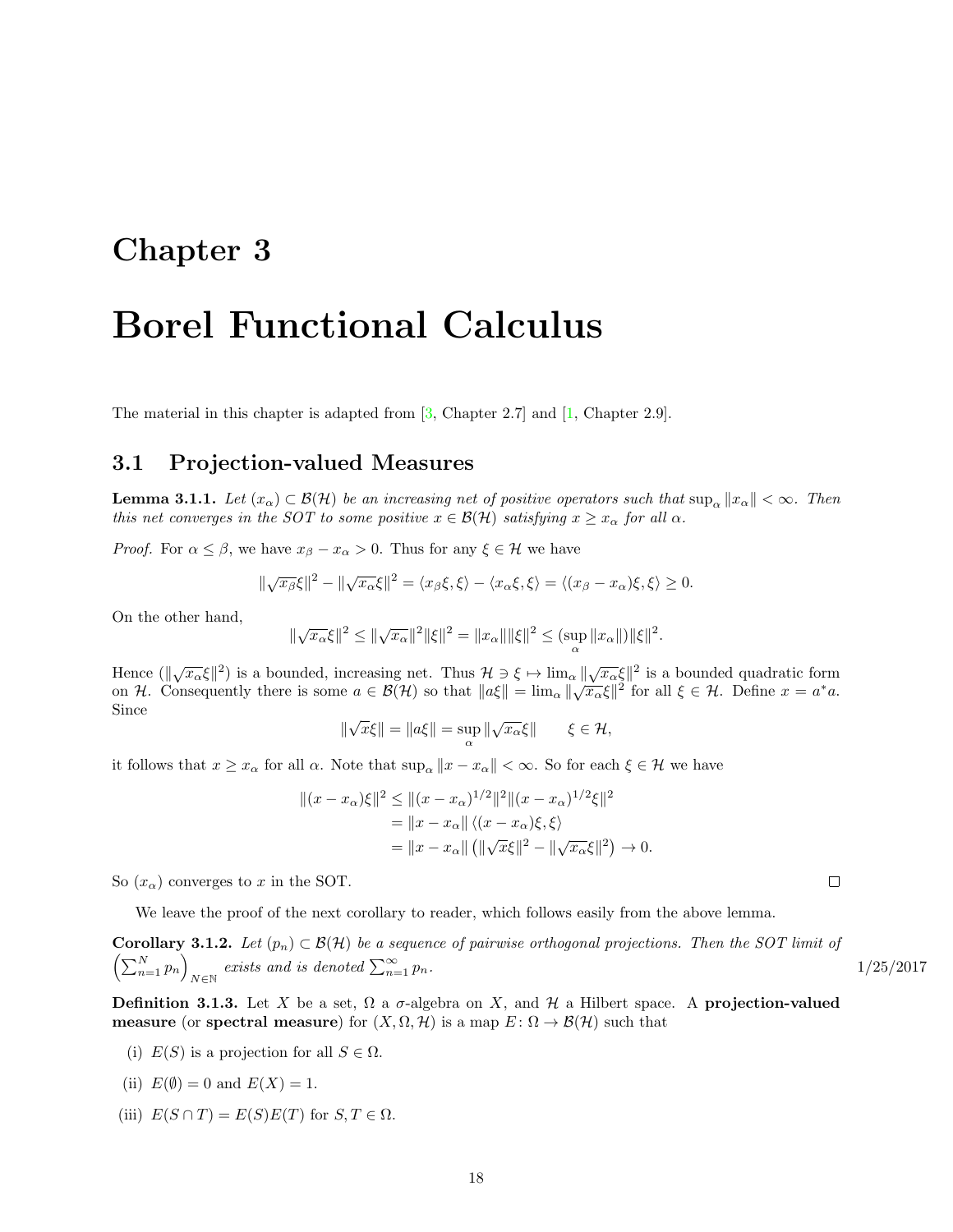# Chapter 3

# Borel Functional Calculus

The material in this chapter is adapted from [3, Chapter 2.7] and [1, Chapter 2.9].

## 3.1 Projection-valued Measures

**Lemma 3.1.1.** *Let $(x_\alpha) \subset \mathcal{B}(\mathcal{H})$ be an increasing net of positive operators such that $\sup_\alpha \|x_\alpha\| < \infty$. Then this net converges in the SOT to some positive $x \in \mathcal{B}(\mathcal{H})$ satisfying $x \geq x_\alpha$ for all $\alpha$.*

*Proof.* For $\alpha \leq \beta$, we have $x_\beta - x_\alpha > 0$. Thus for any $\xi \in \mathcal{H}$ we have

$$\|\sqrt{x_\beta}\xi\|^2 - \|\sqrt{x_\alpha}\xi\|^2 = \langle x_\beta \xi, \xi\rangle - \langle x_\alpha \xi, \xi \rangle = \langle (x_\beta - x_\alpha)\xi, \xi\rangle \geq 0.$$

On the other hand,

$$\|\sqrt{x_\alpha}\xi\|^2 \leq \|\sqrt{x_\alpha}\|^2 \|\xi\|^2 = \|x_\alpha\| \|\xi\|^2 \leq (\sup_\alpha \|x_\alpha\|)\|\xi\|^2.$$

Hence $(\|\sqrt{x_\alpha}\xi\|^2)$ is a bounded, increasing net. Thus $\mathcal{H} \ni \xi \mapsto \lim_\alpha \|\sqrt{x_\alpha}\xi\|^2$ is a bounded quadratic form on $\mathcal{H}$. Consequently there is some $a \in \mathcal{B}(\mathcal{H})$ so that $\|a\xi\| = \lim_\alpha \|\sqrt{x_\alpha}\xi\|^2$ for all $\xi \in \mathcal{H}$. Define $x = a^* a$. Since

$$\|\sqrt{x}\xi\| = \|a\xi\| = \sup_\alpha \|\sqrt{x_\alpha}\xi\| \qquad \xi \in \mathcal{H},$$

it follows that $x \geq x_\alpha$ for all $\alpha$. Note that $\sup_\alpha \|x - x_\alpha\| < \infty$. So for each $\xi \in \mathcal{H}$ we have

$$\begin{aligned} \|(x - x_\alpha)\xi\|^2 &\leq \|(x - x_\alpha)^{1/2}\|^2 \|(x - x_\alpha)^{1/2}\xi\|^2 \\ &= \|x - x_\alpha\| \langle (x - x_\alpha)\xi, \xi \rangle \\ &= \|x - x_\alpha\| \left(\|\sqrt{x}\xi\|^2 - \|\sqrt{x_\alpha}\xi\|^2\right) \to 0. \end{aligned}$$

So $(x_\alpha)$ converges to $x$ in the SOT. ∎

We leave the proof of the next corollary to reader, which follows easily from the above lemma.

**Corollary 3.1.2.** *Let $(p_n) \subset \mathcal{B}(\mathcal{H})$ be a sequence of pairwise orthogonal projections. Then the SOT limit of $\left(\sum_{n=1}^N p_n\right)_{N \in \mathbb{N}}$ exists and is denoted $\sum_{n=1}^\infty p_n$.*

1/25/2017

**Definition 3.1.3.** Let $X$ be a set, $\Omega$ a $\sigma$-algebra on $X$, and $\mathcal{H}$ a Hilbert space. A **projection-valued measure** (or **spectral measure**) for $(X, \Omega, \mathcal{H})$ is a map $E \colon \Omega \to \mathcal{B}(\mathcal{H})$ such that

(i) $E(S)$ is a projection for all $S \in \Omega$.

(ii) $E(\emptyset) = 0$ and $E(X) = 1$.

(iii) $E(S \cap T) = E(S)E(T)$ for $S, T \in \Omega$.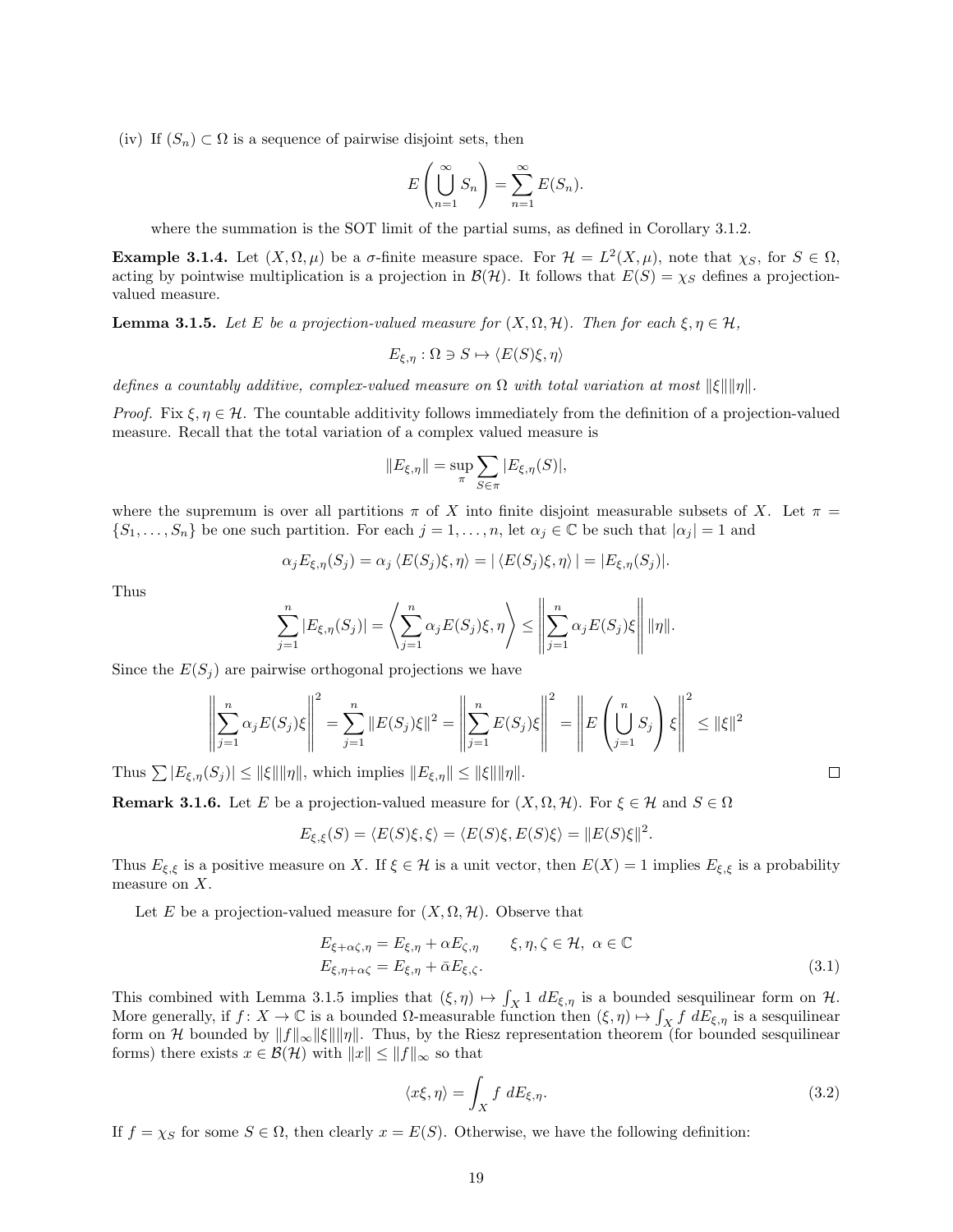(iv) If $(S_n) \subset \Omega$ is a sequence of pairwise disjoint sets, then

$$E\left(\bigcup_{n=1}^{\infty} S_n\right) = \sum_{n=1}^{\infty} E(S_n).$$

where the summation is the SOT limit of the partial sums, as defined in Corollary 3.1.2.

**Example 3.1.4.** Let $(X, \Omega, \mu)$ be a $\sigma$-finite measure space. For $\mathcal{H} = L^2(X, \mu)$, note that $\chi_S$, for $S \in \Omega$, acting by pointwise multiplication is a projection in $\mathcal{B}(\mathcal{H})$. It follows that $E(S) = \chi_S$ defines a projection-valued measure.

**Lemma 3.1.5.** *Let $E$ be a projection-valued measure for $(X, \Omega, \mathcal{H})$. Then for each $\xi, \eta \in \mathcal{H}$,*

$$E_{\xi,\eta} : \Omega \ni S \mapsto \langle E(S)\xi, \eta\rangle$$

*defines a countably additive, complex-valued measure on $\Omega$ with total variation at most $\|\xi\|\|\eta\|$.*

*Proof.* Fix $\xi, \eta \in \mathcal{H}$. The countable additivity follows immediately from the definition of a projection-valued measure. Recall that the total variation of a complex valued measure is

$$\|E_{\xi,\eta}\| = \sup_{\pi} \sum_{S \in \pi} |E_{\xi,\eta}(S)|,$$

where the supremum is over all partitions $\pi$ of $X$ into finite disjoint measurable subsets of $X$. Let $\pi = \{S_1, \ldots, S_n\}$ be one such partition. For each $j = 1, \ldots, n$, let $\alpha_j \in \mathbb{C}$ be such that $|\alpha_j| = 1$ and

$$\alpha_j E_{\xi,\eta}(S_j) = \alpha_j \langle E(S_j)\xi, \eta\rangle = |\langle E(S_j)\xi, \eta\rangle| = |E_{\xi,\eta}(S_j)|.$$

Thus

$$\sum_{j=1}^{n} |E_{\xi,\eta}(S_j)| = \left\langle \sum_{j=1}^{n} \alpha_j E(S_j)\xi, \eta \right\rangle \leq \left\| \sum_{j=1}^{n} \alpha_j E(S_j)\xi \right\| \|\eta\|.$$

Since the $E(S_j)$ are pairwise orthogonal projections we have

$$\left\| \sum_{j=1}^{n} \alpha_j E(S_j)\xi \right\|^2 = \sum_{j=1}^{n} \|E(S_j)\xi\|^2 = \left\| \sum_{j=1}^{n} E(S_j)\xi \right\|^2 = \left\| E\left(\bigcup_{j=1}^{n} S_j\right)\xi \right\|^2 \leq \|\xi\|^2$$

Thus $\sum |E_{\xi,\eta}(S_j)| \leq \|\xi\|\|\eta\|$, which implies $\|E_{\xi,\eta}\| \leq \|\xi\|\|\eta\|$. $\square$

**Remark 3.1.6.** Let $E$ be a projection-valued measure for $(X, \Omega, \mathcal{H})$. For $\xi \in \mathcal{H}$ and $S \in \Omega$

$$E_{\xi,\xi}(S) = \langle E(S)\xi, \xi\rangle = \langle E(S)\xi, E(S)\xi\rangle = \|E(S)\xi\|^2.$$

Thus $E_{\xi,\xi}$ is a positive measure on $X$. If $\xi \in \mathcal{H}$ is a unit vector, then $E(X) = 1$ implies $E_{\xi,\xi}$ is a probability measure on $X$.

Let $E$ be a projection-valued measure for $(X, \Omega, \mathcal{H})$. Observe that

$$\begin{aligned} E_{\xi+\alpha\zeta,\eta} &= E_{\xi,\eta} + \alpha E_{\zeta,\eta} \qquad \xi, \eta, \zeta \in \mathcal{H},\ \alpha \in \mathbb{C} \\ E_{\xi,\eta+\alpha\zeta} &= E_{\xi,\eta} + \bar{\alpha} E_{\xi,\zeta}. \end{aligned} \tag{3.1}$$

This combined with Lemma 3.1.5 implies that $(\xi, \eta) \mapsto \int_X 1 \ dE_{\xi,\eta}$ is a bounded sesquilinear form on $\mathcal{H}$. More generally, if $f \colon X \to \mathbb{C}$ is a bounded $\Omega$-measurable function then $(\xi, \eta) \mapsto \int_X f \ dE_{\xi,\eta}$ is a sesquilinear form on $\mathcal{H}$ bounded by $\|f\|_\infty \|\xi\|\|\eta\|$. Thus, by the Riesz representation theorem (for bounded sesquilinear forms) there exists $x \in \mathcal{B}(\mathcal{H})$ with $\|x\| \leq \|f\|_\infty$ so that

$$\langle x\xi, \eta\rangle = \int_X f \ dE_{\xi,\eta}. \tag{3.2}$$

If $f = \chi_S$ for some $S \in \Omega$, then clearly $x = E(S)$. Otherwise, we have the following definition: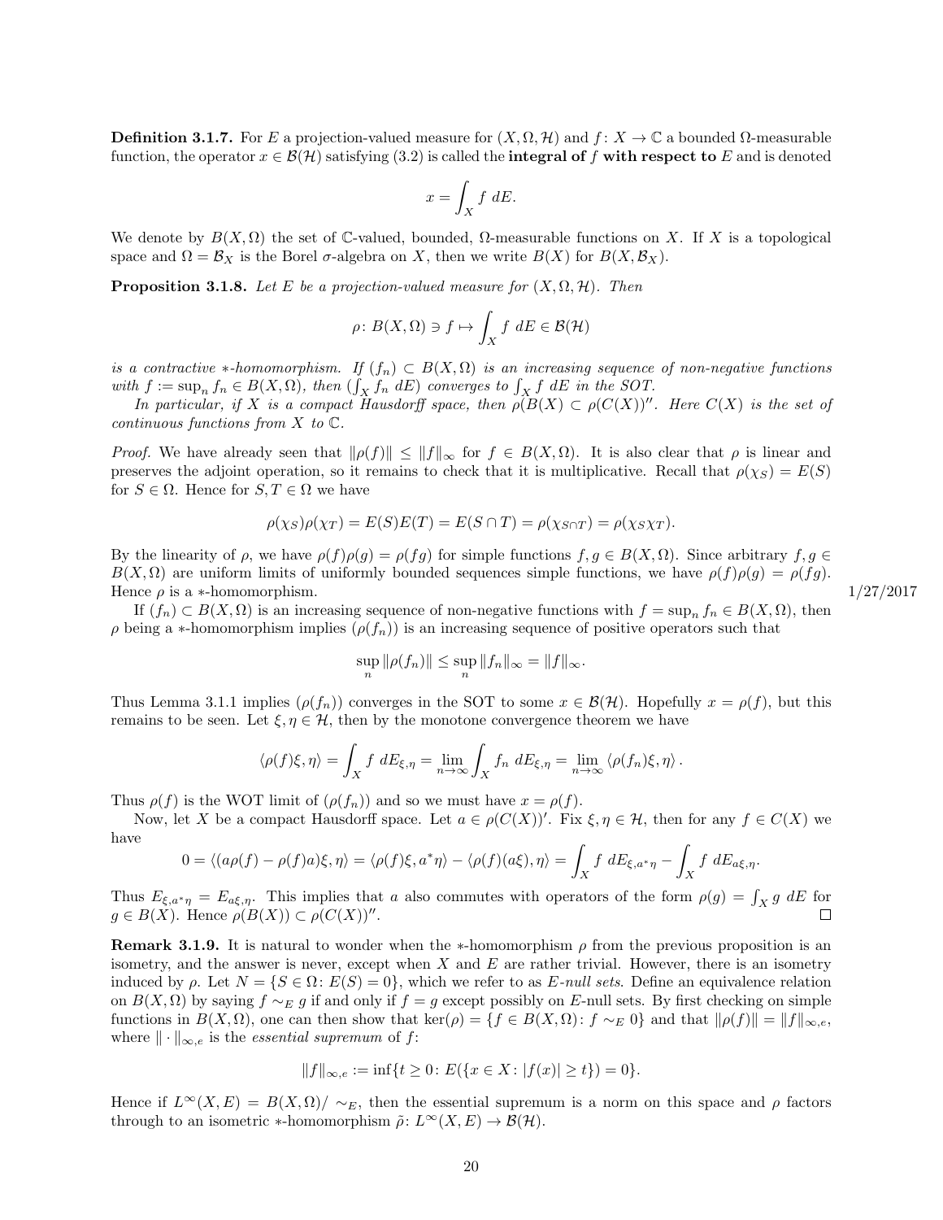**Definition 3.1.7.** For $E$ a projection-valued measure for $(X, \Omega, \mathcal{H})$ and $f\colon X \to \mathbb{C}$ a bounded $\Omega$-measurable function, the operator $x \in \mathcal{B}(\mathcal{H})$ satisfying (3.2) is called the **integral of $f$ with respect to $E$** and is denoted

$$x = \int_X f \; dE.$$

We denote by $B(X, \Omega)$ the set of $\mathbb{C}$-valued, bounded, $\Omega$-measurable functions on $X$. If $X$ is a topological space and $\Omega = \mathcal{B}_X$ is the Borel $\sigma$-algebra on $X$, then we write $B(X)$ for $B(X, \mathcal{B}_X)$.

**Proposition 3.1.8.** *Let $E$ be a projection-valued measure for $(X, \Omega, \mathcal{H})$. Then*

$$\rho\colon B(X, \Omega) \ni f \mapsto \int_X f \; dE \in \mathcal{B}(\mathcal{H})$$

*is a contractive $*$-homomorphism. If $(f_n) \subset B(X, \Omega)$ is an increasing sequence of non-negative functions with $f := \sup_n f_n \in B(X, \Omega)$, then $(\int_X f_n \; dE)$ converges to $\int_X f \; dE$ in the SOT.*

*In particular, if $X$ is a compact Hausdorff space, then $\rho(B(X) \subset \rho(C(X))''$. Here $C(X)$ is the set of continuous functions from $X$ to $\mathbb{C}$.*

*Proof.* We have already seen that $\|\rho(f)\| \leq \|f\|_\infty$ for $f \in B(X, \Omega)$. It is also clear that $\rho$ is linear and preserves the adjoint operation, so it remains to check that it is multiplicative. Recall that $\rho(\chi_S) = E(S)$ for $S \in \Omega$. Hence for $S, T \in \Omega$ we have

$$\rho(\chi_S)\rho(\chi_T) = E(S)E(T) = E(S \cap T) = \rho(\chi_{S\cap T}) = \rho(\chi_S \chi_T).$$

By the linearity of $\rho$, we have $\rho(f)\rho(g) = \rho(fg)$ for simple functions $f, g \in B(X, \Omega)$. Since arbitrary $f, g \in B(X, \Omega)$ are uniform limits of uniformly bounded sequences simple functions, we have $\rho(f)\rho(g) = \rho(fg)$. Hence $\rho$ is a $*$-homomorphism.

1/27/2017

If $(f_n) \subset B(X, \Omega)$ is an increasing sequence of non-negative functions with $f = \sup_n f_n \in B(X, \Omega)$, then $\rho$ being a $*$-homomorphism implies $(\rho(f_n))$ is an increasing sequence of positive operators such that

$$\sup_n \|\rho(f_n)\| \leq \sup_n \|f_n\|_\infty = \|f\|_\infty.$$

Thus Lemma 3.1.1 implies $(\rho(f_n))$ converges in the SOT to some $x \in \mathcal{B}(\mathcal{H})$. Hopefully $x = \rho(f)$, but this remains to be seen. Let $\xi, \eta \in \mathcal{H}$, then by the monotone convergence theorem we have

$$\langle \rho(f)\xi, \eta \rangle = \int_X f \; dE_{\xi,\eta} = \lim_{n\to\infty} \int_X f_n \; dE_{\xi,\eta} = \lim_{n\to\infty} \langle \rho(f_n)\xi, \eta \rangle.$$

Thus $\rho(f)$ is the WOT limit of $(\rho(f_n))$ and so we must have $x = \rho(f)$.

Now, let $X$ be a compact Hausdorff space. Let $a \in \rho(C(X))'$. Fix $\xi, \eta \in \mathcal{H}$, then for any $f \in C(X)$ we have

$$0 = \langle (a\rho(f) - \rho(f)a)\xi, \eta \rangle = \langle \rho(f)\xi, a^*\eta \rangle - \langle \rho(f)(a\xi), \eta \rangle = \int_X f \; dE_{\xi,a^*\eta} - \int_X f \; dE_{a\xi,\eta}.$$

Thus $E_{\xi,a^*\eta} = E_{a\xi,\eta}$. This implies that $a$ also commutes with operators of the form $\rho(g) = \int_X g \; dE$ for $g \in B(X)$. Hence $\rho(B(X)) \subset \rho(C(X))''$. $\square$

**Remark 3.1.9.** It is natural to wonder when the $*$-homomorphism $\rho$ from the previous proposition is an isometry, and the answer is never, except when $X$ and $E$ are rather trivial. However, there is an isometry induced by $\rho$. Let $N = \{S \in \Omega \colon E(S) = 0\}$, which we refer to as *$E$-null sets*. Define an equivalence relation on $B(X, \Omega)$ by saying $f \sim_E g$ if and only if $f = g$ except possibly on $E$-null sets. By first checking on simple functions in $B(X, \Omega)$, one can then show that $\ker(\rho) = \{f \in B(X, \Omega) \colon f \sim_E 0\}$ and that $\|\rho(f)\| = \|f\|_{\infty,e}$, where $\|\cdot\|_{\infty,e}$ is the *essential supremum* of $f$:

$$\|f\|_{\infty,e} := \inf\{t \geq 0 \colon E(\{x \in X \colon |f(x)| \geq t\}) = 0\}.$$

Hence if $L^\infty(X, E) = B(X, \Omega)/\sim_E$, then the essential supremum is a norm on this space and $\rho$ factors through to an isometric $*$-homomorphism $\tilde{\rho}\colon L^\infty(X, E) \to \mathcal{B}(\mathcal{H})$.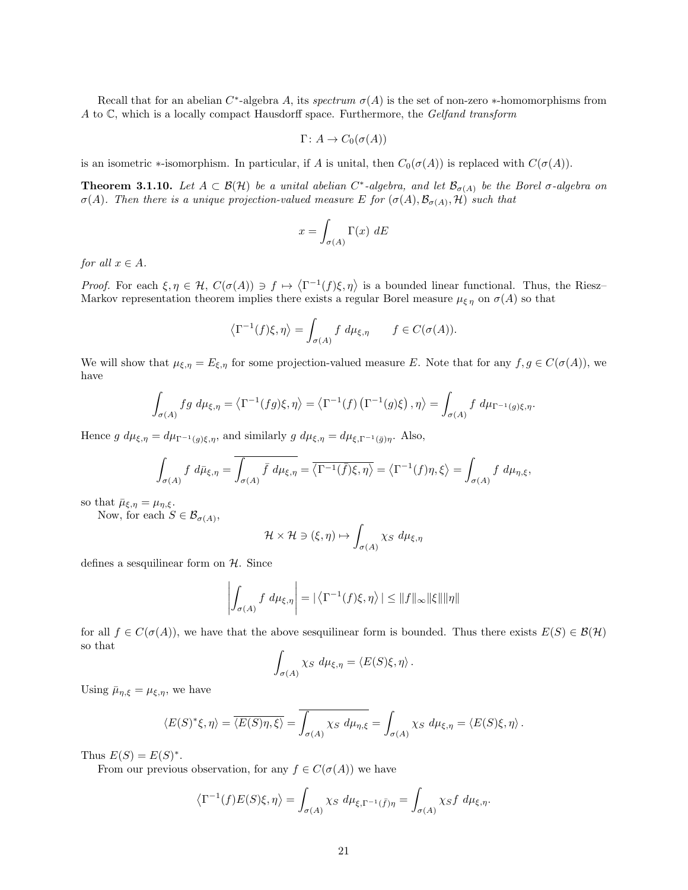Recall that for an abelian $C^*$-algebra $A$, its *spectrum* $\sigma(A)$ is the set of non-zero $*$-homomorphisms from $A$ to $\mathbb{C}$, which is a locally compact Hausdorff space. Furthermore, the *Gelfand transform*

$$\Gamma\colon A \to C_0(\sigma(A))$$

is an isometric $*$-isomorphism. In particular, if $A$ is unital, then $C_0(\sigma(A))$ is replaced with $C(\sigma(A))$.

**Theorem 3.1.10.** *Let $A \subset \mathcal{B}(\mathcal{H})$ be a unital abelian $C^*$-algebra, and let $\mathcal{B}_{\sigma(A)}$ be the Borel $\sigma$-algebra on $\sigma(A)$. Then there is a unique projection-valued measure $E$ for $(\sigma(A), \mathcal{B}_{\sigma(A)}, \mathcal{H})$ such that*

$$x = \int_{\sigma(A)} \Gamma(x)\ dE$$

*for all $x \in A$.*

*Proof.* For each $\xi, \eta \in \mathcal{H}$, $C(\sigma(A)) \ni f \mapsto \langle \Gamma^{-1}(f)\xi, \eta \rangle$ is a bounded linear functional. Thus, the Riesz–Markov representation theorem implies there exists a regular Borel measure $\mu_{\xi\,\eta}$ on $\sigma(A)$ so that

$$\langle \Gamma^{-1}(f)\xi, \eta \rangle = \int_{\sigma(A)} f\ d\mu_{\xi,\eta} \qquad f \in C(\sigma(A)).$$

We will show that $\mu_{\xi,\eta} = E_{\xi,\eta}$ for some projection-valued measure $E$. Note that for any $f, g \in C(\sigma(A))$, we have

$$\int_{\sigma(A)} fg\ d\mu_{\xi,\eta} = \langle \Gamma^{-1}(fg)\xi, \eta \rangle = \langle \Gamma^{-1}(f) \left(\Gamma^{-1}(g)\xi\right), \eta \rangle = \int_{\sigma(A)} f\ d\mu_{\Gamma^{-1}(g)\xi,\eta}.$$

Hence $g\ d\mu_{\xi,\eta} = d\mu_{\Gamma^{-1}(g)\xi,\eta}$, and similarly $g\ d\mu_{\xi,\eta} = d\mu_{\xi,\Gamma^{-1}(\bar{g})\eta}$. Also,

$$\int_{\sigma(A)} f\ d\bar{\mu}_{\xi,\eta} = \overline{\int_{\sigma(A)} \bar{f}\ d\mu_{\xi,\eta}} = \overline{\langle \Gamma^{-1}(\bar{f})\xi, \eta \rangle} = \langle \Gamma^{-1}(f)\eta, \xi \rangle = \int_{\sigma(A)} f\ d\mu_{\eta,\xi},$$

so that $\bar{\mu}_{\xi,\eta} = \mu_{\eta,\xi}$.

Now, for each $S \in \mathcal{B}_{\sigma(A)}$,

$$\mathcal{H} \times \mathcal{H} \ni (\xi, \eta) \mapsto \int_{\sigma(A)} \chi_S\ d\mu_{\xi,\eta}$$

defines a sesquilinear form on $\mathcal{H}$. Since

$$\left| \int_{\sigma(A)} f\ d\mu_{\xi,\eta} \right| = |\langle \Gamma^{-1}(f)\xi, \eta \rangle| \leq \|f\|_\infty \|\xi\| \|\eta\|$$

for all $f \in C(\sigma(A))$, we have that the above sesquilinear form is bounded. Thus there exists $E(S) \in \mathcal{B}(\mathcal{H})$ so that

$$\int_{\sigma(A)} \chi_S\ d\mu_{\xi,\eta} = \langle E(S)\xi, \eta \rangle.$$

Using $\bar{\mu}_{\eta,\xi} = \mu_{\xi,\eta}$, we have

$$\langle E(S)^*\xi, \eta \rangle = \overline{\langle E(S)\eta, \xi \rangle} = \overline{\int_{\sigma(A)} \chi_S\ d\mu_{\eta,\xi}} = \int_{\sigma(A)} \chi_S\ d\mu_{\xi,\eta} = \langle E(S)\xi, \eta \rangle.$$

Thus $E(S) = E(S)^*$.

From our previous observation, for any $f \in C(\sigma(A))$ we have

$$\langle \Gamma^{-1}(f)E(S)\xi, \eta \rangle = \int_{\sigma(A)} \chi_S\ d\mu_{\xi,\Gamma^{-1}(\bar{f})\eta} = \int_{\sigma(A)} \chi_S f\ d\mu_{\xi,\eta}.$$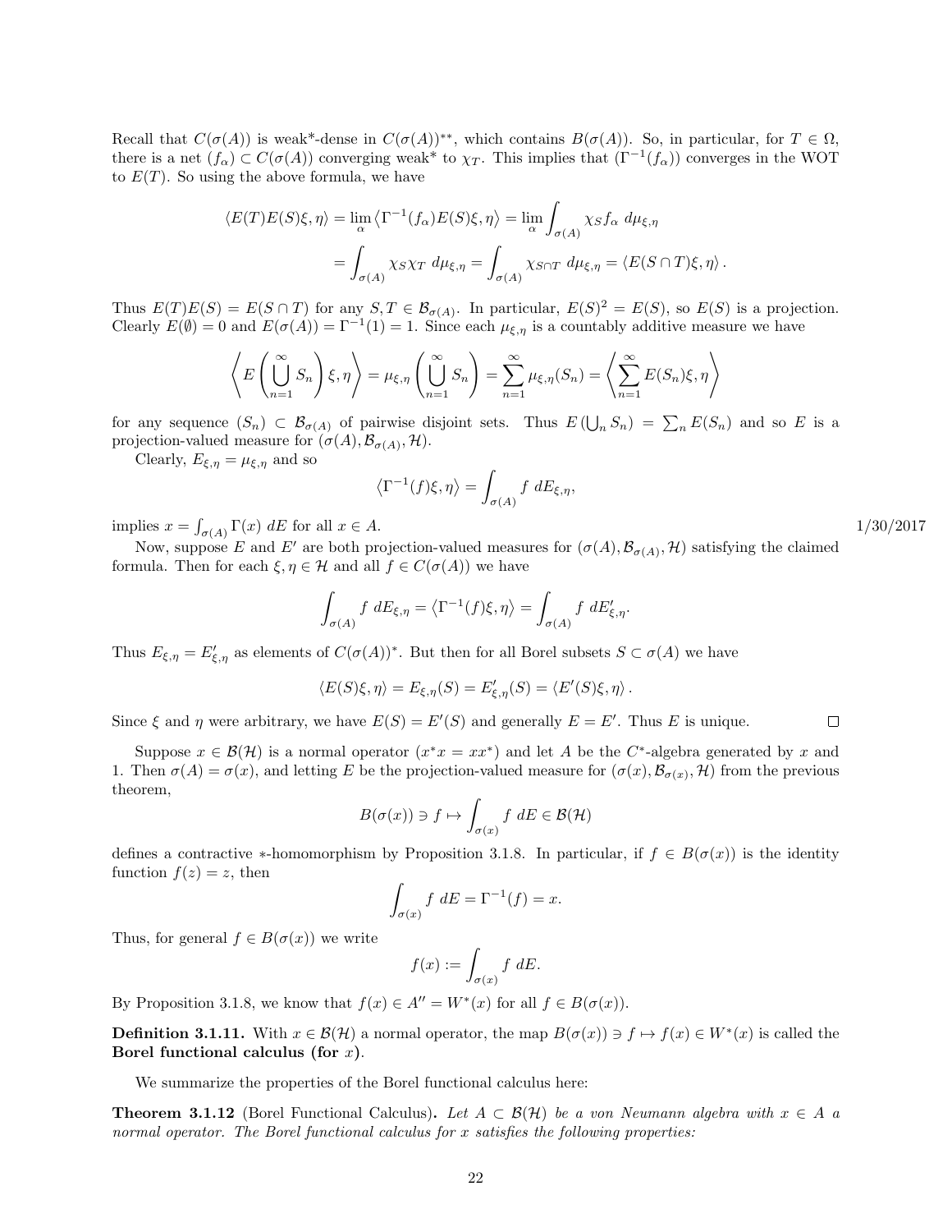Recall that $C(\sigma(A))$ is weak*-dense in $C(\sigma(A))^{**}$, which contains $B(\sigma(A))$. So, in particular, for $T \in \Omega$, there is a net $(f_\alpha) \subset C(\sigma(A))$ converging weak* to $\chi_T$. This implies that $(\Gamma^{-1}(f_\alpha))$ converges in the WOT to $E(T)$. So using the above formula, we have

$$\langle E(T)E(S)\xi, \eta\rangle = \lim_\alpha \left\langle \Gamma^{-1}(f_\alpha)E(S)\xi, \eta\right\rangle = \lim_\alpha \int_{\sigma(A)} \chi_S f_\alpha \; d\mu_{\xi,\eta}$$
$$= \int_{\sigma(A)} \chi_S \chi_T \; d\mu_{\xi,\eta} = \int_{\sigma(A)} \chi_{S\cap T} \; d\mu_{\xi,\eta} = \langle E(S\cap T)\xi, \eta\rangle.$$

Thus $E(T)E(S) = E(S \cap T)$ for any $S, T \in \mathcal{B}_{\sigma(A)}$. In particular, $E(S)^2 = E(S)$, so $E(S)$ is a projection. Clearly $E(\emptyset) = 0$ and $E(\sigma(A)) = \Gamma^{-1}(1) = 1$. Since each $\mu_{\xi,\eta}$ is a countably additive measure we have

$$\left\langle E\left(\bigcup_{n=1}^\infty S_n\right)\xi, \eta\right\rangle = \mu_{\xi,\eta}\left(\bigcup_{n=1}^\infty S_n\right) = \sum_{n=1}^\infty \mu_{\xi,\eta}(S_n) = \left\langle \sum_{n=1}^\infty E(S_n)\xi, \eta\right\rangle$$

for any sequence $(S_n) \subset \mathcal{B}_{\sigma(A)}$ of pairwise disjoint sets. Thus $E\left(\bigcup_n S_n\right) = \sum_n E(S_n)$ and so $E$ is a projection-valued measure for $(\sigma(A), \mathcal{B}_{\sigma(A)}, \mathcal{H})$.

Clearly, $E_{\xi,\eta} = \mu_{\xi,\eta}$ and so

$$\left\langle \Gamma^{-1}(f)\xi, \eta\right\rangle = \int_{\sigma(A)} f \; dE_{\xi,\eta},$$

implies $x = \int_{\sigma(A)} \Gamma(x) \; dE$ for all $x \in A$. 1/30/2017

Now, suppose $E$ and $E'$ are both projection-valued measures for $(\sigma(A), \mathcal{B}_{\sigma(A)}, \mathcal{H})$ satisfying the claimed formula. Then for each $\xi, \eta \in \mathcal{H}$ and all $f \in C(\sigma(A))$ we have

$$\int_{\sigma(A)} f \; dE_{\xi,\eta} = \left\langle \Gamma^{-1}(f)\xi, \eta\right\rangle = \int_{\sigma(A)} f \; dE'_{\xi,\eta}.$$

Thus $E_{\xi,\eta} = E'_{\xi,\eta}$ as elements of $C(\sigma(A))^*$. But then for all Borel subsets $S \subset \sigma(A)$ we have

$$\langle E(S)\xi, \eta\rangle = E_{\xi,\eta}(S) = E'_{\xi,\eta}(S) = \langle E'(S)\xi, \eta\rangle.$$

Since $\xi$ and $\eta$ were arbitrary, we have $E(S) = E'(S)$ and generally $E = E'$. Thus $E$ is unique. $\square$

Suppose $x \in \mathcal{B}(\mathcal{H})$ is a normal operator ($x^*x = xx^*$) and let $A$ be the $C^*$-algebra generated by $x$ and 1. Then $\sigma(A) = \sigma(x)$, and letting $E$ be the projection-valued measure for $(\sigma(x), \mathcal{B}_{\sigma(x)}, \mathcal{H})$ from the previous theorem,

$$B(\sigma(x)) \ni f \mapsto \int_{\sigma(x)} f \; dE \in \mathcal{B}(\mathcal{H})$$

defines a contractive $*$-homomorphism by Proposition 3.1.8. In particular, if $f \in B(\sigma(x))$ is the identity function $f(z) = z$, then

$$\int_{\sigma(x)} f \; dE = \Gamma^{-1}(f) = x.$$

Thus, for general $f \in B(\sigma(x))$ we write

$$f(x) := \int_{\sigma(x)} f \; dE.$$

By Proposition 3.1.8, we know that $f(x) \in A'' = W^*(x)$ for all $f \in B(\sigma(x))$.

**Definition 3.1.11.** With $x \in \mathcal{B}(\mathcal{H})$ a normal operator, the map $B(\sigma(x)) \ni f \mapsto f(x) \in W^*(x)$ is called the **Borel functional calculus (for $x$)**.

We summarize the properties of the Borel functional calculus here:

**Theorem 3.1.12** (Borel Functional Calculus)**.** *Let $A \subset \mathcal{B}(\mathcal{H})$ be a von Neumann algebra with $x \in A$ a normal operator. The Borel functional calculus for $x$ satisfies the following properties:*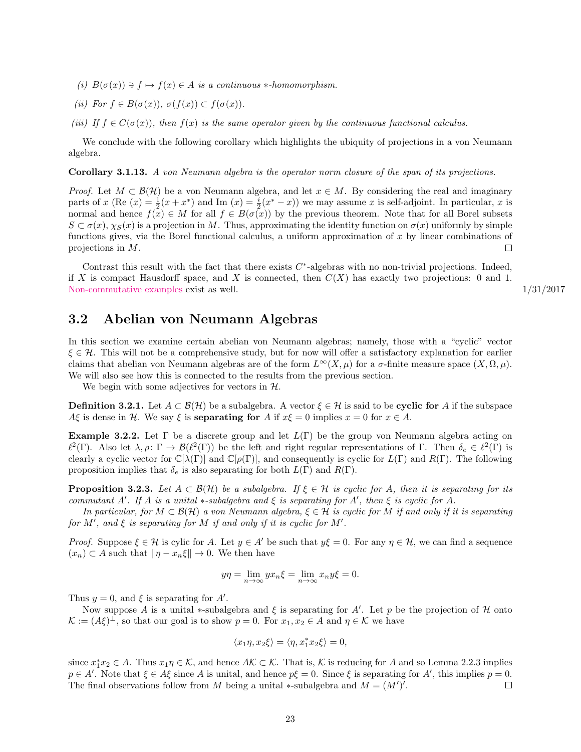*(i)* $B(\sigma(x)) \ni f \mapsto f(x) \in A$ *is a continuous* $*$*-homomorphism.*

*(ii) For* $f \in B(\sigma(x))$, $\sigma(f(x)) \subset f(\sigma(x))$.

*(iii) If* $f \in C(\sigma(x))$*, then* $f(x)$ *is the same operator given by the continuous functional calculus.*

We conclude with the following corollary which highlights the ubiquity of projections in a von Neumann algebra.

**Corollary 3.1.13.** *A von Neumann algebra is the operator norm closure of the span of its projections.*

*Proof.* Let $M \subset \mathcal{B}(\mathcal{H})$ be a von Neumann algebra, and let $x \in M$. By considering the real and imaginary parts of $x$ (Re $(x) = \frac{1}{2}(x + x^*)$ and Im $(x) = \frac{i}{2}(x^* - x)$) we may assume $x$ is self-adjoint. In particular, $x$ is normal and hence $f(x) \in M$ for all $f \in B(\sigma(x))$ by the previous theorem. Note that for all Borel subsets $S \subset \sigma(x)$, $\chi_S(x)$ is a projection in $M$. Thus, approximating the identity function on $\sigma(x)$ uniformly by simple functions gives, via the Borel functional calculus, a uniform approximation of $x$ by linear combinations of projections in $M$. □

Contrast this result with the fact that there exists $C^*$-algebras with no non-trivial projections. Indeed, if $X$ is compact Hausdorff space, and $X$ is connected, then $C(X)$ has exactly two projections: 0 and 1. Non-commutative examples exist as well. 1/31/2017

## 3.2 Abelian von Neumann Algebras

In this section we examine certain abelian von Neumann algebras; namely, those with a "cyclic" vector $\xi \in \mathcal{H}$. This will not be a comprehensive study, but for now will offer a satisfactory explanation for earlier claims that abelian von Neumann algebras are of the form $L^\infty(X, \mu)$ for a $\sigma$-finite measure space $(X, \Omega, \mu)$. We will also see how this is connected to the results from the previous section.

We begin with some adjectives for vectors in $\mathcal{H}$.

**Definition 3.2.1.** Let $A \subset \mathcal{B}(\mathcal{H})$ be a subalgebra. A vector $\xi \in \mathcal{H}$ is said to be **cyclic for** $A$ if the subspace $A\xi$ is dense in $\mathcal{H}$. We say $\xi$ is **separating for** $A$ if $x\xi = 0$ implies $x = 0$ for $x \in A$.

**Example 3.2.2.** Let $\Gamma$ be a discrete group and let $L(\Gamma)$ be the group von Neumann algebra acting on $\ell^2(\Gamma)$. Also let $\lambda, \rho \colon \Gamma \to \mathcal{B}(\ell^2(\Gamma))$ be the left and right regular representations of $\Gamma$. Then $\delta_e \in \ell^2(\Gamma)$ is clearly a cyclic vector for $\mathbb{C}[\lambda(\Gamma)]$ and $\mathbb{C}[\rho(\Gamma)]$, and consequently is cyclic for $L(\Gamma)$ and $R(\Gamma)$. The following proposition implies that $\delta_e$ is also separating for both $L(\Gamma)$ and $R(\Gamma)$.

**Proposition 3.2.3.** *Let* $A \subset \mathcal{B}(\mathcal{H})$ *be a subalgebra. If* $\xi \in \mathcal{H}$ *is cyclic for* $A$*, then it is separating for its commutant* $A'$*. If* $A$ *is a unital* $*$*-subalgebra and* $\xi$ *is separating for* $A'$*, then* $\xi$ *is cyclic for* $A$.

*In particular, for* $M \subset \mathcal{B}(\mathcal{H})$ *a von Neumann algebra,* $\xi \in \mathcal{H}$ *is cyclic for* $M$ *if and only if it is separating for* $M'$*, and* $\xi$ *is separating for* $M$ *if and only if it is cyclic for* $M'$.

*Proof.* Suppose $\xi \in \mathcal{H}$ is cylic for $A$. Let $y \in A'$ be such that $y\xi = 0$. For any $\eta \in \mathcal{H}$, we can find a sequence $(x_n) \subset A$ such that $\|\eta - x_n\xi\| \to 0$. We then have

$$y\eta = \lim_{n\to\infty} yx_n\xi = \lim_{n\to\infty} x_n y\xi = 0.$$

Thus $y = 0$, and $\xi$ is separating for $A'$.

Now suppose $A$ is a unital $*$-subalgebra and $\xi$ is separating for $A'$. Let $p$ be the projection of $\mathcal{H}$ onto $\mathcal{K} := (A\xi)^\perp$, so that our goal is to show $p = 0$. For $x_1, x_2 \in A$ and $\eta \in \mathcal{K}$ we have

$$\langle x_1\eta, x_2\xi\rangle = \langle \eta, x_1^* x_2\xi\rangle = 0,$$

since $x_1^* x_2 \in A$. Thus $x_1\eta \in \mathcal{K}$, and hence $A\mathcal{K} \subset \mathcal{K}$. That is, $\mathcal{K}$ is reducing for $A$ and so Lemma 2.2.3 implies $p \in A'$. Note that $\xi \in A\xi$ since $A$ is unital, and hence $p\xi = 0$. Since $\xi$ is separating for $A'$, this implies $p = 0$. The final observations follow from $M$ being a unital $*$-subalgebra and $M = (M')'$. □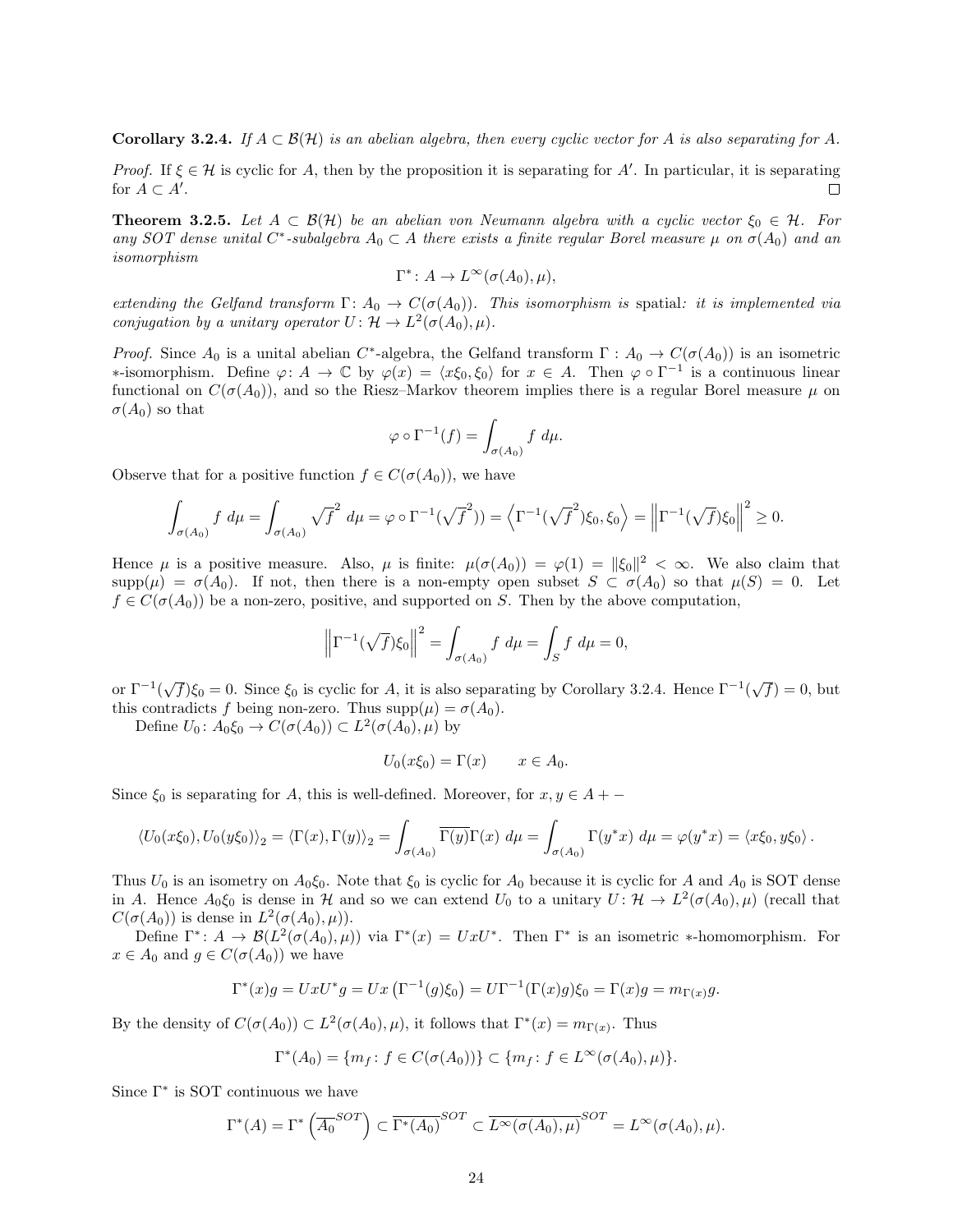**Corollary 3.2.4.** *If $A \subset \mathcal{B}(\mathcal{H})$ is an abelian algebra, then every cyclic vector for $A$ is also separating for $A$.*

*Proof.* If $\xi \in \mathcal{H}$ is cyclic for $A$, then by the proposition it is separating for $A'$. In particular, it is separating for $A \subset A'$. $\square$

**Theorem 3.2.5.** *Let $A \subset \mathcal{B}(\mathcal{H})$ be an abelian von Neumann algebra with a cyclic vector $\xi_0 \in \mathcal{H}$. For any SOT dense unital $C^*$-subalgebra $A_0 \subset A$ there exists a finite regular Borel measure $\mu$ on $\sigma(A_0)$ and an isomorphism*

$$\Gamma^* \colon A \to L^\infty(\sigma(A_0), \mu),$$

*extending the Gelfand transform $\Gamma \colon A_0 \to C(\sigma(A_0))$. This isomorphism is* spatial*: it is implemented via conjugation by a unitary operator $U \colon \mathcal{H} \to L^2(\sigma(A_0), \mu)$.*

*Proof.* Since $A_0$ is a unital abelian $C^*$-algebra, the Gelfand transform $\Gamma : A_0 \to C(\sigma(A_0))$ is an isometric $*$-isomorphism. Define $\varphi \colon A \to \mathbb{C}$ by $\varphi(x) = \langle x\xi_0, \xi_0 \rangle$ for $x \in A$. Then $\varphi \circ \Gamma^{-1}$ is a continuous linear functional on $C(\sigma(A_0))$, and so the Riesz–Markov theorem implies there is a regular Borel measure $\mu$ on $\sigma(A_0)$ so that

$$\varphi \circ \Gamma^{-1}(f) = \int_{\sigma(A_0)} f \ d\mu.$$

Observe that for a positive function $f \in C(\sigma(A_0))$, we have

$$\int_{\sigma(A_0)} f \ d\mu = \int_{\sigma(A_0)} \sqrt{f}^2 \ d\mu = \varphi \circ \Gamma^{-1}(\sqrt{f}^2)) = \left\langle \Gamma^{-1}(\sqrt{f}^2)\xi_0, \xi_0 \right\rangle = \left\| \Gamma^{-1}(\sqrt{f})\xi_0 \right\|^2 \geq 0.$$

Hence $\mu$ is a positive measure. Also, $\mu$ is finite: $\mu(\sigma(A_0)) = \varphi(1) = \|\xi_0\|^2 < \infty$. We also claim that $\text{supp}(\mu) = \sigma(A_0)$. If not, then there is a non-empty open subset $S \subset \sigma(A_0)$ so that $\mu(S) = 0$. Let $f \in C(\sigma(A_0))$ be a non-zero, positive, and supported on $S$. Then by the above computation,

$$\left\| \Gamma^{-1}(\sqrt{f})\xi_0 \right\|^2 = \int_{\sigma(A_0)} f \ d\mu = \int_S f \ d\mu = 0,$$

or $\Gamma^{-1}(\sqrt{f})\xi_0 = 0$. Since $\xi_0$ is cyclic for $A$, it is also separating by Corollary 3.2.4. Hence $\Gamma^{-1}(\sqrt{f}) = 0$, but this contradicts $f$ being non-zero. Thus $\text{supp}(\mu) = \sigma(A_0)$.

Define $U_0 \colon A_0\xi_0 \to C(\sigma(A_0)) \subset L^2(\sigma(A_0), \mu)$ by

$$U_0(x\xi_0) = \Gamma(x) \qquad x \in A_0.$$

Since $\xi_0$ is separating for $A$, this is well-defined. Moreover, for $x, y \in A + -$

$$\langle U_0(x\xi_0), U_0(y\xi_0) \rangle_2 = \langle \Gamma(x), \Gamma(y) \rangle_2 = \int_{\sigma(A_0)} \overline{\Gamma(y)}\Gamma(x) \ d\mu = \int_{\sigma(A_0)} \Gamma(y^*x) \ d\mu = \varphi(y^*x) = \langle x\xi_0, y\xi_0 \rangle.$$

Thus $U_0$ is an isometry on $A_0\xi_0$. Note that $\xi_0$ is cyclic for $A_0$ because it is cyclic for $A$ and $A_0$ is SOT dense in $A$. Hence $A_0\xi_0$ is dense in $\mathcal{H}$ and so we can extend $U_0$ to a unitary $U \colon \mathcal{H} \to L^2(\sigma(A_0), \mu)$ (recall that $C(\sigma(A_0))$ is dense in $L^2(\sigma(A_0), \mu)$).

Define $\Gamma^* \colon A \to \mathcal{B}(L^2(\sigma(A_0), \mu))$ via $\Gamma^*(x) = UxU^*$. Then $\Gamma^*$ is an isometric $*$-homomorphism. For $x \in A_0$ and $g \in C(\sigma(A_0))$ we have

$$\Gamma^*(x)g = UxU^*g = Ux\left(\Gamma^{-1}(g)\xi_0\right) = U\Gamma^{-1}(\Gamma(x)g)\xi_0 = \Gamma(x)g = m_{\Gamma(x)}g.$$

By the density of $C(\sigma(A_0)) \subset L^2(\sigma(A_0), \mu)$, it follows that $\Gamma^*(x) = m_{\Gamma(x)}$. Thus

$$\Gamma^*(A_0) = \{m_f \colon f \in C(\sigma(A_0))\} \subset \{m_f \colon f \in L^\infty(\sigma(A_0), \mu)\}.$$

Since $\Gamma^*$ is SOT continuous we have

$$\Gamma^*(A) = \Gamma^*\left(\overline{A_0}^{SOT}\right) \subset \overline{\Gamma^*(A_0)}^{SOT} \subset \overline{L^\infty(\sigma(A_0), \mu)}^{SOT} = L^\infty(\sigma(A_0), \mu).$$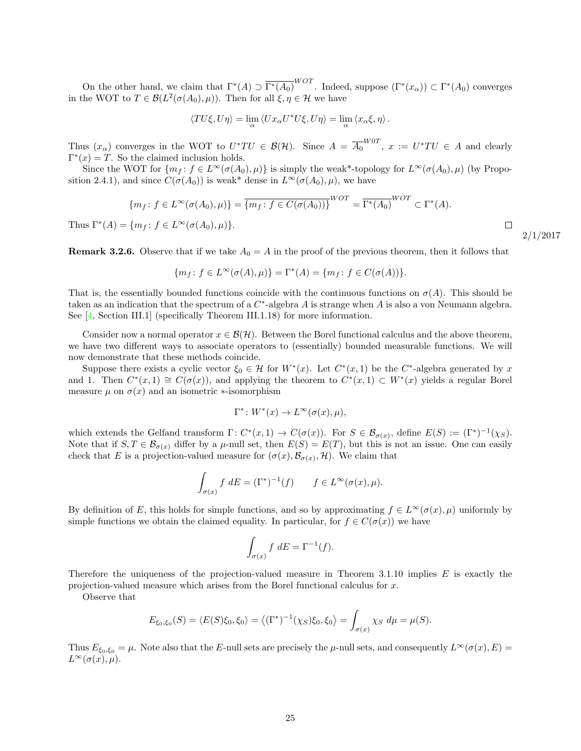On the other hand, we claim that $\Gamma^*(A) \supset \overline{\Gamma^*(A_0)}^{WOT}$. Indeed, suppose $(\Gamma^*(x_\alpha)) \subset \Gamma^*(A_0)$ converges in the WOT to $T \in \mathcal{B}(L^2(\sigma(A_0), \mu))$. Then for all $\xi, \eta \in \mathcal{H}$ we have

$$\langle TU\xi, U\eta \rangle = \lim_\alpha \langle Ux_\alpha U^* U\xi, U\eta \rangle = \lim_\alpha \langle x_\alpha \xi, \eta \rangle.$$

Thus $(x_\alpha)$ converges in the WOT to $U^*TU \in \mathcal{B}(\mathcal{H})$. Since $A = \overline{A_0}^{W0T}$, $x := U^*TU \in A$ and clearly $\Gamma^*(x) = T$. So the claimed inclusion holds.

Since the WOT for $\{m_f : f \in L^\infty(\sigma(A_0), \mu)\}$ is simply the weak*-topology for $L^\infty(\sigma(A_0), \mu)$ (by Proposition 2.4.1), and since $C(\sigma(A_0))$ is weak* dense in $L^\infty(\sigma(A_0), \mu)$, we have

$$\{m_f : f \in L^\infty(\sigma(A_0), \mu)\} = \overline{\{m_f : f \in C(\sigma(A_0))\}}^{WOT} = \overline{\Gamma^*(A_0)}^{WOT} \subset \Gamma^*(A).$$

Thus $\Gamma^*(A) = \{m_f : f \in L^\infty(\sigma(A_0), \mu)\}$. $\square$

2/1/2017

**Remark 3.2.6.** Observe that if we take $A_0 = A$ in the proof of the previous theorem, then it follows that

$$\{m_f : f \in L^\infty(\sigma(A), \mu)\} = \Gamma^*(A) = \{m_f : f \in C(\sigma(A))\}.$$

That is, the essentially bounded functions coincide with the continuous functions on $\sigma(A)$. This should be taken as an indication that the spectrum of a $C^*$-algebra $A$ is strange when $A$ is also a von Neumann algebra. See [4, Section III.1] (specifically Theorem III.1.18) for more information.

Consider now a normal operator $x \in \mathcal{B}(\mathcal{H})$. Between the Borel functional calculus and the above theorem, we have two different ways to associate operators to (essentially) bounded measurable functions. We will now demonstrate that these methods coincide.

Suppose there exists a cyclic vector $\xi_0 \in \mathcal{H}$ for $W^*(x)$. Let $C^*(x, 1)$ be the $C^*$-algebra generated by $x$ and 1. Then $C^*(x, 1) \cong C(\sigma(x))$, and applying the theorem to $C^*(x, 1) \subset W^*(x)$ yields a regular Borel measure $\mu$ on $\sigma(x)$ and an isometric $*$-isomorphism

$$\Gamma^* : W^*(x) \to L^\infty(\sigma(x), \mu),$$

which extends the Gelfand transform $\Gamma : C^*(x, 1) \to C(\sigma(x))$. For $S \in \mathcal{B}_{\sigma(x)}$, define $E(S) := (\Gamma^*)^{-1}(\chi_S)$. Note that if $S, T \in \mathcal{B}_{\sigma(x)}$ differ by a $\mu$-null set, then $E(S) = E(T)$, but this is not an issue. One can easily check that $E$ is a projection-valued measure for $(\sigma(x), \mathcal{B}_{\sigma(x)}, \mathcal{H})$. We claim that

$$\int_{\sigma(x)} f \, dE = (\Gamma^*)^{-1}(f) \qquad f \in L^\infty(\sigma(x), \mu).$$

By definition of $E$, this holds for simple functions, and so by approximating $f \in L^\infty(\sigma(x), \mu)$ uniformly by simple functions we obtain the claimed equality. In particular, for $f \in C(\sigma(x))$ we have

$$\int_{\sigma(x)} f \, dE = \Gamma^{-1}(f).$$

Therefore the uniqueness of the projection-valued measure in Theorem 3.1.10 implies $E$ is exactly the projection-valued measure which arises from the Borel functional calculus for $x$.

Observe that

$$E_{\xi_0, \xi_0}(S) = \langle E(S)\xi_0, \xi_0 \rangle = \left\langle (\Gamma^*)^{-1}(\chi_S)\xi_0, \xi_0 \right\rangle = \int_{\sigma(x)} \chi_S \, d\mu = \mu(S).$$

Thus $E_{\xi_0, \xi_0} = \mu$. Note also that the $E$-null sets are precisely the $\mu$-null sets, and consequently $L^\infty(\sigma(x), E) = L^\infty(\sigma(x), \mu)$.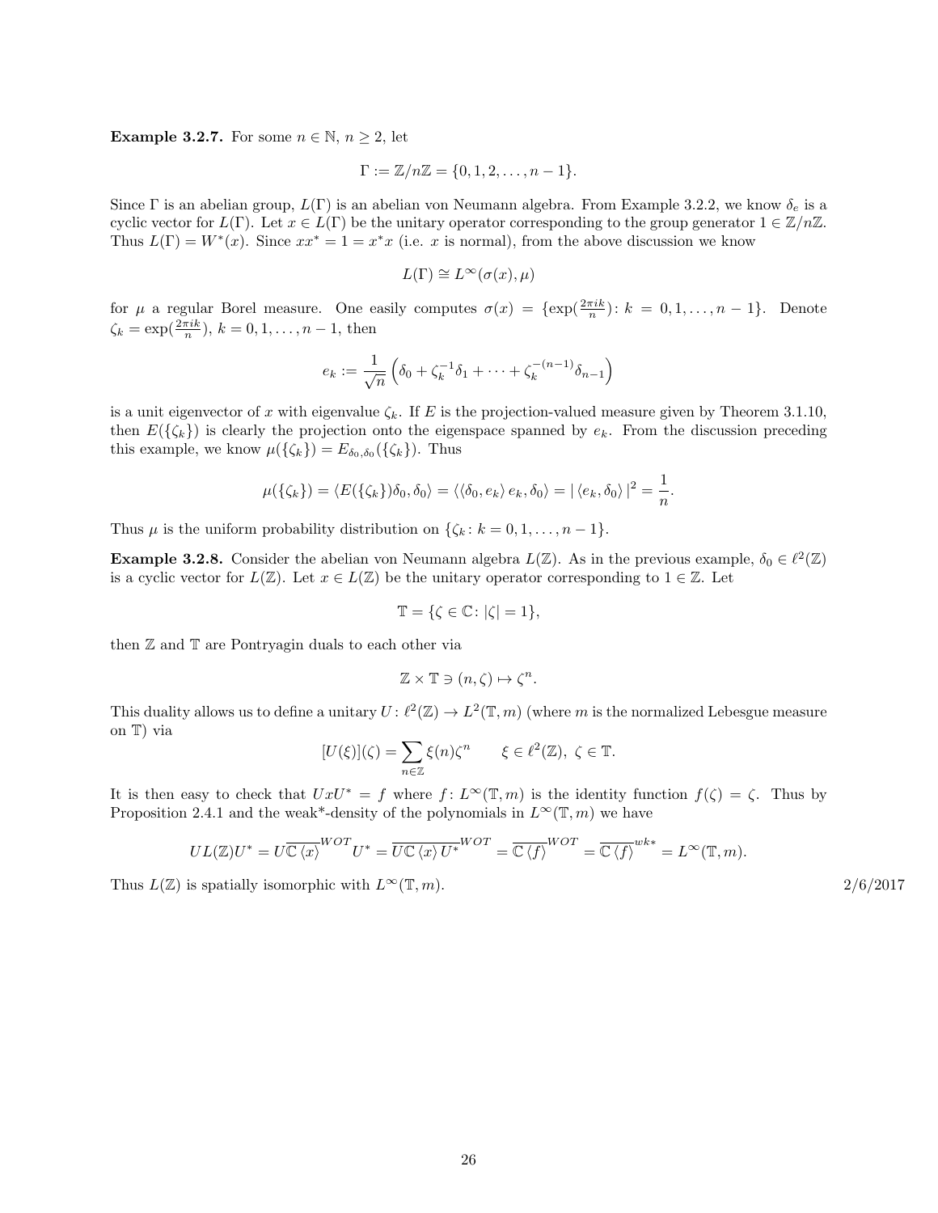**Example 3.2.7.** For some $n \in \mathbb{N}$, $n \geq 2$, let

$$\Gamma := \mathbb{Z}/n\mathbb{Z} = \{0, 1, 2, \ldots, n-1\}.$$

Since $\Gamma$ is an abelian group, $L(\Gamma)$ is an abelian von Neumann algebra. From Example 3.2.2, we know $\delta_e$ is a cyclic vector for $L(\Gamma)$. Let $x \in L(\Gamma)$ be the unitary operator corresponding to the group generator $1 \in \mathbb{Z}/n\mathbb{Z}$. Thus $L(\Gamma) = W^*(x)$. Since $xx^* = 1 = x^*x$ (i.e. $x$ is normal), from the above discussion we know

$$L(\Gamma) \cong L^\infty(\sigma(x), \mu)$$

for $\mu$ a regular Borel measure. One easily computes $\sigma(x) = \{\exp(\frac{2\pi i k}{n}) \colon k = 0, 1, \ldots, n-1\}$. Denote $\zeta_k = \exp(\frac{2\pi i k}{n})$, $k = 0, 1, \ldots, n-1$, then

$$e_k := \frac{1}{\sqrt{n}} \left( \delta_0 + \zeta_k^{-1}\delta_1 + \cdots + \zeta_k^{-(n-1)}\delta_{n-1} \right)$$

is a unit eigenvector of $x$ with eigenvalue $\zeta_k$. If $E$ is the projection-valued measure given by Theorem 3.1.10, then $E(\{\zeta_k\})$ is clearly the projection onto the eigenspace spanned by $e_k$. From the discussion preceding this example, we know $\mu(\{\zeta_k\}) = E_{\delta_0,\delta_0}(\{\zeta_k\})$. Thus

$$\mu(\{\zeta_k\}) = \langle E(\{\zeta_k\})\delta_0, \delta_0 \rangle = \langle \langle \delta_0, e_k \rangle e_k, \delta_0 \rangle = |\langle e_k, \delta_0 \rangle|^2 = \frac{1}{n}.$$

Thus $\mu$ is the uniform probability distribution on $\{\zeta_k \colon k = 0, 1, \ldots, n-1\}$.

**Example 3.2.8.** Consider the abelian von Neumann algebra $L(\mathbb{Z})$. As in the previous example, $\delta_0 \in \ell^2(\mathbb{Z})$ is a cyclic vector for $L(\mathbb{Z})$. Let $x \in L(\mathbb{Z})$ be the unitary operator corresponding to $1 \in \mathbb{Z}$. Let

$$\mathbb{T} = \{\zeta \in \mathbb{C} \colon |\zeta| = 1\},$$

then $\mathbb{Z}$ and $\mathbb{T}$ are Pontryagin duals to each other via

$$\mathbb{Z} \times \mathbb{T} \ni (n, \zeta) \mapsto \zeta^n.$$

This duality allows us to define a unitary $U \colon \ell^2(\mathbb{Z}) \to L^2(\mathbb{T}, m)$ (where $m$ is the normalized Lebesgue measure on $\mathbb{T}$) via

$$[U(\xi)](\zeta) = \sum_{n \in \mathbb{Z}} \xi(n)\zeta^n \qquad \xi \in \ell^2(\mathbb{Z}),\ \zeta \in \mathbb{T}.$$

It is then easy to check that $UxU^* = f$ where $f \colon L^\infty(\mathbb{T}, m)$ is the identity function $f(\zeta) = \zeta$. Thus by Proposition 2.4.1 and the weak*-density of the polynomials in $L^\infty(\mathbb{T}, m)$ we have

$$UL(\mathbb{Z})U^* = U\overline{\mathbb{C}\langle x \rangle}^{WOT}U^* = \overline{U\mathbb{C}\langle x \rangle U^*}^{WOT} = \overline{\mathbb{C}\langle f \rangle}^{WOT} = \overline{\mathbb{C}\langle f \rangle}^{wk*} = L^\infty(\mathbb{T}, m).$$

Thus $L(\mathbb{Z})$ is spatially isomorphic with $L^\infty(\mathbb{T}, m)$. 2/6/2017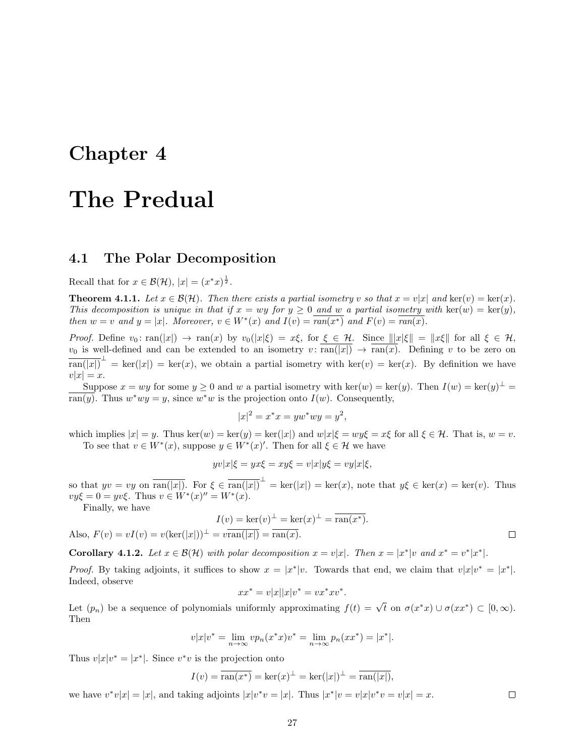# Chapter 4

# The Predual

## 4.1 The Polar Decomposition

Recall that for $x \in \mathcal{B}(\mathcal{H})$, $|x| = (x^*x)^{\frac{1}{2}}$.

**Theorem 4.1.1.** *Let $x \in \mathcal{B}(\mathcal{H})$. Then there exists a partial isometry $v$ so that $x = v|x|$ and $\ker(v) = \ker(x)$. This decomposition is unique in that if $x = wy$ for $y \geq 0$ and $w$ a partial isometry with $\ker(w) = \ker(y)$, then $w = v$ and $y = |x|$. Moreover, $v \in W^*(x)$ and $I(v) = \overline{ran(x^*)}$ and $F(v) = \overline{ran(x)}$.*

*Proof.* Define $v_0 \colon \operatorname{ran}(|x|) \to \operatorname{ran}(x)$ by $v_0(|x|\xi) = x\xi$, for $\xi \in \mathcal{H}$. Since $\||x|\xi\| = \|x\xi\|$ for all $\xi \in \mathcal{H}$, $v_0$ is well-defined and can be extended to an isometry $v \colon \overline{\operatorname{ran}(|x|)} \to \overline{\operatorname{ran}(x)}$. Defining $v$ to be zero on $\overline{\operatorname{ran}(|x|)}^\perp = \ker(|x|) = \ker(x)$, we obtain a partial isometry with $\ker(v) = \ker(x)$. By definition we have $v|x| = x$.

Suppose $x = wy$ for some $y \geq 0$ and $w$ a partial isometry with $\ker(w) = \ker(y)$. Then $I(w) = \ker(y)^\perp = \overline{\operatorname{ran}(y)}$. Thus $w^*wy = y$, since $w^*w$ is the projection onto $I(w)$. Consequently,

$$|x|^2 = x^*x = yw^*wy = y^2,$$

which implies $|x| = y$. Thus $\ker(w) = \ker(y) = \ker(|x|)$ and $w|x|\xi = wy\xi = x\xi$ for all $\xi \in \mathcal{H}$. That is, $w = v$.

To see that $v \in W^*(x)$, suppose $y \in W^*(x)'$. Then for all $\xi \in \mathcal{H}$ we have

$$yv|x|\xi = yx\xi = xy\xi = v|x|y\xi = vy|x|\xi,$$

so that $yv = vy$ on $\overline{\operatorname{ran}(|x|)}$. For $\xi \in \overline{\operatorname{ran}(|x|)}^\perp = \ker(|x|) = \ker(x)$, note that $y\xi \in \ker(x) = \ker(v)$. Thus $vy\xi = 0 = yv\xi$. Thus $v \in W^*(x)'' = W^*(x)$.

Finally, we have

$$I(v) = \ker(v)^\perp = \ker(x)^\perp = \overline{\operatorname{ran}(x^*)}.$$

Also, $F(v) = vI(v) = v(\ker(|x|))^\perp = v\overline{\operatorname{ran}(|x|)} = \overline{\operatorname{ran}(x)}$. □

**Corollary 4.1.2.** *Let $x \in \mathcal{B}(\mathcal{H})$ with polar decomposition $x = v|x|$. Then $x = |x^*|v$ and $x^* = v^*|x^*|$.*

*Proof.* By taking adjoints, it suffices to show $x = |x^*|v$. Towards that end, we claim that $v|x|v^* = |x^*|$. Indeed, observe

$$xx^* = v|x||x|v^* = vx^*xv^*.$$

Let $(p_n)$ be a sequence of polynomials uniformly approximating $f(t) = \sqrt{t}$ on $\sigma(x^*x) \cup \sigma(xx^*) \subset [0, \infty)$. Then

$$v|x|v^* = \lim_{n\to\infty} vp_n(x^*x)v^* = \lim_{n\to\infty} p_n(xx^*) = |x^*|.$$

Thus $v|x|v^* = |x^*|$. Since $v^*v$ is the projection onto

$$I(v) = \overline{\operatorname{ran}(x^*)} = \ker(x)^\perp = \ker(|x|)^\perp = \overline{\operatorname{ran}(|x|)},$$

we have $v^*v|x| = |x|$, and taking adjoints $|x|v^*v = |x|$. Thus $|x^*|v = v|x|v^*v = v|x| = x$. □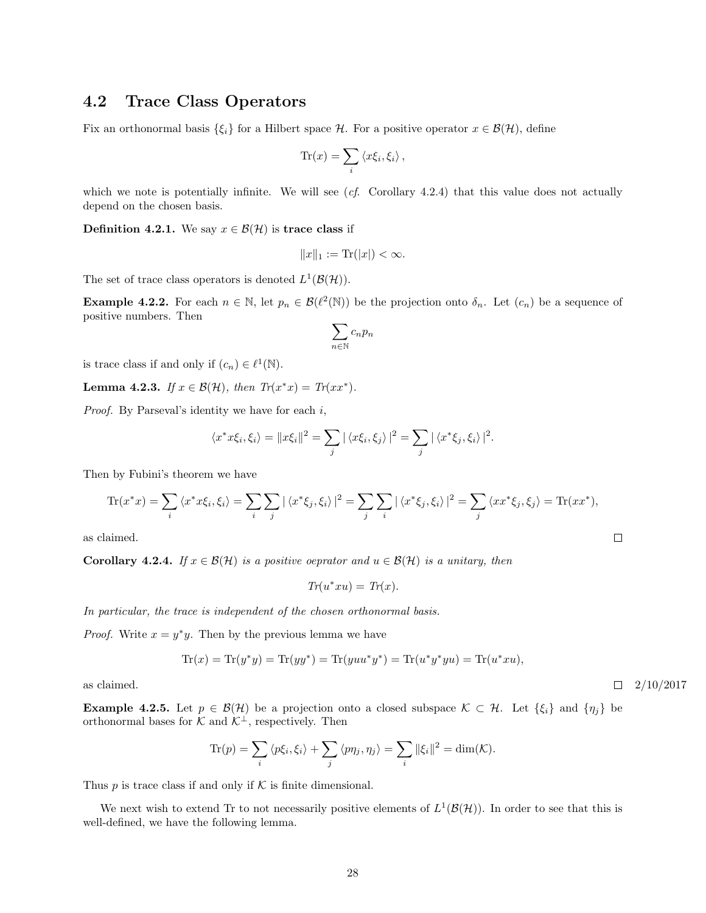## 4.2 Trace Class Operators

Fix an orthonormal basis $\{\xi_i\}$ for a Hilbert space $\mathcal{H}$. For a positive operator $x \in \mathcal{B}(\mathcal{H})$, define

$$\text{Tr}(x) = \sum_i \langle x\xi_i, \xi_i \rangle,$$

which we note is potentially infinite. We will see (*cf.* Corollary 4.2.4) that this value does not actually depend on the chosen basis.

**Definition 4.2.1.** We say $x \in \mathcal{B}(\mathcal{H})$ is **trace class** if

$$\|x\|_1 := \text{Tr}(|x|) < \infty.$$

The set of trace class operators is denoted $L^1(\mathcal{B}(\mathcal{H}))$.

**Example 4.2.2.** For each $n \in \mathbb{N}$, let $p_n \in \mathcal{B}(\ell^2(\mathbb{N}))$ be the projection onto $\delta_n$. Let $(c_n)$ be a sequence of positive numbers. Then

$$\sum_{n\in\mathbb{N}} c_n p_n$$

is trace class if and only if $(c_n) \in \ell^1(\mathbb{N})$.

**Lemma 4.2.3.** *If $x \in \mathcal{B}(\mathcal{H})$, then $Tr(x^*x) = Tr(xx^*)$.*

*Proof.* By Parseval's identity we have for each $i$,

$$\langle x^*x\xi_i, \xi_i \rangle = \|x\xi_i\|^2 = \sum_j |\langle x\xi_i, \xi_j \rangle|^2 = \sum_j |\langle x^*\xi_j, \xi_i \rangle|^2.$$

Then by Fubini's theorem we have

$$\text{Tr}(x^*x) = \sum_i \langle x^*x\xi_i, \xi_i \rangle = \sum_i \sum_j |\langle x^*\xi_j, \xi_i \rangle|^2 = \sum_j \sum_i |\langle x^*\xi_j, \xi_i \rangle|^2 = \sum_j \langle xx^*\xi_j, \xi_j \rangle = \text{Tr}(xx^*),$$

as claimed. □

**Corollary 4.2.4.** *If $x \in \mathcal{B}(\mathcal{H})$ is a positive oeprator and $u \in \mathcal{B}(\mathcal{H})$ is a unitary, then*

$$Tr(u^*xu) = Tr(x).$$

*In particular, the trace is independent of the chosen orthonormal basis.*

*Proof.* Write $x = y^*y$. Then by the previous lemma we have

$$\text{Tr}(x) = \text{Tr}(y^*y) = \text{Tr}(yy^*) = \text{Tr}(yuu^*y^*) = \text{Tr}(u^*y^*yu) = \text{Tr}(u^*xu),$$

as claimed. □ 2/10/2017

**Example 4.2.5.** Let $p \in \mathcal{B}(\mathcal{H})$ be a projection onto a closed subspace $\mathcal{K} \subset \mathcal{H}$. Let $\{\xi_i\}$ and $\{\eta_j\}$ be orthonormal bases for $\mathcal{K}$ and $\mathcal{K}^\perp$, respectively. Then

$$\text{Tr}(p) = \sum_i \langle p\xi_i, \xi_i \rangle + \sum_j \langle p\eta_j, \eta_j \rangle = \sum_i \|\xi_i\|^2 = \dim(\mathcal{K}).$$

Thus $p$ is trace class if and only if $\mathcal{K}$ is finite dimensional.

We next wish to extend Tr to not necessarily positive elements of $L^1(\mathcal{B}(\mathcal{H}))$. In order to see that this is well-defined, we have the following lemma.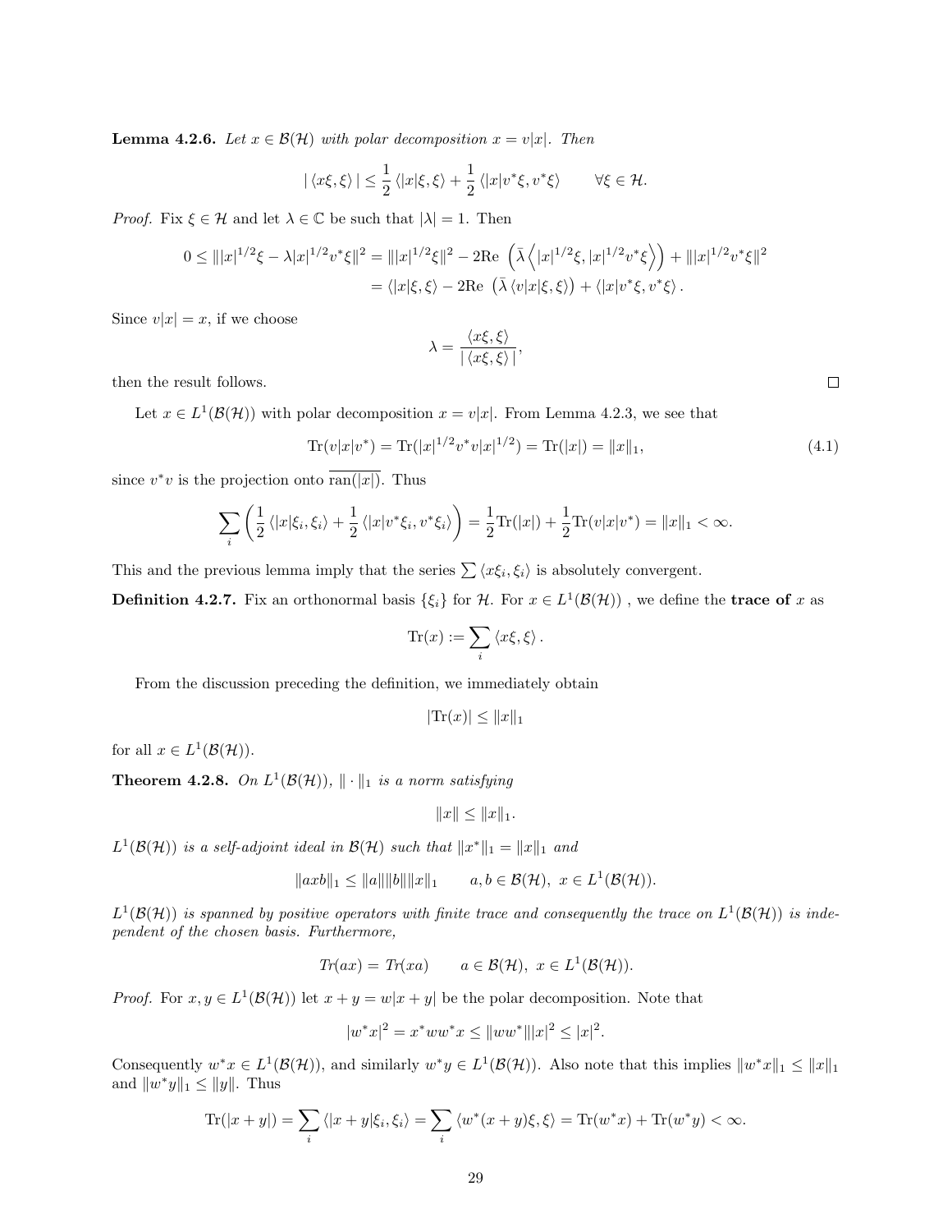**Lemma 4.2.6.** *Let $x \in \mathcal{B}(\mathcal{H})$ with polar decomposition $x = v|x|$. Then*

$$|\langle x\xi, \xi\rangle| \leq \frac{1}{2}\langle |x|\xi, \xi\rangle + \frac{1}{2}\langle |x|v^*\xi, v^*\xi\rangle \qquad \forall \xi \in \mathcal{H}.$$

*Proof.* Fix $\xi \in \mathcal{H}$ and let $\lambda \in \mathbb{C}$ be such that $|\lambda| = 1$. Then

$$\begin{aligned} 0 \leq \||x|^{1/2}\xi - \lambda |x|^{1/2}v^*\xi\|^2 &= \||x|^{1/2}\xi\|^2 - 2\text{Re }\left(\bar{\lambda}\left\langle |x|^{1/2}\xi, |x|^{1/2}v^*\xi\right\rangle\right) + \||x|^{1/2}v^*\xi\|^2 \\ &= \langle |x|\xi, \xi\rangle - 2\text{Re }\left(\bar{\lambda}\langle v|x|\xi, \xi\rangle\right) + \langle |x|v^*\xi, v^*\xi\rangle. \end{aligned}$$

Since $v|x| = x$, if we choose

$$\lambda = \frac{\langle x\xi, \xi\rangle}{|\langle x\xi, \xi\rangle|},$$

then the result follows. ∎

Let $x \in L^1(\mathcal{B}(\mathcal{H}))$ with polar decomposition $x = v|x|$. From Lemma 4.2.3, we see that

$$\text{Tr}(v|x|v^*) = \text{Tr}(|x|^{1/2}v^*v|x|^{1/2}) = \text{Tr}(|x|) = \|x\|_1, \tag{4.1}$$

since $v^*v$ is the projection onto $\overline{\text{ran}(|x|)}$. Thus

$$\sum_i \left(\frac{1}{2}\langle |x|\xi_i, \xi_i\rangle + \frac{1}{2}\langle |x|v^*\xi_i, v^*\xi_i\rangle\right) = \frac{1}{2}\text{Tr}(|x|) + \frac{1}{2}\text{Tr}(v|x|v^*) = \|x\|_1 < \infty.$$

This and the previous lemma imply that the series $\sum \langle x\xi_i, \xi_i\rangle$ is absolutely convergent.

**Definition 4.2.7.** Fix an orthonormal basis $\{\xi_i\}$ for $\mathcal{H}$. For $x \in L^1(\mathcal{B}(\mathcal{H}))$ , we define the **trace of** $x$ as

$$\text{Tr}(x) := \sum_i \langle x\xi, \xi\rangle.$$

From the discussion preceding the definition, we immediately obtain

$$|\text{Tr}(x)| \leq \|x\|_1$$

for all $x \in L^1(\mathcal{B}(\mathcal{H}))$.

**Theorem 4.2.8.** *On $L^1(\mathcal{B}(\mathcal{H}))$, $\|\cdot\|_1$ is a norm satisfying*

$$\|x\| \leq \|x\|_1.$$

*$L^1(\mathcal{B}(\mathcal{H}))$ is a self-adjoint ideal in $\mathcal{B}(\mathcal{H})$ such that $\|x^*\|_1 = \|x\|_1$ and*

$$\|axb\|_1 \leq \|a\|\|b\|\|x\|_1 \qquad a, b \in \mathcal{B}(\mathcal{H}),\ x \in L^1(\mathcal{B}(\mathcal{H})).$$

*$L^1(\mathcal{B}(\mathcal{H}))$ is spanned by positive operators with finite trace and consequently the trace on $L^1(\mathcal{B}(\mathcal{H}))$ is independent of the chosen basis. Furthermore,*

$$Tr(ax) = Tr(xa) \qquad a \in \mathcal{B}(\mathcal{H}),\ x \in L^1(\mathcal{B}(\mathcal{H})).$$

*Proof.* For $x, y \in L^1(\mathcal{B}(\mathcal{H}))$ let $x + y = w|x + y|$ be the polar decomposition. Note that

$$|w^*x|^2 = x^*ww^*x \leq \|ww^*\||x|^2 \leq |x|^2.$$

Consequently $w^*x \in L^1(\mathcal{B}(\mathcal{H}))$, and similarly $w^*y \in L^1(\mathcal{B}(\mathcal{H}))$. Also note that this implies $\|w^*x\|_1 \leq \|x\|_1$ and $\|w^*y\|_1 \leq \|y\|$. Thus

$$\text{Tr}(|x + y|) = \sum_i \langle |x + y|\xi_i, \xi_i\rangle = \sum_i \langle w^*(x + y)\xi, \xi\rangle = \text{Tr}(w^*x) + \text{Tr}(w^*y) < \infty.$$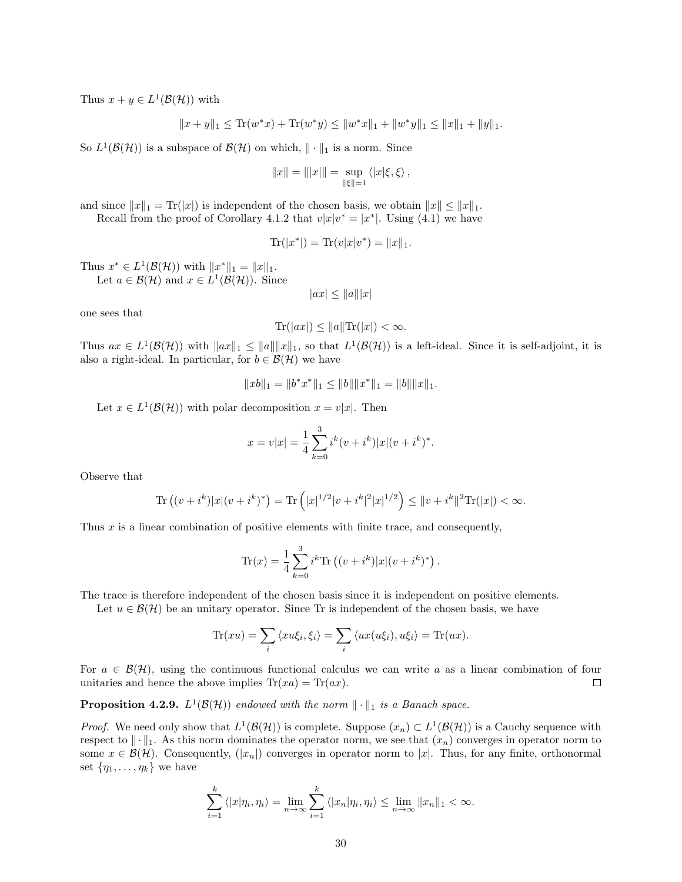Thus $x + y \in L^1(\mathcal{B}(\mathcal{H}))$ with

$$\|x + y\|_1 \leq \mathrm{Tr}(w^*x) + \mathrm{Tr}(w^*y) \leq \|w^*x\|_1 + \|w^*y\|_1 \leq \|x\|_1 + \|y\|_1.$$

So $L^1(\mathcal{B}(\mathcal{H}))$ is a subspace of $\mathcal{B}(\mathcal{H})$ on which, $\|\cdot\|_1$ is a norm. Since

$$\|x\| = \||x|\| = \sup_{\|\xi\|=1} \langle |x|\xi, \xi\rangle ,$$

and since $\|x\|_1 = \mathrm{Tr}(|x|)$ is independent of the chosen basis, we obtain $\|x\| \leq \|x\|_1$.

Recall from the proof of Corollary 4.1.2 that $v|x|v^* = |x^*|$. Using (4.1) we have

$$\mathrm{Tr}(|x^*|) = \mathrm{Tr}(v|x|v^*) = \|x\|_1.$$

Thus $x^* \in L^1(\mathcal{B}(\mathcal{H}))$ with $\|x^*\|_1 = \|x\|_1$.

Let $a \in \mathcal{B}(\mathcal{H})$ and $x \in L^1(\mathcal{B}(\mathcal{H}))$. Since

$$|ax| \leq \|a\||x|$$

one sees that

$$\mathrm{Tr}(|ax|) \leq \|a\|\mathrm{Tr}(|x|) < \infty.$$

Thus $ax \in L^1(\mathcal{B}(\mathcal{H}))$ with $\|ax\|_1 \leq \|a\|\|x\|_1$, so that $L^1(\mathcal{B}(\mathcal{H}))$ is a left-ideal. Since it is self-adjoint, it is also a right-ideal. In particular, for $b \in \mathcal{B}(\mathcal{H})$ we have

$$\|xb\|_1 = \|b^*x^*\|_1 \leq \|b\|\|x^*\|_1 = \|b\|\|x\|_1.$$

Let $x \in L^1(\mathcal{B}(\mathcal{H}))$ with polar decomposition $x = v|x|$. Then

$$x = v|x| = \frac{1}{4}\sum_{k=0}^{3} i^k (v + i^k)|x|(v + i^k)^*.$$

Observe that

$$\mathrm{Tr}\left((v + i^k)|x|(v + i^k)^*\right) = \mathrm{Tr}\left(|x|^{1/2}|v + i^k|^2|x|^{1/2}\right) \leq \|v + i^k\|^2\mathrm{Tr}(|x|) < \infty.$$

Thus $x$ is a linear combination of positive elements with finite trace, and consequently,

$$\mathrm{Tr}(x) = \frac{1}{4}\sum_{k=0}^{3} i^k \mathrm{Tr}\left((v + i^k)|x|(v + i^k)^*\right).$$

The trace is therefore independent of the chosen basis since it is independent on positive elements.

Let $u \in \mathcal{B}(\mathcal{H})$ be an unitary operator. Since Tr is independent of the chosen basis, we have

$$\mathrm{Tr}(xu) = \sum_i \langle xu\xi_i, \xi_i\rangle = \sum_i \langle ux(u\xi_i), u\xi_i\rangle = \mathrm{Tr}(ux).$$

For $a \in \mathcal{B}(\mathcal{H})$, using the continuous functional calculus we can write $a$ as a linear combination of four unitaries and hence the above implies $\mathrm{Tr}(xa) = \mathrm{Tr}(ax)$. □

**Proposition 4.2.9.** *$L^1(\mathcal{B}(\mathcal{H}))$ endowed with the norm $\|\cdot\|_1$ is a Banach space.*

*Proof.* We need only show that $L^1(\mathcal{B}(\mathcal{H}))$ is complete. Suppose $(x_n) \subset L^1(\mathcal{B}(\mathcal{H}))$ is a Cauchy sequence with respect to $\|\cdot\|_1$. As this norm dominates the operator norm, we see that $(x_n)$ converges in operator norm to some $x \in \mathcal{B}(\mathcal{H})$. Consequently, $(|x_n|)$ converges in operator norm to $|x|$. Thus, for any finite, orthonormal set $\{\eta_1, \ldots, \eta_k\}$ we have

$$\sum_{i=1}^{k} \langle |x|\eta_i, \eta_i\rangle = \lim_{n\to\infty} \sum_{i=1}^{k} \langle |x_n|\eta_i, \eta_i\rangle \leq \lim_{n\to\infty} \|x_n\|_1 < \infty.$$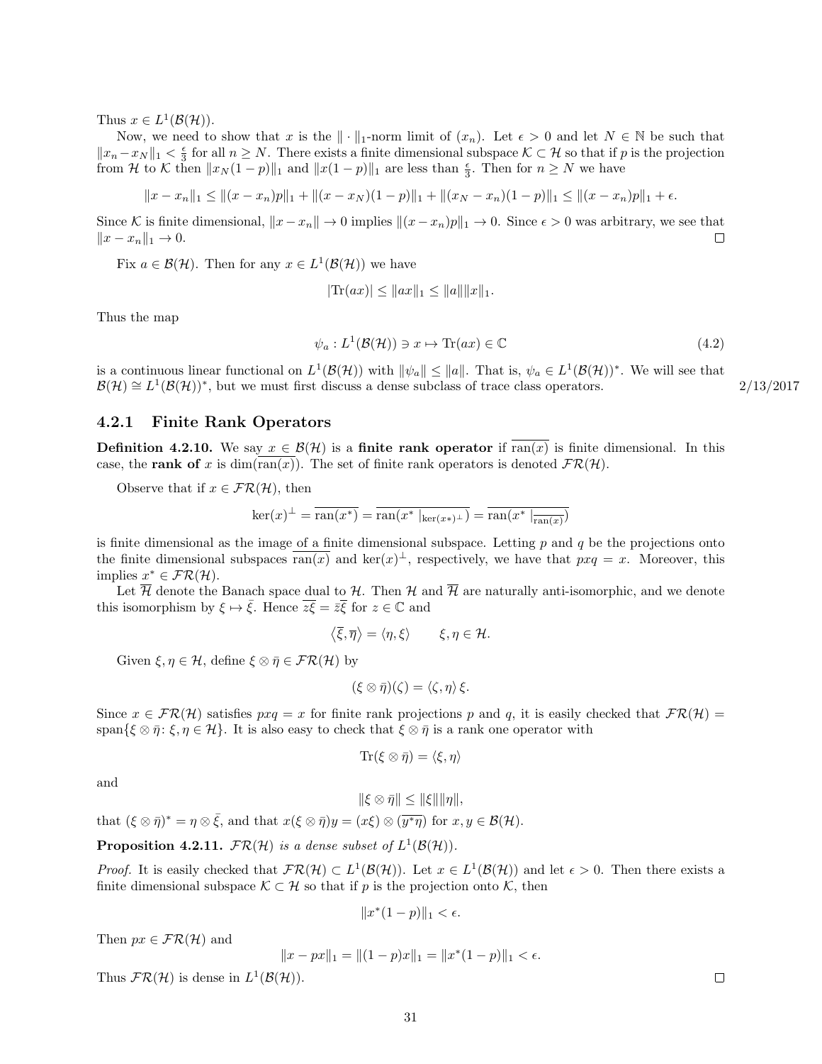Thus $x \in L^1(\mathcal{B}(\mathcal{H}))$.

Now, we need to show that $x$ is the $\|\cdot\|_1$-norm limit of $(x_n)$. Let $\epsilon > 0$ and let $N \in \mathbb{N}$ be such that $\|x_n - x_N\|_1 < \frac{\epsilon}{3}$ for all $n \geq N$. There exists a finite dimensional subspace $\mathcal{K} \subset \mathcal{H}$ so that if $p$ is the projection from $\mathcal{H}$ to $\mathcal{K}$ then $\|x_N(1-p)\|_1$ and $\|x(1-p)\|_1$ are less than $\frac{\epsilon}{3}$. Then for $n \geq N$ we have

$$\|x - x_n\|_1 \leq \|(x-x_n)p\|_1 + \|(x-x_N)(1-p)\|_1 + \|(x_N - x_n)(1-p)\|_1 \leq \|(x-x_n)p\|_1 + \epsilon.$$

Since $\mathcal{K}$ is finite dimensional, $\|x - x_n\| \to 0$ implies $\|(x-x_n)p\|_1 \to 0$. Since $\epsilon > 0$ was arbitrary, we see that $\|x - x_n\|_1 \to 0$. □

Fix $a \in \mathcal{B}(\mathcal{H})$. Then for any $x \in L^1(\mathcal{B}(\mathcal{H}))$ we have

$$|\mathrm{Tr}(ax)| \leq \|ax\|_1 \leq \|a\|\|x\|_1.$$

Thus the map

$$\psi_a : L^1(\mathcal{B}(\mathcal{H})) \ni x \mapsto \mathrm{Tr}(ax) \in \mathbb{C} \tag{4.2}$$

is a continuous linear functional on $L^1(\mathcal{B}(\mathcal{H}))$ with $\|\psi_a\| \leq \|a\|$. That is, $\psi_a \in L^1(\mathcal{B}(\mathcal{H}))^*$. We will see that $\mathcal{B}(\mathcal{H}) \cong L^1(\mathcal{B}(\mathcal{H}))^*$, but we must first discuss a dense subclass of trace class operators. 2/13/2017

### 4.2.1 Finite Rank Operators

**Definition 4.2.10.** We say $x \in \mathcal{B}(\mathcal{H})$ is a **finite rank operator** if $\overline{\mathrm{ran}(x)}$ is finite dimensional. In this case, the **rank of** $x$ is $\dim(\overline{\mathrm{ran}(x)})$. The set of finite rank operators is denoted $\mathcal{FR}(\mathcal{H})$.

Observe that if $x \in \mathcal{FR}(\mathcal{H})$, then

$$\ker(x)^\perp = \overline{\mathrm{ran}(x^*)} = \overline{\mathrm{ran}(x^* \mid_{\ker(x^*)^\perp})} = \overline{\mathrm{ran}(x^* \mid_{\overline{\mathrm{ran}(x)}})}$$

is finite dimensional as the image of a finite dimensional subspace. Letting $p$ and $q$ be the projections onto the finite dimensional subspaces $\overline{\mathrm{ran}(x)}$ and $\ker(x)^\perp$, respectively, we have that $pxq = x$. Moreover, this implies $x^* \in \mathcal{FR}(\mathcal{H})$.

Let $\overline{\mathcal{H}}$ denote the Banach space dual to $\mathcal{H}$. Then $\mathcal{H}$ and $\overline{\mathcal{H}}$ are naturally anti-isomorphic, and we denote this isomorphism by $\xi \mapsto \bar{\xi}$. Hence $\overline{z\xi} = \bar{z}\bar{\xi}$ for $z \in \mathbb{C}$ and

$$\langle \bar{\xi}, \bar{\eta} \rangle = \langle \eta, \xi \rangle \qquad \xi, \eta \in \mathcal{H}.$$

Given $\xi, \eta \in \mathcal{H}$, define $\xi \otimes \bar{\eta} \in \mathcal{FR}(\mathcal{H})$ by

$$(\xi \otimes \bar{\eta})(\zeta) = \langle \zeta, \eta \rangle \xi.$$

Since $x \in \mathcal{FR}(\mathcal{H})$ satisfies $pxq = x$ for finite rank projections $p$ and $q$, it is easily checked that $\mathcal{FR}(\mathcal{H}) = \mathrm{span}\{\xi \otimes \bar{\eta} \colon \xi, \eta \in \mathcal{H}\}$. It is also easy to check that $\xi \otimes \bar{\eta}$ is a rank one operator with

$$\mathrm{Tr}(\xi \otimes \bar{\eta}) = \langle \xi, \eta \rangle$$

and

$$\|\xi \otimes \bar{\eta}\| \leq \|\xi\|\|\eta\|,$$

that $(\xi \otimes \bar{\eta})^* = \eta \otimes \bar{\xi}$, and that $x(\xi \otimes \bar{\eta})y = (x\xi) \otimes (\overline{y^*\eta})$ for $x, y \in \mathcal{B}(\mathcal{H})$.

**Proposition 4.2.11.** *$\mathcal{FR}(\mathcal{H})$ is a dense subset of $L^1(\mathcal{B}(\mathcal{H}))$.*

*Proof.* It is easily checked that $\mathcal{FR}(\mathcal{H}) \subset L^1(\mathcal{B}(\mathcal{H}))$. Let $x \in L^1(\mathcal{B}(\mathcal{H}))$ and let $\epsilon > 0$. Then there exists a finite dimensional subspace $\mathcal{K} \subset \mathcal{H}$ so that if $p$ is the projection onto $\mathcal{K}$, then

$$\|x^*(1-p)\|_1 < \epsilon.$$

Then $px \in \mathcal{FR}(\mathcal{H})$ and

$$\|x - px\|_1 = \|(1-p)x\|_1 = \|x^*(1-p)\|_1 < \epsilon.$$

Thus $\mathcal{FR}(\mathcal{H})$ is dense in $L^1(\mathcal{B}(\mathcal{H}))$. □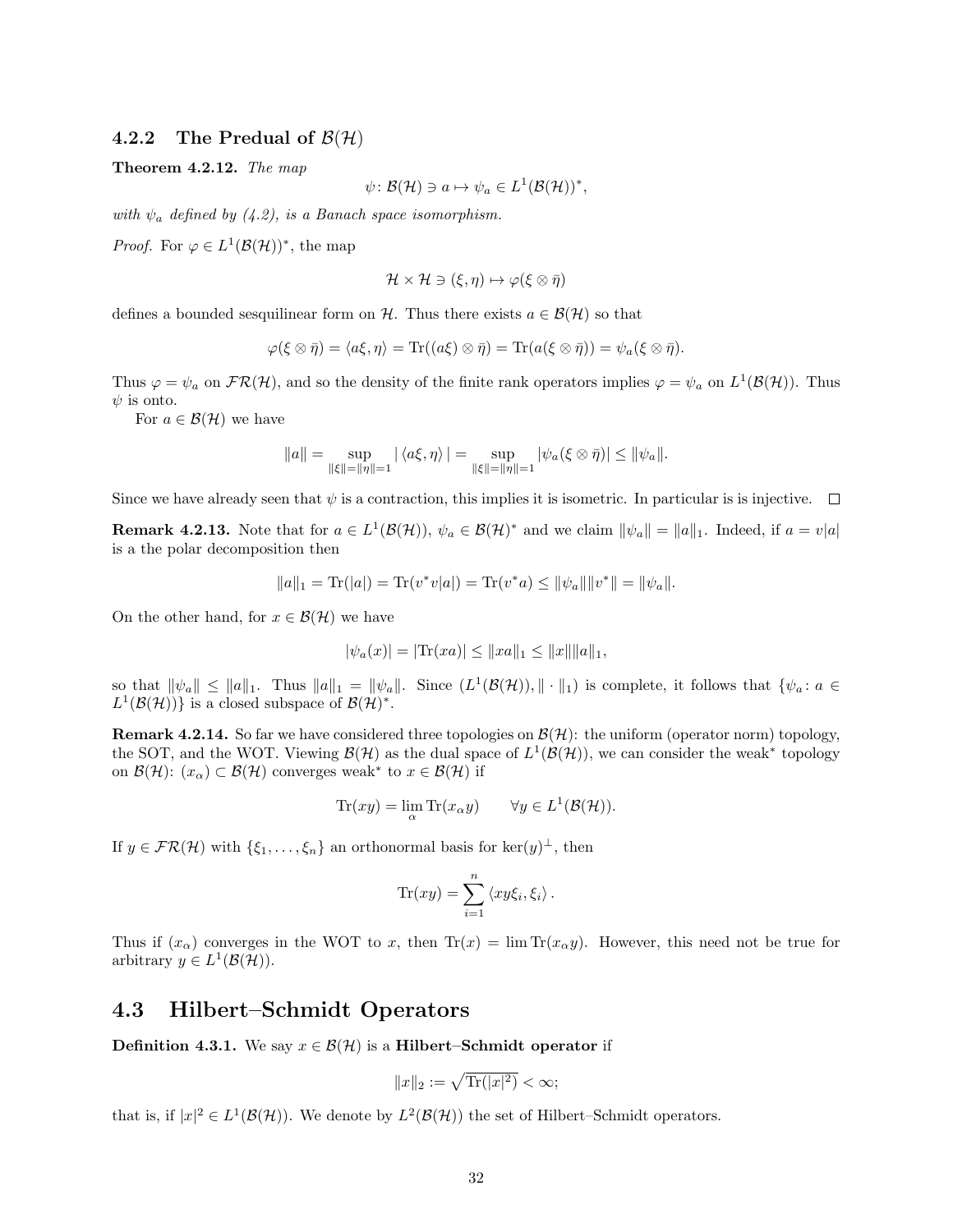### 4.2.2 The Predual of $\mathcal{B}(\mathcal{H})$

**Theorem 4.2.12.** *The map*

$$\psi\colon \mathcal{B}(\mathcal{H}) \ni a \mapsto \psi_a \in L^1(\mathcal{B}(\mathcal{H}))^*,$$

*with $\psi_a$ defined by (4.2), is a Banach space isomorphism.*

*Proof.* For $\varphi \in L^1(\mathcal{B}(\mathcal{H}))^*$, the map

$$\mathcal{H} \times \mathcal{H} \ni (\xi, \eta) \mapsto \varphi(\xi \otimes \bar{\eta})$$

defines a bounded sesquilinear form on $\mathcal{H}$. Thus there exists $a \in \mathcal{B}(\mathcal{H})$ so that

$$\varphi(\xi \otimes \bar{\eta}) = \langle a\xi, \eta \rangle = \operatorname{Tr}((a\xi) \otimes \bar{\eta}) = \operatorname{Tr}(a(\xi \otimes \bar{\eta})) = \psi_a(\xi \otimes \bar{\eta}).$$

Thus $\varphi = \psi_a$ on $\mathcal{FR}(\mathcal{H})$, and so the density of the finite rank operators implies $\varphi = \psi_a$ on $L^1(\mathcal{B}(\mathcal{H}))$. Thus $\psi$ is onto.

For $a \in \mathcal{B}(\mathcal{H})$ we have

$$\|a\| = \sup_{\|\xi\|=\|\eta\|=1} |\langle a\xi, \eta \rangle| = \sup_{\|\xi\|=\|\eta\|=1} |\psi_a(\xi \otimes \bar{\eta})| \leq \|\psi_a\|.$$

Since we have already seen that $\psi$ is a contraction, this implies it is isometric. In particular is is injective. $\square$

**Remark 4.2.13.** Note that for $a \in L^1(\mathcal{B}(\mathcal{H}))$, $\psi_a \in \mathcal{B}(\mathcal{H})^*$ and we claim $\|\psi_a\| = \|a\|_1$. Indeed, if $a = v|a|$ is a the polar decomposition then

$$\|a\|_1 = \operatorname{Tr}(|a|) = \operatorname{Tr}(v^*v|a|) = \operatorname{Tr}(v^*a) \leq \|\psi_a\|\|v^*\| = \|\psi_a\|.$$

On the other hand, for $x \in \mathcal{B}(\mathcal{H})$ we have

$$|\psi_a(x)| = |\operatorname{Tr}(xa)| \leq \|xa\|_1 \leq \|x\|\|a\|_1,$$

so that $\|\psi_a\| \leq \|a\|_1$. Thus $\|a\|_1 = \|\psi_a\|$. Since $(L^1(\mathcal{B}(\mathcal{H})), \|\cdot\|_1)$ is complete, it follows that $\{\psi_a : a \in L^1(\mathcal{B}(\mathcal{H}))\}$ is a closed subspace of $\mathcal{B}(\mathcal{H})^*$.

**Remark 4.2.14.** So far we have considered three topologies on $\mathcal{B}(\mathcal{H})$: the uniform (operator norm) topology, the SOT, and the WOT. Viewing $\mathcal{B}(\mathcal{H})$ as the dual space of $L^1(\mathcal{B}(\mathcal{H}))$, we can consider the weak$^*$ topology on $\mathcal{B}(\mathcal{H})$: $(x_\alpha) \subset \mathcal{B}(\mathcal{H})$ converges weak$^*$ to $x \in \mathcal{B}(\mathcal{H})$ if

$$\operatorname{Tr}(xy) = \lim_\alpha \operatorname{Tr}(x_\alpha y) \qquad \forall y \in L^1(\mathcal{B}(\mathcal{H})).$$

If $y \in \mathcal{FR}(\mathcal{H})$ with $\{\xi_1, \ldots, \xi_n\}$ an orthonormal basis for $\ker(y)^\perp$, then

$$\operatorname{Tr}(xy) = \sum_{i=1}^n \langle xy\xi_i, \xi_i \rangle.$$

Thus if $(x_\alpha)$ converges in the WOT to $x$, then $\operatorname{Tr}(x) = \lim \operatorname{Tr}(x_\alpha y)$. However, this need not be true for arbitrary $y \in L^1(\mathcal{B}(\mathcal{H}))$.

## 4.3 Hilbert–Schmidt Operators

**Definition 4.3.1.** We say $x \in \mathcal{B}(\mathcal{H})$ is a **Hilbert–Schmidt operator** if

$$\|x\|_2 := \sqrt{\operatorname{Tr}(|x|^2)} < \infty;$$

that is, if $|x|^2 \in L^1(\mathcal{B}(\mathcal{H}))$. We denote by $L^2(\mathcal{B}(\mathcal{H}))$ the set of Hilbert–Schmidt operators.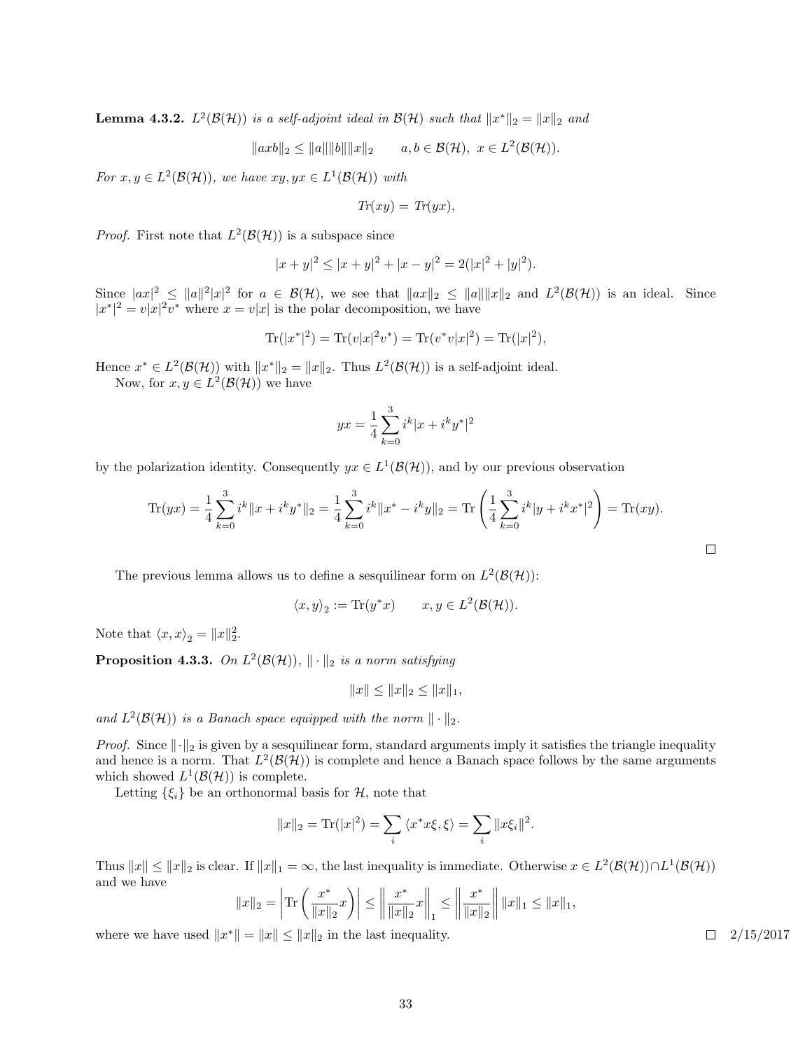**Lemma 4.3.2.** *$L^2(\mathcal{B}(\mathcal{H}))$ is a self-adjoint ideal in $\mathcal{B}(\mathcal{H})$ such that $\|x^*\|_2 = \|x\|_2$ and*

$$\|axb\|_2 \leq \|a\|\|b\|\|x\|_2 \qquad a, b \in \mathcal{B}(\mathcal{H}),\ x \in L^2(\mathcal{B}(\mathcal{H})).$$

*For $x, y \in L^2(\mathcal{B}(\mathcal{H}))$, we have $xy, yx \in L^1(\mathcal{B}(\mathcal{H}))$ with*

$$Tr(xy) = Tr(yx),$$

*Proof.* First note that $L^2(\mathcal{B}(\mathcal{H}))$ is a subspace since

$$|x+y|^2 \leq |x+y|^2 + |x-y|^2 = 2(|x|^2 + |y|^2).$$

Since $|ax|^2 \leq \|a\|^2|x|^2$ for $a \in \mathcal{B}(\mathcal{H})$, we see that $\|ax\|_2 \leq \|a\|\|x\|_2$ and $L^2(\mathcal{B}(\mathcal{H}))$ is an ideal. Since $|x^*|^2 = v|x|^2v^*$ where $x = v|x|$ is the polar decomposition, we have

$$\mathrm{Tr}(|x^*|^2) = \mathrm{Tr}(v|x|^2v^*) = \mathrm{Tr}(v^*v|x|^2) = \mathrm{Tr}(|x|^2),$$

Hence $x^* \in L^2(\mathcal{B}(\mathcal{H}))$ with $\|x^*\|_2 = \|x\|_2$. Thus $L^2(\mathcal{B}(\mathcal{H}))$ is a self-adjoint ideal.

Now, for $x, y \in L^2(\mathcal{B}(\mathcal{H}))$ we have

$$yx = \frac{1}{4}\sum_{k=0}^{3} i^k|x + i^k y^*|^2$$

by the polarization identity. Consequently $yx \in L^1(\mathcal{B}(\mathcal{H}))$, and by our previous observation

$$\mathrm{Tr}(yx) = \frac{1}{4}\sum_{k=0}^{3} i^k\|x + i^k y^*\|_2 = \frac{1}{4}\sum_{k=0}^{3} i^k\|x^* - i^k y\|_2 = \mathrm{Tr}\left(\frac{1}{4}\sum_{k=0}^{3} i^k|y + i^k x^*|^2\right) = \mathrm{Tr}(xy).$$

□

The previous lemma allows us to define a sesquilinear form on $L^2(\mathcal{B}(\mathcal{H}))$:

$$\langle x, y\rangle_2 := \mathrm{Tr}(y^*x) \qquad x, y \in L^2(\mathcal{B}(\mathcal{H})).$$

Note that $\langle x, x\rangle_2 = \|x\|_2^2$.

**Proposition 4.3.3.** *On $L^2(\mathcal{B}(\mathcal{H}))$, $\|\cdot\|_2$ is a norm satisfying*

$$\|x\| \leq \|x\|_2 \leq \|x\|_1,$$

*and $L^2(\mathcal{B}(\mathcal{H}))$ is a Banach space equipped with the norm $\|\cdot\|_2$.*

*Proof.* Since $\|\cdot\|_2$ is given by a sesquilinear form, standard arguments imply it satisfies the triangle inequality and hence is a norm. That $L^2(\mathcal{B}(\mathcal{H}))$ is complete and hence a Banach space follows by the same arguments which showed $L^1(\mathcal{B}(\mathcal{H}))$ is complete.

Letting $\{\xi_i\}$ be an orthonormal basis for $\mathcal{H}$, note that

$$\|x\|_2 = \mathrm{Tr}(|x|^2) = \sum_i \langle x^*x\xi, \xi\rangle = \sum_i \|x\xi_i\|^2.$$

Thus $\|x\| \leq \|x\|_2$ is clear. If $\|x\|_1 = \infty$, the last inequality is immediate. Otherwise $x \in L^2(\mathcal{B}(\mathcal{H})) \cap L^1(\mathcal{B}(\mathcal{H}))$ and we have

$$\|x\|_2 = \left|\mathrm{Tr}\left(\frac{x^*}{\|x\|_2}x\right)\right| \leq \left\|\frac{x^*}{\|x\|_2}x\right\|_1 \leq \left\|\frac{x^*}{\|x\|_2}\right\|\|x\|_1 \leq \|x\|_1,$$

where we have used $\|x^*\| = \|x\| \leq \|x\|_2$ in the last inequality. □ 2/15/2017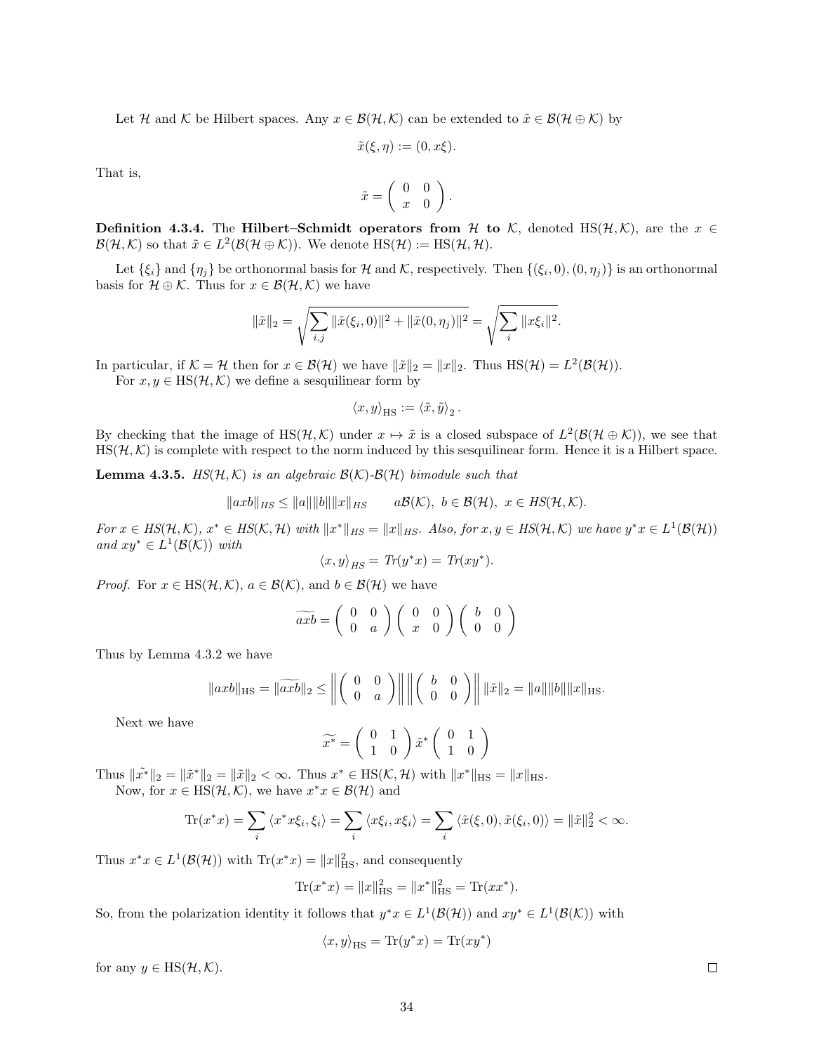Let $\mathcal{H}$ and $\mathcal{K}$ be Hilbert spaces. Any $x \in \mathcal{B}(\mathcal{H}, \mathcal{K})$ can be extended to $\tilde{x} \in \mathcal{B}(\mathcal{H} \oplus \mathcal{K})$ by

$$\tilde{x}(\xi, \eta) := (0, x\xi).$$

That is,

$$\tilde{x} = \begin{pmatrix} 0 & 0 \\ x & 0 \end{pmatrix}.$$

**Definition 4.3.4.** The **Hilbert–Schmidt operators from $\mathcal{H}$ to $\mathcal{K}$**, denoted $\mathrm{HS}(\mathcal{H}, \mathcal{K})$, are the $x \in \mathcal{B}(\mathcal{H}, \mathcal{K})$ so that $\tilde{x} \in L^2(\mathcal{B}(\mathcal{H} \oplus \mathcal{K}))$. We denote $\mathrm{HS}(\mathcal{H}) := \mathrm{HS}(\mathcal{H}, \mathcal{H})$.

Let $\{\xi_i\}$ and $\{\eta_j\}$ be orthonormal basis for $\mathcal{H}$ and $\mathcal{K}$, respectively. Then $\{(\xi_i, 0), (0, \eta_j)\}$ is an orthonormal basis for $\mathcal{H} \oplus \mathcal{K}$. Thus for $x \in \mathcal{B}(\mathcal{H}, \mathcal{K})$ we have

$$\|\tilde{x}\|_2 = \sqrt{\sum_{i,j} \|\tilde{x}(\xi_i, 0)\|^2 + \|\tilde{x}(0, \eta_j)\|^2} = \sqrt{\sum_i \|x\xi_i\|^2}.$$

In particular, if $\mathcal{K} = \mathcal{H}$ then for $x \in \mathcal{B}(\mathcal{H})$ we have $\|\tilde{x}\|_2 = \|x\|_2$. Thus $\mathrm{HS}(\mathcal{H}) = L^2(\mathcal{B}(\mathcal{H}))$.

For $x, y \in \mathrm{HS}(\mathcal{H}, \mathcal{K})$ we define a sesquilinear form by

$$\langle x, y \rangle_{\mathrm{HS}} := \langle \tilde{x}, \tilde{y} \rangle_2.$$

By checking that the image of $\mathrm{HS}(\mathcal{H}, \mathcal{K})$ under $x \mapsto \tilde{x}$ is a closed subspace of $L^2(\mathcal{B}(\mathcal{H} \oplus \mathcal{K}))$, we see that $\mathrm{HS}(\mathcal{H}, \mathcal{K})$ is complete with respect to the norm induced by this sesquilinear form. Hence it is a Hilbert space.

**Lemma 4.3.5.** *$HS(\mathcal{H}, \mathcal{K})$ is an algebraic $\mathcal{B}(\mathcal{K})$-$\mathcal{B}(\mathcal{H})$ bimodule such that*

$$\|axb\|_{HS} \leq \|a\|\|b\|\|x\|_{HS} \qquad a\mathcal{B}(\mathcal{K}),\ b \in \mathcal{B}(\mathcal{H}),\ x \in HS(\mathcal{H}, \mathcal{K}).$$

*For $x \in HS(\mathcal{H}, \mathcal{K})$, $x^* \in HS(\mathcal{K}, \mathcal{H})$ with $\|x^*\|_{HS} = \|x\|_{HS}$. Also, for $x, y \in HS(\mathcal{H}, \mathcal{K})$ we have $y^*x \in L^1(\mathcal{B}(\mathcal{H}))$ and $xy^* \in L^1(\mathcal{B}(\mathcal{K}))$ with*

$$\langle x, y \rangle_{HS} = Tr(y^*x) = Tr(xy^*).$$

*Proof.* For $x \in \mathrm{HS}(\mathcal{H}, \mathcal{K})$, $a \in \mathcal{B}(\mathcal{K})$, and $b \in \mathcal{B}(\mathcal{H})$ we have

$$\widetilde{axb} = \begin{pmatrix} 0 & 0 \\ 0 & a \end{pmatrix} \begin{pmatrix} 0 & 0 \\ x & 0 \end{pmatrix} \begin{pmatrix} b & 0 \\ 0 & 0 \end{pmatrix}$$

Thus by Lemma 4.3.2 we have

$$\|axb\|_{\mathrm{HS}} = \|\widetilde{axb}\|_2 \leq \left\| \begin{pmatrix} 0 & 0 \\ 0 & a \end{pmatrix} \right\| \left\| \begin{pmatrix} b & 0 \\ 0 & 0 \end{pmatrix} \right\| \|\tilde{x}\|_2 = \|a\|\|b\|\|x\|_{\mathrm{HS}}.$$

Next we have

$$\widetilde{x^*} = \begin{pmatrix} 0 & 1 \\ 1 & 0 \end{pmatrix} \tilde{x}^* \begin{pmatrix} 0 & 1 \\ 1 & 0 \end{pmatrix}$$

Thus $\|\tilde{x^*}\|_2 = \|\tilde{x}^*\|_2 = \|\tilde{x}\|_2 < \infty$. Thus $x^* \in \mathrm{HS}(\mathcal{K}, \mathcal{H})$ with $\|x^*\|_{\mathrm{HS}} = \|x\|_{\mathrm{HS}}$.

Now, for $x \in \mathrm{HS}(\mathcal{H}, \mathcal{K})$, we have $x^*x \in \mathcal{B}(\mathcal{H})$ and

$$\mathrm{Tr}(x^*x) = \sum_i \langle x^*x\xi_i, \xi_i \rangle = \sum_i \langle x\xi_i, x\xi_i \rangle = \sum_i \langle \tilde{x}(\xi, 0), \tilde{x}(\xi_i, 0) \rangle = \|\tilde{x}\|_2^2 < \infty.$$

Thus $x^*x \in L^1(\mathcal{B}(\mathcal{H}))$ with $\mathrm{Tr}(x^*x) = \|x\|_{\mathrm{HS}}^2$, and consequently

$$\mathrm{Tr}(x^*x) = \|x\|_{\mathrm{HS}}^2 = \|x^*\|_{\mathrm{HS}}^2 = \mathrm{Tr}(xx^*).$$

So, from the polarization identity it follows that $y^*x \in L^1(\mathcal{B}(\mathcal{H}))$ and $xy^* \in L^1(\mathcal{B}(\mathcal{K}))$ with

$$\langle x, y \rangle_{\mathrm{HS}} = \mathrm{Tr}(y^*x) = \mathrm{Tr}(xy^*)$$

for any $y \in \mathrm{HS}(\mathcal{H}, \mathcal{K})$. $\square$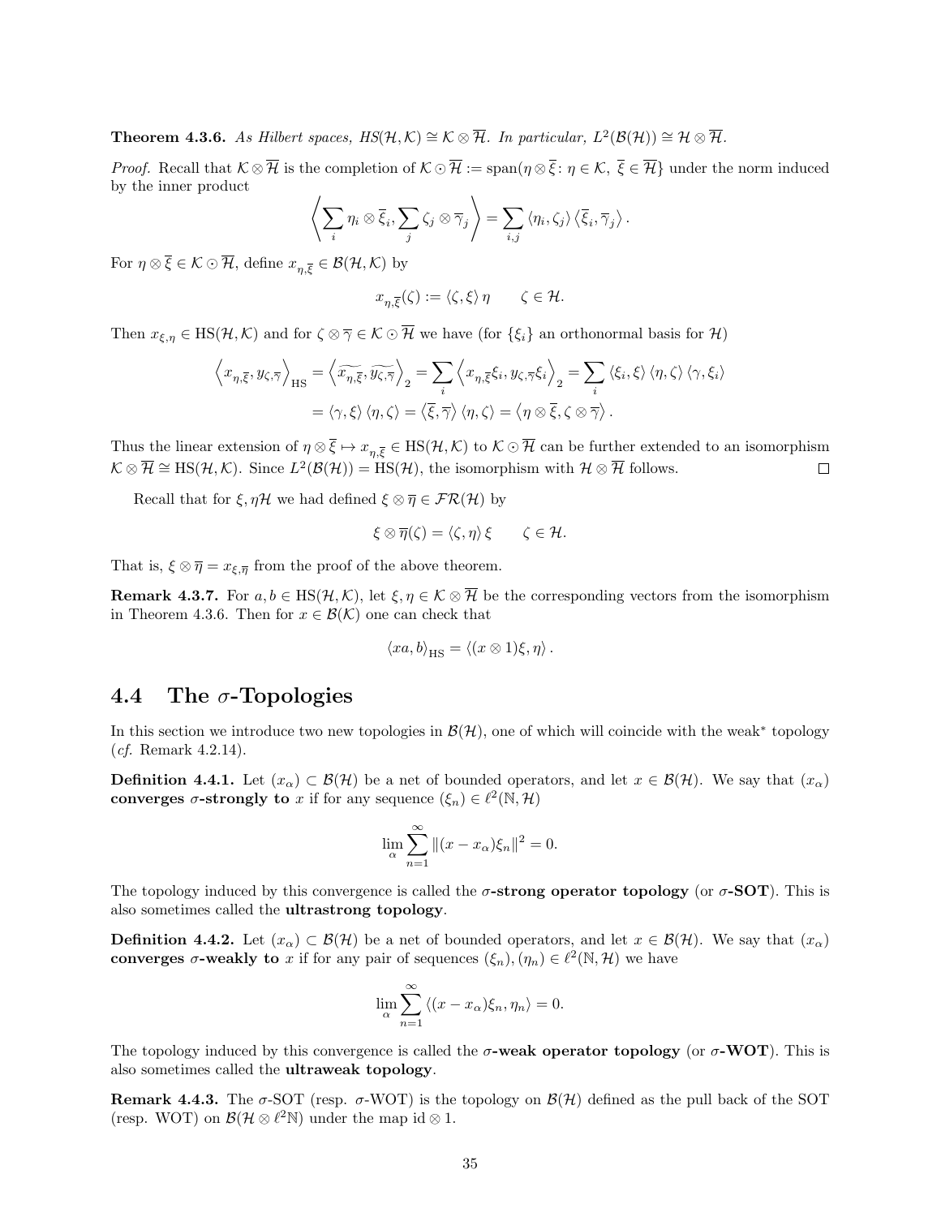**Theorem 4.3.6.** *As Hilbert spaces, HS$(\mathcal{H},\mathcal{K}) \cong \mathcal{K}\otimes\overline{\mathcal{H}}$. In particular, $L^2(\mathcal{B}(\mathcal{H})) \cong \mathcal{H}\otimes\overline{\mathcal{H}}$.*

*Proof.* Recall that $\mathcal{K}\otimes\overline{\mathcal{H}}$ is the completion of $\mathcal{K}\odot\overline{\mathcal{H}} := \text{span}(\eta\otimes\overline{\xi}\colon \eta\in\mathcal{K},\ \overline{\xi}\in\overline{\mathcal{H}}\}$ under the norm induced by the inner product

$$\left\langle \sum_i \eta_i\otimes\overline{\xi}_i, \sum_j \zeta_j\otimes\overline{\gamma}_j \right\rangle = \sum_{i,j} \langle \eta_i,\zeta_j\rangle \langle \overline{\xi}_i,\overline{\gamma}_j\rangle .$$

For $\eta\otimes\overline{\xi}\in\mathcal{K}\odot\overline{\mathcal{H}}$, define $x_{\eta,\overline{\xi}}\in\mathcal{B}(\mathcal{H},\mathcal{K})$ by

$$x_{\eta,\overline{\xi}}(\zeta) := \langle \zeta,\xi\rangle \eta \qquad \zeta\in\mathcal{H}.$$

Then $x_{\xi,\eta}\in \text{HS}(\mathcal{H},\mathcal{K})$ and for $\zeta\otimes\overline{\gamma}\in\mathcal{K}\odot\overline{\mathcal{H}}$ we have (for $\{\xi_i\}$ an orthonormal basis for $\mathcal{H}$)

$$\begin{aligned}\left\langle x_{\eta,\overline{\xi}}, y_{\zeta,\overline{\gamma}}\right\rangle_{\text{HS}} &= \left\langle \widetilde{x_{\eta,\overline{\xi}}}, \widetilde{y_{\zeta,\overline{\gamma}}}\right\rangle_2 = \sum_i \left\langle x_{\eta,\overline{\xi}}\xi_i, y_{\zeta,\overline{\gamma}}\xi_i\right\rangle_2 = \sum_i \langle \xi_i,\xi\rangle\langle\eta,\zeta\rangle\langle\gamma,\xi_i\rangle \\ &= \langle\gamma,\xi\rangle\langle\eta,\zeta\rangle = \langle\overline{\xi},\overline{\gamma}\rangle\langle\eta,\zeta\rangle = \langle \eta\otimes\overline{\xi},\zeta\otimes\overline{\gamma}\rangle .\end{aligned}$$

Thus the linear extension of $\eta\otimes\overline{\xi}\mapsto x_{\eta,\overline{\xi}}\in\text{HS}(\mathcal{H},\mathcal{K})$ to $\mathcal{K}\odot\overline{\mathcal{H}}$ can be further extended to an isomorphism $\mathcal{K}\otimes\overline{\mathcal{H}}\cong\text{HS}(\mathcal{H},\mathcal{K})$. Since $L^2(\mathcal{B}(\mathcal{H})) = \text{HS}(\mathcal{H})$, the isomorphism with $\mathcal{H}\otimes\overline{\mathcal{H}}$ follows. $\square$

Recall that for $\xi,\eta\mathcal{H}$ we had defined $\xi\otimes\overline{\eta}\in\mathcal{FR}(\mathcal{H})$ by

$$\xi\otimes\overline{\eta}(\zeta) = \langle\zeta,\eta\rangle\xi \qquad \zeta\in\mathcal{H}.$$

That is, $\xi\otimes\overline{\eta} = x_{\xi,\overline{\eta}}$ from the proof of the above theorem.

**Remark 4.3.7.** For $a,b\in\text{HS}(\mathcal{H},\mathcal{K})$, let $\xi,\eta\in\mathcal{K}\otimes\overline{\mathcal{H}}$ be the corresponding vectors from the isomorphism in Theorem 4.3.6. Then for $x\in\mathcal{B}(\mathcal{K})$ one can check that

$$\langle xa,b\rangle_{\text{HS}} = \langle (x\otimes 1)\xi,\eta\rangle .$$

## 4.4 The $\sigma$-Topologies

In this section we introduce two new topologies in $\mathcal{B}(\mathcal{H})$, one of which will coincide with the weak$^*$ topology (*cf.* Remark 4.2.14).

**Definition 4.4.1.** Let $(x_\alpha)\subset\mathcal{B}(\mathcal{H})$ be a net of bounded operators, and let $x\in\mathcal{B}(\mathcal{H})$. We say that $(x_\alpha)$ **converges $\sigma$-strongly to** $x$ if for any sequence $(\xi_n)\in\ell^2(\mathbb{N},\mathcal{H})$

$$\lim_\alpha \sum_{n=1}^\infty \|(x-x_\alpha)\xi_n\|^2 = 0.$$

The topology induced by this convergence is called the **$\sigma$-strong operator topology** (or **$\sigma$-SOT**). This is also sometimes called the **ultrastrong topology**.

**Definition 4.4.2.** Let $(x_\alpha)\subset\mathcal{B}(\mathcal{H})$ be a net of bounded operators, and let $x\in\mathcal{B}(\mathcal{H})$. We say that $(x_\alpha)$ **converges $\sigma$-weakly to** $x$ if for any pair of sequences $(\xi_n),(\eta_n)\in\ell^2(\mathbb{N},\mathcal{H})$ we have

$$\lim_\alpha \sum_{n=1}^\infty \langle (x-x_\alpha)\xi_n,\eta_n\rangle = 0.$$

The topology induced by this convergence is called the **$\sigma$-weak operator topology** (or **$\sigma$-WOT**). This is also sometimes called the **ultraweak topology**.

**Remark 4.4.3.** The $\sigma$-SOT (resp. $\sigma$-WOT) is the topology on $\mathcal{B}(\mathcal{H})$ defined as the pull back of the SOT (resp. WOT) on $\mathcal{B}(\mathcal{H}\otimes\ell^2\mathbb{N})$ under the map $\text{id}\otimes 1$.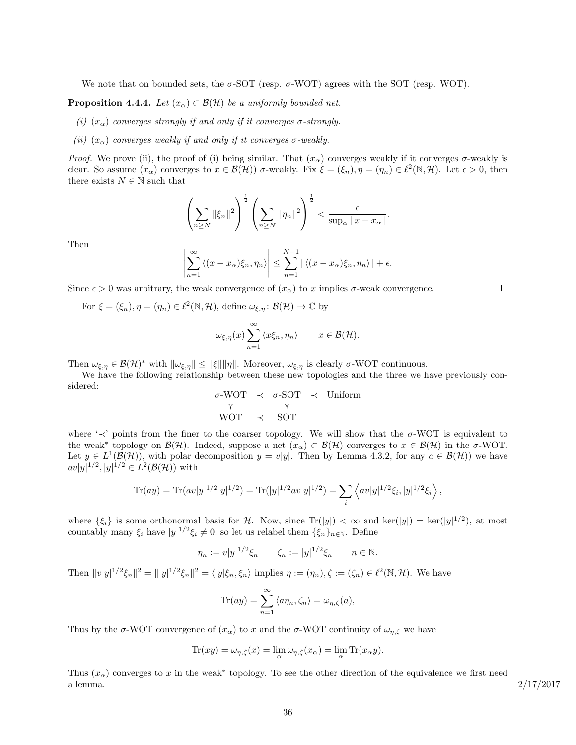We note that on bounded sets, the $\sigma$-SOT (resp. $\sigma$-WOT) agrees with the SOT (resp. WOT).

**Proposition 4.4.4.** *Let $(x_\alpha) \subset \mathcal{B}(\mathcal{H})$ be a uniformly bounded net.*

*(i) $(x_\alpha)$ converges strongly if and only if it converges $\sigma$-strongly.*

*(ii) $(x_\alpha)$ converges weakly if and only if it converges $\sigma$-weakly.*

*Proof.* We prove (ii), the proof of (i) being similar. That $(x_\alpha)$ converges weakly if it converges $\sigma$-weakly is clear. So assume $(x_\alpha)$ converges to $x \in \mathcal{B}(\mathcal{H}))$ $\sigma$-weakly. Fix $\xi = (\xi_n), \eta = (\eta_n) \in \ell^2(\mathbb{N}, \mathcal{H})$. Let $\epsilon > 0$, then there exists $N \in \mathbb{N}$ such that

$$\left( \sum_{n \geq N} \|\xi_n\|^2 \right)^{\frac{1}{2}} \left( \sum_{n \geq N} \|\eta_n\|^2 \right)^{\frac{1}{2}} < \frac{\epsilon}{\sup_\alpha \|x - x_\alpha\|}.$$

Then

$$\left| \sum_{n=1}^{\infty} \langle (x - x_\alpha)\xi_n, \eta_n \rangle \right| \leq \sum_{n=1}^{N-1} |\langle (x - x_\alpha)\xi_n, \eta_n \rangle| + \epsilon.$$

Since $\epsilon > 0$ was arbitrary, the weak convergence of $(x_\alpha)$ to $x$ implies $\sigma$-weak convergence. $\square$

For $\xi = (\xi_n), \eta = (\eta_n) \in \ell^2(\mathbb{N}, \mathcal{H})$, define $\omega_{\xi,\eta} \colon \mathcal{B}(\mathcal{H}) \to \mathbb{C}$ by

$$\omega_{\xi,\eta}(x) \sum_{n=1}^{\infty} \langle x\xi_n, \eta_n \rangle \qquad x \in \mathcal{B}(\mathcal{H}).$$

Then $\omega_{\xi,\eta} \in \mathcal{B}(\mathcal{H})^*$ with $\|\omega_{\xi,\eta}\| \leq \|\xi\|\|\eta\|$. Moreover, $\omega_{\xi,\eta}$ is clearly $\sigma$-WOT continuous.

We have the following relationship between these new topologies and the three we have previously considered:

$$\begin{array}{ccccc} \sigma\text{-WOT} & \prec & \sigma\text{-SOT} & \prec & \text{Uniform} \\ \curlyvee & & \curlyvee & & \\ \text{WOT} & \prec & \text{SOT} & & \end{array}$$

where '$\prec$' points from the finer to the coarser topology. We will show that the $\sigma$-WOT is equivalent to the weak* topology on $\mathcal{B}(\mathcal{H})$. Indeed, suppose a net $(x_\alpha) \subset \mathcal{B}(\mathcal{H})$ converges to $x \in \mathcal{B}(\mathcal{H})$ in the $\sigma$-WOT. Let $y \in L^1(\mathcal{B}(\mathcal{H}))$, with polar decomposition $y = v|y|$. Then by Lemma 4.3.2, for any $a \in \mathcal{B}(\mathcal{H}))$ we have $av|y|^{1/2}, |y|^{1/2} \in L^2(\mathcal{B}(\mathcal{H}))$ with

$$\text{Tr}(ay) = \text{Tr}(av|y|^{1/2}|y|^{1/2}) = \text{Tr}(|y|^{1/2}av|y|^{1/2}) = \sum_i \left\langle av|y|^{1/2}\xi_i, |y|^{1/2}\xi_i \right\rangle,$$

where $\{\xi_i\}$ is some orthonormal basis for $\mathcal{H}$. Now, since $\text{Tr}(|y|) < \infty$ and $\ker(|y|) = \ker(|y|^{1/2})$, at most countably many $\xi_i$ have $|y|^{1/2}\xi_i \neq 0$, so let us relabel them $\{\xi_n\}_{n \in \mathbb{N}}$. Define

$$\eta_n := v|y|^{1/2}\xi_n \qquad \zeta_n := |y|^{1/2}\xi_n \qquad n \in \mathbb{N}.$$

Then $\|v|y|^{1/2}\xi_n\|^2 = \||y|^{1/2}\xi_n\|^2 = \langle |y|\xi_n, \xi_n \rangle$ implies $\eta := (\eta_n), \zeta := (\zeta_n) \in \ell^2(\mathbb{N}, \mathcal{H})$. We have

$$\text{Tr}(ay) = \sum_{n=1}^{\infty} \langle a\eta_n, \zeta_n \rangle = \omega_{\eta,\zeta}(a),$$

Thus by the $\sigma$-WOT convergence of $(x_\alpha)$ to $x$ and the $\sigma$-WOT continuity of $\omega_{\eta,\zeta}$ we have

$$\text{Tr}(xy) = \omega_{\eta,\zeta}(x) = \lim_\alpha \omega_{\eta,\zeta}(x_\alpha) = \lim_\alpha \text{Tr}(x_\alpha y).$$

Thus $(x_\alpha)$ converges to $x$ in the weak* topology. To see the other direction of the equivalence we first need a lemma. 2/17/2017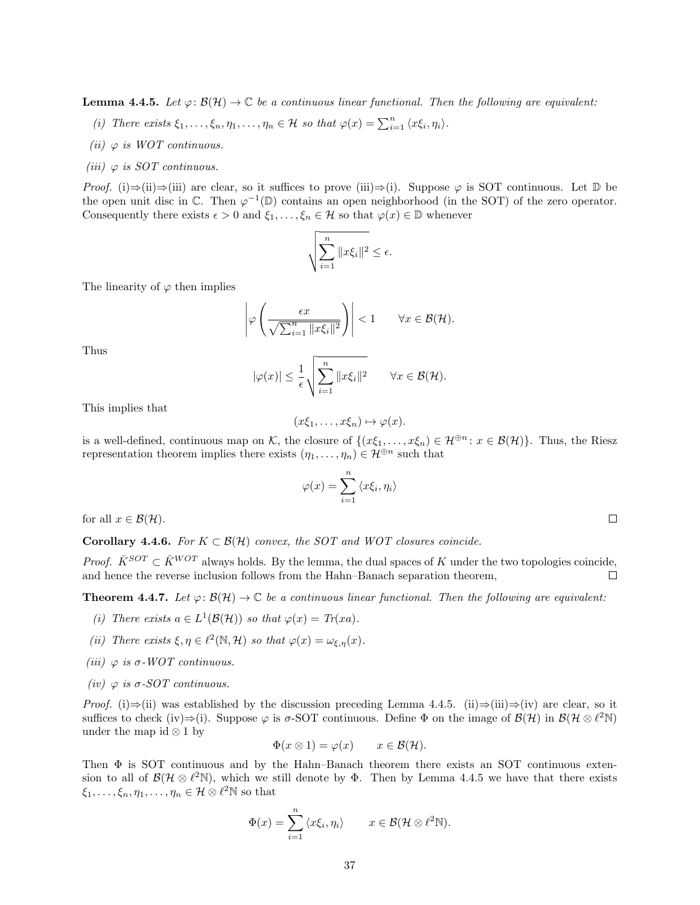**Lemma 4.4.5.** *Let $\varphi\colon \mathcal{B}(\mathcal{H}) \to \mathbb{C}$ be a continuous linear functional. Then the following are equivalent:*

*(i) There exists $\xi_1, \ldots, \xi_n, \eta_1, \ldots, \eta_n \in \mathcal{H}$ so that $\varphi(x) = \sum_{i=1}^n \langle x\xi_i, \eta_i\rangle$.*

*(ii) $\varphi$ is WOT continuous.*

*(iii) $\varphi$ is SOT continuous.*

*Proof.* (i)⇒(ii)⇒(iii) are clear, so it suffices to prove (iii)⇒(i). Suppose $\varphi$ is SOT continuous. Let $\mathbb{D}$ be the open unit disc in $\mathbb{C}$. Then $\varphi^{-1}(\mathbb{D})$ contains an open neighborhood (in the SOT) of the zero operator. Consequently there exists $\epsilon > 0$ and $\xi_1, \ldots, \xi_n \in \mathcal{H}$ so that $\varphi(x) \in \mathbb{D}$ whenever

$$\sqrt{\sum_{i=1}^n \|x\xi_i\|^2} \leq \epsilon.$$

The linearity of $\varphi$ then implies

$$\left|\varphi\left(\frac{\epsilon x}{\sqrt{\sum_{i=1}^n \|x\xi_i\|^2}}\right)\right| < 1 \qquad \forall x \in \mathcal{B}(\mathcal{H}).$$

Thus

$$|\varphi(x)| \leq \frac{1}{\epsilon}\sqrt{\sum_{i=1}^n \|x\xi_i\|^2} \qquad \forall x \in \mathcal{B}(\mathcal{H}).$$

This implies that

$$(x\xi_1, \ldots, x\xi_n) \mapsto \varphi(x).$$

is a well-defined, continuous map on $\mathcal{K}$, the closure of $\{(x\xi_1, \ldots, x\xi_n) \in \mathcal{H}^{\oplus n} : x \in \mathcal{B}(\mathcal{H})\}$. Thus, the Riesz representation theorem implies there exists $(\eta_1, \ldots, \eta_n) \in \mathcal{H}^{\oplus n}$ such that

$$\varphi(x) = \sum_{i=1}^n \langle x\xi_i, \eta_i\rangle$$

for all $x \in \mathcal{B}(\mathcal{H})$. □

**Corollary 4.4.6.** *For $K \subset \mathcal{B}(\mathcal{H})$ convex, the SOT and WOT closures coincide.*

*Proof.* $\bar{K}^{SOT} \subset \bar{K}^{WOT}$ always holds. By the lemma, the dual spaces of $K$ under the two topologies coincide, and hence the reverse inclusion follows from the Hahn–Banach separation theorem, □

**Theorem 4.4.7.** *Let $\varphi\colon \mathcal{B}(\mathcal{H}) \to \mathbb{C}$ be a continuous linear functional. Then the following are equivalent:*

*(i) There exists $a \in L^1(\mathcal{B}(\mathcal{H}))$ so that $\varphi(x) = Tr(xa)$.*

*(ii) There exists $\xi, \eta \in \ell^2(\mathbb{N}, \mathcal{H})$ so that $\varphi(x) = \omega_{\xi,\eta}(x)$.*

*(iii) $\varphi$ is $\sigma$-WOT continuous.*

*(iv) $\varphi$ is $\sigma$-SOT continuous.*

*Proof.* (i)⇒(ii) was established by the discussion preceding Lemma 4.4.5. (ii)⇒(iii)⇒(iv) are clear, so it suffices to check (iv)⇒(i). Suppose $\varphi$ is $\sigma$-SOT continuous. Define $\Phi$ on the image of $\mathcal{B}(\mathcal{H})$ in $\mathcal{B}(\mathcal{H} \otimes \ell^2\mathbb{N})$ under the map $\mathrm{id} \otimes 1$ by

$$\Phi(x \otimes 1) = \varphi(x) \qquad x \in \mathcal{B}(\mathcal{H}).$$

Then $\Phi$ is SOT continuous and by the Hahn–Banach theorem there exists an SOT continuous extension to all of $\mathcal{B}(\mathcal{H} \otimes \ell^2\mathbb{N})$, which we still denote by $\Phi$. Then by Lemma 4.4.5 we have that there exists $\xi_1, \ldots, \xi_n, \eta_1, \ldots, \eta_n \in \mathcal{H} \otimes \ell^2\mathbb{N}$ so that

$$\Phi(x) = \sum_{i=1}^n \langle x\xi_i, \eta_i\rangle \qquad x \in \mathcal{B}(\mathcal{H} \otimes \ell^2\mathbb{N}).$$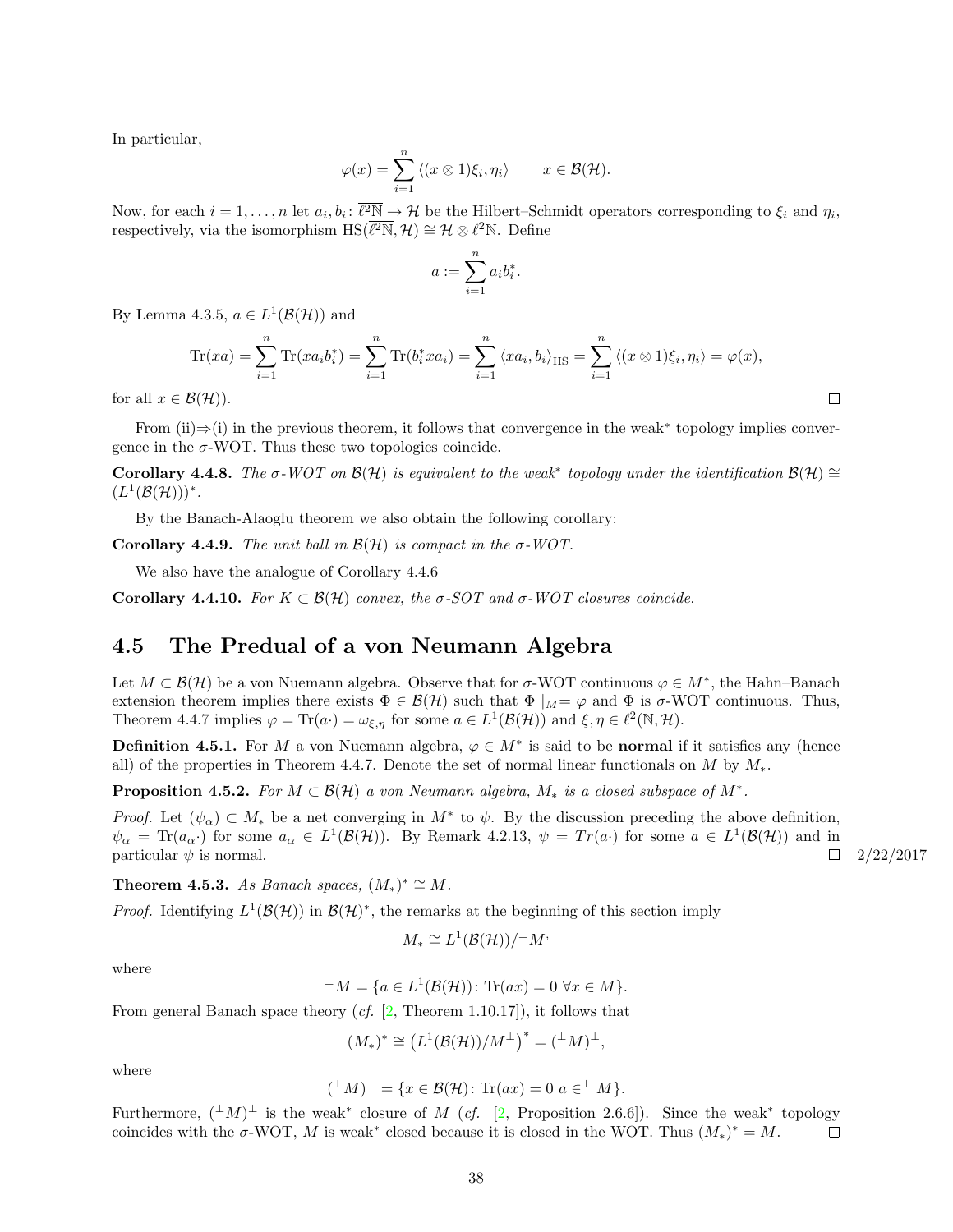In particular,

$$\varphi(x) = \sum_{i=1}^{n} \langle (x \otimes 1)\xi_i, \eta_i \rangle \qquad x \in \mathcal{B}(\mathcal{H}).$$

Now, for each $i = 1, \ldots, n$ let $a_i, b_i \colon \overline{\ell^2\mathbb{N}} \to \mathcal{H}$ be the Hilbert–Schmidt operators corresponding to $\xi_i$ and $\eta_i$, respectively, via the isomorphism $\mathrm{HS}(\overline{\ell^2\mathbb{N}}, \mathcal{H}) \cong \mathcal{H} \otimes \ell^2\mathbb{N}$. Define

$$a := \sum_{i=1}^{n} a_i b_i^*.$$

By Lemma 4.3.5, $a \in L^1(\mathcal{B}(\mathcal{H}))$ and

$$\mathrm{Tr}(xa) = \sum_{i=1}^{n} \mathrm{Tr}(x a_i b_i^*) = \sum_{i=1}^{n} \mathrm{Tr}(b_i^* x a_i) = \sum_{i=1}^{n} \langle x a_i, b_i \rangle_{\mathrm{HS}} = \sum_{i=1}^{n} \langle (x \otimes 1)\xi_i, \eta_i \rangle = \varphi(x),$$

for all $x \in \mathcal{B}(\mathcal{H})$). $\square$

From (ii)⇒(i) in the previous theorem, it follows that convergence in the weak* topology implies convergence in the $\sigma$-WOT. Thus these two topologies coincide.

**Corollary 4.4.8.** *The $\sigma$-WOT on $\mathcal{B}(\mathcal{H})$ is equivalent to the weak* topology under the identification $\mathcal{B}(\mathcal{H}) \cong (L^1(\mathcal{B}(\mathcal{H})))^*$.*

By the Banach-Alaoglu theorem we also obtain the following corollary:

**Corollary 4.4.9.** *The unit ball in $\mathcal{B}(\mathcal{H})$ is compact in the $\sigma$-WOT.*

We also have the analogue of Corollary 4.4.6

**Corollary 4.4.10.** *For $K \subset \mathcal{B}(\mathcal{H})$ convex, the $\sigma$-SOT and $\sigma$-WOT closures coincide.*

## 4.5 The Predual of a von Neumann Algebra

Let $M \subset \mathcal{B}(\mathcal{H})$ be a von Nuemann algebra. Observe that for $\sigma$-WOT continuous $\varphi \in M^*$, the Hahn–Banach extension theorem implies there exists $\Phi \in \mathcal{B}(\mathcal{H})$ such that $\Phi\mid_M = \varphi$ and $\Phi$ is $\sigma$-WOT continuous. Thus, Theorem 4.4.7 implies $\varphi = \mathrm{Tr}(a\cdot) = \omega_{\xi,\eta}$ for some $a \in L^1(\mathcal{B}(\mathcal{H}))$ and $\xi, \eta \in \ell^2(\mathbb{N}, \mathcal{H})$.

**Definition 4.5.1.** For $M$ a von Nuemann algebra, $\varphi \in M^*$ is said to be **normal** if it satisfies any (hence all) of the properties in Theorem 4.4.7. Denote the set of normal linear functionals on $M$ by $M_*$.

**Proposition 4.5.2.** *For $M \subset \mathcal{B}(\mathcal{H})$ a von Neumann algebra, $M_*$ is a closed subspace of $M^*$.*

*Proof.* Let $(\psi_\alpha) \subset M_*$ be a net converging in $M^*$ to $\psi$. By the discussion preceding the above definition, $\psi_\alpha = \mathrm{Tr}(a_\alpha\cdot)$ for some $a_\alpha \in L^1(\mathcal{B}(\mathcal{H}))$. By Remark 4.2.13, $\psi = Tr(a\cdot)$ for some $a \in L^1(\mathcal{B}(\mathcal{H}))$ and in particular $\psi$ is normal. $\square$ 2/22/2017

**Theorem 4.5.3.** *As Banach spaces, $(M_*)^* \cong M$.*

*Proof.* Identifying $L^1(\mathcal{B}(\mathcal{H}))$ in $\mathcal{B}(\mathcal{H})^*$, the remarks at the beginning of this section imply

$$M_* \cong L^1(\mathcal{B}(\mathcal{H}))/{}^{\perp}M,$$

where

$${}^{\perp}M = \{a \in L^1(\mathcal{B}(\mathcal{H}))\colon \mathrm{Tr}(ax) = 0 \ \forall x \in M\}.$$

From general Banach space theory (*cf.* [2, Theorem 1.10.17]), it follows that

$$(M_*)^* \cong \left(L^1(\mathcal{B}(\mathcal{H}))/M^{\perp}\right)^* = ({}^{\perp}M)^{\perp},$$

where

$$({}^{\perp}M)^{\perp} = \{x \in \mathcal{B}(\mathcal{H})\colon \mathrm{Tr}(ax) = 0 \ a \in^{\perp} M\}.$$

Furthermore, $({}^{\perp}M)^{\perp}$ is the weak* closure of $M$ (*cf.* [2, Proposition 2.6.6]). Since the weak* topology coincides with the $\sigma$-WOT, $M$ is weak* closed because it is closed in the WOT. Thus $(M_*)^* = M$. $\square$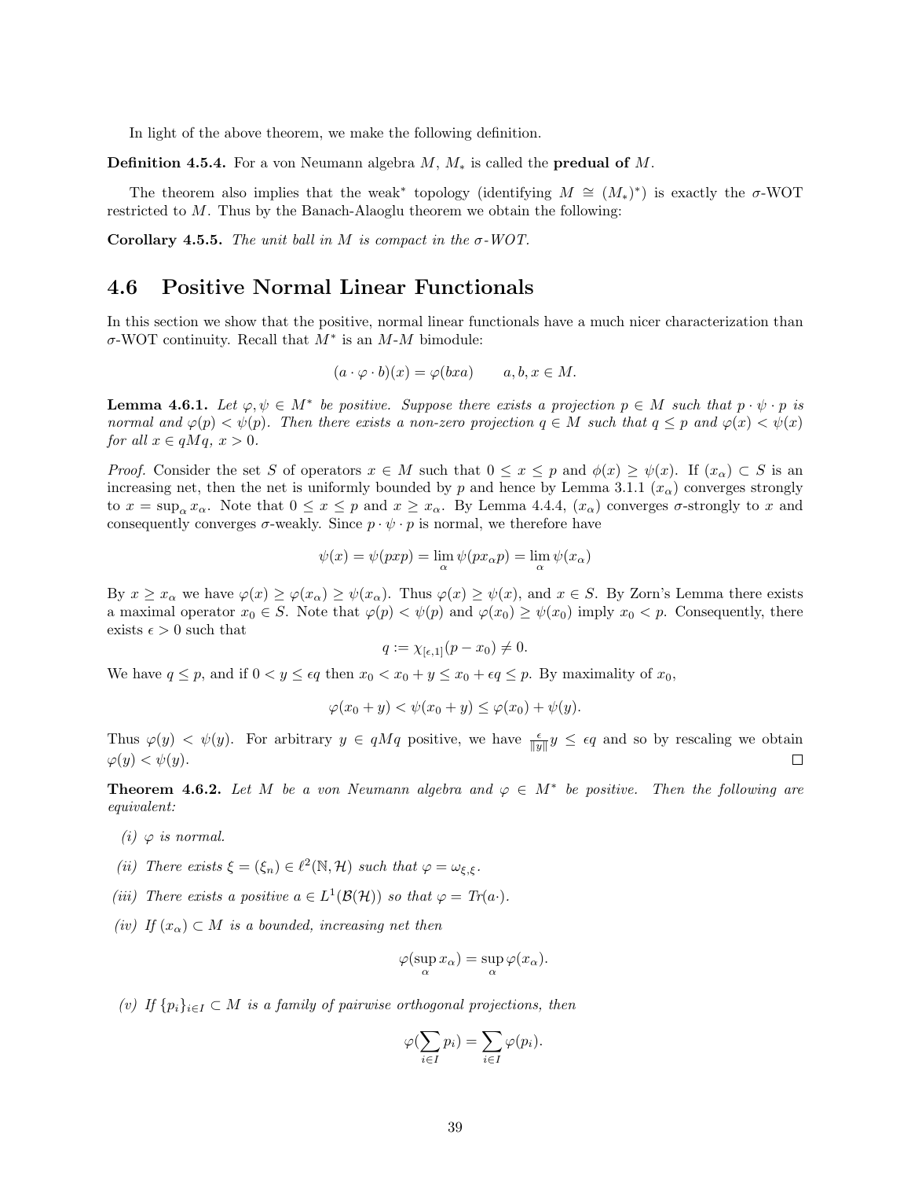In light of the above theorem, we make the following definition.

**Definition 4.5.4.** For a von Neumann algebra $M$, $M_*$ is called the **predual of** $M$.

The theorem also implies that the weak$^*$ topology (identifying $M \cong (M_*)^*$) is exactly the $\sigma$-WOT restricted to $M$. Thus by the Banach-Alaoglu theorem we obtain the following:

**Corollary 4.5.5.** *The unit ball in $M$ is compact in the $\sigma$-WOT.*

## 4.6 Positive Normal Linear Functionals

In this section we show that the positive, normal linear functionals have a much nicer characterization than $\sigma$-WOT continuity. Recall that $M^*$ is an $M$-$M$ bimodule:

$$(a \cdot \varphi \cdot b)(x) = \varphi(bxa) \qquad a, b, x \in M.$$

**Lemma 4.6.1.** *Let $\varphi, \psi \in M^*$ be positive. Suppose there exists a projection $p \in M$ such that $p \cdot \psi \cdot p$ is normal and $\varphi(p) < \psi(p)$. Then there exists a non-zero projection $q \in M$ such that $q \leq p$ and $\varphi(x) < \psi(x)$ for all $x \in qMq$, $x > 0$.*

*Proof.* Consider the set $S$ of operators $x \in M$ such that $0 \leq x \leq p$ and $\phi(x) \geq \psi(x)$. If $(x_\alpha) \subset S$ is an increasing net, then the net is uniformly bounded by $p$ and hence by Lemma 3.1.1 $(x_\alpha)$ converges strongly to $x = \sup_\alpha x_\alpha$. Note that $0 \leq x \leq p$ and $x \geq x_\alpha$. By Lemma 4.4.4, $(x_\alpha)$ converges $\sigma$-strongly to $x$ and consequently converges $\sigma$-weakly. Since $p \cdot \psi \cdot p$ is normal, we therefore have

$$\psi(x) = \psi(pxp) = \lim_\alpha \psi(px_\alpha p) = \lim_\alpha \psi(x_\alpha)$$

By $x \geq x_\alpha$ we have $\varphi(x) \geq \varphi(x_\alpha) \geq \psi(x_\alpha)$. Thus $\varphi(x) \geq \psi(x)$, and $x \in S$. By Zorn's Lemma there exists a maximal operator $x_0 \in S$. Note that $\varphi(p) < \psi(p)$ and $\varphi(x_0) \geq \psi(x_0)$ imply $x_0 < p$. Consequently, there exists $\epsilon > 0$ such that

$$q := \chi_{[\epsilon,1]}(p - x_0) \neq 0.$$

We have $q \leq p$, and if $0 < y \leq \epsilon q$ then $x_0 < x_0 + y \leq x_0 + \epsilon q \leq p$. By maximality of $x_0$,

$$\varphi(x_0 + y) < \psi(x_0 + y) \leq \varphi(x_0) + \psi(y).$$

Thus $\varphi(y) < \psi(y)$. For arbitrary $y \in qMq$ positive, we have $\frac{\epsilon}{\|y\|} y \leq \epsilon q$ and so by rescaling we obtain $\varphi(y) < \psi(y)$. $\square$

**Theorem 4.6.2.** *Let $M$ be a von Neumann algebra and $\varphi \in M^*$ be positive. Then the following are equivalent:*

*(i) $\varphi$ is normal.*

*(ii) There exists $\xi = (\xi_n) \in \ell^2(\mathbb{N}, \mathcal{H})$ such that $\varphi = \omega_{\xi,\xi}$.*

*(iii) There exists a positive $a \in L^1(\mathcal{B}(\mathcal{H}))$ so that $\varphi = Tr(a\cdot)$.*

*(iv) If $(x_\alpha) \subset M$ is a bounded, increasing net then*

$$\varphi(\sup_\alpha x_\alpha) = \sup_\alpha \varphi(x_\alpha).$$

*(v) If $\{p_i\}_{i \in I} \subset M$ is a family of pairwise orthogonal projections, then*

$$\varphi(\sum_{i \in I} p_i) = \sum_{i \in I} \varphi(p_i).$$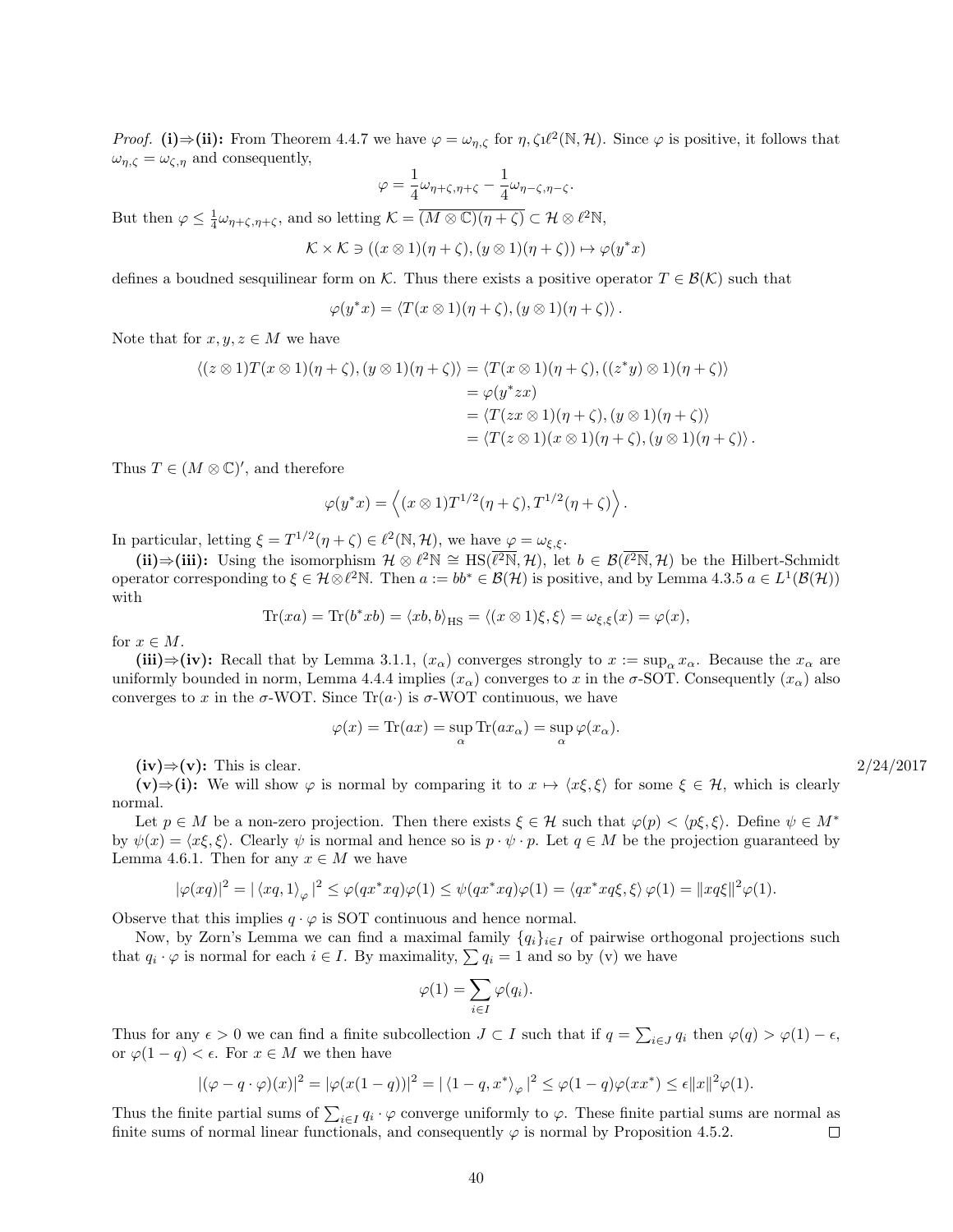*Proof.* **(i)⇒(ii):** From Theorem 4.4.7 we have $\varphi = \omega_{\eta,\zeta}$ for $\eta, \zeta \imath \ell^2(\mathbb{N}, \mathcal{H})$. Since $\varphi$ is positive, it follows that $\omega_{\eta,\zeta} = \omega_{\zeta,\eta}$ and consequently,

$$\varphi = \frac{1}{4}\omega_{\eta+\zeta,\eta+\zeta} - \frac{1}{4}\omega_{\eta-\zeta,\eta-\zeta}.$$

But then $\varphi \leq \frac{1}{4}\omega_{\eta+\zeta,\eta+\zeta}$, and so letting $\mathcal{K} = \overline{(M \otimes \mathbb{C})(\eta + \zeta)} \subset \mathcal{H} \otimes \ell^2\mathbb{N}$,

$$\mathcal{K} \times \mathcal{K} \ni ((x \otimes 1)(\eta + \zeta), (y \otimes 1)(\eta + \zeta)) \mapsto \varphi(y^* x)$$

defines a boudned sesquilinear form on $\mathcal{K}$. Thus there exists a positive operator $T \in \mathcal{B}(\mathcal{K})$ such that

$$\varphi(y^* x) = \langle T(x \otimes 1)(\eta + \zeta), (y \otimes 1)(\eta + \zeta)\rangle .$$

Note that for $x, y, z \in M$ we have

$$\begin{aligned}
\langle (z \otimes 1)T(x \otimes 1)(\eta + \zeta), (y \otimes 1)(\eta + \zeta)\rangle &= \langle T(x \otimes 1)(\eta + \zeta), ((z^* y) \otimes 1)(\eta + \zeta)\rangle \\
&= \varphi(y^* z x) \\
&= \langle T(zx \otimes 1)(\eta + \zeta), (y \otimes 1)(\eta + \zeta)\rangle \\
&= \langle T(z \otimes 1)(x \otimes 1)(\eta + \zeta), (y \otimes 1)(\eta + \zeta)\rangle .
\end{aligned}$$

Thus $T \in (M \otimes \mathbb{C})'$, and therefore

$$\varphi(y^* x) = \left\langle (x \otimes 1)T^{1/2}(\eta + \zeta), T^{1/2}(\eta + \zeta)\right\rangle .$$

In particular, letting $\xi = T^{1/2}(\eta + \zeta) \in \ell^2(\mathbb{N}, \mathcal{H})$, we have $\varphi = \omega_{\xi,\xi}$.

**(ii)⇒(iii):** Using the isomorphism $\mathcal{H} \otimes \ell^2\mathbb{N} \cong \mathrm{HS}(\overline{\ell^2\mathbb{N}}, \mathcal{H})$, let $b \in \mathcal{B}(\overline{\ell^2\mathbb{N}}, \mathcal{H})$ be the Hilbert-Schmidt operator corresponding to $\xi \in \mathcal{H} \otimes \ell^2\mathbb{N}$. Then $a := bb^* \in \mathcal{B}(\mathcal{H})$ is positive, and by Lemma 4.3.5 $a \in L^1(\mathcal{B}(\mathcal{H}))$ with

$$\mathrm{Tr}(xa) = \mathrm{Tr}(b^* x b) = \langle xb, b\rangle_{\mathrm{HS}} = \langle (x \otimes 1)\xi, \xi\rangle = \omega_{\xi,\xi}(x) = \varphi(x),$$

for $x \in M$.

**(iii)⇒(iv):** Recall that by Lemma 3.1.1, $(x_\alpha)$ converges strongly to $x := \sup_\alpha x_\alpha$. Because the $x_\alpha$ are uniformly bounded in norm, Lemma 4.4.4 implies $(x_\alpha)$ converges to $x$ in the $\sigma$-SOT. Consequently $(x_\alpha)$ also converges to $x$ in the $\sigma$-WOT. Since $\mathrm{Tr}(a\cdot)$ is $\sigma$-WOT continuous, we have

$$\varphi(x) = \mathrm{Tr}(ax) = \sup_\alpha \mathrm{Tr}(ax_\alpha) = \sup_\alpha \varphi(x_\alpha).$$

**(iv)⇒(v):** This is clear. 2/24/2017

**(v)⇒(i):** We will show $\varphi$ is normal by comparing it to $x \mapsto \langle x\xi, \xi\rangle$ for some $\xi \in \mathcal{H}$, which is clearly normal.

Let $p \in M$ be a non-zero projection. Then there exists $\xi \in \mathcal{H}$ such that $\varphi(p) < \langle p\xi, \xi\rangle$. Define $\psi \in M^*$ by $\psi(x) = \langle x\xi, \xi\rangle$. Clearly $\psi$ is normal and hence so is $p \cdot \psi \cdot p$. Let $q \in M$ be the projection guaranteed by Lemma 4.6.1. Then for any $x \in M$ we have

$$|\varphi(xq)|^2 = |\langle xq, 1\rangle_\varphi|^2 \leq \varphi(qx^* xq)\varphi(1) \leq \psi(qx^* xq)\varphi(1) = \langle qx^* xq\xi, \xi\rangle \varphi(1) = \|xq\xi\|^2\varphi(1).$$

Observe that this implies $q \cdot \varphi$ is SOT continuous and hence normal.

Now, by Zorn's Lemma we can find a maximal family $\{q_i\}_{i\in I}$ of pairwise orthogonal projections such that $q_i \cdot \varphi$ is normal for each $i \in I$. By maximality, $\sum q_i = 1$ and so by (v) we have

$$\varphi(1) = \sum_{i\in I} \varphi(q_i).$$

Thus for any $\epsilon > 0$ we can find a finite subcollection $J \subset I$ such that if $q = \sum_{i\in J} q_i$ then $\varphi(q) > \varphi(1) - \epsilon$, or $\varphi(1 - q) < \epsilon$. For $x \in M$ we then have

$$|(\varphi - q \cdot \varphi)(x)|^2 = |\varphi(x(1 - q))|^2 = |\langle 1 - q, x^*\rangle_\varphi|^2 \leq \varphi(1 - q)\varphi(xx^*) \leq \epsilon\|x\|^2\varphi(1).$$

Thus the finite partial sums of $\sum_{i\in I} q_i \cdot \varphi$ converge uniformly to $\varphi$. These finite partial sums are normal as finite sums of normal linear functionals, and consequently $\varphi$ is normal by Proposition 4.5.2. □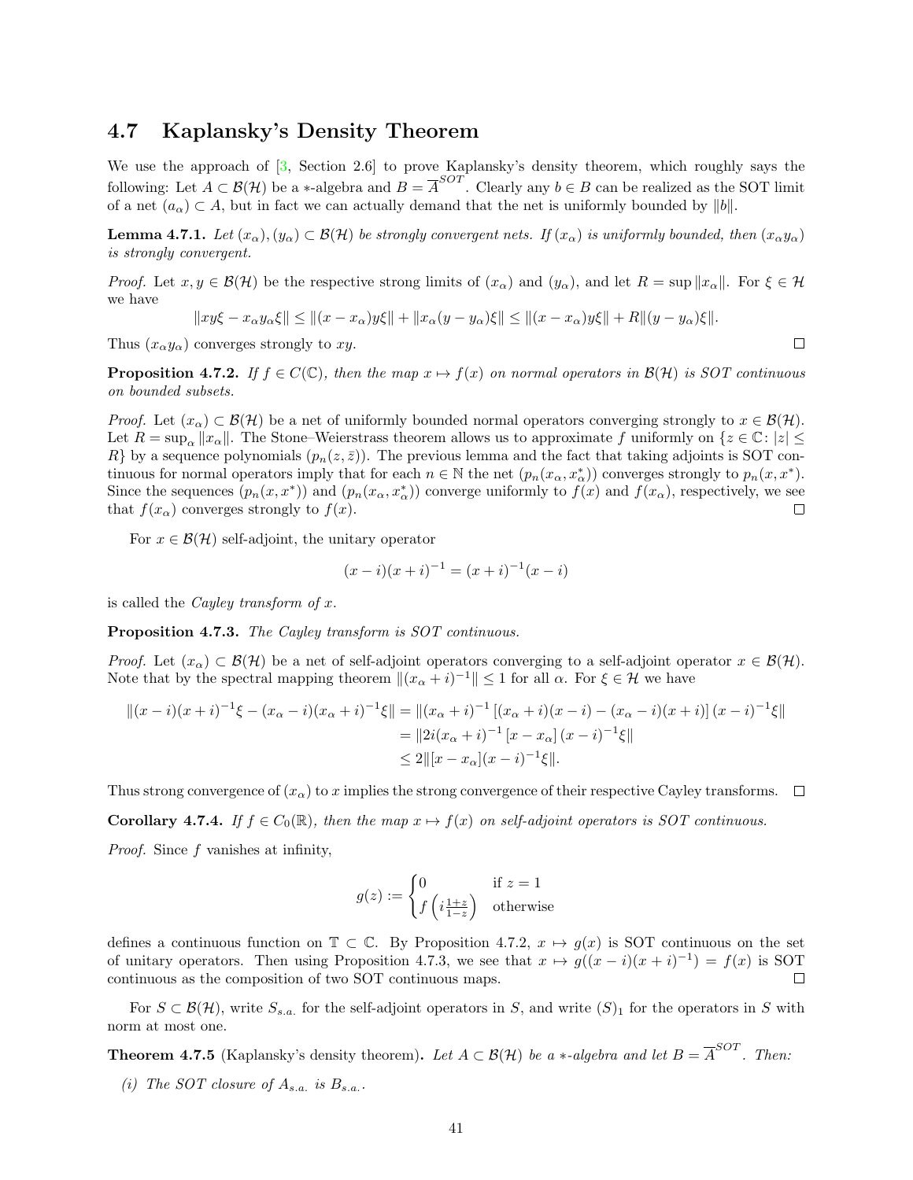## 4.7 Kaplansky's Density Theorem

We use the approach of [3, Section 2.6] to prove Kaplansky's density theorem, which roughly says the following: Let $A \subset \mathcal{B}(\mathcal{H})$ be a $*$-algebra and $B = \overline{A}^{SOT}$. Clearly any $b \in B$ can be realized as the SOT limit of a net $(a_\alpha) \subset A$, but in fact we can actually demand that the net is uniformly bounded by $\|b\|$.

**Lemma 4.7.1.** *Let $(x_\alpha), (y_\alpha) \subset \mathcal{B}(\mathcal{H})$ be strongly convergent nets. If $(x_\alpha)$ is uniformly bounded, then $(x_\alpha y_\alpha)$ is strongly convergent.*

*Proof.* Let $x, y \in \mathcal{B}(\mathcal{H})$ be the respective strong limits of $(x_\alpha)$ and $(y_\alpha)$, and let $R = \sup \|x_\alpha\|$. For $\xi \in \mathcal{H}$ we have

$$\|xy\xi - x_\alpha y_\alpha \xi\| \leq \|(x - x_\alpha)y\xi\| + \|x_\alpha(y - y_\alpha)\xi\| \leq \|(x - x_\alpha)y\xi\| + R\|(y - y_\alpha)\xi\|.$$

Thus $(x_\alpha y_\alpha)$ converges strongly to $xy$. □

**Proposition 4.7.2.** *If $f \in C(\mathbb{C})$, then the map $x \mapsto f(x)$ on normal operators in $\mathcal{B}(\mathcal{H})$ is SOT continuous on bounded subsets.*

*Proof.* Let $(x_\alpha) \subset \mathcal{B}(\mathcal{H})$ be a net of uniformly bounded normal operators converging strongly to $x \in \mathcal{B}(\mathcal{H})$. Let $R = \sup_\alpha \|x_\alpha\|$. The Stone–Weierstrass theorem allows us to approximate $f$ uniformly on $\{z \in \mathbb{C} : |z| \leq R\}$ by a sequence polynomials $(p_n(z, \bar{z}))$. The previous lemma and the fact that taking adjoints is SOT continuous for normal operators imply that for each $n \in \mathbb{N}$ the net $(p_n(x_\alpha, x_\alpha^*))$ converges strongly to $p_n(x, x^*)$. Since the sequences $(p_n(x, x^*))$ and $(p_n(x_\alpha, x_\alpha^*))$ converge uniformly to $f(x)$ and $f(x_\alpha)$, respectively, we see that $f(x_\alpha)$ converges strongly to $f(x)$. □

For $x \in \mathcal{B}(\mathcal{H})$ self-adjoint, the unitary operator

$$(x - i)(x + i)^{-1} = (x + i)^{-1}(x - i)$$

is called the *Cayley transform of $x$*.

**Proposition 4.7.3.** *The Cayley transform is SOT continuous.*

*Proof.* Let $(x_\alpha) \subset \mathcal{B}(\mathcal{H})$ be a net of self-adjoint operators converging to a self-adjoint operator $x \in \mathcal{B}(\mathcal{H})$. Note that by the spectral mapping theorem $\|(x_\alpha + i)^{-1}\| \leq 1$ for all $\alpha$. For $\xi \in \mathcal{H}$ we have

$$\begin{aligned}
\|(x - i)(x + i)^{-1}\xi - (x_\alpha - i)(x_\alpha + i)^{-1}\xi\| &= \|(x_\alpha + i)^{-1}\left[(x_\alpha + i)(x - i) - (x_\alpha - i)(x + i)\right](x - i)^{-1}\xi\| \\
&= \|2i(x_\alpha + i)^{-1}\left[x - x_\alpha\right](x - i)^{-1}\xi\| \\
&\leq 2\|[x - x_\alpha](x - i)^{-1}\xi\|.
\end{aligned}$$

Thus strong convergence of $(x_\alpha)$ to $x$ implies the strong convergence of their respective Cayley transforms. □

**Corollary 4.7.4.** *If $f \in C_0(\mathbb{R})$, then the map $x \mapsto f(x)$ on self-adjoint operators is SOT continuous.*

*Proof.* Since $f$ vanishes at infinity,

$$g(z) := \begin{cases} 0 & \text{if } z = 1 \\ f\left(i\frac{1+z}{1-z}\right) & \text{otherwise} \end{cases}$$

defines a continuous function on $\mathbb{T} \subset \mathbb{C}$. By Proposition 4.7.2, $x \mapsto g(x)$ is SOT continuous on the set of unitary operators. Then using Proposition 4.7.3, we see that $x \mapsto g((x - i)(x + i)^{-1}) = f(x)$ is SOT continuous as the composition of two SOT continuous maps. □

For $S \subset \mathcal{B}(\mathcal{H})$, write $S_{s.a.}$ for the self-adjoint operators in $S$, and write $(S)_1$ for the operators in $S$ with norm at most one.

**Theorem 4.7.5** (Kaplansky's density theorem)**.** *Let $A \subset \mathcal{B}(\mathcal{H})$ be a $*$-algebra and let $B = \overline{A}^{SOT}$. Then:*

*(i) The SOT closure of $A_{s.a.}$ is $B_{s.a.}$.*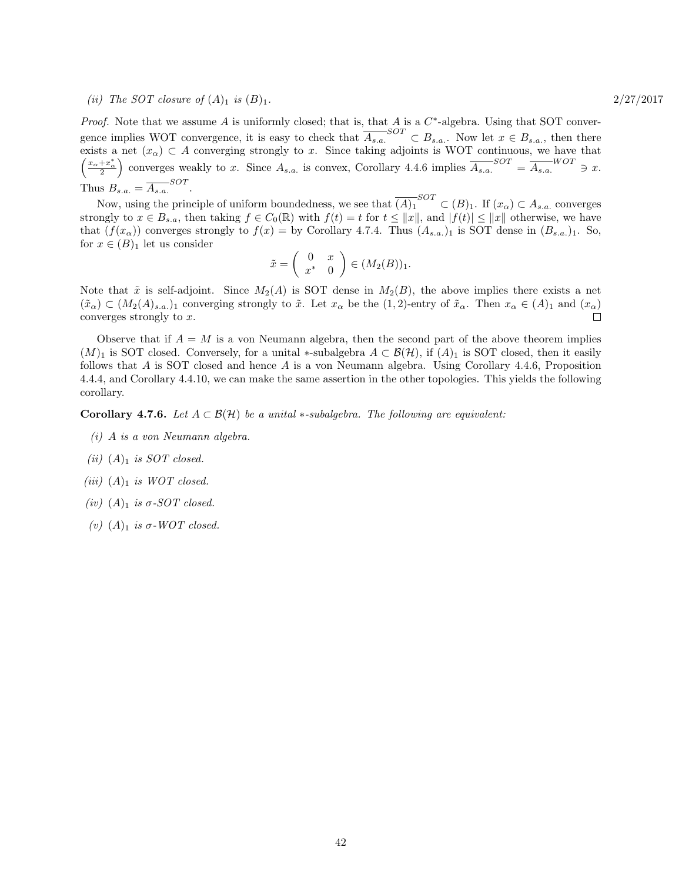*(ii) The SOT closure of $(A)_1$ is $(B)_1$.*

2/27/2017

*Proof.* Note that we assume $A$ is uniformly closed; that is, that $A$ is a $C^*$-algebra. Using that SOT convergence implies WOT convergence, it is easy to check that $\overline{A_{s.a.}}^{SOT} \subset B_{s.a.}$. Now let $x \in B_{s.a.}$, then there exists a net $(x_\alpha) \subset A$ converging strongly to $x$. Since taking adjoints is WOT continuous, we have that $\left(\frac{x_\alpha + x_\alpha^*}{2}\right)$ converges weakly to $x$. Since $A_{s.a.}$ is convex, Corollary 4.4.6 implies $\overline{A_{s.a.}}^{SOT} = \overline{A_{s.a.}}^{WOT} \ni x$. Thus $B_{s.a.} = \overline{A_{s.a.}}^{SOT}$.

Now, using the principle of uniform boundedness, we see that $\overline{(A)_1}^{SOT} \subset (B)_1$. If $(x_\alpha) \subset A_{s.a.}$ converges strongly to $x \in B_{s.a}$, then taking $f \in C_0(\mathbb{R})$ with $f(t) = t$ for $t \leq \|x\|$, and $|f(t)| \leq \|x\|$ otherwise, we have that $(f(x_\alpha))$ converges strongly to $f(x) =$ by Corollary 4.7.4. Thus $(A_{s.a.})_1$ is SOT dense in $(B_{s.a.})_1$. So, for $x \in (B)_1$ let us consider

$$\tilde{x} = \begin{pmatrix} 0 & x \\ x^* & 0 \end{pmatrix} \in (M_2(B))_1.$$

Note that $\tilde{x}$ is self-adjoint. Since $M_2(A)$ is SOT dense in $M_2(B)$, the above implies there exists a net $(\tilde{x}_\alpha) \subset (M_2(A)_{s.a.})_1$ converging strongly to $\tilde{x}$. Let $x_\alpha$ be the $(1,2)$-entry of $\tilde{x}_\alpha$. Then $x_\alpha \in (A)_1$ and $(x_\alpha)$ converges strongly to $x$. $\square$

Observe that if $A = M$ is a von Neumann algebra, then the second part of the above theorem implies $(M)_1$ is SOT closed. Conversely, for a unital $*$-subalgebra $A \subset \mathcal{B}(\mathcal{H})$, if $(A)_1$ is SOT closed, then it easily follows that $A$ is SOT closed and hence $A$ is a von Neumann algebra. Using Corollary 4.4.6, Proposition 4.4.4, and Corollary 4.4.10, we can make the same assertion in the other topologies. This yields the following corollary.

**Corollary 4.7.6.** *Let $A \subset \mathcal{B}(\mathcal{H})$ be a unital $*$-subalgebra. The following are equivalent:*

*(i) $A$ is a von Neumann algebra.*

*(ii) $(A)_1$ is SOT closed.*

*(iii) $(A)_1$ is WOT closed.*

*(iv) $(A)_1$ is $\sigma$-SOT closed.*

*(v) $(A)_1$ is $\sigma$-WOT closed.*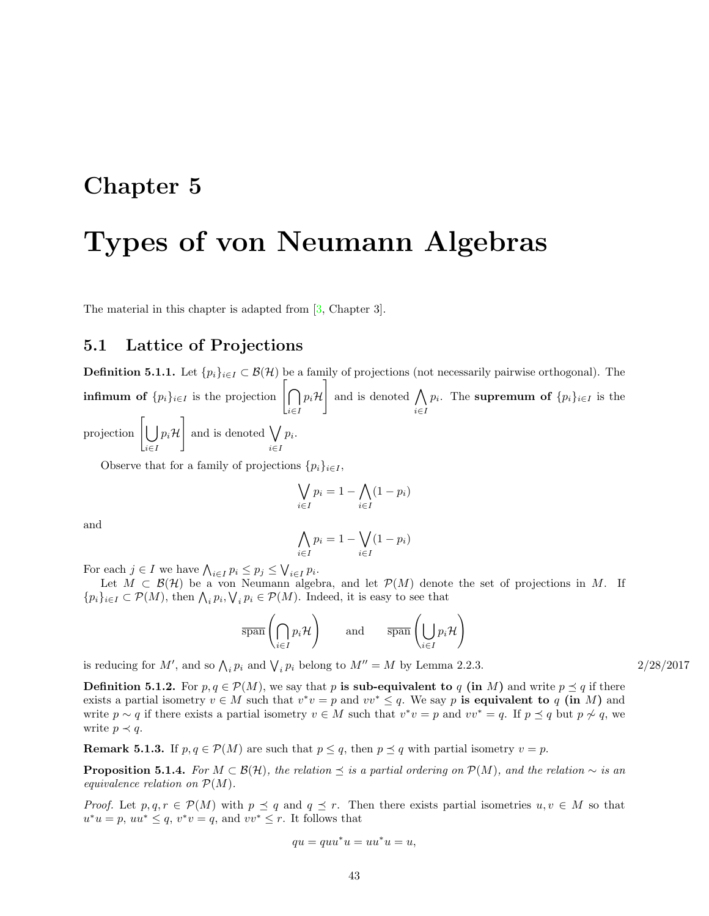# Chapter 5

# Types of von Neumann Algebras

The material in this chapter is adapted from [3, Chapter 3].

## 5.1 Lattice of Projections

**Definition 5.1.1.** Let $\{p_i\}_{i\in I} \subset \mathcal{B}(\mathcal{H})$ be a family of projections (not necessarily pairwise orthogonal). The **infimum of** $\{p_i\}_{i\in I}$ is the projection $\left[\bigcap_{i\in I} p_i\mathcal{H}\right]$ and is denoted $\bigwedge_{i\in I} p_i$. The **supremum of** $\{p_i\}_{i\in I}$ is the projection $\left[\bigcup_{i\in I} p_i\mathcal{H}\right]$ and is denoted $\bigvee_{i\in I} p_i$.

Observe that for a family of projections $\{p_i\}_{i\in I}$,

$$\bigvee_{i\in I} p_i = 1 - \bigwedge_{i\in I}(1-p_i)$$

and

$$\bigwedge_{i\in I} p_i = 1 - \bigvee_{i\in I}(1-p_i)$$

For each $j \in I$ we have $\bigwedge_{i\in I} p_i \le p_j \le \bigvee_{i\in I} p_i$.

Let $M \subset \mathcal{B}(\mathcal{H})$ be a von Neumann algebra, and let $\mathcal{P}(M)$ denote the set of projections in $M$. If $\{p_i\}_{i\in I} \subset \mathcal{P}(M)$, then $\bigwedge_i p_i, \bigvee_i p_i \in \mathcal{P}(M)$. Indeed, it is easy to see that

$$\overline{\operatorname{span}}\left(\bigcap_{i\in I} p_i\mathcal{H}\right) \qquad \text{and} \qquad \overline{\operatorname{span}}\left(\bigcup_{i\in I} p_i\mathcal{H}\right)$$

is reducing for $M'$, and so $\bigwedge_i p_i$ and $\bigvee_i p_i$ belong to $M'' = M$ by Lemma 2.2.3.

2/28/2017

**Definition 5.1.2.** For $p, q \in \mathcal{P}(M)$, we say that $p$ **is sub-equivalent to** $q$ **(in** $M$**)** and write $p \preceq q$ if there exists a partial isometry $v \in M$ such that $v^*v = p$ and $vv^* \le q$. We say $p$ **is equivalent to** $q$ **(in** $M$**)** and write $p \sim q$ if there exists a partial isometry $v \in M$ such that $v^*v = p$ and $vv^* = q$. If $p \preceq q$ but $p \not\sim q$, we write $p \prec q$.

**Remark 5.1.3.** If $p, q \in \mathcal{P}(M)$ are such that $p \le q$, then $p \preceq q$ with partial isometry $v = p$.

**Proposition 5.1.4.** *For $M \subset \mathcal{B}(\mathcal{H})$, the relation $\preceq$ is a partial ordering on $\mathcal{P}(M)$, and the relation $\sim$ is an equivalence relation on $\mathcal{P}(M)$.*

*Proof.* Let $p, q, r \in \mathcal{P}(M)$ with $p \preceq q$ and $q \preceq r$. Then there exists partial isometries $u, v \in M$ so that $u^*u = p$, $uu^* \le q$, $v^*v = q$, and $vv^* \le r$. It follows that

$$qu = quu^*u = uu^*u = u,$$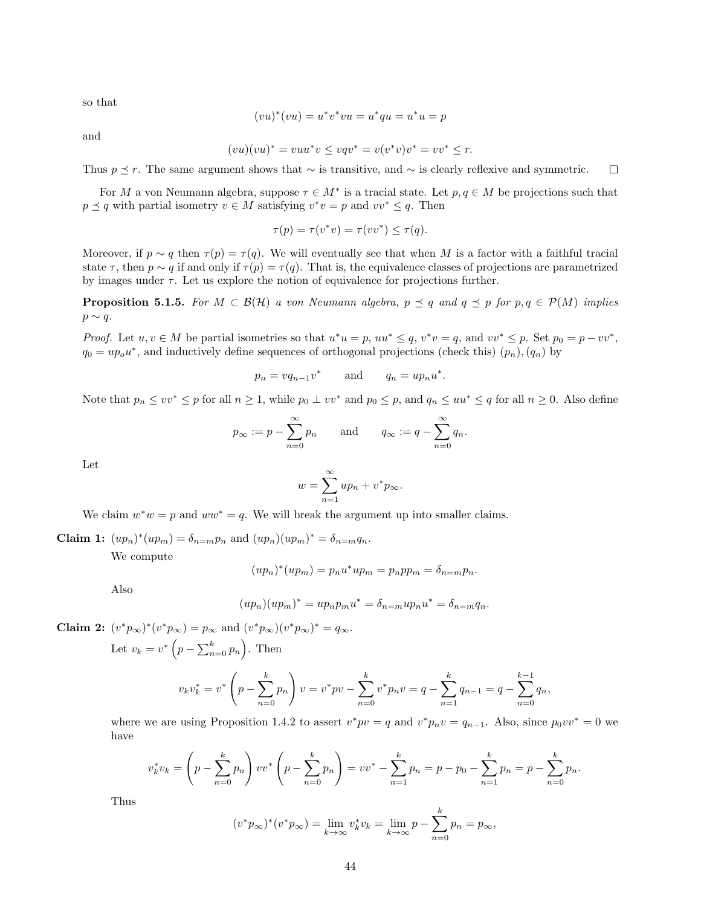so that

$$(vu)^*(vu) = u^*v^*vu = u^*qu = u^*u = p$$

and

$$(vu)(vu)^* = vuu^*v \leq vqv^* = v(v^*v)v^* = vv^* \leq r.$$

Thus $p \preceq r$. The same argument shows that $\sim$ is transitive, and $\sim$ is clearly reflexive and symmetric. $\square$

For $M$ a von Neumann algebra, suppose $\tau \in M^*$ is a tracial state. Let $p, q \in M$ be projections such that $p \preceq q$ with partial isometry $v \in M$ satisfying $v^*v = p$ and $vv^* \leq q$. Then

$$\tau(p) = \tau(v^*v) = \tau(vv^*) \leq \tau(q).$$

Moreover, if $p \sim q$ then $\tau(p) = \tau(q)$. We will eventually see that when $M$ is a factor with a faithful tracial state $\tau$, then $p \sim q$ if and only if $\tau(p) = \tau(q)$. That is, the equivalence classes of projections are parametrized by images under $\tau$. Let us explore the notion of equivalence for projections further.

**Proposition 5.1.5.** *For $M \subset \mathcal{B}(\mathcal{H})$ a von Neumann algebra, $p \preceq q$ and $q \preceq p$ for $p, q \in \mathcal{P}(M)$ implies $p \sim q$.*

*Proof.* Let $u, v \in M$ be partial isometries so that $u^*u = p$, $uu^* \leq q$, $v^*v = q$, and $vv^* \leq p$. Set $p_0 = p - vv^*$, $q_0 = up_o u^*$, and inductively define sequences of orthogonal projections (check this) $(p_n), (q_n)$ by

$$p_n = vq_{n-1}v^* \qquad \text{and} \qquad q_n = up_n u^*.$$

Note that $p_n \leq vv^* \leq p$ for all $n \geq 1$, while $p_0 \perp vv^*$ and $p_0 \leq p$, and $q_n \leq uu^* \leq q$ for all $n \geq 0$. Also define

$$p_\infty := p - \sum_{n=0}^{\infty} p_n \qquad \text{and} \qquad q_\infty := q - \sum_{n=0}^{\infty} q_n.$$

Let

$$w = \sum_{n=1}^{\infty} up_n + v^*p_\infty.$$

We claim $w^*w = p$ and $ww^* = q$. We will break the argument up into smaller claims.

**Claim 1:** $(up_n)^*(up_m) = \delta_{n=m}p_n$ and $(up_n)(up_m)^* = \delta_{n=m}q_n$.

We compute

$$(up_n)^*(up_m) = p_n u^*up_m = p_n p p_m = \delta_{n=m}p_n.$$

Also

$$(up_n)(up_m)^* = up_n p_m u^* = \delta_{n=m}up_n u^* = \delta_{n=m}q_n.$$

**Claim 2:** $(v^*p_\infty)^*(v^*p_\infty) = p_\infty$ and $(v^*p_\infty)(v^*p_\infty)^* = q_\infty$.

Let $v_k = v^*\left(p - \sum_{n=0}^{k} p_n\right)$. Then

$$v_k v_k^* = v^*\left(p - \sum_{n=0}^{k} p_n\right)v = v^*pv - \sum_{n=0}^{k} v^*p_n v = q - \sum_{n=1}^{k} q_{n-1} = q - \sum_{n=0}^{k-1} q_n,$$

where we are using Proposition 1.4.2 to assert $v^*pv = q$ and $v^*p_n v = q_{n-1}$. Also, since $p_0 vv^* = 0$ we have

$$v_k^* v_k = \left(p - \sum_{n=0}^{k} p_n\right)vv^*\left(p - \sum_{n=0}^{k} p_n\right) = vv^* - \sum_{n=1}^{k} p_n = p - p_0 - \sum_{n=1}^{k} p_n = p - \sum_{n=0}^{k} p_n.$$

Thus

$$(v^*p_\infty)^*(v^*p_\infty) = \lim_{k\to\infty} v_k^* v_k = \lim_{k\to\infty} p - \sum_{n=0}^{k} p_n = p_\infty,$$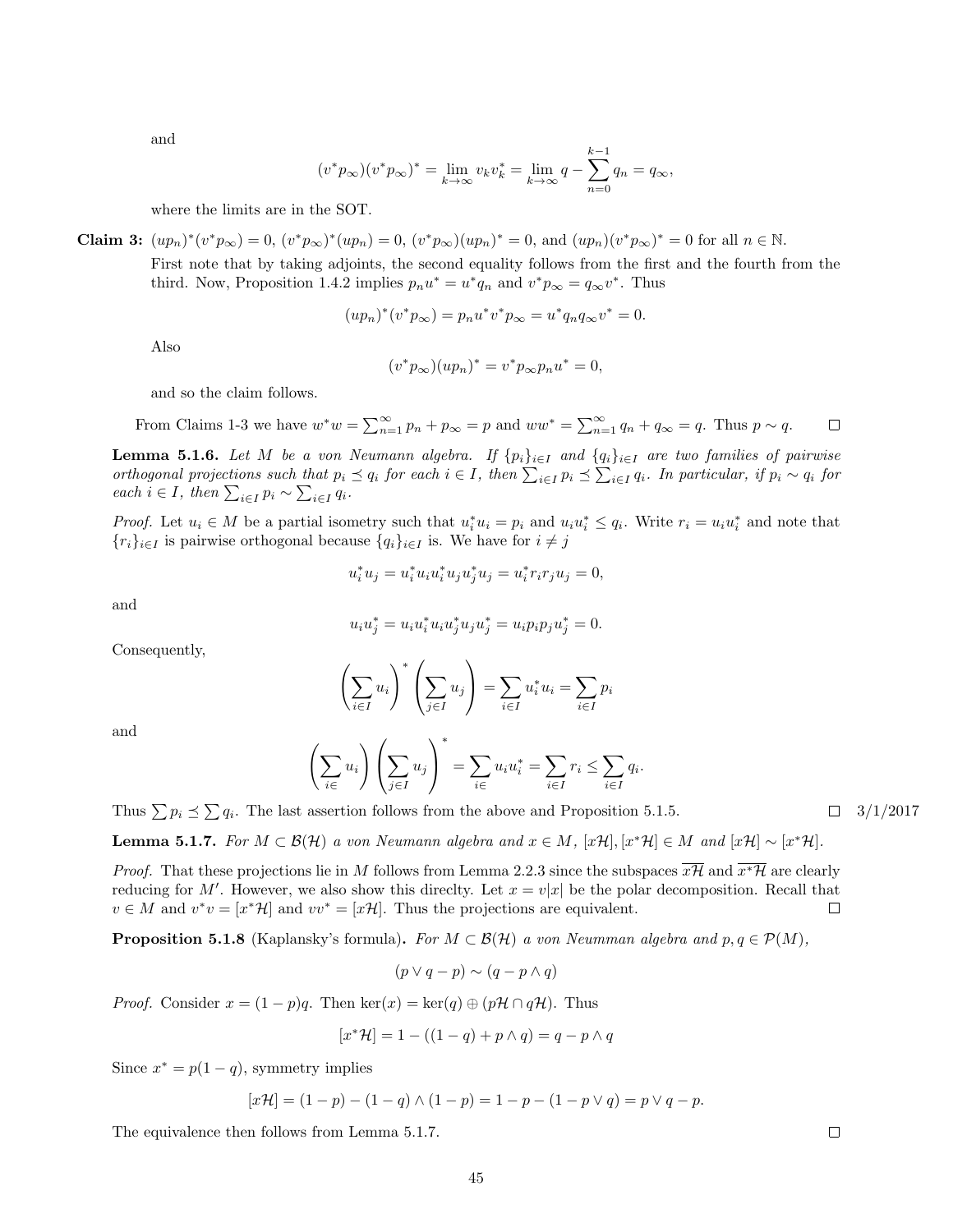and

$$(v^* p_\infty)(v^* p_\infty)^* = \lim_{k\to\infty} v_k v_k^* = \lim_{k\to\infty} q - \sum_{n=0}^{k-1} q_n = q_\infty,$$

where the limits are in the SOT.

**Claim 3:** $(up_n)^*(v^*p_\infty) = 0$, $(v^*p_\infty)^*(up_n) = 0$, $(v^*p_\infty)(up_n)^* = 0$, and $(up_n)(v^*p_\infty)^* = 0$ for all $n \in \mathbb{N}$.

First note that by taking adjoints, the second equality follows from the first and the fourth from the third. Now, Proposition 1.4.2 implies $p_n u^* = u^* q_n$ and $v^* p_\infty = q_\infty v^*$. Thus

$$(up_n)^*(v^*p_\infty) = p_n u^* v^* p_\infty = u^* q_n q_\infty v^* = 0.$$

Also

$$(v^*p_\infty)(up_n)^* = v^* p_\infty p_n u^* = 0,$$

and so the claim follows.

From Claims 1-3 we have $w^*w = \sum_{n=1}^\infty p_n + p_\infty = p$ and $ww^* = \sum_{n=1}^\infty q_n + q_\infty = q$. Thus $p \sim q$. □

**Lemma 5.1.6.** *Let $M$ be a von Neumann algebra. If $\{p_i\}_{i\in I}$ and $\{q_i\}_{i\in I}$ are two families of pairwise orthogonal projections such that $p_i \preceq q_i$ for each $i \in I$, then $\sum_{i\in I} p_i \preceq \sum_{i\in I} q_i$. In particular, if $p_i \sim q_i$ for each $i \in I$, then $\sum_{i\in I} p_i \sim \sum_{i\in I} q_i$.*

*Proof.* Let $u_i \in M$ be a partial isometry such that $u_i^* u_i = p_i$ and $u_i u_i^* \leq q_i$. Write $r_i = u_i u_i^*$ and note that $\{r_i\}_{i\in I}$ is pairwise orthogonal because $\{q_i\}_{i\in I}$ is. We have for $i \neq j$

$$u_i^* u_j = u_i^* u_i u_i^* u_j u_j^* u_j = u_i^* r_i r_j u_j = 0,$$

and

$$u_i u_j^* = u_i u_i^* u_i u_j^* u_j u_j^* = u_i p_i p_j u_j^* = 0.$$

Consequently,

$$\left(\sum_{i\in I} u_i\right)^* \left(\sum_{j\in I} u_j\right) = \sum_{i\in I} u_i^* u_i = \sum_{i\in I} p_i$$

and

$$\left(\sum_{i\in} u_i\right) \left(\sum_{j\in I} u_j\right)^* = \sum_{i\in} u_i u_i^* = \sum_{i\in I} r_i \leq \sum_{i\in I} q_i.$$

Thus $\sum p_i \preceq \sum q_i$. The last assertion follows from the above and Proposition 5.1.5. □ 3/1/2017

**Lemma 5.1.7.** *For $M \subset \mathcal{B}(\mathcal{H})$ a von Neumann algebra and $x \in M$, $[x\mathcal{H}], [x^*\mathcal{H}] \in M$ and $[x\mathcal{H}] \sim [x^*\mathcal{H}]$.*

*Proof.* That these projections lie in $M$ follows from Lemma 2.2.3 since the subspaces $\overline{x\mathcal{H}}$ and $\overline{x^*\mathcal{H}}$ are clearly reducing for $M'$. However, we also show this direclty. Let $x = v|x|$ be the polar decomposition. Recall that $v \in M$ and $v^*v = [x^*\mathcal{H}]$ and $vv^* = [x\mathcal{H}]$. Thus the projections are equivalent. □

**Proposition 5.1.8** (Kaplansky's formula)**.** *For $M \subset \mathcal{B}(\mathcal{H})$ a von Neumman algebra and $p, q \in \mathcal{P}(M)$,*

$$(p \vee q - p) \sim (q - p \wedge q)$$

*Proof.* Consider $x = (1-p)q$. Then $\ker(x) = \ker(q) \oplus (p\mathcal{H} \cap q\mathcal{H})$. Thus

$$[x^*\mathcal{H}] = 1 - ((1-q) + p \wedge q) = q - p \wedge q$$

Since $x^* = p(1-q)$, symmetry implies

$$[x\mathcal{H}] = (1-p) - (1-q) \wedge (1-p) = 1 - p - (1 - p \vee q) = p \vee q - p.$$

The equivalence then follows from Lemma 5.1.7. □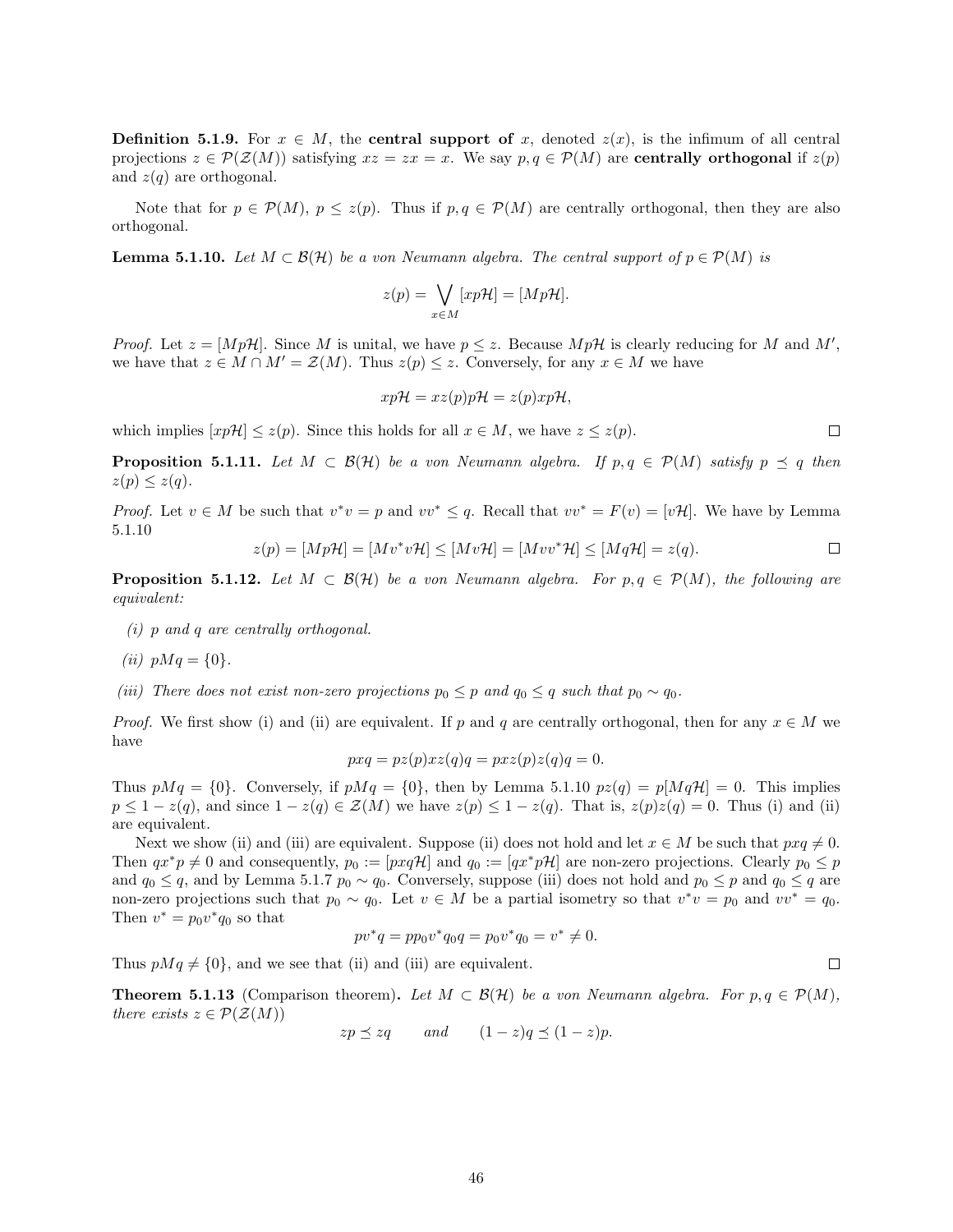**Definition 5.1.9.** For $x \in M$, the **central support of** $x$, denoted $z(x)$, is the infimum of all central projections $z \in \mathcal{P}(\mathcal{Z}(M))$ satisfying $xz = zx = x$. We say $p, q \in \mathcal{P}(M)$ are **centrally orthogonal** if $z(p)$ and $z(q)$ are orthogonal.

Note that for $p \in \mathcal{P}(M)$, $p \leq z(p)$. Thus if $p, q \in \mathcal{P}(M)$ are centrally orthogonal, then they are also orthogonal.

**Lemma 5.1.10.** *Let $M \subset \mathcal{B}(\mathcal{H})$ be a von Neumann algebra. The central support of $p \in \mathcal{P}(M)$ is*

$$z(p) = \bigvee_{x \in M} [xp\mathcal{H}] = [Mp\mathcal{H}].$$

*Proof.* Let $z = [Mp\mathcal{H}]$. Since $M$ is unital, we have $p \leq z$. Because $Mp\mathcal{H}$ is clearly reducing for $M$ and $M'$, we have that $z \in M \cap M' = \mathcal{Z}(M)$. Thus $z(p) \leq z$. Conversely, for any $x \in M$ we have

$$xp\mathcal{H} = xz(p)p\mathcal{H} = z(p)xp\mathcal{H},$$

which implies $[xp\mathcal{H}] \leq z(p)$. Since this holds for all $x \in M$, we have $z \leq z(p)$. $\square$

**Proposition 5.1.11.** *Let $M \subset \mathcal{B}(\mathcal{H})$ be a von Neumann algebra. If $p, q \in \mathcal{P}(M)$ satisfy $p \preceq q$ then $z(p) \leq z(q)$.*

*Proof.* Let $v \in M$ be such that $v^*v = p$ and $vv^* \leq q$. Recall that $vv^* = F(v) = [v\mathcal{H}]$. We have by Lemma 5.1.10

$$z(p) = [Mp\mathcal{H}] = [Mv^*v\mathcal{H}] \leq [Mv\mathcal{H}] = [Mvv^*\mathcal{H}] \leq [Mq\mathcal{H}] = z(q). \qquad \square$$

**Proposition 5.1.12.** *Let $M \subset \mathcal{B}(\mathcal{H})$ be a von Neumann algebra. For $p, q \in \mathcal{P}(M)$, the following are equivalent:*

*(i) $p$ and $q$ are centrally orthogonal.*

*(ii) $pMq = \{0\}$.*

*(iii) There does not exist non-zero projections $p_0 \leq p$ and $q_0 \leq q$ such that $p_0 \sim q_0$.*

*Proof.* We first show (i) and (ii) are equivalent. If $p$ and $q$ are centrally orthogonal, then for any $x \in M$ we have

$$pxq = pz(p)xz(q)q = pxz(p)z(q)q = 0.$$

Thus $pMq = \{0\}$. Conversely, if $pMq = \{0\}$, then by Lemma 5.1.10 $pz(q) = p[Mq\mathcal{H}] = 0$. This implies $p \leq 1 - z(q)$, and since $1 - z(q) \in \mathcal{Z}(M)$ we have $z(p) \leq 1 - z(q)$. That is, $z(p)z(q) = 0$. Thus (i) and (ii) are equivalent.

Next we show (ii) and (iii) are equivalent. Suppose (ii) does not hold and let $x \in M$ be such that $pxq \neq 0$. Then $qx^*p \neq 0$ and consequently, $p_0 := [pxq\mathcal{H}]$ and $q_0 := [qx^*p\mathcal{H}]$ are non-zero projections. Clearly $p_0 \leq p$ and $q_0 \leq q$, and by Lemma 5.1.7 $p_0 \sim q_0$. Conversely, suppose (iii) does not hold and $p_0 \leq p$ and $q_0 \leq q$ are non-zero projections such that $p_0 \sim q_0$. Let $v \in M$ be a partial isometry so that $v^*v = p_0$ and $vv^* = q_0$. Then $v^* = p_0v^*q_0$ so that

$$pv^*q = pp_0v^*q_0q = p_0v^*q_0 = v^* \neq 0.$$

Thus $pMq \neq \{0\}$, and we see that (ii) and (iii) are equivalent. $\square$

**Theorem 5.1.13** (Comparison theorem)**.** *Let $M \subset \mathcal{B}(\mathcal{H})$ be a von Neumann algebra. For $p, q \in \mathcal{P}(M)$, there exists $z \in \mathcal{P}(\mathcal{Z}(M))$*

$$zp \preceq zq \qquad \text{and} \qquad (1-z)q \preceq (1-z)p.$$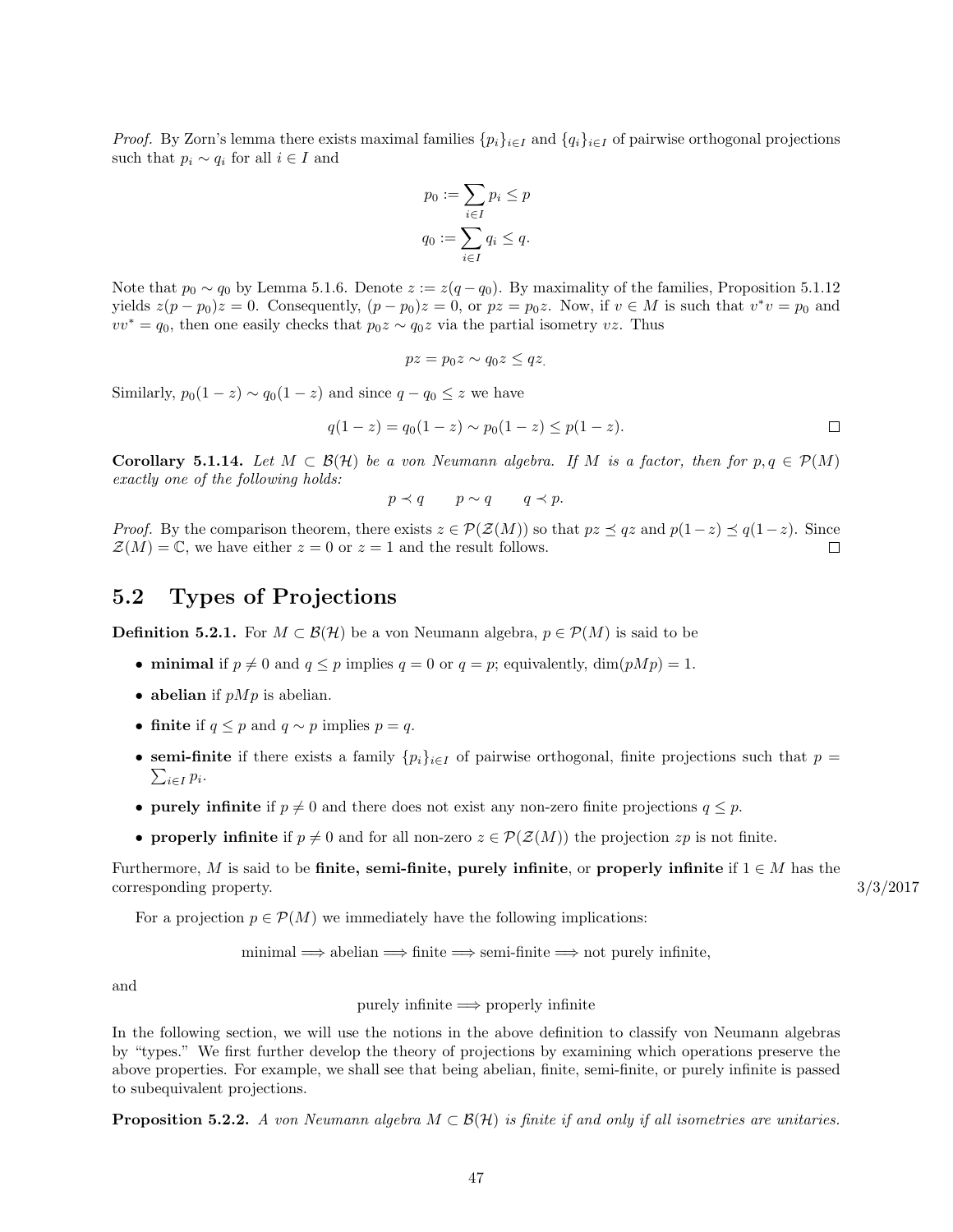*Proof.* By Zorn's lemma there exists maximal families $\{p_i\}_{i\in I}$ and $\{q_i\}_{i\in I}$ of pairwise orthogonal projections such that $p_i \sim q_i$ for all $i \in I$ and

$$p_0 := \sum_{i\in I} p_i \leq p$$
$$q_0 := \sum_{i\in I} q_i \leq q.$$

Note that $p_0 \sim q_0$ by Lemma 5.1.6. Denote $z := z(q - q_0)$. By maximality of the families, Proposition 5.1.12 yields $z(p - p_0)z = 0$. Consequently, $(p - p_0)z = 0$, or $pz = p_0 z$. Now, if $v \in M$ is such that $v^*v = p_0$ and $vv^* = q_0$, then one easily checks that $p_0 z \sim q_0 z$ via the partial isometry $vz$. Thus

$$pz = p_0 z \sim q_0 z \leq qz.$$

Similarly, $p_0(1 - z) \sim q_0(1 - z)$ and since $q - q_0 \leq z$ we have

$$q(1 - z) = q_0(1 - z) \sim p_0(1 - z) \leq p(1 - z).$$

□

**Corollary 5.1.14.** *Let $M \subset \mathcal{B}(\mathcal{H})$ be a von Neumann algebra. If $M$ is a factor, then for $p, q \in \mathcal{P}(M)$ exactly one of the following holds:*

$$p \prec q \qquad p \sim q \qquad q \prec p.$$

*Proof.* By the comparison theorem, there exists $z \in \mathcal{P}(\mathcal{Z}(M))$ so that $pz \preceq qz$ and $p(1-z) \preceq q(1-z)$. Since $\mathcal{Z}(M) = \mathbb{C}$, we have either $z = 0$ or $z = 1$ and the result follows. □

## 5.2 Types of Projections

**Definition 5.2.1.** For $M \subset \mathcal{B}(\mathcal{H})$ be a von Neumann algebra, $p \in \mathcal{P}(M)$ is said to be

- **minimal** if $p \neq 0$ and $q \leq p$ implies $q = 0$ or $q = p$; equivalently, $\dim(pMp) = 1$.
- **abelian** if $pMp$ is abelian.
- **finite** if $q \leq p$ and $q \sim p$ implies $p = q$.
- **semi-finite** if there exists a family $\{p_i\}_{i\in I}$ of pairwise orthogonal, finite projections such that $p = \sum_{i\in I} p_i$.
- **purely infinite** if $p \neq 0$ and there does not exist any non-zero finite projections $q \leq p$.
- **properly infinite** if $p \neq 0$ and for all non-zero $z \in \mathcal{P}(\mathcal{Z}(M))$ the projection $zp$ is not finite.

Furthermore, $M$ is said to be **finite, semi-finite, purely infinite**, or **properly infinite** if $1 \in M$ has the corresponding property. 3/3/2017

For a projection $p \in \mathcal{P}(M)$ we immediately have the following implications:

$$\text{minimal} \Longrightarrow \text{abelian} \Longrightarrow \text{finite} \Longrightarrow \text{semi-finite} \Longrightarrow \text{not purely infinite},$$

and

$$\text{purely infinite} \Longrightarrow \text{properly infinite}$$

In the following section, we will use the notions in the above definition to classify von Neumann algebras by "types." We first further develop the theory of projections by examining which operations preserve the above properties. For example, we shall see that being abelian, finite, semi-finite, or purely infinite is passed to subequivalent projections.

**Proposition 5.2.2.** *A von Neumann algebra $M \subset \mathcal{B}(\mathcal{H})$ is finite if and only if all isometries are unitaries.*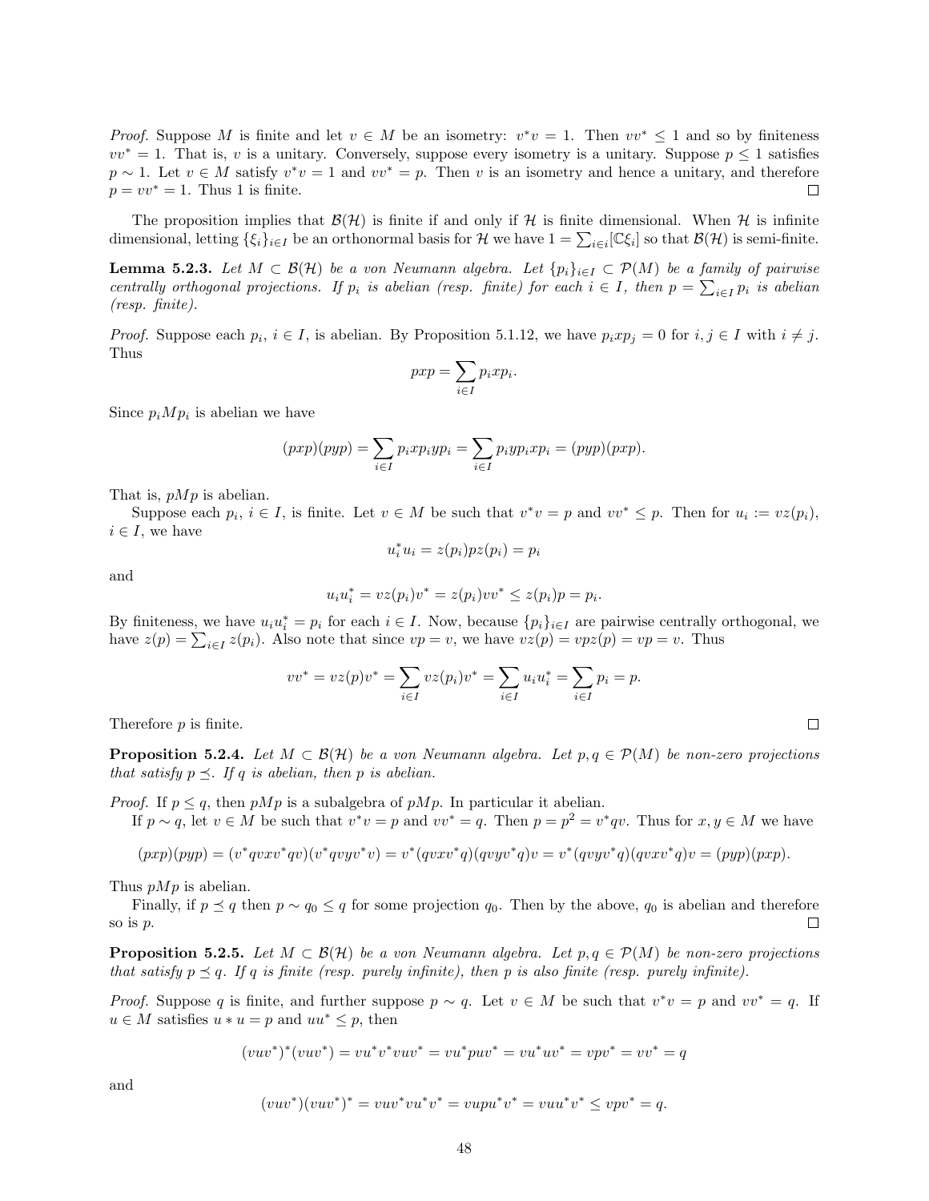*Proof.* Suppose $M$ is finite and let $v \in M$ be an isometry: $v^*v = 1$. Then $vv^* \leq 1$ and so by finiteness $vv^* = 1$. That is, $v$ is a unitary. Conversely, suppose every isometry is a unitary. Suppose $p \leq 1$ satisfies $p \sim 1$. Let $v \in M$ satisfy $v^*v = 1$ and $vv^* = p$. Then $v$ is an isometry and hence a unitary, and therefore $p = vv^* = 1$. Thus 1 is finite. □

The proposition implies that $\mathcal{B}(\mathcal{H})$ is finite if and only if $\mathcal{H}$ is finite dimensional. When $\mathcal{H}$ is infinite dimensional, letting $\{\xi_i\}_{i\in I}$ be an orthonormal basis for $\mathcal{H}$ we have $1 = \sum_{i \in i}[\mathbb{C}\xi_i]$ so that $\mathcal{B}(\mathcal{H})$ is semi-finite.

**Lemma 5.2.3.** *Let $M \subset \mathcal{B}(\mathcal{H})$ be a von Neumann algebra. Let $\{p_i\}_{i\in I} \subset \mathcal{P}(M)$ be a family of pairwise centrally orthogonal projections. If $p_i$ is abelian (resp. finite) for each $i \in I$, then $p = \sum_{i\in I} p_i$ is abelian (resp. finite).*

*Proof.* Suppose each $p_i$, $i \in I$, is abelian. By Proposition 5.1.12, we have $p_i x p_j = 0$ for $i, j \in I$ with $i \neq j$. Thus

$$pxp = \sum_{i\in I} p_i x p_i.$$

Since $p_i M p_i$ is abelian we have

$$(pxp)(pyp) = \sum_{i\in I} p_i x p_i y p_i = \sum_{i\in I} p_i y p_i x p_i = (pyp)(pxp).$$

That is, $pMp$ is abelian.

Suppose each $p_i$, $i \in I$, is finite. Let $v \in M$ be such that $v^*v = p$ and $vv^* \leq p$. Then for $u_i := vz(p_i)$, $i \in I$, we have

$$u_i^* u_i = z(p_i) p z(p_i) = p_i$$

and

$$u_i u_i^* = v z(p_i) v^* = z(p_i) vv^* \leq z(p_i) p = p_i.$$

By finiteness, we have $u_i u_i^* = p_i$ for each $i \in I$. Now, because $\{p_i\}_{i\in I}$ are pairwise centrally orthogonal, we have $z(p) = \sum_{i\in I} z(p_i)$. Also note that since $vp = v$, we have $vz(p) = vpz(p) = vp = v$. Thus

$$vv^* = vz(p)v^* = \sum_{i\in I} vz(p_i)v^* = \sum_{i\in I} u_i u_i^* = \sum_{i\in I} p_i = p.$$

Therefore $p$ is finite. □

**Proposition 5.2.4.** *Let $M \subset \mathcal{B}(\mathcal{H})$ be a von Neumann algebra. Let $p, q \in \mathcal{P}(M)$ be non-zero projections that satisfy $p \preceq$. If $q$ is abelian, then $p$ is abelian.*

*Proof.* If $p \leq q$, then $pMp$ is a subalgebra of $pMp$. In particular it abelian.

If $p \sim q$, let $v \in M$ be such that $v^*v = p$ and $vv^* = q$. Then $p = p^2 = v^*qv$. Thus for $x, y \in M$ we have

$$(pxp)(pyp) = (v^*qvxv^*qv)(v^*qvyv^*v) = v^*(qvxv^*q)(qvyv^*q)v = v^*(qvyv^*q)(qvxv^*q)v = (pyp)(pxp).$$

Thus $pMp$ is abelian.

Finally, if $p \preceq q$ then $p \sim q_0 \leq q$ for some projection $q_0$. Then by the above, $q_0$ is abelian and therefore so is $p$. □

**Proposition 5.2.5.** *Let $M \subset \mathcal{B}(\mathcal{H})$ be a von Neumann algebra. Let $p, q \in \mathcal{P}(M)$ be non-zero projections that satisfy $p \preceq q$. If $q$ is finite (resp. purely infinite), then $p$ is also finite (resp. purely infinite).*

*Proof.* Suppose $q$ is finite, and further suppose $p \sim q$. Let $v \in M$ be such that $v^*v = p$ and $vv^* = q$. If $u \in M$ satisfies $u * u = p$ and $uu^* \leq p$, then

$$(vuv^*)^*(vuv^*) = vu^*v^*vuv^* = vu^*puv^* = vu^*uv^* = vpv^* = vv^* = q$$

and

$$(vuv^*)(vuv^*)^* = vuv^*vu^*v^* = vupu^*v^* = vuu^*v^* \leq vpv^* = q.$$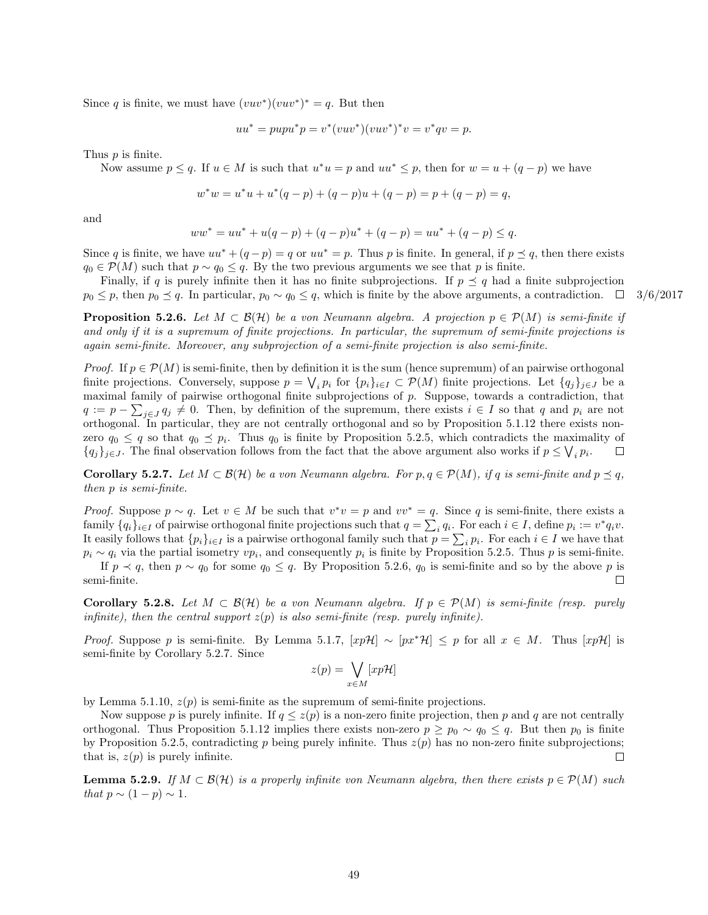Since $q$ is finite, we must have $(vuv^*)(vuv^*)^* = q$. But then

$$uu^* = pupu^*p = v^*(vuv^*)(vuv^*)^*v = v^*qv = p.$$

Thus $p$ is finite.

Now assume $p \leq q$. If $u \in M$ is such that $u^*u = p$ and $uu^* \leq p$, then for $w = u + (q-p)$ we have

$$w^*w = u^*u + u^*(q-p) + (q-p)u + (q-p) = p + (q-p) = q,$$

and

$$ww^* = uu^* + u(q-p) + (q-p)u^* + (q-p) = uu^* + (q-p) \leq q.$$

Since $q$ is finite, we have $uu^* + (q-p) = q$ or $uu^* = p$. Thus $p$ is finite. In general, if $p \preceq q$, then there exists $q_0 \in \mathcal{P}(M)$ such that $p \sim q_0 \leq q$. By the two previous arguments we see that $p$ is finite.

Finally, if $q$ is purely infinite then it has no finite subprojections. If $p \preceq q$ had a finite subprojection $p_0 \leq p$, then $p_0 \preceq q$. In particular, $p_0 \sim q_0 \leq q$, which is finite by the above arguments, a contradiction. $\square$ 3/6/2017

**Proposition 5.2.6.** *Let $M \subset \mathcal{B}(\mathcal{H})$ be a von Neumann algebra. A projection $p \in \mathcal{P}(M)$ is semi-finite if and only if it is a supremum of finite projections. In particular, the supremum of semi-finite projections is again semi-finite. Moreover, any subprojection of a semi-finite projection is also semi-finite.*

*Proof.* If $p \in \mathcal{P}(M)$ is semi-finite, then by definition it is the sum (hence supremum) of an pairwise orthogonal finite projections. Conversely, suppose $p = \bigvee_i p_i$ for $\{p_i\}_{i\in I} \subset \mathcal{P}(M)$ finite projections. Let $\{q_j\}_{j\in J}$ be a maximal family of pairwise orthogonal finite subprojections of $p$. Suppose, towards a contradiction, that $q := p - \sum_{j\in J} q_j \neq 0$. Then, by definition of the supremum, there exists $i \in I$ so that $q$ and $p_i$ are not orthogonal. In particular, they are not centrally orthogonal and so by Proposition 5.1.12 there exists non-zero $q_0 \leq q$ so that $q_0 \preceq p_i$. Thus $q_0$ is finite by Proposition 5.2.5, which contradicts the maximality of $\{q_j\}_{j\in J}$. The final observation follows from the fact that the above argument also works if $p \leq \bigvee_i p_i$. $\square$

**Corollary 5.2.7.** *Let $M \subset \mathcal{B}(\mathcal{H})$ be a von Neumann algebra. For $p, q \in \mathcal{P}(M)$, if $q$ is semi-finite and $p \preceq q$, then $p$ is semi-finite.*

*Proof.* Suppose $p \sim q$. Let $v \in M$ be such that $v^*v = p$ and $vv^* = q$. Since $q$ is semi-finite, there exists a family $\{q_i\}_{i\in I}$ of pairwise orthogonal finite projections such that $q = \sum_i q_i$. For each $i \in I$, define $p_i := v^*q_iv$. It easily follows that $\{p_i\}_{i\in I}$ is a pairwise orthogonal family such that $p = \sum_i p_i$. For each $i \in I$ we have that $p_i \sim q_i$ via the partial isometry $vp_i$, and consequently $p_i$ is finite by Proposition 5.2.5. Thus $p$ is semi-finite.

If $p \prec q$, then $p \sim q_0$ for some $q_0 \leq q$. By Proposition 5.2.6, $q_0$ is semi-finite and so by the above $p$ is semi-finite. $\square$

**Corollary 5.2.8.** *Let $M \subset \mathcal{B}(\mathcal{H})$ be a von Neumann algebra. If $p \in \mathcal{P}(M)$ is semi-finite (resp. purely infinite), then the central support $z(p)$ is also semi-finite (resp. purely infinite).*

*Proof.* Suppose $p$ is semi-finite. By Lemma 5.1.7, $[xp\mathcal{H}] \sim [px^*\mathcal{H}] \leq p$ for all $x \in M$. Thus $[xp\mathcal{H}]$ is semi-finite by Corollary 5.2.7. Since

$$z(p) = \bigvee_{x\in M} [xp\mathcal{H}]$$

by Lemma 5.1.10, $z(p)$ is semi-finite as the supremum of semi-finite projections.

Now suppose $p$ is purely infinite. If $q \leq z(p)$ is a non-zero finite projection, then $p$ and $q$ are not centrally orthogonal. Thus Proposition 5.1.12 implies there exists non-zero $p \geq p_0 \sim q_0 \leq q$. But then $p_0$ is finite by Proposition 5.2.5, contradicting $p$ being purely infinite. Thus $z(p)$ has no non-zero finite subprojections; that is, $z(p)$ is purely infinite. $\square$

**Lemma 5.2.9.** *If $M \subset \mathcal{B}(\mathcal{H})$ is a properly infinite von Neumann algebra, then there exists $p \in \mathcal{P}(M)$ such that $p \sim (1-p) \sim 1$.*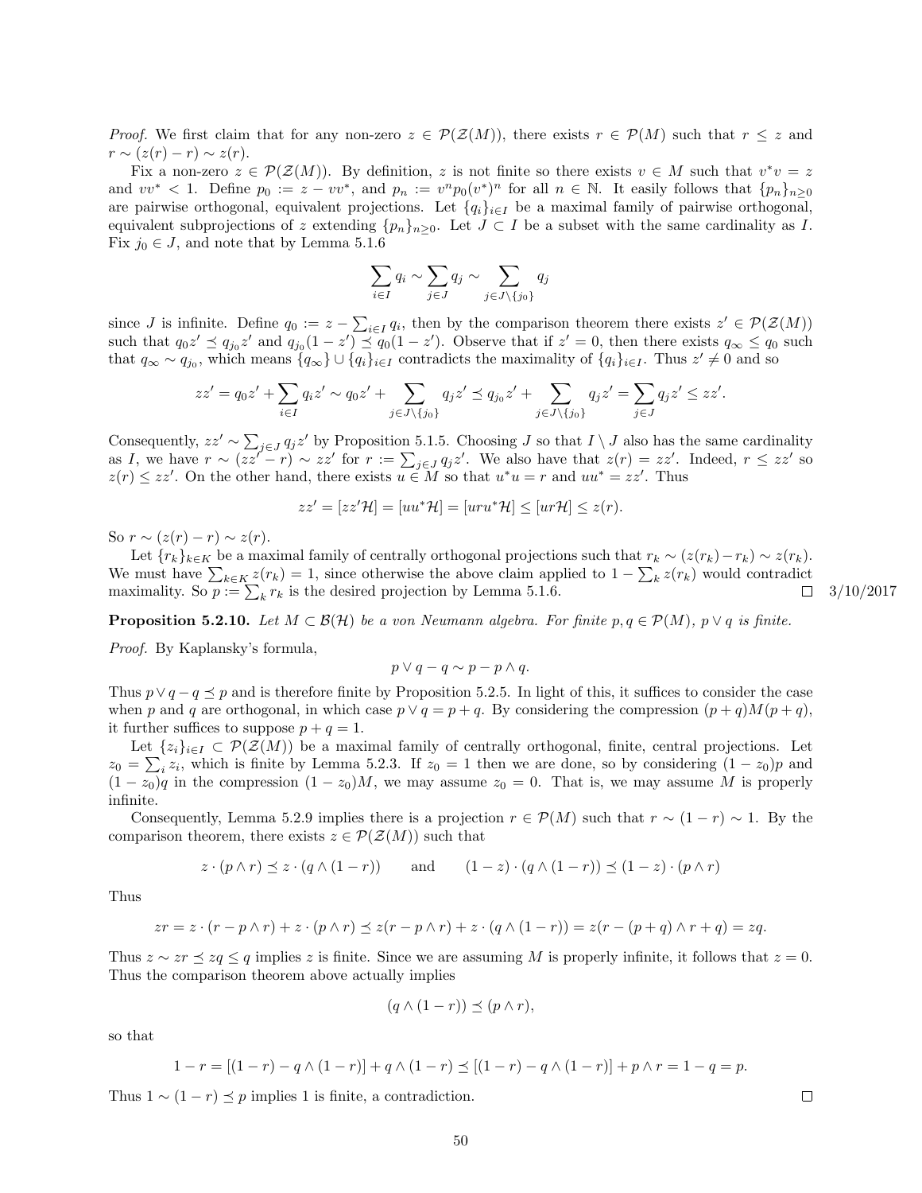*Proof.* We first claim that for any non-zero $z \in \mathcal{P}(\mathcal{Z}(M))$, there exists $r \in \mathcal{P}(M)$ such that $r \leq z$ and $r \sim (z(r) - r) \sim z(r)$.

Fix a non-zero $z \in \mathcal{P}(\mathcal{Z}(M))$. By definition, $z$ is not finite so there exists $v \in M$ such that $v^*v = z$ and $vv^* < 1$. Define $p_0 := z - vv^*$, and $p_n := v^n p_0 (v^*)^n$ for all $n \in \mathbb{N}$. It easily follows that $\{p_n\}_{n \geq 0}$ are pairwise orthogonal, equivalent projections. Let $\{q_i\}_{i \in I}$ be a maximal family of pairwise orthogonal, equivalent subprojections of $z$ extending $\{p_n\}_{n \geq 0}$. Let $J \subset I$ be a subset with the same cardinality as $I$. Fix $j_0 \in J$, and note that by Lemma 5.1.6

$$\sum_{i \in I} q_i \sim \sum_{j \in J} q_j \sim \sum_{j \in J \setminus \{j_0\}} q_j$$

since $J$ is infinite. Define $q_0 := z - \sum_{i \in I} q_i$, then by the comparison theorem there exists $z' \in \mathcal{P}(\mathcal{Z}(M))$ such that $q_0 z' \preceq q_{j_0} z'$ and $q_{j_0}(1 - z') \preceq q_0(1 - z')$. Observe that if $z' = 0$, then there exists $q_\infty \leq q_0$ such that $q_\infty \sim q_{j_0}$, which means $\{q_\infty\} \cup \{q_i\}_{i \in I}$ contradicts the maximality of $\{q_i\}_{i \in I}$. Thus $z' \neq 0$ and so

$$zz' = q_0 z' + \sum_{i \in I} q_i z' \sim q_0 z' + \sum_{j \in J \setminus \{j_0\}} q_j z' \preceq q_{j_0} z' + \sum_{j \in J \setminus \{j_0\}} q_j z' = \sum_{j \in J} q_j z' \leq zz'.$$

Consequently, $zz' \sim \sum_{j \in J} q_j z'$ by Proposition 5.1.5. Choosing $J$ so that $I \setminus J$ also has the same cardinality as $I$, we have $r \sim (zz' - r) \sim zz'$ for $r := \sum_{j \in J} q_j z'$. We also have that $z(r) = zz'$. Indeed, $r \leq zz'$ so $z(r) \leq zz'$. On the other hand, there exists $u \in M$ so that $u^*u = r$ and $uu^* = zz'$. Thus

$$zz' = [zz'\mathcal{H}] = [uu^*\mathcal{H}] = [uru^*\mathcal{H}] \leq [ur\mathcal{H}] \leq z(r).$$

So $r \sim (z(r) - r) \sim z(r)$.

Let $\{r_k\}_{k \in K}$ be a maximal family of centrally orthogonal projections such that $r_k \sim (z(r_k) - r_k) \sim z(r_k)$. We must have $\sum_{k \in K} z(r_k) = 1$, since otherwise the above claim applied to $1 - \sum_k z(r_k)$ would contradict maximality. So $p := \sum_k r_k$ is the desired projection by Lemma 5.1.6. $\square$ 3/10/2017

**Proposition 5.2.10.** *Let $M \subset \mathcal{B}(\mathcal{H})$ be a von Neumann algebra. For finite $p, q \in \mathcal{P}(M)$, $p \vee q$ is finite.*

*Proof.* By Kaplansky's formula,

$$p \vee q - q \sim p - p \wedge q.$$

Thus $p \vee q - q \preceq p$ and is therefore finite by Proposition 5.2.5. In light of this, it suffices to consider the case when $p$ and $q$ are orthogonal, in which case $p \vee q = p + q$. By considering the compression $(p + q)M(p + q)$, it further suffices to suppose $p + q = 1$.

Let $\{z_i\}_{i \in I} \subset \mathcal{P}(\mathcal{Z}(M))$ be a maximal family of centrally orthogonal, finite, central projections. Let $z_0 = \sum_i z_i$, which is finite by Lemma 5.2.3. If $z_0 = 1$ then we are done, so by considering $(1 - z_0)p$ and $(1 - z_0)q$ in the compression $(1 - z_0)M$, we may assume $z_0 = 0$. That is, we may assume $M$ is properly infinite.

Consequently, Lemma 5.2.9 implies there is a projection $r \in \mathcal{P}(M)$ such that $r \sim (1 - r) \sim 1$. By the comparison theorem, there exists $z \in \mathcal{P}(\mathcal{Z}(M))$ such that

$$z \cdot (p \wedge r) \preceq z \cdot (q \wedge (1 - r)) \qquad \text{and} \qquad (1 - z) \cdot (q \wedge (1 - r)) \preceq (1 - z) \cdot (p \wedge r)$$

Thus

$$zr = z \cdot (r - p \wedge r) + z \cdot (p \wedge r) \preceq z(r - p \wedge r) + z \cdot (q \wedge (1 - r)) = z(r - (p + q) \wedge r + q) = zq.$$

Thus $z \sim zr \preceq zq \leq q$ implies $z$ is finite. Since we are assuming $M$ is properly infinite, it follows that $z = 0$. Thus the comparison theorem above actually implies

$$(q \wedge (1 - r)) \preceq (p \wedge r),$$

so that

$$1 - r = [(1 - r) - q \wedge (1 - r)] + q \wedge (1 - r) \preceq [(1 - r) - q \wedge (1 - r)] + p \wedge r = 1 - q = p.$$

Thus $1 \sim (1 - r) \preceq p$ implies 1 is finite, a contradiction. $\square$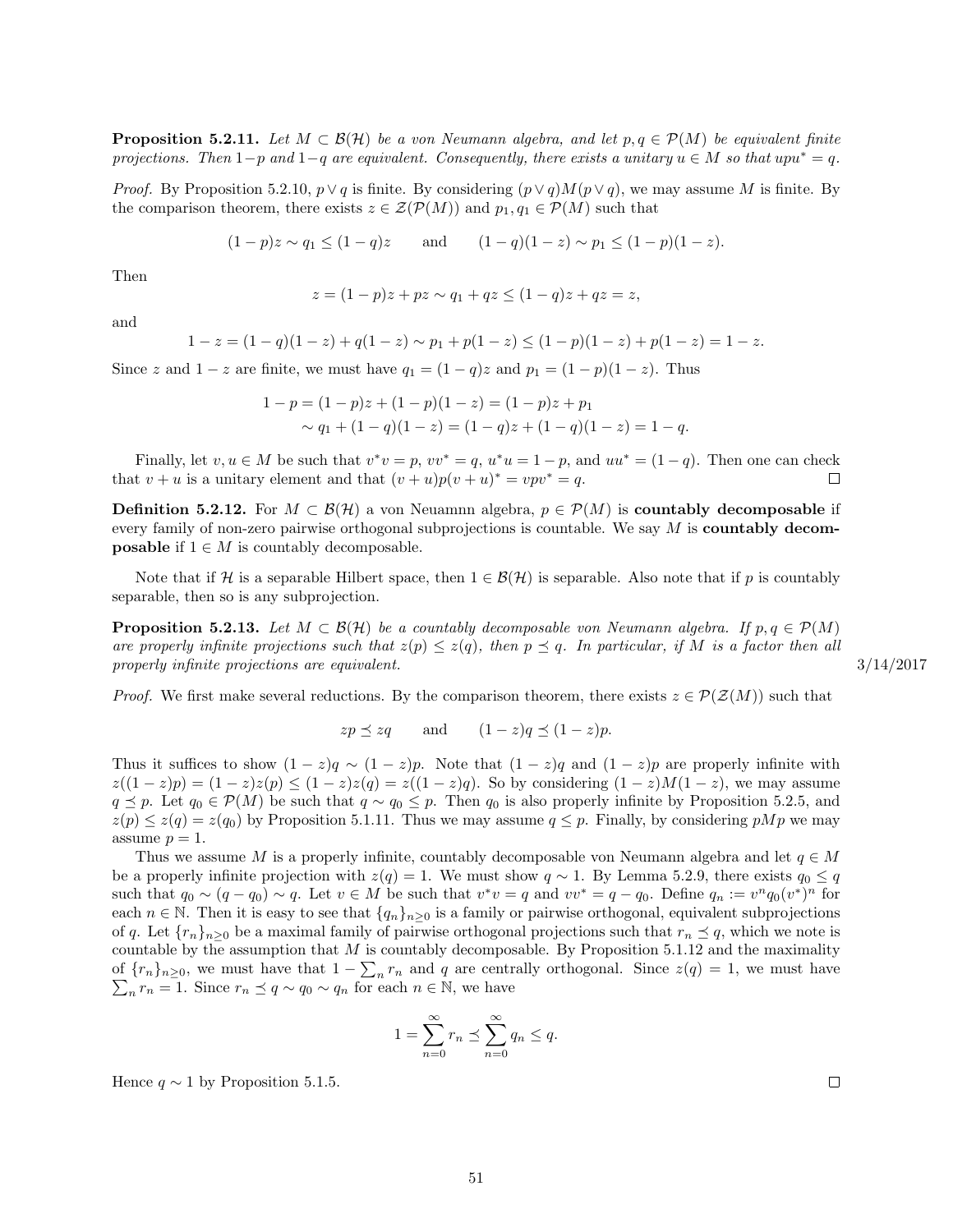**Proposition 5.2.11.** *Let $M \subset \mathcal{B}(\mathcal{H})$ be a von Neumann algebra, and let $p, q \in \mathcal{P}(M)$ be equivalent finite projections. Then $1-p$ and $1-q$ are equivalent. Consequently, there exists a unitary $u \in M$ so that $upu^* = q$.*

*Proof.* By Proposition 5.2.10, $p \vee q$ is finite. By considering $(p \vee q)M(p \vee q)$, we may assume $M$ is finite. By the comparison theorem, there exists $z \in \mathcal{Z}(\mathcal{P}(M))$ and $p_1, q_1 \in \mathcal{P}(M)$ such that

$$(1-p)z \sim q_1 \leq (1-q)z \qquad \text{and} \qquad (1-q)(1-z) \sim p_1 \leq (1-p)(1-z).$$

Then

$$z = (1-p)z + pz \sim q_1 + qz \leq (1-q)z + qz = z,$$

and

$$1 - z = (1-q)(1-z) + q(1-z) \sim p_1 + p(1-z) \leq (1-p)(1-z) + p(1-z) = 1 - z.$$

Since $z$ and $1-z$ are finite, we must have $q_1 = (1-q)z$ and $p_1 = (1-p)(1-z)$. Thus

$$\begin{aligned} 1 - p &= (1-p)z + (1-p)(1-z) = (1-p)z + p_1 \\ &\sim q_1 + (1-q)(1-z) = (1-q)z + (1-q)(1-z) = 1 - q. \end{aligned}$$

Finally, let $v, u \in M$ be such that $v^*v = p$, $vv^* = q$, $u^*u = 1-p$, and $uu^* = (1-q)$. Then one can check that $v + u$ is a unitary element and that $(v+u)p(v+u)^* = vpv^* = q$. □

**Definition 5.2.12.** For $M \subset \mathcal{B}(\mathcal{H})$ a von Neuamnn algebra, $p \in \mathcal{P}(M)$ is **countably decomposable** if every family of non-zero pairwise orthogonal subprojections is countable. We say $M$ is **countably decomposable** if $1 \in M$ is countably decomposable.

Note that if $\mathcal{H}$ is a separable Hilbert space, then $1 \in \mathcal{B}(\mathcal{H})$ is separable. Also note that if $p$ is countably separable, then so is any subprojection.

**Proposition 5.2.13.** *Let $M \subset \mathcal{B}(\mathcal{H})$ be a countably decomposable von Neumann algebra. If $p, q \in \mathcal{P}(M)$ are properly infinite projections such that $z(p) \leq z(q)$, then $p \preceq q$. In particular, if $M$ is a factor then all properly infinite projections are equivalent.*

3/14/2017

*Proof.* We first make several reductions. By the comparison theorem, there exists $z \in \mathcal{P}(\mathcal{Z}(M))$ such that

$$zp \preceq zq \qquad \text{and} \qquad (1-z)q \preceq (1-z)p.$$

Thus it suffices to show $(1-z)q \sim (1-z)p$. Note that $(1-z)q$ and $(1-z)p$ are properly infinite with $z((1-z)p) = (1-z)z(p) \leq (1-z)z(q) = z((1-z)q)$. So by considering $(1-z)M(1-z)$, we may assume $q \preceq p$. Let $q_0 \in \mathcal{P}(M)$ be such that $q \sim q_0 \leq p$. Then $q_0$ is also properly infinite by Proposition 5.2.5, and $z(p) \leq z(q) = z(q_0)$ by Proposition 5.1.11. Thus we may assume $q \leq p$. Finally, by considering $pMp$ we may assume $p = 1$.

Thus we assume $M$ is a properly infinite, countably decomposable von Neumann algebra and let $q \in M$ be a properly infinite projection with $z(q) = 1$. We must show $q \sim 1$. By Lemma 5.2.9, there exists $q_0 \leq q$ such that $q_0 \sim (q - q_0) \sim q$. Let $v \in M$ be such that $v^*v = q$ and $vv^* = q - q_0$. Define $q_n := v^n q_0 (v^*)^n$ for each $n \in \mathbb{N}$. Then it is easy to see that $\{q_n\}_{n \geq 0}$ is a family or pairwise orthogonal, equivalent subprojections of $q$. Let $\{r_n\}_{n \geq 0}$ be a maximal family of pairwise orthogonal projections such that $r_n \preceq q$, which we note is countable by the assumption that $M$ is countably decomposable. By Proposition 5.1.12 and the maximality of $\{r_n\}_{n \geq 0}$, we must have that $1 - \sum_n r_n$ and $q$ are centrally orthogonal. Since $z(q) = 1$, we must have $\sum_n r_n = 1$. Since $r_n \preceq q \sim q_0 \sim q_n$ for each $n \in \mathbb{N}$, we have

$$1 = \sum_{n=0}^{\infty} r_n \preceq \sum_{n=0}^{\infty} q_n \leq q.$$

Hence $q \sim 1$ by Proposition 5.1.5. □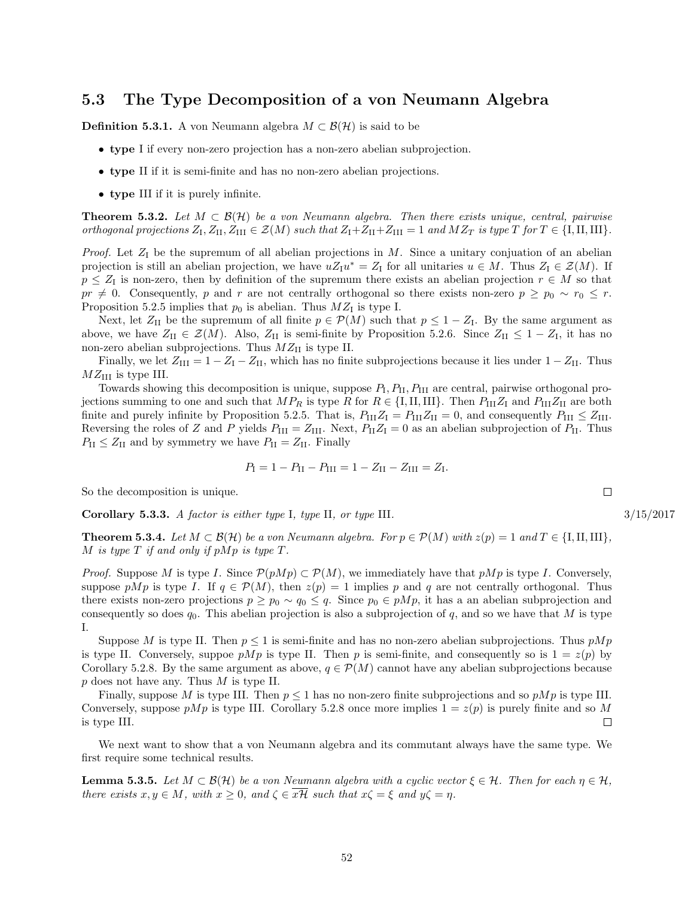## 5.3 The Type Decomposition of a von Neumann Algebra

**Definition 5.3.1.** A von Neumann algebra $M \subset \mathcal{B}(\mathcal{H})$ is said to be

- **type** I if every non-zero projection has a non-zero abelian subprojection.
- **type** II if it is semi-finite and has no non-zero abelian projections.
- **type** III if it is purely infinite.

**Theorem 5.3.2.** *Let $M \subset \mathcal{B}(\mathcal{H})$ be a von Neumann algebra. Then there exists unique, central, pairwise orthogonal projections $Z_{\mathrm{I}}, Z_{\mathrm{II}}, Z_{\mathrm{III}} \in \mathcal{Z}(M)$ such that $Z_{\mathrm{I}}+Z_{\mathrm{II}}+Z_{\mathrm{III}} = 1$ and $MZ_T$ is type $T$ for $T \in \{\mathrm{I}, \mathrm{II}, \mathrm{III}\}$.*

*Proof.* Let $Z_{\mathrm{I}}$ be the supremum of all abelian projections in $M$. Since a unitary conjuation of an abelian projection is still an abelian projection, we have $uZ_{\mathrm{I}}u^* = Z_{\mathrm{I}}$ for all unitaries $u \in M$. Thus $Z_{\mathrm{I}} \in \mathcal{Z}(M)$. If $p \leq Z_{\mathrm{I}}$ is non-zero, then by definition of the supremum there exists an abelian projection $r \in M$ so that $pr \neq 0$. Consequently, $p$ and $r$ are not centrally orthogonal so there exists non-zero $p \geq p_0 \sim r_0 \leq r$. Proposition 5.2.5 implies that $p_0$ is abelian. Thus $MZ_{\mathrm{I}}$ is type I.

Next, let $Z_{\mathrm{II}}$ be the supremum of all finite $p \in \mathcal{P}(M)$ such that $p \leq 1 - Z_{\mathrm{I}}$. By the same argument as above, we have $Z_{\mathrm{II}} \in \mathcal{Z}(M)$. Also, $Z_{\mathrm{II}}$ is semi-finite by Proposition 5.2.6. Since $Z_{\mathrm{II}} \leq 1 - Z_{\mathrm{I}}$, it has no non-zero abelian subprojections. Thus $MZ_{\mathrm{II}}$ is type II.

Finally, we let $Z_{\mathrm{III}} = 1 - Z_{\mathrm{I}} - Z_{\mathrm{II}}$, which has no finite subprojections because it lies under $1 - Z_{\mathrm{II}}$. Thus $MZ_{\mathrm{III}}$ is type III.

Towards showing this decomposition is unique, suppose $P_{\mathrm{I}}, P_{\mathrm{II}}, P_{\mathrm{III}}$ are central, pairwise orthogonal projections summing to one and such that $MP_R$ is type $R$ for $R \in \{\mathrm{I}, \mathrm{II}, \mathrm{III}\}$. Then $P_{\mathrm{III}}Z_{\mathrm{I}}$ and $P_{\mathrm{III}}Z_{\mathrm{II}}$ are both finite and purely infinite by Proposition 5.2.5. That is, $P_{\mathrm{III}}Z_{\mathrm{I}} = P_{\mathrm{III}}Z_{\mathrm{II}} = 0$, and consequently $P_{\mathrm{III}} \leq Z_{\mathrm{III}}$. Reversing the roles of $Z$ and $P$ yields $P_{\mathrm{III}} = Z_{\mathrm{III}}$. Next, $P_{\mathrm{II}}Z_{\mathrm{I}} = 0$ as an abelian subprojection of $P_{\mathrm{II}}$. Thus $P_{\mathrm{II}} \leq Z_{\mathrm{II}}$ and by symmetry we have $P_{\mathrm{II}} = Z_{\mathrm{II}}$. Finally

$$P_{\mathrm{I}} = 1 - P_{\mathrm{II}} - P_{\mathrm{III}} = 1 - Z_{\mathrm{II}} - Z_{\mathrm{III}} = Z_{\mathrm{I}}.$$

So the decomposition is unique. □

**Corollary 5.3.3.** *A factor is either type* I*, type* II*, or type* III*.*

3/15/2017

**Theorem 5.3.4.** *Let $M \subset \mathcal{B}(\mathcal{H})$ be a von Neumann algebra. For $p \in \mathcal{P}(M)$ with $z(p) = 1$ and $T \in \{\mathrm{I}, \mathrm{II}, \mathrm{III}\}$, $M$ is type $T$ if and only if $pMp$ is type $T$.*

*Proof.* Suppose $M$ is type $I$. Since $\mathcal{P}(pMp) \subset \mathcal{P}(M)$, we immediately have that $pMp$ is type $I$. Conversely, suppose $pMp$ is type $I$. If $q \in \mathcal{P}(M)$, then $z(p) = 1$ implies $p$ and $q$ are not centrally orthogonal. Thus there exists non-zero projections $p \geq p_0 \sim q_0 \leq q$. Since $p_0 \in pMp$, it has a an abelian subprojection and consequently so does $q_0$. This abelian projection is also a subprojection of $q$, and so we have that $M$ is type I.

Suppose $M$ is type II. Then $p \leq 1$ is semi-finite and has no non-zero abelian subprojections. Thus $pMp$ is type II. Conversely, suppoe $pMp$ is type II. Then $p$ is semi-finite, and consequently so is $1 = z(p)$ by Corollary 5.2.8. By the same argument as above, $q \in \mathcal{P}(M)$ cannot have any abelian subprojections because $p$ does not have any. Thus $M$ is type II.

Finally, suppose $M$ is type III. Then $p \leq 1$ has no non-zero finite subprojections and so $pMp$ is type III. Conversely, suppose $pMp$ is type III. Corollary 5.2.8 once more implies $1 = z(p)$ is purely finite and so $M$ is type III. □

We next want to show that a von Neumann algebra and its commutant always have the same type. We first require some technical results.

**Lemma 5.3.5.** *Let $M \subset \mathcal{B}(\mathcal{H})$ be a von Neumann algebra with a cyclic vector $\xi \in \mathcal{H}$. Then for each $\eta \in \mathcal{H}$, there exists $x, y \in M$, with $x \geq 0$, and $\zeta \in \overline{x\mathcal{H}}$ such that $x\zeta = \xi$ and $y\zeta = \eta$.*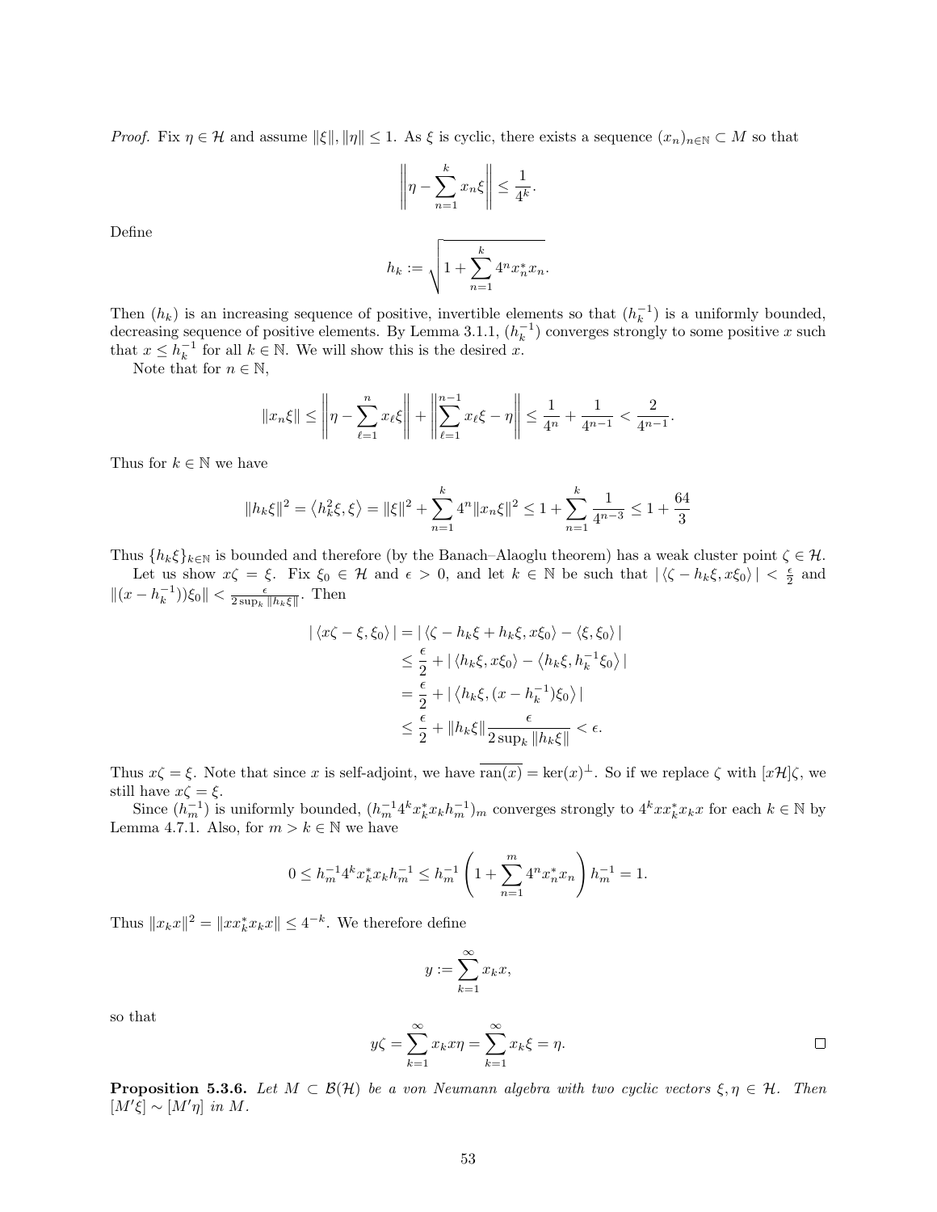*Proof.* Fix $\eta \in \mathcal{H}$ and assume $\|\xi\|, \|\eta\| \leq 1$. As $\xi$ is cyclic, there exists a sequence $(x_n)_{n\in\mathbb{N}} \subset M$ so that

$$\left\| \eta - \sum_{n=1}^{k} x_n \xi \right\| \leq \frac{1}{4^k}.$$

Define

$$h_k := \sqrt{1 + \sum_{n=1}^{k} 4^n x_n^* x_n}.$$

Then $(h_k)$ is an increasing sequence of positive, invertible elements so that $(h_k^{-1})$ is a uniformly bounded, decreasing sequence of positive elements. By Lemma 3.1.1, $(h_k^{-1})$ converges strongly to some positive $x$ such that $x \leq h_k^{-1}$ for all $k \in \mathbb{N}$. We will show this is the desired $x$.

Note that for $n \in \mathbb{N}$,

$$\|x_n \xi\| \leq \left\| \eta - \sum_{\ell=1}^{n} x_\ell \xi \right\| + \left\| \sum_{\ell=1}^{n-1} x_\ell \xi - \eta \right\| \leq \frac{1}{4^n} + \frac{1}{4^{n-1}} < \frac{2}{4^{n-1}}.$$

Thus for $k \in \mathbb{N}$ we have

$$\|h_k \xi\|^2 = \left\langle h_k^2 \xi, \xi \right\rangle = \|\xi\|^2 + \sum_{n=1}^{k} 4^n \|x_n \xi\|^2 \leq 1 + \sum_{n=1}^{k} \frac{1}{4^{n-3}} \leq 1 + \frac{64}{3}$$

Thus $\{h_k \xi\}_{k\in\mathbb{N}}$ is bounded and therefore (by the Banach–Alaoglu theorem) has a weak cluster point $\zeta \in \mathcal{H}$.

Let us show $x\zeta = \xi$. Fix $\xi_0 \in \mathcal{H}$ and $\epsilon > 0$, and let $k \in \mathbb{N}$ be such that $|\langle \zeta - h_k \xi, x\xi_0 \rangle| < \frac{\epsilon}{2}$ and $\|(x - h_k^{-1}))\xi_0\| < \frac{\epsilon}{2 \sup_k \|h_k \xi\|}$. Then

$$\begin{aligned}
|\langle x\zeta - \xi, \xi_0 \rangle| &= |\langle \zeta - h_k \xi + h_k \xi, x\xi_0 \rangle - \langle \xi, \xi_0 \rangle| \\
&\leq \frac{\epsilon}{2} + |\langle h_k \xi, x\xi_0 \rangle - \langle h_k \xi, h_k^{-1} \xi_0 \rangle| \\
&= \frac{\epsilon}{2} + |\langle h_k \xi, (x - h_k^{-1}) \xi_0 \rangle| \\
&\leq \frac{\epsilon}{2} + \|h_k \xi\| \frac{\epsilon}{2 \sup_k \|h_k \xi\|} < \epsilon.
\end{aligned}$$

Thus $x\zeta = \xi$. Note that since $x$ is self-adjoint, we have $\overline{\operatorname{ran}(x)} = \ker(x)^\perp$. So if we replace $\zeta$ with $[x\mathcal{H}]\zeta$, we still have $x\zeta = \xi$.

Since $(h_m^{-1})$ is uniformly bounded, $(h_m^{-1} 4^k x_k^* x_k h_m^{-1})_m$ converges strongly to $4^k x x_k^* x_k x$ for each $k \in \mathbb{N}$ by Lemma 4.7.1. Also, for $m > k \in \mathbb{N}$ we have

$$0 \leq h_m^{-1} 4^k x_k^* x_k h_m^{-1} \leq h_m^{-1} \left( 1 + \sum_{n=1}^{m} 4^n x_n^* x_n \right) h_m^{-1} = 1.$$

Thus $\|x_k x\|^2 = \|x x_k^* x_k x\| \leq 4^{-k}$. We therefore define

$$y := \sum_{k=1}^{\infty} x_k x,$$

so that

$$y\zeta = \sum_{k=1}^{\infty} x_k x \eta = \sum_{k=1}^{\infty} x_k \xi = \eta.$$

□

**Proposition 5.3.6.** *Let $M \subset \mathcal{B}(\mathcal{H})$ be a von Neumann algebra with two cyclic vectors $\xi, \eta \in \mathcal{H}$. Then $[M'\xi] \sim [M'\eta]$ in $M$.*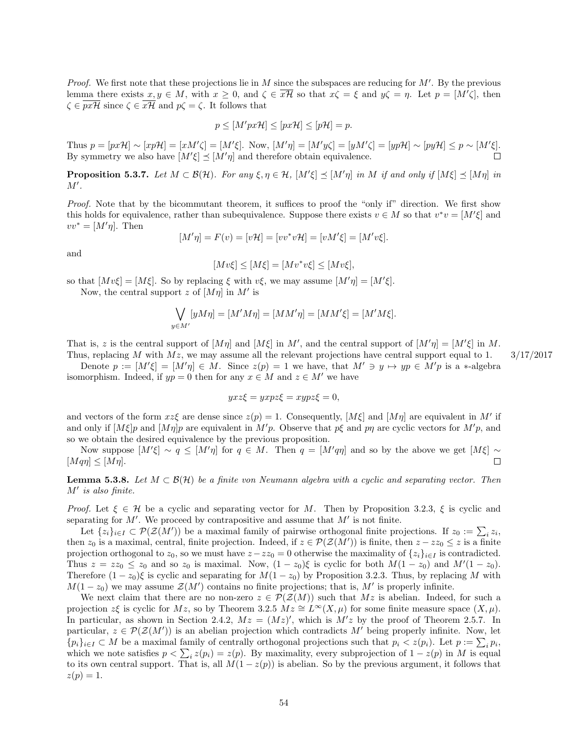*Proof.* We first note that these projections lie in $M$ since the subspaces are reducing for $M'$. By the previous lemma there exists $x, y \in M$, with $x \geq 0$, and $\zeta \in \overline{x\mathcal{H}}$ so that $x\zeta = \xi$ and $y\zeta = \eta$. Let $p = [M'\zeta]$, then $\zeta \in \overline{px\mathcal{H}}$ since $\zeta \in \overline{x\mathcal{H}}$ and $p\zeta = \zeta$. It follows that

$$p \leq [M'px\mathcal{H}] \leq [px\mathcal{H}] \leq [p\mathcal{H}] = p.$$

Thus $p = [px\mathcal{H}] \sim [xp\mathcal{H}] = [xM'\zeta] = [M'\xi]$. Now, $[M'\eta] = [M'y\zeta] = [yM'\zeta] = [yp\mathcal{H}] \sim [py\mathcal{H}] \leq p \sim [M'\xi]$. By symmetry we also have $[M'\xi] \preceq [M'\eta]$ and therefore obtain equivalence. $\square$

**Proposition 5.3.7.** *Let $M \subset \mathcal{B}(\mathcal{H})$. For any $\xi, \eta \in \mathcal{H}$, $[M'\xi] \preceq [M'\eta]$ in $M$ if and only if $[M\xi] \preceq [M\eta]$ in $M'$.*

*Proof.* Note that by the bicommutant theorem, it suffices to proof the "only if" direction. We first show this holds for equivalence, rather than subequivalence. Suppose there exists $v \in M$ so that $v^*v = [M'\xi]$ and $vv^* = [M'\eta]$. Then

$$[M'\eta] = F(v) = [v\mathcal{H}] = [vv^*v\mathcal{H}] = [vM'\xi] = [M'v\xi].$$

and

$$[Mv\xi] \leq [M\xi] = [Mv^*v\xi] \leq [Mv\xi],$$

so that $[Mv\xi] = [M\xi]$. So by replacing $\xi$ with $v\xi$, we may assume $[M'\eta] = [M'\xi]$.

Now, the central support $z$ of $[M\eta]$ in $M'$ is

$$\bigvee_{y \in M'} [yM\eta] = [M'M\eta] = [MM'\eta] = [MM'\xi] = [M'M\xi].$$

That is, $z$ is the central support of $[M\eta]$ and $[M\xi]$ in $M'$, and the central support of $[M'\eta] = [M'\xi]$ in $M$. Thus, replacing $M$ with $Mz$, we may assume all the relevant projections have central support equal to 1. 3/17/2017

Denote $p := [M'\xi] = [M'\eta] \in M$. Since $z(p) = 1$ we have, that $M' \ni y \mapsto yp \in M'p$ is a $*$-algebra isomorphism. Indeed, if $yp = 0$ then for any $x \in M$ and $z \in M'$ we have

$$yxz\xi = yxpz\xi = xypz\xi = 0,$$

and vectors of the form $xz\xi$ are dense since $z(p) = 1$. Consequently, $[M\xi]$ and $[M\eta]$ are equivalent in $M'$ if and only if $[M\xi]p$ and $[M\eta]p$ are equivalent in $M'p$. Observe that $p\xi$ and $p\eta$ are cyclic vectors for $M'p$, and so we obtain the desired equivalence by the previous proposition.

Now suppose $[M'\xi] \sim q \leq [M'\eta]$ for $q \in M$. Then $q = [M'q\eta]$ and so by the above we get $[M\xi] \sim [Mq\eta] \leq [M\eta]$. $\square$

**Lemma 5.3.8.** *Let $M \subset \mathcal{B}(\mathcal{H})$ be a finite von Neumann algebra with a cyclic and separating vector. Then $M'$ is also finite.*

*Proof.* Let $\xi \in \mathcal{H}$ be a cyclic and separating vector for $M$. Then by Proposition 3.2.3, $\xi$ is cyclic and separating for $M'$. We proceed by contrapositive and assume that $M'$ is not finite.

Let $\{z_i\}_{i \in I} \subset \mathcal{P}(\mathcal{Z}(M'))$ be a maximal family of pairwise orthogonal finite projections. If $z_0 := \sum_i z_i$, then $z_0$ is a maximal, central, finite projection. Indeed, if $z \in \mathcal{P}(\mathcal{Z}(M'))$ is finite, then $z - zz_0 \leq z$ is a finite projection orthogonal to $z_0$, so we must have $z - zz_0 = 0$ otherwise the maximality of $\{z_i\}_{i\in I}$ is contradicted. Thus $z = zz_0 \leq z_0$ and so $z_0$ is maximal. Now, $(1 - z_0)\xi$ is cyclic for both $M(1 - z_0)$ and $M'(1 - z_0)$. Therefore $(1 - z_0)\xi$ is cyclic and separating for $M(1 - z_0)$ by Proposition 3.2.3. Thus, by replacing $M$ with $M(1 - z_0)$ we may assume $\mathcal{Z}(M')$ contains no finite projections; that is, $M'$ is properly infinite.

We next claim that there are no non-zero $z \in \mathcal{P}(\mathcal{Z}(M))$ such that $Mz$ is abelian. Indeed, for such a projection $z\xi$ is cyclic for $Mz$, so by Theorem 3.2.5 $Mz \cong L^\infty(X, \mu)$ for some finite measure space $(X, \mu)$. In particular, as shown in Section 2.4.2, $Mz = (Mz)'$, which is $M'z$ by the proof of Theorem 2.5.7. In particular, $z \in \mathcal{P}(\mathcal{Z}(M'))$ is an abelian projection which contradicts $M'$ being properly infinite. Now, let $\{p_i\}_{i \in I} \subset M$ be a maximal family of centrally orthogonal projections such that $p_i < z(p_i)$. Let $p := \sum_i p_i$, which we note satisfies $p < \sum_i z(p_i) = z(p)$. By maximality, every subprojection of $1 - z(p)$ in $M$ is equal to its own central support. That is, all $M(1 - z(p))$ is abelian. So by the previous argument, it follows that $z(p) = 1$.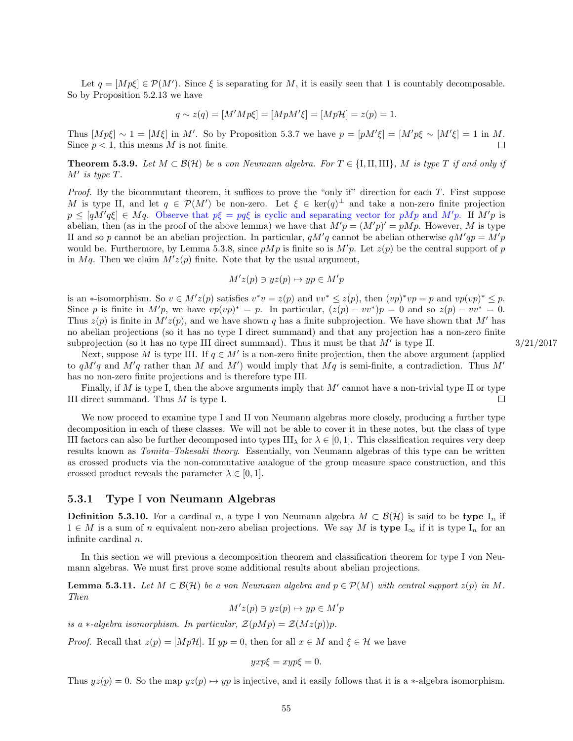Let $q = [Mp\xi] \in \mathcal{P}(M')$. Since $\xi$ is separating for $M$, it is easily seen that 1 is countably decomposable. So by Proposition 5.2.13 we have

$$q \sim z(q) = [M'Mp\xi] = [MpM'\xi] = [Mp\mathcal{H}] = z(p) = 1.$$

Thus $[Mp\xi] \sim 1 = [M\xi]$ in $M'$. So by Proposition 5.3.7 we have $p = [pM'\xi] = [M'p\xi \sim [M'\xi] = 1$ in $M$. Since $p < 1$, this means $M$ is not finite. ☐

**Theorem 5.3.9.** *Let $M \subset \mathcal{B}(\mathcal{H})$ be a von Neumann algebra. For $T \in \{\mathrm{I}, \mathrm{II}, \mathrm{III}\}$, $M$ is type $T$ if and only if $M'$ is type $T$.*

*Proof.* By the bicommutant theorem, it suffices to prove the "only if" direction for each $T$. First suppose $M$ is type II, and let $q \in \mathcal{P}(M')$ be non-zero. Let $\xi \in \ker(q)^\perp$ and take a non-zero finite projection $p \leq [qM'q\xi] \in Mq$. Observe that $p\xi = pq\xi$ is cyclic and separating vector for $pMp$ and $M'p$. If $M'p$ is abelian, then (as in the proof of the above lemma) we have that $M'p = (M'p)' = pMp$. However, $M$ is type II and so $p$ cannot be an abelian projection. In particular, $qM'q$ cannot be abelian otherwise $qM'qp = M'p$ would be. Furthermore, by Lemma 5.3.8, since $pMp$ is finite so is $M'p$. Let $z(p)$ be the central support of $p$ in $Mq$. Then we claim $M'z(p)$ finite. Note that by the usual argument,

$$M'z(p) \ni yz(p) \mapsto yp \in M'p$$

is an $*$-isomorphism. So $v \in M'z(p)$ satisfies $v^*v = z(p)$ and $vv^* \leq z(p)$, then $(vp)^*vp = p$ and $vp(vp)^* \leq p$. Since $p$ is finite in $M'p$, we have $vp(vp)^* = p$. In particular, $(z(p) - vv^*)p = 0$ and so $z(p) - vv^* = 0$. Thus $z(p)$ is finite in $M'z(p)$, and we have shown $q$ has a finite subprojection. We have shown that $M'$ has no abelian projections (so it has no type I direct summand) and that any projection has a non-zero finite subprojection (so it has no type III direct summand). Thus it must be that $M'$ is type II.

3/21/2017

Next, suppose $M$ is type III. If $q \in M'$ is a non-zero finite projection, then the above argument (applied to $qM'q$ and $M'q$ rather than $M$ and $M'$) would imply that $Mq$ is semi-finite, a contradiction. Thus $M'$ has no non-zero finite projections and is therefore type III.

Finally, if $M$ is type I, then the above arguments imply that $M'$ cannot have a non-trivial type II or type III direct summand. Thus $M$ is type I. ☐

We now proceed to examine type I and II von Neumann algebras more closely, producing a further type decomposition in each of these classes. We will not be able to cover it in these notes, but the class of type III factors can also be further decomposed into types $\mathrm{III}_\lambda$ for $\lambda \in [0, 1]$. This classification requires very deep results known as *Tomita–Takesaki theory*. Essentially, von Neumann algebras of this type can be written as crossed products via the non-commutative analogue of the group measure space construction, and this crossed product reveals the parameter $\lambda \in [0, 1]$.

### 5.3.1 Type I von Neumann Algebras

**Definition 5.3.10.** For a cardinal $n$, a type I von Neumann algebra $M \subset \mathcal{B}(\mathcal{H})$ is said to be **type** $\mathrm{I}_n$ if $1 \in M$ is a sum of $n$ equivalent non-zero abelian projections. We say $M$ is **type** $\mathrm{I}_\infty$ if it is type $\mathrm{I}_n$ for an infinite cardinal $n$.

In this section we will previous a decomposition theorem and classification theorem for type I von Neumann algebras. We must first prove some additional results about abelian projections.

**Lemma 5.3.11.** *Let $M \subset \mathcal{B}(\mathcal{H})$ be a von Neumann algebra and $p \in \mathcal{P}(M)$ with central support $z(p)$ in $M$. Then*

$$M'z(p) \ni yz(p) \mapsto yp \in M'p$$

*is a $*$-algebra isomorphism. In particular, $\mathcal{Z}(pMp) = \mathcal{Z}(Mz(p))p$.*

*Proof.* Recall that $z(p) = [Mp\mathcal{H}]$. If $yp = 0$, then for all $x \in M$ and $\xi \in \mathcal{H}$ we have

$$yxp\xi = xyp\xi = 0.$$

Thus $yz(p) = 0$. So the map $yz(p) \mapsto yp$ is injective, and it easily follows that it is a $*$-algebra isomorphism.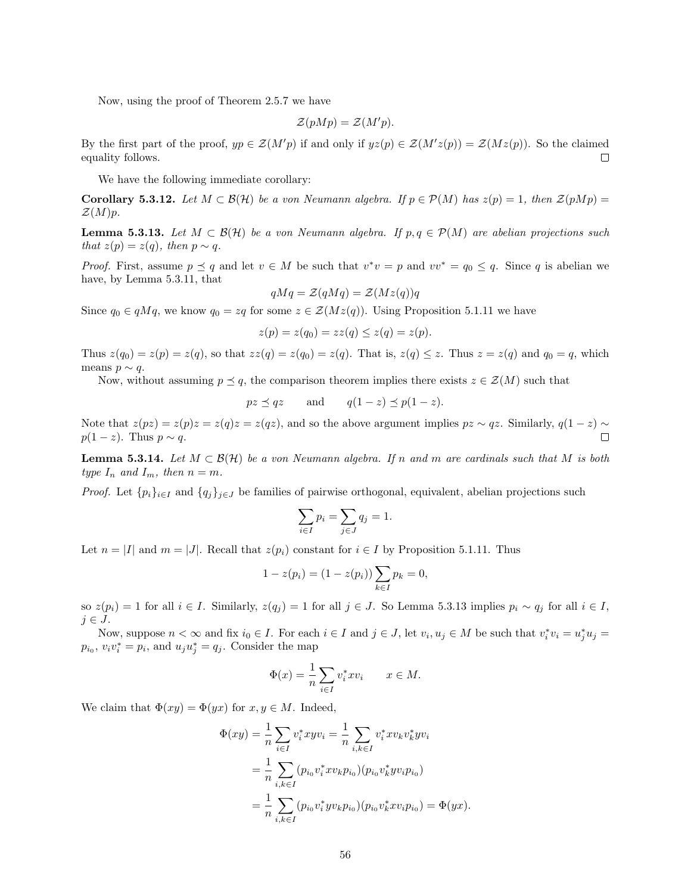Now, using the proof of Theorem 2.5.7 we have

$$\mathcal{Z}(pMp) = \mathcal{Z}(M'p).$$

By the first part of the proof, $yp \in \mathcal{Z}(M'p)$ if and only if $yz(p) \in \mathcal{Z}(M'z(p)) = \mathcal{Z}(Mz(p))$. So the claimed equality follows. ◻

We have the following immediate corollary:

**Corollary 5.3.12.** *Let $M \subset \mathcal{B}(\mathcal{H})$ be a von Neumann algebra. If $p \in \mathcal{P}(M)$ has $z(p) = 1$, then $\mathcal{Z}(pMp) = \mathcal{Z}(M)p$.*

**Lemma 5.3.13.** *Let $M \subset \mathcal{B}(\mathcal{H})$ be a von Neumann algebra. If $p, q \in \mathcal{P}(M)$ are abelian projections such that $z(p) = z(q)$, then $p \sim q$.*

*Proof.* First, assume $p \preceq q$ and let $v \in M$ be such that $v^*v = p$ and $vv^* = q_0 \leq q$. Since $q$ is abelian we have, by Lemma 5.3.11, that

$$qMq = \mathcal{Z}(qMq) = \mathcal{Z}(Mz(q))q$$

Since $q_0 \in qMq$, we know $q_0 = zq$ for some $z \in \mathcal{Z}(Mz(q))$. Using Proposition 5.1.11 we have

$$z(p) = z(q_0) = zz(q) \leq z(q) = z(p).$$

Thus $z(q_0) = z(p) = z(q)$, so that $zz(q) = z(q_0) = z(q)$. That is, $z(q) \leq z$. Thus $z = z(q)$ and $q_0 = q$, which means $p \sim q$.

Now, without assuming $p \preceq q$, the comparison theorem implies there exists $z \in \mathcal{Z}(M)$ such that

$$pz \preceq qz \qquad \text{and} \qquad q(1-z) \preceq p(1-z).$$

Note that $z(pz) = z(p)z = z(q)z = z(qz)$, and so the above argument implies $pz \sim qz$. Similarly, $q(1-z) \sim p(1-z)$. Thus $p \sim q$. ◻

**Lemma 5.3.14.** *Let $M \subset \mathcal{B}(\mathcal{H})$ be a von Neumann algebra. If $n$ and $m$ are cardinals such that $M$ is both type $I_n$ and $I_m$, then $n = m$.*

*Proof.* Let $\{p_i\}_{i\in I}$ and $\{q_j\}_{j\in J}$ be families of pairwise orthogonal, equivalent, abelian projections such

$$\sum_{i\in I} p_i = \sum_{j\in J} q_j = 1.$$

Let $n = |I|$ and $m = |J|$. Recall that $z(p_i)$ constant for $i \in I$ by Proposition 5.1.11. Thus

$$1 - z(p_i) = (1 - z(p_i))\sum_{k\in I} p_k = 0,$$

so $z(p_i) = 1$ for all $i \in I$. Similarly, $z(q_j) = 1$ for all $j \in J$. So Lemma 5.3.13 implies $p_i \sim q_j$ for all $i \in I$, $j \in J$.

Now, suppose $n < \infty$ and fix $i_0 \in I$. For each $i \in I$ and $j \in J$, let $v_i, u_j \in M$ be such that $v_i^*v_i = u_j^*u_j = p_{i_0}$, $v_iv_i^* = p_i$, and $u_ju_j^* = q_j$. Consider the map

$$\Phi(x) = \frac{1}{n}\sum_{i\in I} v_i^* x v_i \qquad x \in M.$$

We claim that $\Phi(xy) = \Phi(yx)$ for $x, y \in M$. Indeed,

$$\begin{aligned}
\Phi(xy) &= \frac{1}{n}\sum_{i\in I} v_i^* xy v_i = \frac{1}{n}\sum_{i,k\in I} v_i^* x v_k v_k^* y v_i \\
&= \frac{1}{n}\sum_{i,k\in I} (p_{i_0} v_i^* x v_k p_{i_0})(p_{i_0} v_k^* y v_i p_{i_0}) \\
&= \frac{1}{n}\sum_{i,k\in I} (p_{i_0} v_i^* y v_k p_{i_0})(p_{i_0} v_k^* x v_i p_{i_0}) = \Phi(yx).
\end{aligned}$$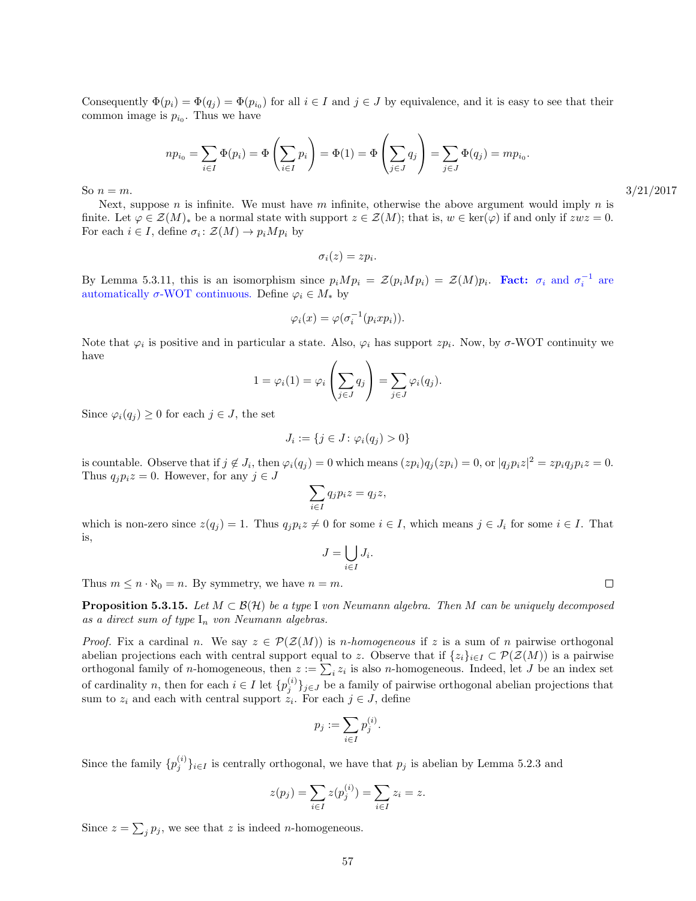Consequently $\Phi(p_i) = \Phi(q_j) = \Phi(p_{i_0})$ for all $i \in I$ and $j \in J$ by equivalence, and it is easy to see that their common image is $p_{i_0}$. Thus we have

$$np_{i_0} = \sum_{i \in I} \Phi(p_i) = \Phi\left(\sum_{i \in I} p_i\right) = \Phi(1) = \Phi\left(\sum_{j \in J} q_j\right) = \sum_{j \in J} \Phi(q_j) = mp_{i_0}.$$

So $n = m$.

3/21/2017

Next, suppose $n$ is infinite. We must have $m$ infinite, otherwise the above argument would imply $n$ is finite. Let $\varphi \in \mathcal{Z}(M)_*$ be a normal state with support $z \in \mathcal{Z}(M)$; that is, $w \in \ker(\varphi)$ if and only if $zwz = 0$. For each $i \in I$, define $\sigma_i \colon \mathcal{Z}(M) \to p_i M p_i$ by

$$\sigma_i(z) = zp_i.$$

By Lemma 5.3.11, this is an isomorphism since $p_i M p_i = \mathcal{Z}(p_i M p_i) = \mathcal{Z}(M)p_i$. **Fact:** $\sigma_i$ and $\sigma_i^{-1}$ are automatically $\sigma$-WOT continuous. Define $\varphi_i \in M_*$ by

$$\varphi_i(x) = \varphi(\sigma_i^{-1}(p_i x p_i)).$$

Note that $\varphi_i$ is positive and in particular a state. Also, $\varphi_i$ has support $zp_i$. Now, by $\sigma$-WOT continuity we have

$$1 = \varphi_i(1) = \varphi_i\left(\sum_{j \in J} q_j\right) = \sum_{j \in J} \varphi_i(q_j).$$

Since $\varphi_i(q_j) \geq 0$ for each $j \in J$, the set

$$J_i := \{j \in J \colon \varphi_i(q_j) > 0\}$$

is countable. Observe that if $j \notin J_i$, then $\varphi_i(q_j) = 0$ which means $(zp_i)q_j(zp_i) = 0$, or $|q_j p_i z|^2 = zp_i q_j p_i z = 0$. Thus $q_j p_i z = 0$. However, for any $j \in J$

$$\sum_{i \in I} q_j p_i z = q_j z,$$

which is non-zero since $z(q_j) = 1$. Thus $q_j p_i z \neq 0$ for some $i \in I$, which means $j \in J_i$ for some $i \in I$. That is,

$$J = \bigcup_{i \in I} J_i.$$

Thus $m \leq n \cdot \aleph_0 = n$. By symmetry, we have $n = m$. $\square$

**Proposition 5.3.15.** *Let $M \subset \mathcal{B}(\mathcal{H})$ be a type* I *von Neumann algebra. Then $M$ can be uniquely decomposed as a direct sum of type* $\mathrm{I}_n$ *von Neumann algebras.*

*Proof.* Fix a cardinal $n$. We say $z \in \mathcal{P}(\mathcal{Z}(M))$ is *$n$-homogeneous* if $z$ is a sum of $n$ pairwise orthogonal abelian projections each with central support equal to $z$. Observe that if $\{z_i\}_{i \in I} \subset \mathcal{P}(\mathcal{Z}(M))$ is a pairwise orthogonal family of $n$-homogeneous, then $z := \sum_i z_i$ is also $n$-homogeneous. Indeed, let $J$ be an index set of cardinality $n$, then for each $i \in I$ let $\{p_j^{(i)}\}_{j \in J}$ be a family of pairwise orthogonal abelian projections that sum to $z_i$ and each with central support $z_i$. For each $j \in J$, define

$$p_j := \sum_{i \in I} p_j^{(i)}.$$

Since the family $\{p_j^{(i)}\}_{i \in I}$ is centrally orthogonal, we have that $p_j$ is abelian by Lemma 5.2.3 and

$$z(p_j) = \sum_{i \in I} z(p_j^{(i)}) = \sum_{i \in I} z_i = z.$$

Since $z = \sum_j p_j$, we see that $z$ is indeed $n$-homogeneous.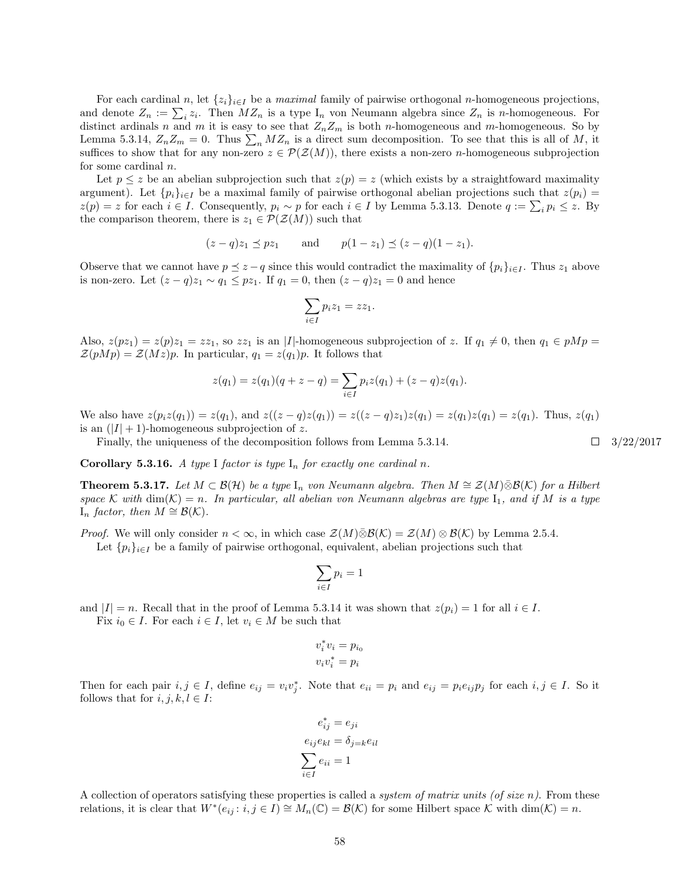For each cardinal $n$, let $\{z_i\}_{i\in I}$ be a *maximal* family of pairwise orthogonal $n$-homogeneous projections, and denote $Z_n := \sum_i z_i$. Then $MZ_n$ is a type $\mathrm{I}_n$ von Neumann algebra since $Z_n$ is $n$-homogeneous. For distinct ardinals $n$ and $m$ it is easy to see that $Z_n Z_m$ is both $n$-homogeneous and $m$-homogeneous. So by Lemma 5.3.14, $Z_n Z_m = 0$. Thus $\sum_n MZ_n$ is a direct sum decomposition. To see that this is all of $M$, it suffices to show that for any non-zero $z \in \mathcal{P}(\mathcal{Z}(M))$, there exists a non-zero $n$-homogeneous subprojection for some cardinal $n$.

Let $p \leq z$ be an abelian subprojection such that $z(p) = z$ (which exists by a straightfoward maximality argument). Let $\{p_i\}_{i\in I}$ be a maximal family of pairwise orthogonal abelian projections such that $z(p_i) = z(p) = z$ for each $i \in I$. Consequently, $p_i \sim p$ for each $i \in I$ by Lemma 5.3.13. Denote $q := \sum_i p_i \leq z$. By the comparison theorem, there is $z_1 \in \mathcal{P}(\mathcal{Z}(M))$ such that

$$(z-q)z_1 \preceq pz_1 \qquad \text{and} \qquad p(1-z_1) \preceq (z-q)(1-z_1).$$

Observe that we cannot have $p \preceq z - q$ since this would contradict the maximality of $\{p_i\}_{i\in I}$. Thus $z_1$ above is non-zero. Let $(z-q)z_1 \sim q_1 \leq pz_1$. If $q_1 = 0$, then $(z-q)z_1 = 0$ and hence

$$\sum_{i\in I} p_i z_1 = zz_1.$$

Also, $z(pz_1) = z(p)z_1 = zz_1$, so $zz_1$ is an $|I|$-homogeneous subprojection of $z$. If $q_1 \neq 0$, then $q_1 \in pMp = \mathcal{Z}(pMp) = \mathcal{Z}(Mz)p$. In particular, $q_1 = z(q_1)p$. It follows that

$$z(q_1) = z(q_1)(q + z - q) = \sum_{i\in I} p_i z(q_1) + (z-q)z(q_1).$$

We also have $z(p_i z(q_1)) = z(q_1)$, and $z((z-q)z(q_1)) = z((z-q)z_1)z(q_1) = z(q_1)z(q_1) = z(q_1)$. Thus, $z(q_1)$ is an $(|I|+1)$-homogeneous subprojection of $z$.

Finally, the uniqueness of the decomposition follows from Lemma 5.3.14. □ 3/22/2017

**Corollary 5.3.16.** *A type* I *factor is type* $\mathrm{I}_n$ *for exactly one cardinal* $n$.

**Theorem 5.3.17.** *Let* $M \subset \mathcal{B}(\mathcal{H})$ *be a type* $\mathrm{I}_n$ *von Neumann algebra. Then* $M \cong \mathcal{Z}(M)\bar{\otimes}\mathcal{B}(\mathcal{K})$ *for a Hilbert space* $\mathcal{K}$ *with* $\dim(\mathcal{K}) = n$*. In particular, all abelian von Neumann algebras are type* $\mathrm{I}_1$*, and if* $M$ *is a type* $\mathrm{I}_n$ *factor, then* $M \cong \mathcal{B}(\mathcal{K})$.

*Proof.* We will only consider $n < \infty$, in which case $\mathcal{Z}(M)\bar{\otimes}\mathcal{B}(\mathcal{K}) = \mathcal{Z}(M) \otimes \mathcal{B}(\mathcal{K})$ by Lemma 2.5.4.

Let $\{p_i\}_{i\in I}$ be a family of pairwise orthogonal, equivalent, abelian projections such that

$$\sum_{i\in I} p_i = 1$$

and $|I| = n$. Recall that in the proof of Lemma 5.3.14 it was shown that $z(p_i) = 1$ for all $i \in I$.

Fix $i_0 \in I$. For each $i \in I$, let $v_i \in M$ be such that

$$v_i^* v_i = p_{i_0}$$
$$v_i v_i^* = p_i$$

Then for each pair $i, j \in I$, define $e_{ij} = v_i v_j^*$. Note that $e_{ii} = p_i$ and $e_{ij} = p_i e_{ij} p_j$ for each $i, j \in I$. So it follows that for $i, j, k, l \in I$:

$$e_{ij}^* = e_{ji}$$
$$e_{ij} e_{kl} = \delta_{j=k} e_{il}$$
$$\sum_{i\in I} e_{ii} = 1$$

A collection of operators satisfying these properties is called a *system of matrix units (of size n)*. From these relations, it is clear that $W^*(e_{ij} \colon i, j \in I) \cong M_n(\mathbb{C}) = \mathcal{B}(\mathcal{K})$ for some Hilbert space $\mathcal{K}$ with $\dim(\mathcal{K}) = n$.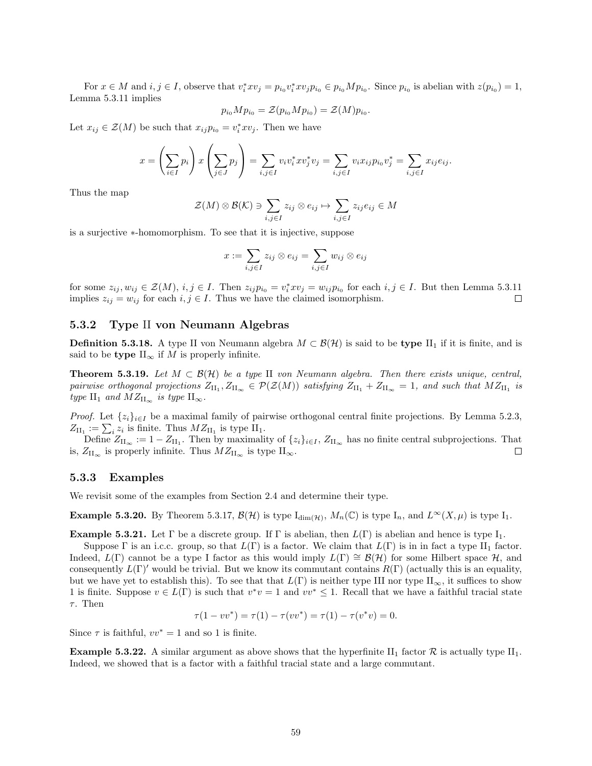For $x \in M$ and $i, j \in I$, observe that $v_i^* x v_j = p_{i_0} v_i^* x v_j p_{i_0} \in p_{i_0} M p_{i_0}$. Since $p_{i_0}$ is abelian with $z(p_{i_0}) = 1$, Lemma 5.3.11 implies

$$p_{i_0} M p_{i_0} = \mathcal{Z}(p_{i_0} M p_{i_0}) = \mathcal{Z}(M) p_{i_0}.$$

Let $x_{ij} \in \mathcal{Z}(M)$ be such that $x_{ij} p_{i_0} = v_i^* x v_j$. Then we have

$$x = \left( \sum_{i \in I} p_i \right) x \left( \sum_{j \in J} p_j \right) = \sum_{i,j \in I} v_i v_i^* x v_j^* v_j = \sum_{i,j \in I} v_i x_{ij} p_{i_0} v_j^* = \sum_{i,j \in I} x_{ij} e_{ij}.$$

Thus the map

$$\mathcal{Z}(M) \otimes \mathcal{B}(\mathcal{K}) \ni \sum_{i,j \in I} z_{ij} \otimes e_{ij} \mapsto \sum_{i,j \in I} z_{ij} e_{ij} \in M$$

is a surjective $*$-homomorphism. To see that it is injective, suppose

$$x := \sum_{i,j \in I} z_{ij} \otimes e_{ij} = \sum_{i,j \in I} w_{ij} \otimes e_{ij}$$

for some $z_{ij}, w_{ij} \in \mathcal{Z}(M)$, $i, j \in I$. Then $z_{ij} p_{i_0} = v_i^* x v_j = w_{ij} p_{i_0}$ for each $i, j \in I$. But then Lemma 5.3.11 implies $z_{ij} = w_{ij}$ for each $i, j \in I$. Thus we have the claimed isomorphism. □

### 5.3.2 Type II von Neumann Algebras

**Definition 5.3.18.** A type II von Neumann algebra $M \subset \mathcal{B}(\mathcal{H})$ is said to be **type** $\mathrm{II}_1$ if it is finite, and is said to be **type** $\mathrm{II}_\infty$ if $M$ is properly infinite.

**Theorem 5.3.19.** *Let $M \subset \mathcal{B}(\mathcal{H})$ be a type II von Neumann algebra. Then there exists unique, central, pairwise orthogonal projections $Z_{\mathrm{II}_1}, Z_{\mathrm{II}_\infty} \in \mathcal{P}(\mathcal{Z}(M))$ satisfying $Z_{\mathrm{II}_1} + Z_{\mathrm{II}_\infty} = 1$, and such that $MZ_{\mathrm{II}_1}$ is type $\mathrm{II}_1$ and $MZ_{\mathrm{II}_\infty}$ is type $\mathrm{II}_\infty$.*

*Proof.* Let $\{z_i\}_{i \in I}$ be a maximal family of pairwise orthogonal central finite projections. By Lemma 5.2.3, $Z_{\mathrm{II}_1} := \sum_i z_i$ is finite. Thus $MZ_{\mathrm{II}_1}$ is type $\mathrm{II}_1$.

Define $Z_{\mathrm{II}_\infty} := 1 - Z_{\mathrm{II}_1}$. Then by maximality of $\{z_i\}_{i \in I}$, $Z_{\mathrm{II}_\infty}$ has no finite central subprojections. That is, $Z_{\mathrm{II}_\infty}$ is properly infinite. Thus $MZ_{\mathrm{II}_\infty}$ is type $\mathrm{II}_\infty$. □

### 5.3.3 Examples

We revisit some of the examples from Section 2.4 and determine their type.

**Example 5.3.20.** By Theorem 5.3.17, $\mathcal{B}(\mathcal{H})$ is type $\mathrm{I}_{\dim(\mathcal{H})}$, $M_n(\mathbb{C})$ is type $\mathrm{I}_n$, and $L^\infty(X, \mu)$ is type $\mathrm{I}_1$.

**Example 5.3.21.** Let $\Gamma$ be a discrete group. If $\Gamma$ is abelian, then $L(\Gamma)$ is abelian and hence is type $\mathrm{I}_1$.

Suppose $\Gamma$ is an i.c.c. group, so that $L(\Gamma)$ is a factor. We claim that $L(\Gamma)$ is in in fact a type $\mathrm{II}_1$ factor. Indeed, $L(\Gamma)$ cannot be a type I factor as this would imply $L(\Gamma) \cong \mathcal{B}(\mathcal{H})$ for some Hilbert space $\mathcal{H}$, and consequently $L(\Gamma)'$ would be trivial. But we know its commutant contains $R(\Gamma)$ (actually this is an equality, but we have yet to establish this). To see that that $L(\Gamma)$ is neither type III nor type $\mathrm{II}_\infty$, it suffices to show 1 is finite. Suppose $v \in L(\Gamma)$ is such that $v^*v = 1$ and $vv^* \leq 1$. Recall that we have a faithful tracial state $\tau$. Then

$$\tau(1 - vv^*) = \tau(1) - \tau(vv^*) = \tau(1) - \tau(v^*v) = 0.$$

Since $\tau$ is faithful, $vv^* = 1$ and so 1 is finite.

**Example 5.3.22.** A similar argument as above shows that the hyperfinite $\mathrm{II}_1$ factor $\mathcal{R}$ is actually type $\mathrm{II}_1$. Indeed, we showed that is a factor with a faithful tracial state and a large commutant.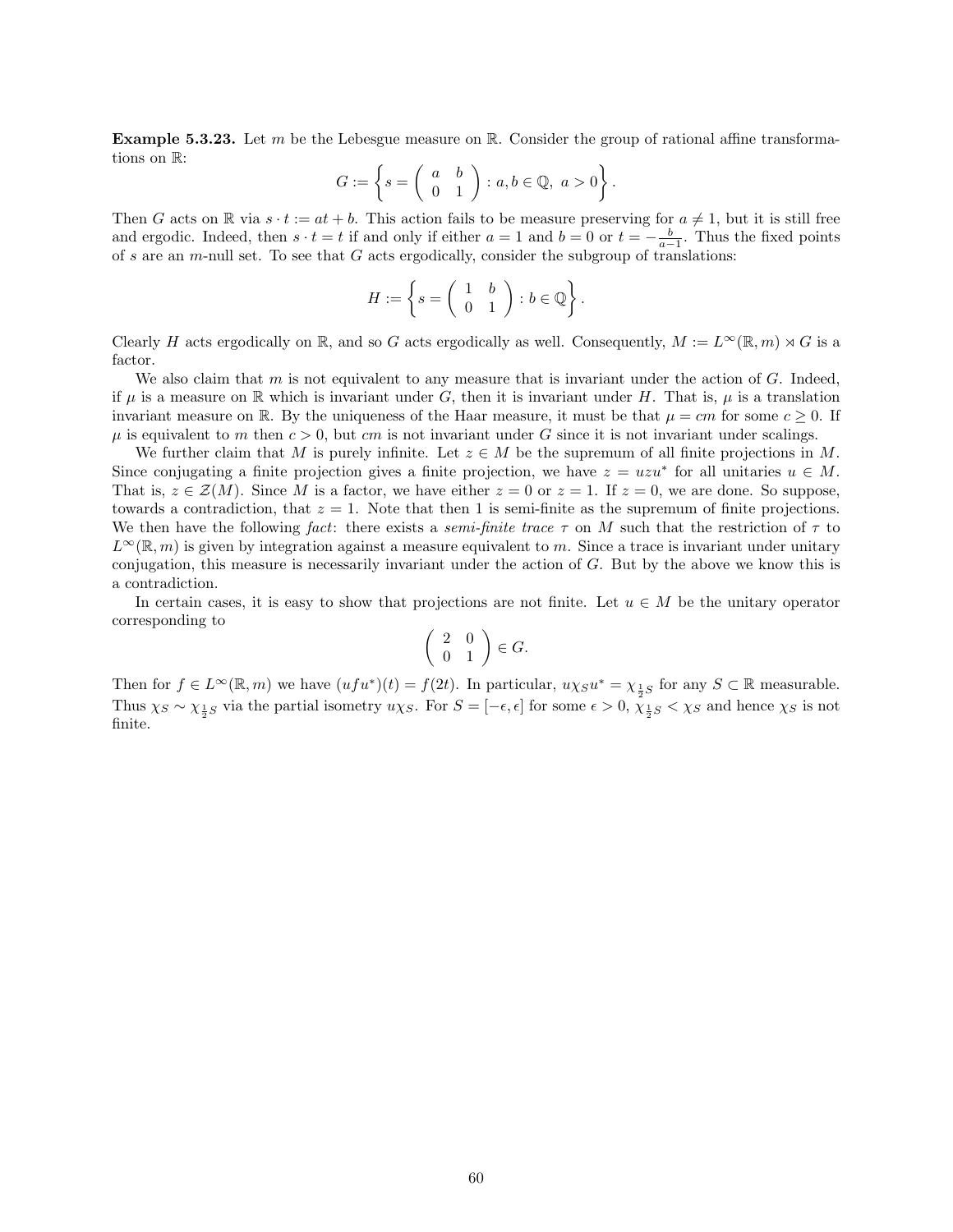**Example 5.3.23.** Let $m$ be the Lebesgue measure on $\mathbb{R}$. Consider the group of rational affine transformations on $\mathbb{R}$:

$$G := \left\{ s = \begin{pmatrix} a & b \\ 0 & 1 \end{pmatrix} : a, b \in \mathbb{Q},\ a > 0 \right\}.$$

Then $G$ acts on $\mathbb{R}$ via $s \cdot t := at + b$. This action fails to be measure preserving for $a \neq 1$, but it is still free and ergodic. Indeed, then $s \cdot t = t$ if and only if either $a = 1$ and $b = 0$ or $t = -\frac{b}{a-1}$. Thus the fixed points of $s$ are an $m$-null set. To see that $G$ acts ergodically, consider the subgroup of translations:

$$H := \left\{ s = \begin{pmatrix} 1 & b \\ 0 & 1 \end{pmatrix} : b \in \mathbb{Q} \right\}.$$

Clearly $H$ acts ergodically on $\mathbb{R}$, and so $G$ acts ergodically as well. Consequently, $M := L^\infty(\mathbb{R}, m) \rtimes G$ is a factor.

We also claim that $m$ is not equivalent to any measure that is invariant under the action of $G$. Indeed, if $\mu$ is a measure on $\mathbb{R}$ which is invariant under $G$, then it is invariant under $H$. That is, $\mu$ is a translation invariant measure on $\mathbb{R}$. By the uniqueness of the Haar measure, it must be that $\mu = cm$ for some $c \geq 0$. If $\mu$ is equivalent to $m$ then $c > 0$, but $cm$ is not invariant under $G$ since it is not invariant under scalings.

We further claim that $M$ is purely infinite. Let $z \in M$ be the supremum of all finite projections in $M$. Since conjugating a finite projection gives a finite projection, we have $z = uzu^*$ for all unitaries $u \in M$. That is, $z \in \mathcal{Z}(M)$. Since $M$ is a factor, we have either $z = 0$ or $z = 1$. If $z = 0$, we are done. So suppose, towards a contradiction, that $z = 1$. Note that then 1 is semi-finite as the supremum of finite projections. We then have the following *fact*: there exists a *semi-finite trace* $\tau$ on $M$ such that the restriction of $\tau$ to $L^\infty(\mathbb{R}, m)$ is given by integration against a measure equivalent to $m$. Since a trace is invariant under unitary conjugation, this measure is necessarily invariant under the action of $G$. But by the above we know this is a contradiction.

In certain cases, it is easy to show that projections are not finite. Let $u \in M$ be the unitary operator corresponding to

$$\begin{pmatrix} 2 & 0 \\ 0 & 1 \end{pmatrix} \in G.$$

Then for $f \in L^\infty(\mathbb{R}, m)$ we have $(ufu^*)(t) = f(2t)$. In particular, $u\chi_S u^* = \chi_{\frac{1}{2}S}$ for any $S \subset \mathbb{R}$ measurable. Thus $\chi_S \sim \chi_{\frac{1}{2}S}$ via the partial isometry $u\chi_S$. For $S = [-\epsilon, \epsilon]$ for some $\epsilon > 0$, $\chi_{\frac{1}{2}S} < \chi_S$ and hence $\chi_S$ is not finite.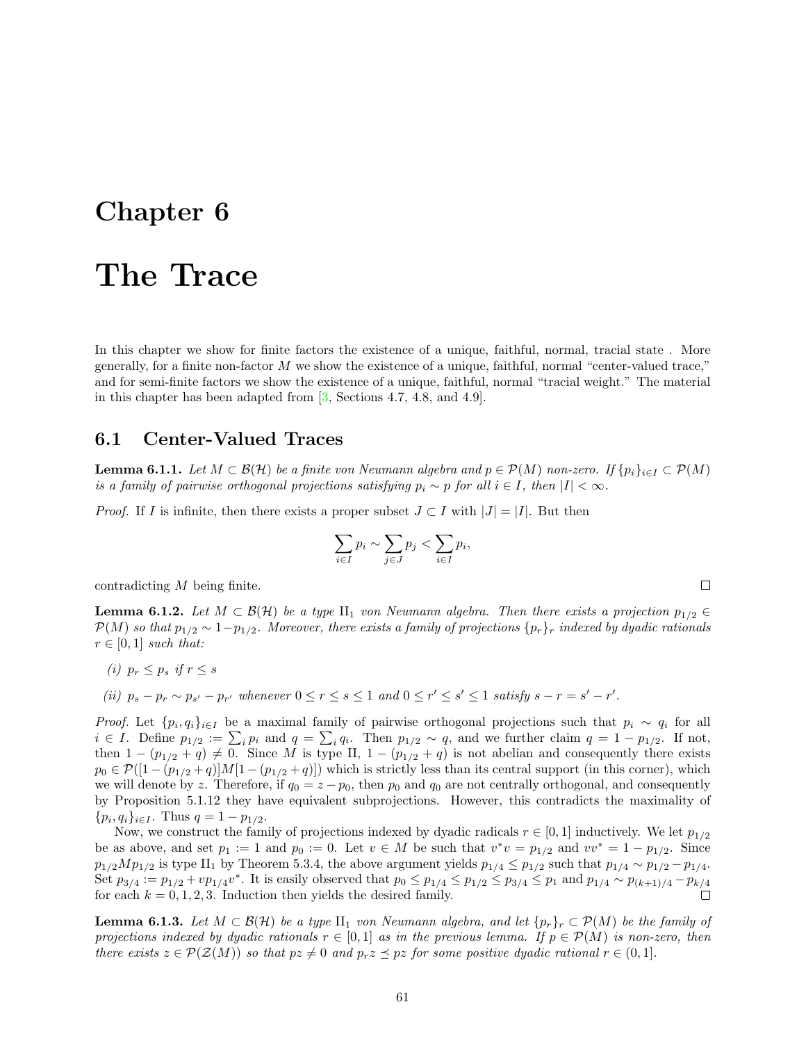# Chapter 6

# The Trace

In this chapter we show for finite factors the existence of a unique, faithful, normal, tracial state . More generally, for a finite non-factor $M$ we show the existence of a unique, faithful, normal "center-valued trace," and for semi-finite factors we show the existence of a unique, faithful, normal "tracial weight." The material in this chapter has been adapted from [3, Sections 4.7, 4.8, and 4.9].

## 6.1 Center-Valued Traces

**Lemma 6.1.1.** *Let $M \subset \mathcal{B}(\mathcal{H})$ be a finite von Neumann algebra and $p \in \mathcal{P}(M)$ non-zero. If $\{p_i\}_{i\in I} \subset \mathcal{P}(M)$ is a family of pairwise orthogonal projections satisfying $p_i \sim p$ for all $i \in I$, then $|I| < \infty$.*

*Proof.* If $I$ is infinite, then there exists a proper subset $J \subset I$ with $|J| = |I|$. But then

$$\sum_{i\in I} p_i \sim \sum_{j\in J} p_j < \sum_{i\in I} p_i,$$

contradicting $M$ being finite. $\square$

**Lemma 6.1.2.** *Let $M \subset \mathcal{B}(\mathcal{H})$ be a type $\mathrm{II}_1$ von Neumann algebra. Then there exists a projection $p_{1/2} \in \mathcal{P}(M)$ so that $p_{1/2} \sim 1 - p_{1/2}$. Moreover, there exists a family of projections $\{p_r\}_r$ indexed by dyadic rationals $r \in [0, 1]$ such that:*

*(i) $p_r \leq p_s$ if $r \leq s$*

*(ii) $p_s - p_r \sim p_{s'} - p_{r'}$ whenever $0 \leq r \leq s \leq 1$ and $0 \leq r' \leq s' \leq 1$ satisfy $s - r = s' - r'$.*

*Proof.* Let $\{p_i, q_i\}_{i\in I}$ be a maximal family of pairwise orthogonal projections such that $p_i \sim q_i$ for all $i \in I$. Define $p_{1/2} := \sum_i p_i$ and $q = \sum_i q_i$. Then $p_{1/2} \sim q$, and we further claim $q = 1 - p_{1/2}$. If not, then $1 - (p_{1/2} + q) \neq 0$. Since $M$ is type II, $1 - (p_{1/2} + q)$ is not abelian and consequently there exists $p_0 \in \mathcal{P}([1 - (p_{1/2} + q)]M[1 - (p_{1/2} + q)])$ which is strictly less than its central support (in this corner), which we will denote by $z$. Therefore, if $q_0 = z - p_0$, then $p_0$ and $q_0$ are not centrally orthogonal, and consequently by Proposition 5.1.12 they have equivalent subprojections. However, this contradicts the maximality of $\{p_i, q_i\}_{i\in I}$. Thus $q = 1 - p_{1/2}$.

Now, we construct the family of projections indexed by dyadic radicals $r \in [0, 1]$ inductively. We let $p_{1/2}$ be as above, and set $p_1 := 1$ and $p_0 := 0$. Let $v \in M$ be such that $v^*v = p_{1/2}$ and $vv^* = 1 - p_{1/2}$. Since $p_{1/2}Mp_{1/2}$ is type $\mathrm{II}_1$ by Theorem 5.3.4, the above argument yields $p_{1/4} \leq p_{1/2}$ such that $p_{1/4} \sim p_{1/2} - p_{1/4}$. Set $p_{3/4} := p_{1/2} + vp_{1/4}v^*$. It is easily observed that $p_0 \leq p_{1/4} \leq p_{1/2} \leq p_{3/4} \leq p_1$ and $p_{1/4} \sim p_{(k+1)/4} - p_{k/4}$ for each $k = 0, 1, 2, 3$. Induction then yields the desired family. $\square$

**Lemma 6.1.3.** *Let $M \subset \mathcal{B}(\mathcal{H})$ be a type $\mathrm{II}_1$ von Neumann algebra, and let $\{p_r\}_r \subset \mathcal{P}(M)$ be the family of projections indexed by dyadic rationals $r \in [0, 1]$ as in the previous lemma. If $p \in \mathcal{P}(M)$ is non-zero, then there exists $z \in \mathcal{P}(\mathcal{Z}(M))$ so that $pz \neq 0$ and $p_r z \preceq pz$ for some positive dyadic rational $r \in (0, 1]$.*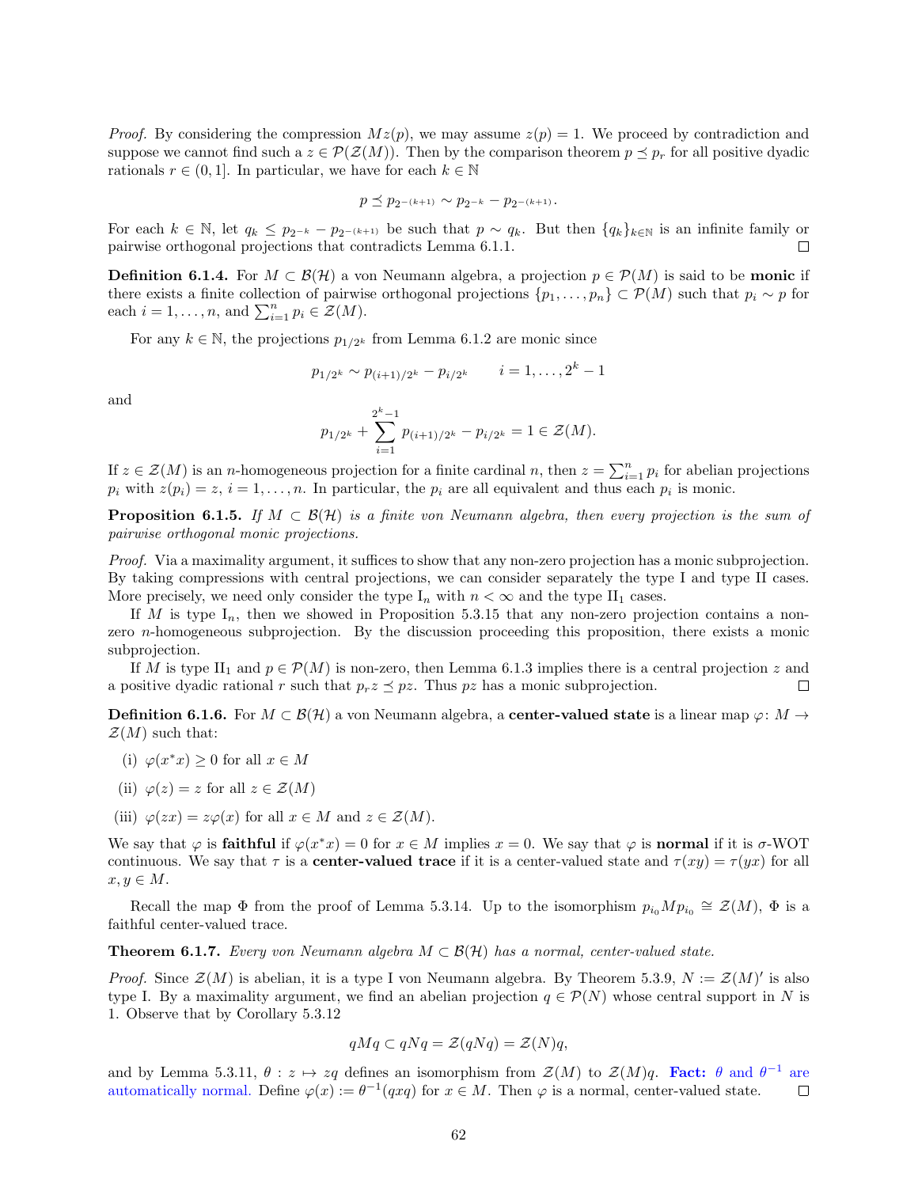*Proof.* By considering the compression $Mz(p)$, we may assume $z(p) = 1$. We proceed by contradiction and suppose we cannot find such a $z \in \mathcal{P}(\mathcal{Z}(M))$. Then by the comparison theorem $p \preceq p_r$ for all positive dyadic rationals $r \in (0, 1]$. In particular, we have for each $k \in \mathbb{N}$

$$p \preceq p_{2^{-(k+1)}} \sim p_{2^{-k}} - p_{2^{-(k+1)}}.$$

For each $k \in \mathbb{N}$, let $q_k \leq p_{2^{-k}} - p_{2^{-(k+1)}}$ be such that $p \sim q_k$. But then $\{q_k\}_{k \in \mathbb{N}}$ is an infinite family or pairwise orthogonal projections that contradicts Lemma 6.1.1. $\square$

**Definition 6.1.4.** For $M \subset \mathcal{B}(\mathcal{H})$ a von Neumann algebra, a projection $p \in \mathcal{P}(M)$ is said to be **monic** if there exists a finite collection of pairwise orthogonal projections $\{p_1, \ldots, p_n\} \subset \mathcal{P}(M)$ such that $p_i \sim p$ for each $i = 1, \ldots, n$, and $\sum_{i=1}^n p_i \in \mathcal{Z}(M)$.

For any $k \in \mathbb{N}$, the projections $p_{1/2^k}$ from Lemma 6.1.2 are monic since

$$p_{1/2^k} \sim p_{(i+1)/2^k} - p_{i/2^k} \qquad i = 1, \ldots, 2^k - 1$$

and

$$p_{1/2^k} + \sum_{i=1}^{2^k-1} p_{(i+1)/2^k} - p_{i/2^k} = 1 \in \mathcal{Z}(M).$$

If $z \in \mathcal{Z}(M)$ is an $n$-homogeneous projection for a finite cardinal $n$, then $z = \sum_{i=1}^n p_i$ for abelian projections $p_i$ with $z(p_i) = z$, $i = 1, \ldots, n$. In particular, the $p_i$ are all equivalent and thus each $p_i$ is monic.

**Proposition 6.1.5.** *If $M \subset \mathcal{B}(\mathcal{H})$ is a finite von Neumann algebra, then every projection is the sum of pairwise orthogonal monic projections.*

*Proof.* Via a maximality argument, it suffices to show that any non-zero projection has a monic subprojection. By taking compressions with central projections, we can consider separately the type I and type II cases. More precisely, we need only consider the type $\mathrm{I}_n$ with $n < \infty$ and the type $\mathrm{II}_1$ cases.

If $M$ is type $\mathrm{I}_n$, then we showed in Proposition 5.3.15 that any non-zero projection contains a non-zero $n$-homogeneous subprojection. By the discussion proceeding this proposition, there exists a monic subprojection.

If $M$ is type $\mathrm{II}_1$ and $p \in \mathcal{P}(M)$ is non-zero, then Lemma 6.1.3 implies there is a central projection $z$ and a positive dyadic rational $r$ such that $p_r z \preceq pz$. Thus $pz$ has a monic subprojection. $\square$

**Definition 6.1.6.** For $M \subset \mathcal{B}(\mathcal{H})$ a von Neumann algebra, a **center-valued state** is a linear map $\varphi\colon M \to \mathcal{Z}(M)$ such that:

(i) $\varphi(x^*x) \geq 0$ for all $x \in M$

(ii) $\varphi(z) = z$ for all $z \in \mathcal{Z}(M)$

(iii) $\varphi(zx) = z\varphi(x)$ for all $x \in M$ and $z \in \mathcal{Z}(M)$.

We say that $\varphi$ is **faithful** if $\varphi(x^*x) = 0$ for $x \in M$ implies $x = 0$. We say that $\varphi$ is **normal** if it is $\sigma$-WOT continuous. We say that $\tau$ is a **center-valued trace** if it is a center-valued state and $\tau(xy) = \tau(yx)$ for all $x, y \in M$.

Recall the map $\Phi$ from the proof of Lemma 5.3.14. Up to the isomorphism $p_{i_0}Mp_{i_0} \cong \mathcal{Z}(M)$, $\Phi$ is a faithful center-valued trace.

**Theorem 6.1.7.** *Every von Neumann algebra $M \subset \mathcal{B}(\mathcal{H})$ has a normal, center-valued state.*

*Proof.* Since $\mathcal{Z}(M)$ is abelian, it is a type I von Neumann algebra. By Theorem 5.3.9, $N := \mathcal{Z}(M)'$ is also type I. By a maximality argument, we find an abelian projection $q \in \mathcal{P}(N)$ whose central support in $N$ is 1. Observe that by Corollary 5.3.12

$$qMq \subset qNq = \mathcal{Z}(qNq) = \mathcal{Z}(N)q,$$

and by Lemma 5.3.11, $\theta : z \mapsto zq$ defines an isomorphism from $\mathcal{Z}(M)$ to $\mathcal{Z}(M)q$. **Fact:** $\theta$ and $\theta^{-1}$ are automatically normal. Define $\varphi(x) := \theta^{-1}(qxq)$ for $x \in M$. Then $\varphi$ is a normal, center-valued state. $\square$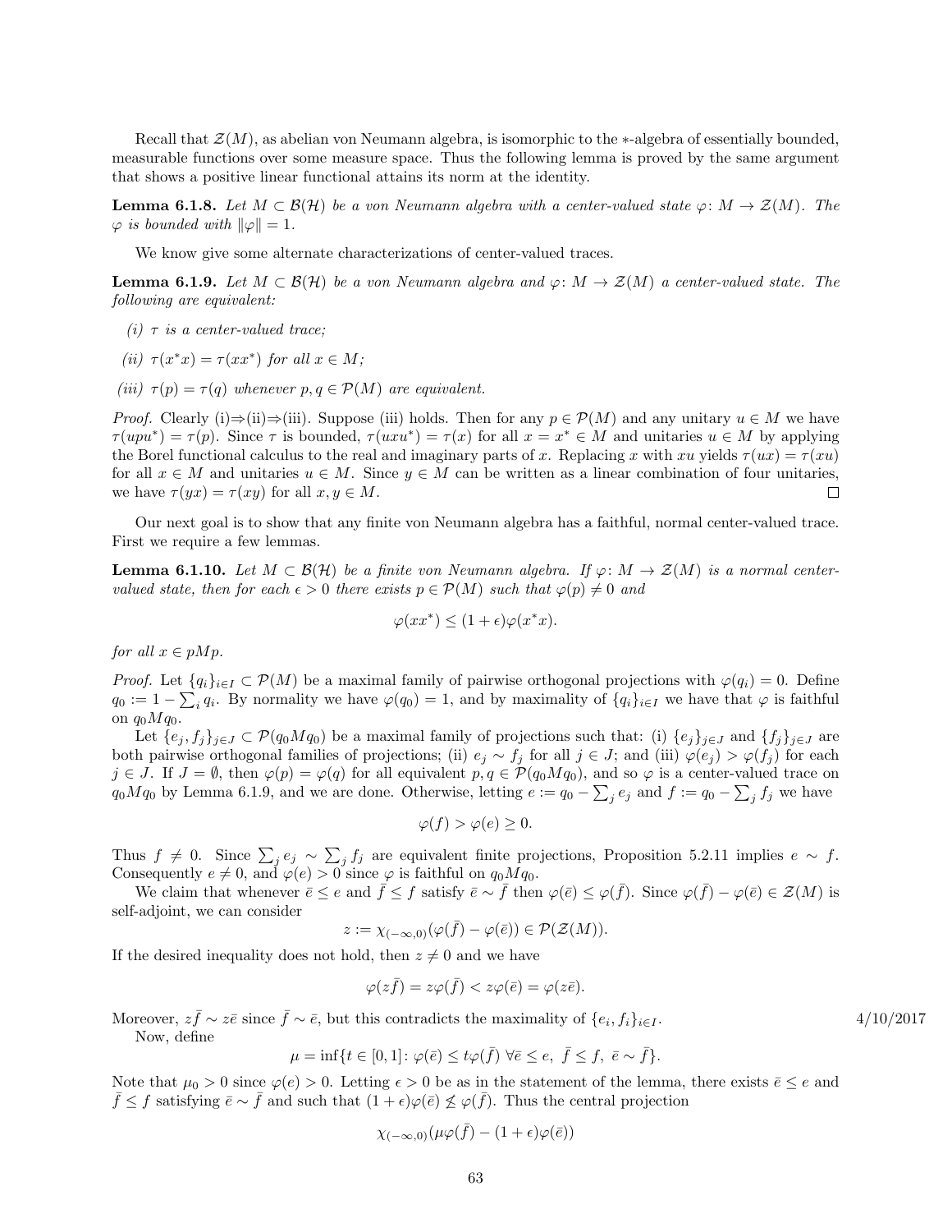Recall that $\mathcal{Z}(M)$, as abelian von Neumann algebra, is isomorphic to the $*$-algebra of essentially bounded, measurable functions over some measure space. Thus the following lemma is proved by the same argument that shows a positive linear functional attains its norm at the identity.

**Lemma 6.1.8.** *Let $M \subset \mathcal{B}(\mathcal{H})$ be a von Neumann algebra with a center-valued state $\varphi \colon M \to \mathcal{Z}(M)$. The $\varphi$ is bounded with $\|\varphi\| = 1$.*

We know give some alternate characterizations of center-valued traces.

**Lemma 6.1.9.** *Let $M \subset \mathcal{B}(\mathcal{H})$ be a von Neumann algebra and $\varphi \colon M \to \mathcal{Z}(M)$ a center-valued state. The following are equivalent:*

*(i) $\tau$ is a center-valued trace;*

*(ii) $\tau(x^*x) = \tau(xx^*)$ for all $x \in M$;*

*(iii) $\tau(p) = \tau(q)$ whenever $p, q \in \mathcal{P}(M)$ are equivalent.*

*Proof.* Clearly (i)$\Rightarrow$(ii)$\Rightarrow$(iii). Suppose (iii) holds. Then for any $p \in \mathcal{P}(M)$ and any unitary $u \in M$ we have $\tau(upu^*) = \tau(p)$. Since $\tau$ is bounded, $\tau(uxu^*) = \tau(x)$ for all $x = x^* \in M$ and unitaries $u \in M$ by applying the Borel functional calculus to the real and imaginary parts of $x$. Replacing $x$ with $xu$ yields $\tau(ux) = \tau(xu)$ for all $x \in M$ and unitaries $u \in M$. Since $y \in M$ can be written as a linear combination of four unitaries, we have $\tau(yx) = \tau(xy)$ for all $x, y \in M$. $\square$

Our next goal is to show that any finite von Neumann algebra has a faithful, normal center-valued trace. First we require a few lemmas.

**Lemma 6.1.10.** *Let $M \subset \mathcal{B}(\mathcal{H})$ be a finite von Neumann algebra. If $\varphi \colon M \to \mathcal{Z}(M)$ is a normal center-valued state, then for each $\epsilon > 0$ there exists $p \in \mathcal{P}(M)$ such that $\varphi(p) \neq 0$ and*

$$\varphi(xx^*) \leq (1 + \epsilon)\varphi(x^*x).$$

*for all $x \in pMp$.*

*Proof.* Let $\{q_i\}_{i \in I} \subset \mathcal{P}(M)$ be a maximal family of pairwise orthogonal projections with $\varphi(q_i) = 0$. Define $q_0 := 1 - \sum_i q_i$. By normality we have $\varphi(q_0) = 1$, and by maximality of $\{q_i\}_{i \in I}$ we have that $\varphi$ is faithful on $q_0 M q_0$.

Let $\{e_j, f_j\}_{j \in J} \subset \mathcal{P}(q_0 M q_0)$ be a maximal family of projections such that: (i) $\{e_j\}_{j \in J}$ and $\{f_j\}_{j \in J}$ are both pairwise orthogonal families of projections; (ii) $e_j \sim f_j$ for all $j \in J$; and (iii) $\varphi(e_j) > \varphi(f_j)$ for each $j \in J$. If $J = \emptyset$, then $\varphi(p) = \varphi(q)$ for all equivalent $p, q \in \mathcal{P}(q_0 M q_0)$, and so $\varphi$ is a center-valued trace on $q_0 M q_0$ by Lemma 6.1.9, and we are done. Otherwise, letting $e := q_0 - \sum_j e_j$ and $f := q_0 - \sum_j f_j$ we have

$$\varphi(f) > \varphi(e) \geq 0.$$

Thus $f \neq 0$. Since $\sum_j e_j \sim \sum_j f_j$ are equivalent finite projections, Proposition 5.2.11 implies $e \sim f$. Consequently $e \neq 0$, and $\varphi(e) > 0$ since $\varphi$ is faithful on $q_0 M q_0$.

We claim that whenever $\bar{e} \leq e$ and $\bar{f} \leq f$ satisfy $\bar{e} \sim \bar{f}$ then $\varphi(\bar{e}) \leq \varphi(\bar{f})$. Since $\varphi(\bar{f}) - \varphi(\bar{e}) \in \mathcal{Z}(M)$ is self-adjoint, we can consider

$$z := \chi_{(-\infty,0)}(\varphi(\bar{f}) - \varphi(\bar{e})) \in \mathcal{P}(\mathcal{Z}(M)).$$

If the desired inequality does not hold, then $z \neq 0$ and we have

$$\varphi(z\bar{f}) = z\varphi(\bar{f}) < z\varphi(\bar{e}) = \varphi(z\bar{e}).$$

Moreover, $z\bar{f} \sim z\bar{e}$ since $\bar{f} \sim \bar{e}$, but this contradicts the maximality of $\{e_i, f_i\}_{i \in I}$.

Now, define

$$\mu = \inf\{t \in [0,1] \colon \varphi(\bar{e}) \leq t\varphi(\bar{f}) \ \forall \bar{e} \leq e, \ \bar{f} \leq f, \ \bar{e} \sim \bar{f}\}.$$

Note that $\mu_0 > 0$ since $\varphi(e) > 0$. Letting $\epsilon > 0$ be as in the statement of the lemma, there exists $\bar{e} \leq e$ and $\bar{f} \leq f$ satisfying $\bar{e} \sim \bar{f}$ and such that $(1 + \epsilon)\varphi(\bar{e}) \not\leq \varphi(\bar{f})$. Thus the central projection

$$\chi_{(-\infty,0)}(\mu\varphi(\bar{f}) - (1 + \epsilon)\varphi(\bar{e}))$$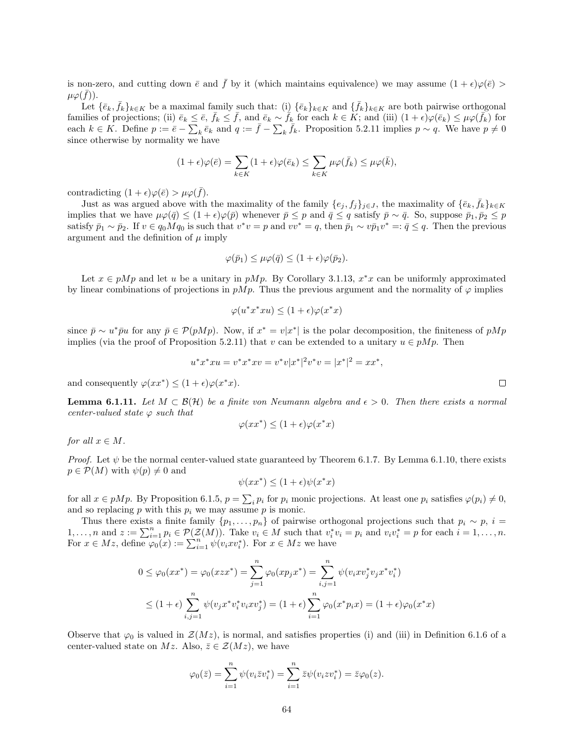is non-zero, and cutting down $\bar{e}$ and $\bar{f}$ by it (which maintains equivalence) we may assume $(1+\epsilon)\varphi(\bar{e}) > \mu\varphi(\bar{f})$).

Let $\{\bar{e}_k, \bar{f}_k\}_{k\in K}$ be a maximal family such that: (i) $\{\bar{e}_k\}_{k\in K}$ and $\{\bar{f}_k\}_{k\in K}$ are both pairwise orthogonal families of projections; (ii) $\bar{e}_k \leq \bar{e}$, $\bar{f}_k \leq \bar{f}$, and $\bar{e}_k \sim \bar{f}_k$ for each $k \in K$; and (iii) $(1+\epsilon)\varphi(\bar{e}_k) \leq \mu\varphi(\bar{f}_k)$ for each $k \in K$. Define $p := \bar{e} - \sum_k \bar{e}_k$ and $q := \bar{f} - \sum_k \bar{f}_k$. Proposition 5.2.11 implies $p \sim q$. We have $p \neq 0$ since otherwise by normality we have

$$(1+\epsilon)\varphi(\bar{e}) = \sum_{k\in K}(1+\epsilon)\varphi(\bar{e}_k) \leq \sum_{k\in K}\mu\varphi(\bar{f}_k) \leq \mu\varphi(\bar{k}),$$

contradicting $(1+\epsilon)\varphi(\bar{e}) > \mu\varphi(\bar{f})$.

Just as was argued above with the maximality of the family $\{e_j, f_j\}_{j\in J}$, the maximality of $\{\bar{e}_k, \bar{f}_k\}_{k\in K}$ implies that we have $\mu\varphi(\bar{q}) \leq (1+\epsilon)\varphi(\bar{p})$ whenever $\bar{p} \leq p$ and $\bar{q} \leq q$ satisfy $\bar{p} \sim \bar{q}$. So, suppose $\bar{p}_1, \bar{p}_2 \leq p$ satisfy $\bar{p}_1 \sim \bar{p}_2$. If $v \in q_0 M q_0$ is such that $v^*v = p$ and $vv^* = q$, then $\bar{p}_1 \sim v\bar{p}_1 v^* =: \bar{q} \leq q$. Then the previous argument and the definition of $\mu$ imply

$$\varphi(\bar{p}_1) \leq \mu\varphi(\bar{q}) \leq (1+\epsilon)\varphi(\bar{p}_2).$$

Let $x \in pMp$ and let $u$ be a unitary in $pMp$. By Corollary 3.1.13, $x^*x$ can be uniformly approximated by linear combinations of projections in $pMp$. Thus the previous argument and the normality of $\varphi$ implies

$$\varphi(u^*x^*xu) \leq (1+\epsilon)\varphi(x^*x)$$

since $\bar{p} \sim u^*\bar{p}u$ for any $\bar{p} \in \mathcal{P}(pMp)$. Now, if $x^* = v|x^*|$ is the polar decomposition, the finiteness of $pMp$ implies (via the proof of Proposition 5.2.11) that $v$ can be extended to a unitary $u \in pMp$. Then

$$u^*x^*xu = v^*x^*xv = v^*v|x^*|^2v^*v = |x^*|^2 = xx^*,$$

and consequently $\varphi(xx^*) \leq (1+\epsilon)\varphi(x^*x)$. $\square$

**Lemma 6.1.11.** *Let $M \subset \mathcal{B}(\mathcal{H})$ be a finite von Neumann algebra and $\epsilon > 0$. Then there exists a normal center-valued state $\varphi$ such that*

$$\varphi(xx^*) \leq (1+\epsilon)\varphi(x^*x)$$

*for all $x \in M$.*

*Proof.* Let $\psi$ be the normal center-valued state guaranteed by Theorem 6.1.7. By Lemma 6.1.10, there exists $p \in \mathcal{P}(M)$ with $\psi(p) \neq 0$ and

$$\psi(xx^*) \leq (1+\epsilon)\psi(x^*x)$$

for all $x \in pMp$. By Proposition 6.1.5, $p = \sum_i p_i$ for $p_i$ monic projections. At least one $p_i$ satisfies $\varphi(p_i) \neq 0$, and so replacing $p$ with this $p_i$ we may assume $p$ is monic.

Thus there exists a finite family $\{p_1, \ldots, p_n\}$ of pairwise orthogonal projections such that $p_i \sim p$, $i = 1, \ldots, n$ and $z := \sum_{i=1}^n p_i \in \mathcal{P}(\mathcal{Z}(M))$. Take $v_i \in M$ such that $v_i^*v_i = p_i$ and $v_iv_i^* = p$ for each $i = 1, \ldots, n$. For $x \in Mz$, define $\varphi_0(x) := \sum_{i=1}^n \psi(v_ixv_i^*)$. For $x \in Mz$ we have

$$\begin{aligned}
0 \leq \varphi_0(xx^*) = \varphi_0(xzx^*) &= \sum_{j=1}^n \varphi_0(xp_jx^*) = \sum_{i,j=1}^n \psi(v_ixv_j^*v_jx^*v_i^*) \\
&\leq (1+\epsilon)\sum_{i,j=1}^n \psi(v_jx^*v_i^*v_ixv_j^*) = (1+\epsilon)\sum_{i=1}^n \varphi_0(x^*p_ix) = (1+\epsilon)\varphi_0(x^*x)
\end{aligned}$$

Observe that $\varphi_0$ is valued in $\mathcal{Z}(Mz)$, is normal, and satisfies properties (i) and (iii) in Definition 6.1.6 of a center-valued state on $Mz$. Also, $\bar{z} \in \mathcal{Z}(Mz)$, we have

$$\varphi_0(\bar{z}) = \sum_{i=1}^n \psi(v_i\bar{z}v_i^*) = \sum_{i=1}^n \bar{z}\psi(v_izv_i^*) = \bar{z}\varphi_0(z).$$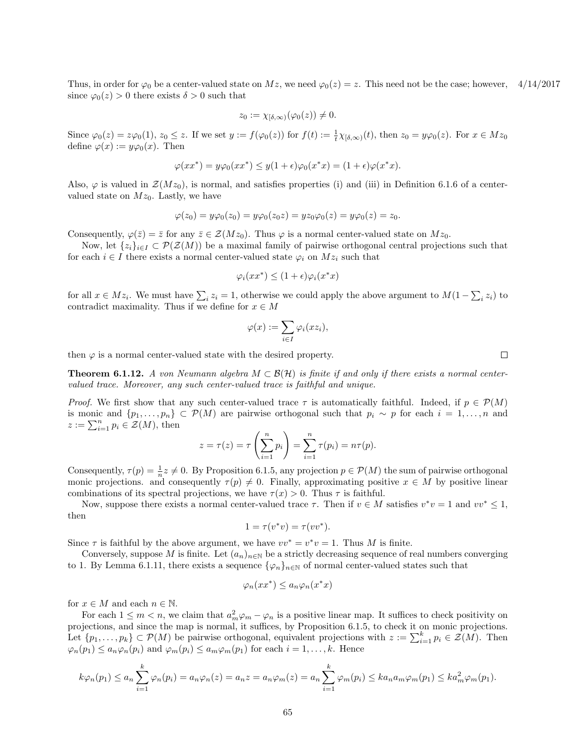Thus, in order for $\varphi_0$ be a center-valued state on $Mz$, we need $\varphi_0(z) = z$. This need not be the case; however, since $\varphi_0(z) > 0$ there exists $\delta > 0$ such that

$$z_0 := \chi_{[\delta,\infty)}(\varphi_0(z)) \neq 0.$$

Since $\varphi_0(z) = z\varphi_0(1)$, $z_0 \leq z$. If we set $y := f(\varphi_0(z))$ for $f(t) := \frac{1}{t}\chi_{[\delta,\infty)}(t)$, then $z_0 = y\varphi_0(z)$. For $x \in Mz_0$ define $\varphi(x) := y\varphi_0(x)$. Then

$$\varphi(xx^*) = y\varphi_0(xx^*) \leq y(1+\epsilon)\varphi_0(x^*x) = (1+\epsilon)\varphi(x^*x).$$

Also, $\varphi$ is valued in $\mathcal{Z}(Mz_0)$, is normal, and satisfies properties (i) and (iii) in Definition 6.1.6 of a center-valued state on $Mz_0$. Lastly, we have

$$\varphi(z_0) = y\varphi_0(z_0) = y\varphi_0(z_0 z) = yz_0\varphi_0(z) = y\varphi_0(z) = z_0.$$

Consequently, $\varphi(\bar{z}) = \bar{z}$ for any $\bar{z} \in \mathcal{Z}(Mz_0)$. Thus $\varphi$ is a normal center-valued state on $Mz_0$.

Now, let $\{z_i\}_{i\in I} \subset \mathcal{P}(\mathcal{Z}(M))$ be a maximal family of pairwise orthogonal central projections such that for each $i \in I$ there exists a normal center-valued state $\varphi_i$ on $Mz_i$ such that

$$\varphi_i(xx^*) \leq (1+\epsilon)\varphi_i(x^*x)$$

for all $x \in Mz_i$. We must have $\sum_i z_i = 1$, otherwise we could apply the above argument to $M(1 - \sum_i z_i)$ to contradict maximality. Thus if we define for $x \in M$

$$\varphi(x) := \sum_{i\in I} \varphi_i(xz_i),$$

then $\varphi$ is a normal center-valued state with the desired property. □

**Theorem 6.1.12.** *A von Neumann algebra $M \subset \mathcal{B}(\mathcal{H})$ is finite if and only if there exists a normal center-valued trace. Moreover, any such center-valued trace is faithful and unique.*

*Proof.* We first show that any such center-valued trace $\tau$ is automatically faithful. Indeed, if $p \in \mathcal{P}(M)$ is monic and $\{p_1, \ldots, p_n\} \subset \mathcal{P}(M)$ are pairwise orthogonal such that $p_i \sim p$ for each $i = 1, \ldots, n$ and $z := \sum_{i=1}^n p_i \in \mathcal{Z}(M)$, then

$$z = \tau(z) = \tau\left(\sum_{i=1}^n p_i\right) = \sum_{i=1}^n \tau(p_i) = n\tau(p).$$

Consequently, $\tau(p) = \frac{1}{n}z \neq 0$. By Proposition 6.1.5, any projection $p \in \mathcal{P}(M)$ the sum of pairwise orthogonal monic projections. and consequently $\tau(p) \neq 0$. Finally, approximating positive $x \in M$ by positive linear combinations of its spectral projections, we have $\tau(x) > 0$. Thus $\tau$ is faithful.

Now, suppose there exists a normal center-valued trace $\tau$. Then if $v \in M$ satisfies $v^*v = 1$ and $vv^* \leq 1$, then

$$1 = \tau(v^*v) = \tau(vv^*).$$

Since $\tau$ is faithful by the above argument, we have $vv^* = v^*v = 1$. Thus $M$ is finite.

Conversely, suppose $M$ is finite. Let $(a_n)_{n\in\mathbb{N}}$ be a strictly decreasing sequence of real numbers converging to 1. By Lemma 6.1.11, there exists a sequence $\{\varphi_n\}_{n\in\mathbb{N}}$ of normal center-valued states such that

$$\varphi_n(xx^*) \leq a_n\varphi_n(x^*x)$$

for $x \in M$ and each $n \in \mathbb{N}$.

For each $1 \leq m < n$, we claim that $a_m^2\varphi_m - \varphi_n$ is a positive linear map. It suffices to check positivity on projections, and since the map is normal, it suffices, by Proposition 6.1.5, to check it on monic projections. Let $\{p_1, \ldots, p_k\} \subset \mathcal{P}(M)$ be pairwise orthogonal, equivalent projections with $z := \sum_{i=1}^k p_i \in \mathcal{Z}(M)$. Then $\varphi_n(p_1) \leq a_n\varphi_n(p_i)$ and $\varphi_m(p_i) \leq a_m\varphi_m(p_1)$ for each $i = 1, \ldots, k$. Hence

$$k\varphi_n(p_1) \leq a_n \sum_{i=1}^k \varphi_n(p_i) = a_n\varphi_n(z) = a_n z = a_n\varphi_m(z) = a_n \sum_{i=1}^k \varphi_m(p_i) \leq ka_n a_m\varphi_m(p_1) \leq ka_m^2\varphi_m(p_1).$$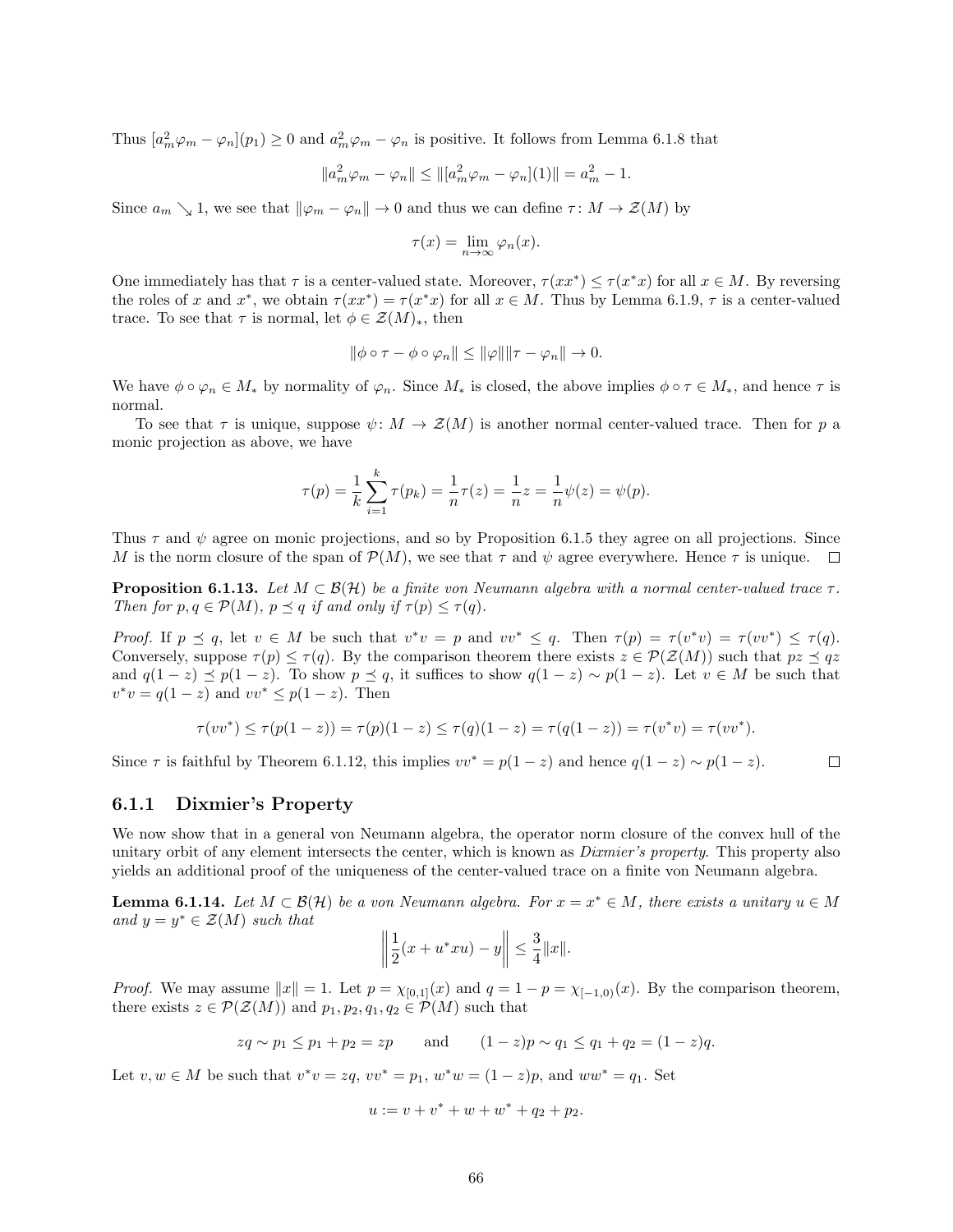Thus $[a_m^2\varphi_m - \varphi_n](p_1) \geq 0$ and $a_m^2\varphi_m - \varphi_n$ is positive. It follows from Lemma 6.1.8 that

$$\|a_m^2\varphi_m - \varphi_n\| \leq \|[a_m^2\varphi_m - \varphi_n](1)\| = a_m^2 - 1.$$

Since $a_m \searrow 1$, we see that $\|\varphi_m - \varphi_n\| \to 0$ and thus we can define $\tau\colon M \to \mathcal{Z}(M)$ by

$$\tau(x) = \lim_{n\to\infty} \varphi_n(x).$$

One immediately has that $\tau$ is a center-valued state. Moreover, $\tau(xx^*) \leq \tau(x^*x)$ for all $x \in M$. By reversing the roles of $x$ and $x^*$, we obtain $\tau(xx^*) = \tau(x^*x)$ for all $x \in M$. Thus by Lemma 6.1.9, $\tau$ is a center-valued trace. To see that $\tau$ is normal, let $\phi \in \mathcal{Z}(M)_*$, then

$$\|\phi \circ \tau - \phi \circ \varphi_n\| \leq \|\varphi\|\|\tau - \varphi_n\| \to 0.$$

We have $\phi \circ \varphi_n \in M_*$ by normality of $\varphi_n$. Since $M_*$ is closed, the above implies $\phi \circ \tau \in M_*$, and hence $\tau$ is normal.

To see that $\tau$ is unique, suppose $\psi\colon M \to \mathcal{Z}(M)$ is another normal center-valued trace. Then for $p$ a monic projection as above, we have

$$\tau(p) = \frac{1}{k}\sum_{i=1}^{k} \tau(p_k) = \frac{1}{n}\tau(z) = \frac{1}{n}z = \frac{1}{n}\psi(z) = \psi(p).$$

Thus $\tau$ and $\psi$ agree on monic projections, and so by Proposition 6.1.5 they agree on all projections. Since $M$ is the norm closure of the span of $\mathcal{P}(M)$, we see that $\tau$ and $\psi$ agree everywhere. Hence $\tau$ is unique. □

**Proposition 6.1.13.** *Let $M \subset \mathcal{B}(\mathcal{H})$ be a finite von Neumann algebra with a normal center-valued trace $\tau$. Then for $p, q \in \mathcal{P}(M)$, $p \preceq q$ if and only if $\tau(p) \leq \tau(q)$.*

*Proof.* If $p \preceq q$, let $v \in M$ be such that $v^*v = p$ and $vv^* \leq q$. Then $\tau(p) = \tau(v^*v) = \tau(vv^*) \leq \tau(q)$. Conversely, suppose $\tau(p) \leq \tau(q)$. By the comparison theorem there exists $z \in \mathcal{P}(\mathcal{Z}(M))$ such that $pz \preceq qz$ and $q(1-z) \preceq p(1-z)$. To show $p \preceq q$, it suffices to show $q(1-z) \sim p(1-z)$. Let $v \in M$ be such that $v^*v = q(1-z)$ and $vv^* \leq p(1-z)$. Then

$$\tau(vv^*) \leq \tau(p(1-z)) = \tau(p)(1-z) \leq \tau(q)(1-z) = \tau(q(1-z)) = \tau(v^*v) = \tau(vv^*).$$

Since $\tau$ is faithful by Theorem 6.1.12, this implies $vv^* = p(1-z)$ and hence $q(1-z) \sim p(1-z)$. □

### 6.1.1 Dixmier's Property

We now show that in a general von Neumann algebra, the operator norm closure of the convex hull of the unitary orbit of any element intersects the center, which is known as *Dixmier's property*. This property also yields an additional proof of the uniqueness of the center-valued trace on a finite von Neumann algebra.

**Lemma 6.1.14.** *Let $M \subset \mathcal{B}(\mathcal{H})$ be a von Neumann algebra. For $x = x^* \in M$, there exists a unitary $u \in M$ and $y = y^* \in \mathcal{Z}(M)$ such that*

$$\left\|\frac{1}{2}(x + u^*xu) - y\right\| \leq \frac{3}{4}\|x\|.$$

*Proof.* We may assume $\|x\| = 1$. Let $p = \chi_{[0,1]}(x)$ and $q = 1 - p = \chi_{[-1,0)}(x)$. By the comparison theorem, there exists $z \in \mathcal{P}(\mathcal{Z}(M))$ and $p_1, p_2, q_1, q_2 \in \mathcal{P}(M)$ such that

$$zq \sim p_1 \leq p_1 + p_2 = zp \qquad \text{and} \qquad (1-z)p \sim q_1 \leq q_1 + q_2 = (1-z)q.$$

Let $v, w \in M$ be such that $v^*v = zq$, $vv^* = p_1$, $w^*w = (1-z)p$, and $ww^* = q_1$. Set

$$u := v + v^* + w + w^* + q_2 + p_2.$$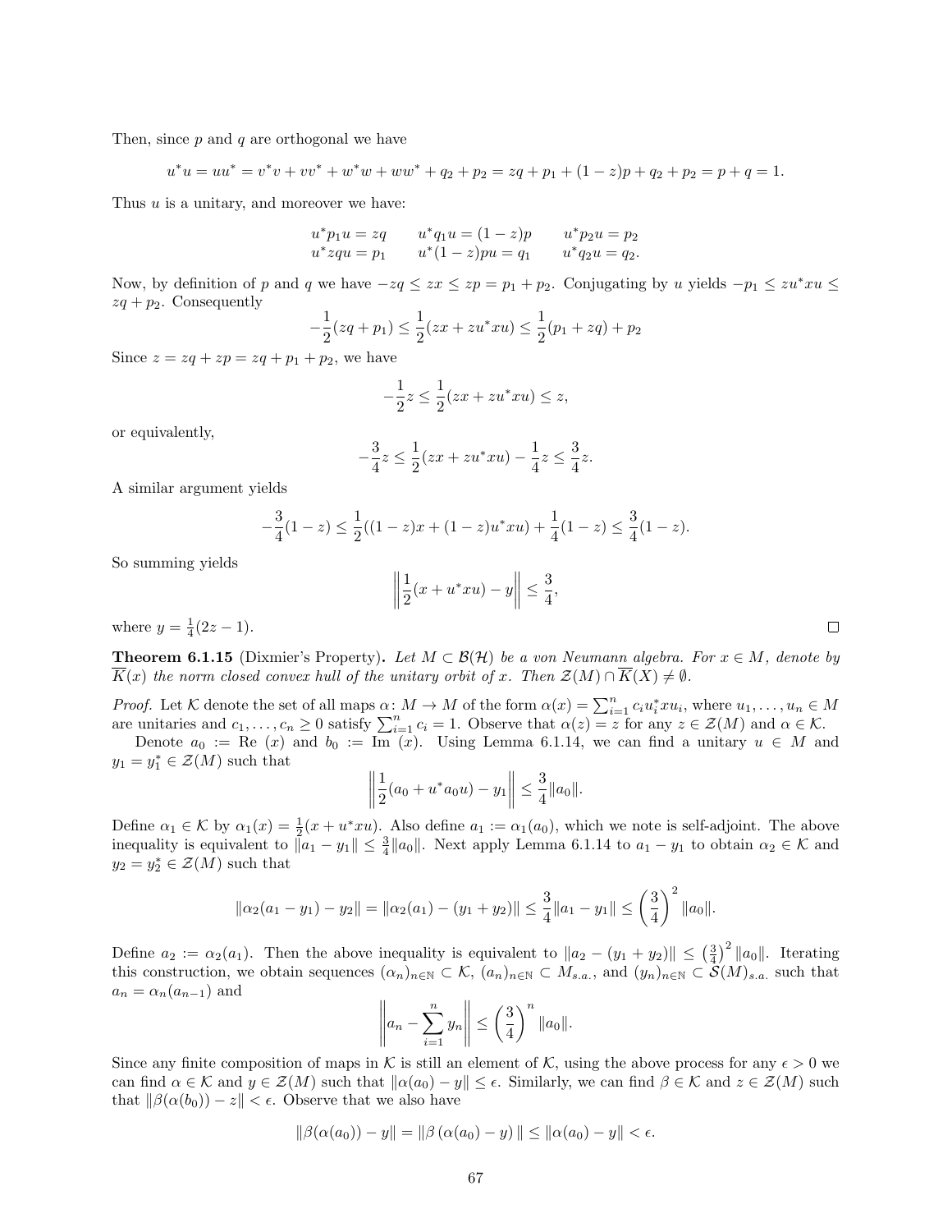Then, since $p$ and $q$ are orthogonal we have

$$u^*u = uu^* = v^*v + vv^* + w^*w + ww^* + q_2 + p_2 = zq + p_1 + (1-z)p + q_2 + p_2 = p + q = 1.$$

Thus $u$ is a unitary, and moreover we have:

$$\begin{array}{lll} u^*p_1u = zq & u^*q_1u = (1-z)p & u^*p_2u = p_2 \\ u^*zqu = p_1 & u^*(1-z)pu = q_1 & u^*q_2u = q_2. \end{array}$$

Now, by definition of $p$ and $q$ we have $-zq \leq zx \leq zp = p_1 + p_2$. Conjugating by $u$ yields $-p_1 \leq zu^*xu \leq zq + p_2$. Consequently

$$-\frac{1}{2}(zq + p_1) \leq \frac{1}{2}(zx + zu^*xu) \leq \frac{1}{2}(p_1 + zq) + p_2$$

Since $z = zq + zp = zq + p_1 + p_2$, we have

$$-\frac{1}{2}z \leq \frac{1}{2}(zx + zu^*xu) \leq z,$$

or equivalently,

$$-\frac{3}{4}z \leq \frac{1}{2}(zx + zu^*xu) - \frac{1}{4}z \leq \frac{3}{4}z.$$

A similar argument yields

$$-\frac{3}{4}(1-z) \leq \frac{1}{2}((1-z)x + (1-z)u^*xu) + \frac{1}{4}(1-z) \leq \frac{3}{4}(1-z).$$

So summing yields

$$\left\| \frac{1}{2}(x + u^*xu) - y \right\| \leq \frac{3}{4},$$

where $y = \frac{1}{4}(2z - 1)$. ◻

**Theorem 6.1.15** (Dixmier's Property)**.** *Let $M \subset \mathcal{B}(\mathcal{H})$ be a von Neumann algebra. For $x \in M$, denote by $\overline{K}(x)$ the norm closed convex hull of the unitary orbit of $x$. Then $\mathcal{Z}(M) \cap \overline{K}(X) \neq \emptyset$.*

*Proof.* Let $\mathcal{K}$ denote the set of all maps $\alpha\colon M \to M$ of the form $\alpha(x) = \sum_{i=1}^n c_i u_i^* x u_i$, where $u_1, \ldots, u_n \in M$ are unitaries and $c_1, \ldots, c_n \geq 0$ satisfy $\sum_{i=1}^n c_i = 1$. Observe that $\alpha(z) = z$ for any $z \in \mathcal{Z}(M)$ and $\alpha \in \mathcal{K}$.

Denote $a_0 :=$ Re $(x)$ and $b_0 :=$ Im $(x)$. Using Lemma 6.1.14, we can find a unitary $u \in M$ and $y_1 = y_1^* \in \mathcal{Z}(M)$ such that

$$\left\| \frac{1}{2}(a_0 + u^*a_0u) - y_1 \right\| \leq \frac{3}{4}\|a_0\|.$$

Define $\alpha_1 \in \mathcal{K}$ by $\alpha_1(x) = \frac{1}{2}(x + u^*xu)$. Also define $a_1 := \alpha_1(a_0)$, which we note is self-adjoint. The above inequality is equivalent to $\|a_1 - y_1\| \leq \frac{3}{4}\|a_0\|$. Next apply Lemma 6.1.14 to $a_1 - y_1$ to obtain $\alpha_2 \in \mathcal{K}$ and $y_2 = y_2^* \in \mathcal{Z}(M)$ such that

$$\|\alpha_2(a_1 - y_1) - y_2\| = \|\alpha_2(a_1) - (y_1 + y_2)\| \leq \frac{3}{4}\|a_1 - y_1\| \leq \left(\frac{3}{4}\right)^2 \|a_0\|.$$

Define $a_2 := \alpha_2(a_1)$. Then the above inequality is equivalent to $\|a_2 - (y_1 + y_2)\| \leq \left(\frac{3}{4}\right)^2 \|a_0\|$. Iterating this construction, we obtain sequences $(\alpha_n)_{n\in\mathbb{N}} \subset \mathcal{K}$, $(a_n)_{n\in\mathbb{N}} \subset M_{s.a.}$, and $(y_n)_{n\in\mathbb{N}} \subset \mathcal{S}(M)_{s.a.}$ such that $a_n = \alpha_n(a_{n-1})$ and

$$\left\| a_n - \sum_{i=1}^n y_n \right\| \leq \left(\frac{3}{4}\right)^n \|a_0\|.$$

Since any finite composition of maps in $\mathcal{K}$ is still an element of $\mathcal{K}$, using the above process for any $\epsilon > 0$ we can find $\alpha \in \mathcal{K}$ and $y \in \mathcal{Z}(M)$ such that $\|\alpha(a_0) - y\| \leq \epsilon$. Similarly, we can find $\beta \in \mathcal{K}$ and $z \in \mathcal{Z}(M)$ such that $\|\beta(\alpha(b_0)) - z\| < \epsilon$. Observe that we also have

$$\|\beta(\alpha(a_0)) - y\| = \|\beta\left(\alpha(a_0) - y\right)\| \leq \|\alpha(a_0) - y\| < \epsilon.$$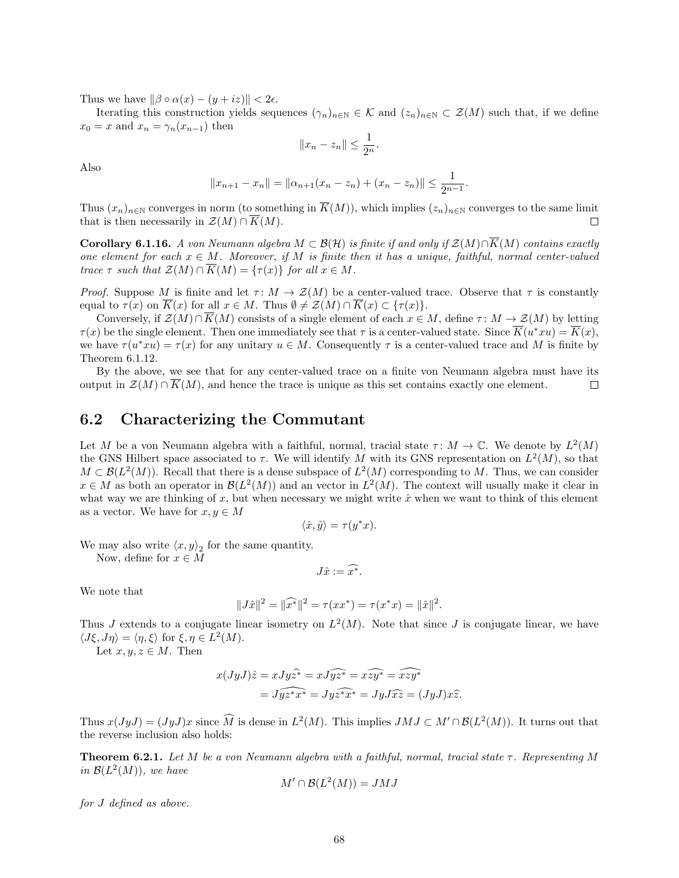Thus we have $\|\beta \circ \alpha(x) - (y + iz)\| < 2\epsilon$.

Iterating this construction yields sequences $(\gamma_n)_{n\in\mathbb{N}} \in \mathcal{K}$ and $(z_n)_{n\in\mathbb{N}} \subset \mathcal{Z}(M)$ such that, if we define $x_0 = x$ and $x_n = \gamma_n(x_{n-1})$ then

$$\|x_n - z_n\| \leq \frac{1}{2^n}.$$

Also

$$\|x_{n+1} - x_n\| = \|\alpha_{n+1}(x_n - z_n) + (x_n - z_n)\| \leq \frac{1}{2^{n-1}}.$$

Thus $(x_n)_{n\in\mathbb{N}}$ converges in norm (to something in $\overline{K}(M)$), which implies $(z_n)_{n\in\mathbb{N}}$ converges to the same limit that is then necessarily in $\mathcal{Z}(M) \cap \overline{K}(M)$. □

**Corollary 6.1.16.** *A von Neumann algebra $M \subset \mathcal{B}(\mathcal{H})$ is finite if and only if $\mathcal{Z}(M)\cap\overline{K}(M)$ contains exactly one element for each $x \in M$. Moreover, if $M$ is finite then it has a unique, faithful, normal center-valued trace $\tau$ such that $\mathcal{Z}(M) \cap \overline{K}(M) = \{\tau(x)\}$ for all $x \in M$.*

*Proof.* Suppose $M$ is finite and let $\tau\colon M \to \mathcal{Z}(M)$ be a center-valued trace. Observe that $\tau$ is constantly equal to $\tau(x)$ on $\overline{K}(x)$ for all $x \in M$. Thus $\emptyset \neq \mathcal{Z}(M) \cap \overline{K}(x) \subset \{\tau(x)\}$.

Conversely, if $\mathcal{Z}(M)\cap\overline{K}(M)$ consists of a single element of each $x \in M$, define $\tau\colon M \to \mathcal{Z}(M)$ by letting $\tau(x)$ be the single element. Then one immediately see that $\tau$ is a center-valued state. Since $\overline{K}(u^*xu) = \overline{K}(x)$, we have $\tau(u^*xu) = \tau(x)$ for any unitary $u \in M$. Consequently $\tau$ is a center-valued trace and $M$ is finite by Theorem 6.1.12.

By the above, we see that for any center-valued trace on a finite von Neumann algebra must have its output in $\mathcal{Z}(M) \cap \overline{K}(M)$, and hence the trace is unique as this set contains exactly one element. □

## 6.2 Characterizing the Commutant

Let $M$ be a von Neumann algebra with a faithful, normal, tracial state $\tau\colon M \to \mathbb{C}$. We denote by $L^2(M)$ the GNS Hilbert space associated to $\tau$. We will identify $M$ with its GNS representation on $L^2(M)$, so that $M \subset \mathcal{B}(L^2(M))$. Recall that there is a dense subspace of $L^2(M)$ corresponding to $M$. Thus, we can consider $x \in M$ as both an operator in $\mathcal{B}(L^2(M))$ and an vector in $L^2(M)$. The context will usually make it clear in what way we are thinking of $x$, but when necessary we might write $\hat{x}$ when we want to think of this element as a vector. We have for $x, y \in M$

$$\langle \hat{x}, \hat{y} \rangle = \tau(y^*x).$$

We may also write $\langle x, y\rangle_2$ for the same quantity.

Now, define for $x \in M$

$$J\hat{x} := \widehat{x^*}.$$

We note that

$$\|J\hat{x}\|^2 = \|\widehat{x^*}\|^2 = \tau(xx^*) = \tau(x^*x) = \|\hat{x}\|^2.$$

Thus $J$ extends to a conjugate linear isometry on $L^2(M)$. Note that since $J$ is conjugate linear, we have $\langle J\xi, J\eta\rangle = \langle \eta, \xi\rangle$ for $\xi, \eta \in L^2(M)$.

Let $x, y, z \in M$. Then

$$\begin{aligned} x(JyJ)\hat{z} &= xJy\widehat{z^*} = xJ\widehat{yz^*} = x\widehat{zy^*} = \widehat{xzy^*} \\ &= J\widehat{yz^*x^*} = Jy\widehat{z^*x^*} = JyJ\widehat{xz} = (JyJ)x\hat{z}. \end{aligned}$$

Thus $x(JyJ) = (JyJ)x$ since $\widehat{M}$ is dense in $L^2(M)$. This implies $JMJ \subset M' \cap \mathcal{B}(L^2(M))$. It turns out that the reverse inclusion also holds:

**Theorem 6.2.1.** *Let $M$ be a von Neumann algebra with a faithful, normal, tracial state $\tau$. Representing $M$ in $\mathcal{B}(L^2(M))$, we have*

$$M' \cap \mathcal{B}(L^2(M)) = JMJ$$

*for $J$ defined as above.*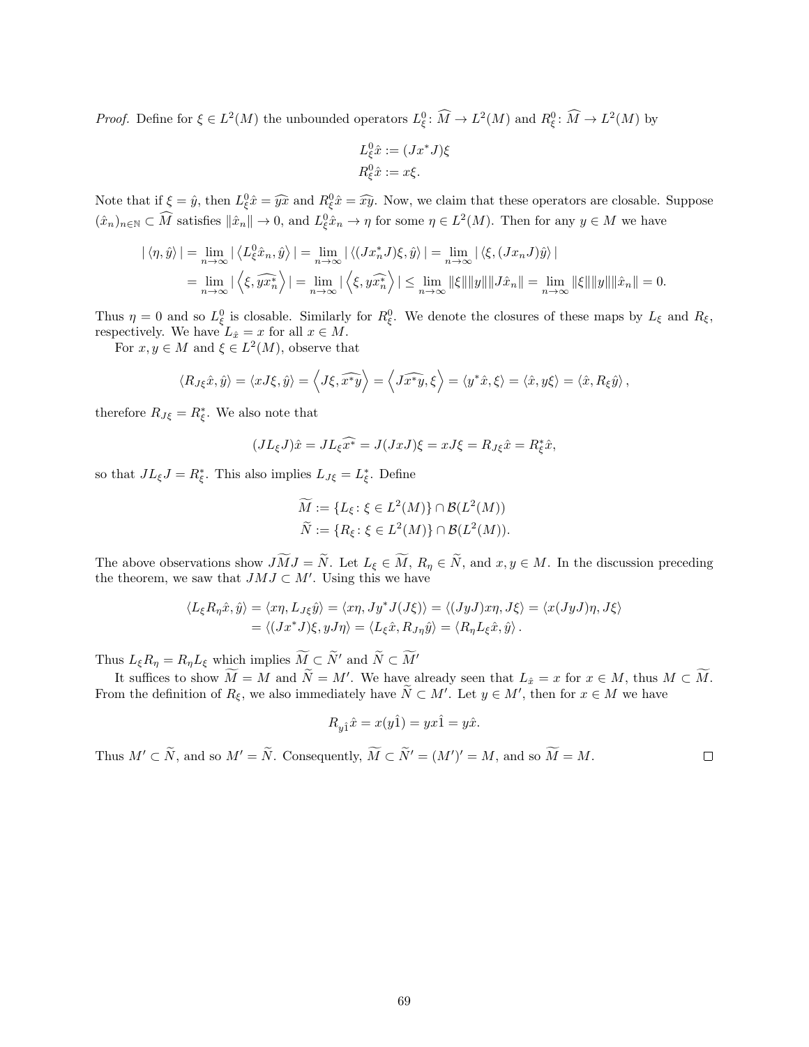*Proof.* Define for $\xi \in L^2(M)$ the unbounded operators $L^0_\xi \colon \widehat{M} \to L^2(M)$ and $R^0_\xi \colon \widehat{M} \to L^2(M)$ by

$$L^0_\xi \hat{x} := (Jx^*J)\xi$$
$$R^0_\xi \hat{x} := x\xi.$$

Note that if $\xi = \hat{y}$, then $L^0_\xi \hat{x} = \widehat{yx}$ and $R^0_\xi \hat{x} = \widehat{xy}$. Now, we claim that these operators are closable. Suppose $(\hat{x}_n)_{n\in\mathbb{N}} \subset \widehat{M}$ satisfies $\|\hat{x}_n\| \to 0$, and $L^0_\xi \hat{x}_n \to \eta$ for some $\eta \in L^2(M)$. Then for any $y \in M$ we have

$$\begin{aligned} |\langle \eta, \hat{y}\rangle| &= \lim_{n\to\infty} |\langle L^0_\xi \hat{x}_n, \hat{y}\rangle| = \lim_{n\to\infty} |\langle (Jx_n^*J)\xi, \hat{y}\rangle| = \lim_{n\to\infty} |\langle \xi, (Jx_nJ)\hat{y}\rangle| \\ &= \lim_{n\to\infty} \left|\left\langle \xi, \widehat{yx_n^*}\right\rangle\right| = \lim_{n\to\infty} \left|\left\langle \xi, y\widehat{x_n^*}\right\rangle\right| \leq \lim_{n\to\infty} \|\xi\|\|y\|\|J\hat{x}_n\| = \lim_{n\to\infty} \|\xi\|\|y\|\|\hat{x}_n\| = 0. \end{aligned}$$

Thus $\eta = 0$ and so $L^0_\xi$ is closable. Similarly for $R^0_\xi$. We denote the closures of these maps by $L_\xi$ and $R_\xi$, respectively. We have $L_{\hat{x}} = x$ for all $x \in M$.

For $x, y \in M$ and $\xi \in L^2(M)$, observe that

$$\langle R_{J\xi}\hat{x}, \hat{y}\rangle = \langle xJ\xi, \hat{y}\rangle = \left\langle J\xi, \widehat{x^*y}\right\rangle = \left\langle J\widehat{x^*y}, \xi\right\rangle = \langle y^*\hat{x}, \xi\rangle = \langle \hat{x}, y\xi\rangle = \langle \hat{x}, R_\xi \hat{y}\rangle,$$

therefore $R_{J\xi} = R^*_\xi$. We also note that

$$(JL_\xi J)\hat{x} = JL_\xi\widehat{x^*} = J(JxJ)\xi = xJ\xi = R_{J\xi}\hat{x} = R^*_\xi \hat{x},$$

so that $JL_\xi J = R^*_\xi$. This also implies $L_{J\xi} = L^*_\xi$. Define

$$\widetilde{M} := \{L_\xi \colon \xi \in L^2(M)\} \cap \mathcal{B}(L^2(M))$$
$$\widetilde{N} := \{R_\xi \colon \xi \in L^2(M)\} \cap \mathcal{B}(L^2(M)).$$

The above observations show $J\widetilde{M}J = \widetilde{N}$. Let $L_\xi \in \widetilde{M}$, $R_\eta \in \widetilde{N}$, and $x, y \in M$. In the discussion preceding the theorem, we saw that $JMJ \subset M'$. Using this we have

$$\begin{aligned} \langle L_\xi R_\eta \hat{x}, \hat{y}\rangle &= \langle x\eta, L_{J\xi}\hat{y}\rangle = \langle x\eta, Jy^*J(J\xi)\rangle = \langle (JyJ)x\eta, J\xi\rangle = \langle x(JyJ)\eta, J\xi\rangle \\ &= \langle (Jx^*J)\xi, yJ\eta\rangle = \langle L_\xi \hat{x}, R_{J\eta}\hat{y}\rangle = \langle R_\eta L_\xi \hat{x}, \hat{y}\rangle. \end{aligned}$$

Thus $L_\xi R_\eta = R_\eta L_\xi$ which implies $\widetilde{M} \subset \widetilde{N}'$ and $\widetilde{N} \subset \widetilde{M}'$

It suffices to show $\widetilde{M} = M$ and $\widetilde{N} = M'$. We have already seen that $L_{\hat{x}} = x$ for $x \in M$, thus $M \subset \widetilde{M}$. From the definition of $R_\xi$, we also immediately have $\widetilde{N} \subset M'$. Let $y \in M'$, then for $x \in M$ we have

$$R_{y\hat{1}}\hat{x} = x(y\hat{1}) = yx\hat{1} = y\hat{x}.$$

Thus $M' \subset \widetilde{N}$, and so $M' = \widetilde{N}$. Consequently, $\widetilde{M} \subset \widetilde{N}' = (M')' = M$, and so $\widetilde{M} = M$. $\square$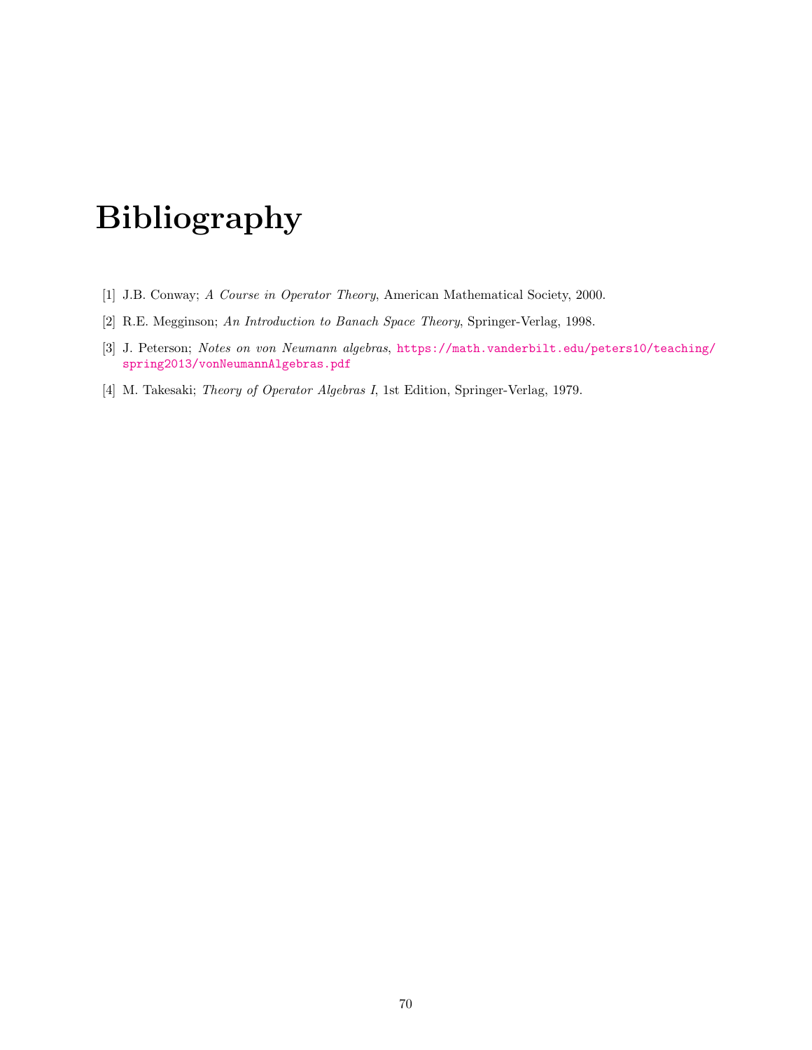# Bibliography

[1] J.B. Conway; *A Course in Operator Theory*, American Mathematical Society, 2000.

[2] R.E. Megginson; *An Introduction to Banach Space Theory*, Springer-Verlag, 1998.

[3] J. Peterson; *Notes on von Neumann algebras*, https://math.vanderbilt.edu/peters10/teaching/spring2013/vonNeumannAlgebras.pdf

[4] M. Takesaki; *Theory of Operator Algebras I*, 1st Edition, Springer-Verlag, 1979.